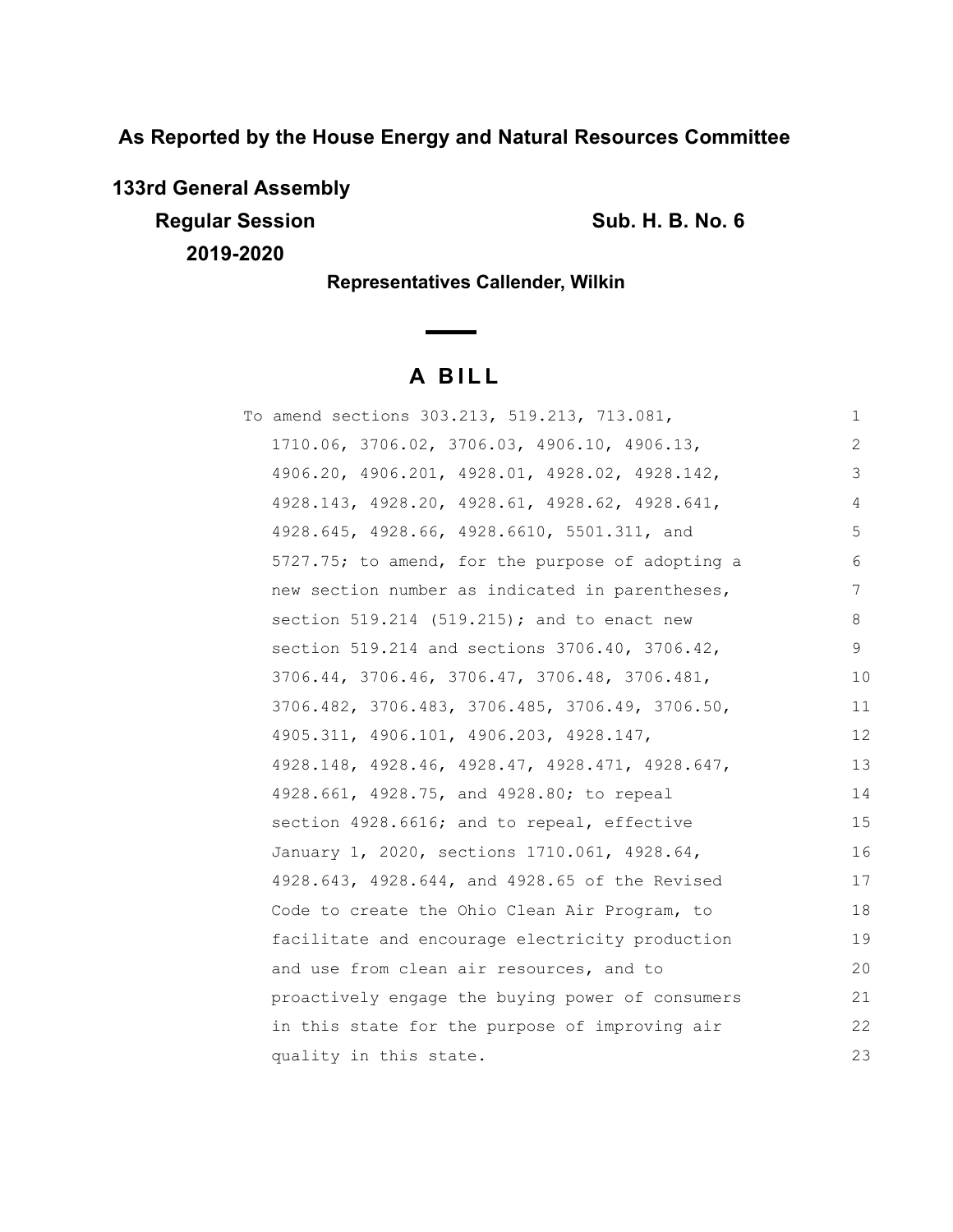**As Reported by the House Energy and Natural Resources Committee**

**133rd General Assembly**

**Regular Session**

**2019-2020**

**Sub. H. B. No. 6**

**Representatives Callender, Wilkin**

# A BILL

To amend sections 303.213, 519.213, 713.081, 1710.06, 3706.02, 3706.03, 4906.10, 4906.13, 4906.20, 4906.201, 4928.01, 4928.02, 4928.142, 4928.143, 4928.20, 4928.61, 4928.62, 4928.641, 4928.645, 4928.66, 4928.6610, 5501.311, and 5727.75; to amend, for the purpose of adopting a new section number as indicated in parentheses, section 519.214 (519.215); and to enact new section 519.214 and sections 3706.40, 3706.42, 3706.44, 3706.46, 3706.47, 3706.48, 3706.481, 3706.482, 3706.483, 3706.485, 3706.49, 3706.50, 4905.311, 4906.101, 4906.203, 4928.147, 4928.148, 4928.46, 4928.47, 4928.471, 4928.647, 4928.661, 4928.75, and 4928.80; to repeal section 4928.6616; and to repeal, effective January 1, 2020, sections 1710.061, 4928.64, 4928.643, 4928.644, and 4928.65 of the Revised Code to create the Ohio Clean Air Program, to facilitate and encourage electricity production and use from clean air resources, and to proactively engage the buying power of consumers in this state for the purpose of improving air quality in this state.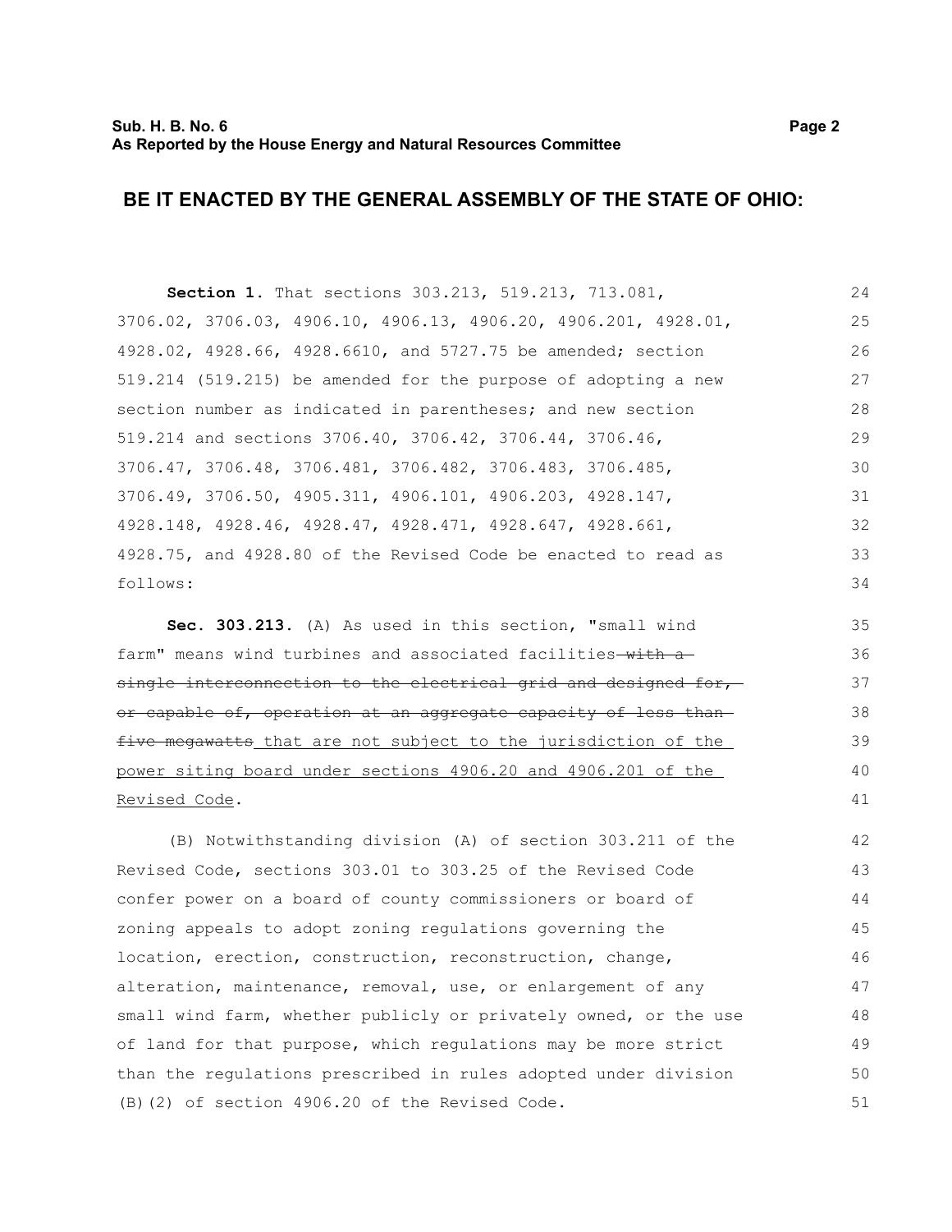## BE IT ENACTED BY THE GENERAL ASSEMBLY OF THE STATE OF OHIO:

**Section 1.** That sections 303.213, 519.213, 713.081, 3706.02, 3706.03, 4906.10, 4906.13, 4906.20, 4906.201, 4928.01, 4928.02, 4928.66, 4928.6610, and 5727.75 be amended; section 519.214 (519.215) be amended for the purpose of adopting a new section number as indicated in parentheses; and new section 519.214 and sections 3706.40, 3706.42, 3706.44, 3706.46, 3706.47, 3706.48, 3706.481, 3706.482, 3706.483, 3706.485, 3706.49, 3706.50, 4905.311, 4906.101, 4906.203, 4928.147, 4928.148, 4928.46, 4928.47, 4928.471, 4928.647, 4928.661, 4928.75, and 4928.80 of the Revised Code be enacted to read as follows:

**Sec. 303.213.** (A) As used in this section, "small wind farm" means wind turbines and associated facilities ~~with a single interconnection to the electrical grid and designed for, or capable of, operation at an aggregate capacity of less than five megawatts~~ that are not subject to the jurisdiction of the power siting board under sections 4906.20 and 4906.201 of the Revised Code.

(B) Notwithstanding division (A) of section 303.211 of the Revised Code, sections 303.01 to 303.25 of the Revised Code confer power on a board of county commissioners or board of zoning appeals to adopt zoning regulations governing the location, erection, construction, reconstruction, change, alteration, maintenance, removal, use, or enlargement of any small wind farm, whether publicly or privately owned, or the use of land for that purpose, which regulations may be more strict than the regulations prescribed in rules adopted under division (B)(2) of section 4906.20 of the Revised Code.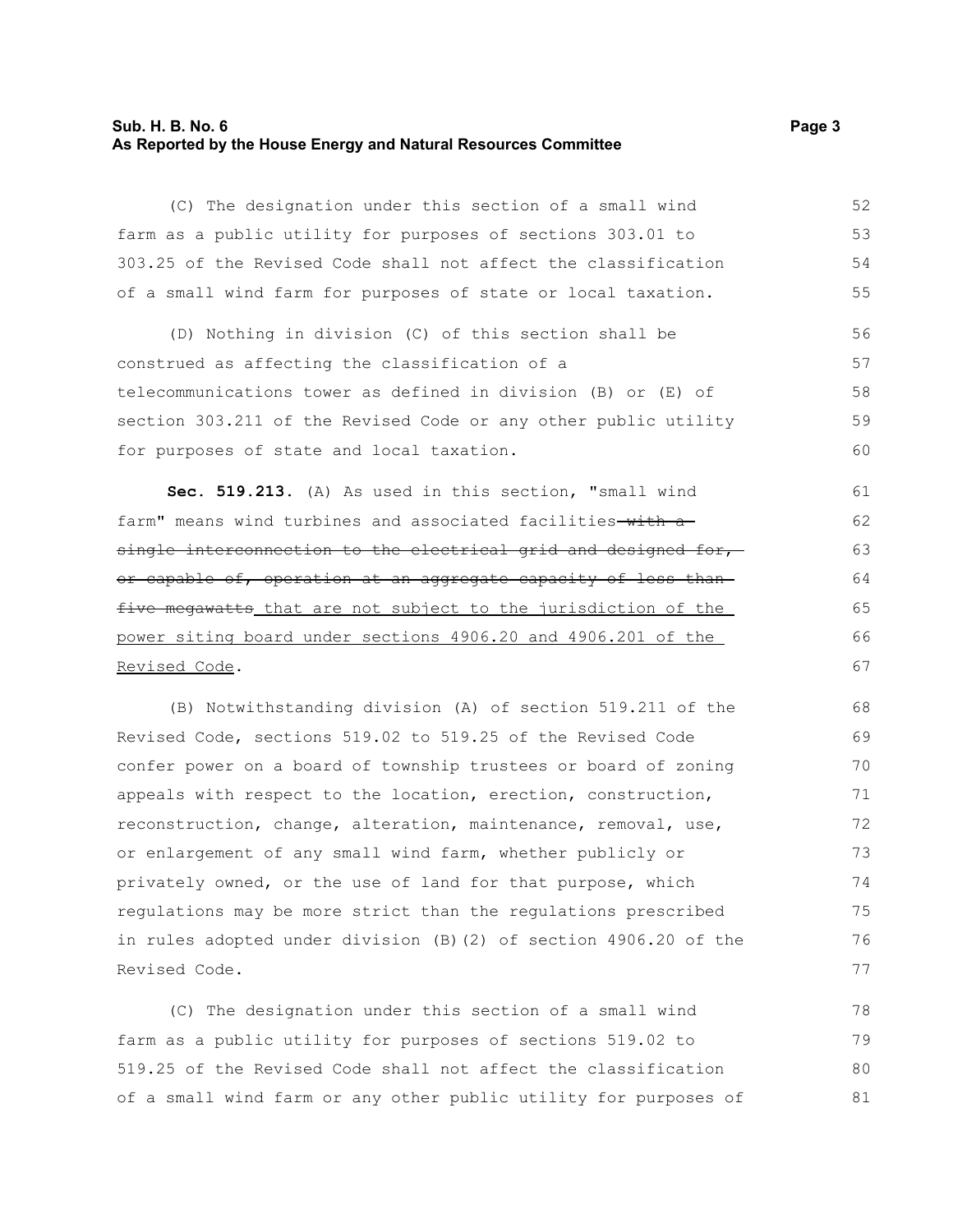(C) The designation under this section of a small wind farm as a public utility for purposes of sections 303.01 to 303.25 of the Revised Code shall not affect the classification of a small wind farm for purposes of state or local taxation.

(D) Nothing in division (C) of this section shall be construed as affecting the classification of a telecommunications tower as defined in division (B) or (E) of section 303.211 of the Revised Code or any other public utility for purposes of state and local taxation.

**Sec. 519.213.** (A) As used in this section, "small wind farm" means wind turbines and associated facilities ~~with a single interconnection to the electrical grid and designed for, or capable of, operation at an aggregate capacity of less than five megawatts~~<u> that are not subject to the jurisdiction of the power siting board under sections 4906.20 and 4906.201 of the Revised Code</u>.

(B) Notwithstanding division (A) of section 519.211 of the Revised Code, sections 519.02 to 519.25 of the Revised Code confer power on a board of township trustees or board of zoning appeals with respect to the location, erection, construction, reconstruction, change, alteration, maintenance, removal, use, or enlargement of any small wind farm, whether publicly or privately owned, or the use of land for that purpose, which regulations may be more strict than the regulations prescribed in rules adopted under division (B)(2) of section 4906.20 of the Revised Code.

(C) The designation under this section of a small wind farm as a public utility for purposes of sections 519.02 to 519.25 of the Revised Code shall not affect the classification of a small wind farm or any other public utility for purposes of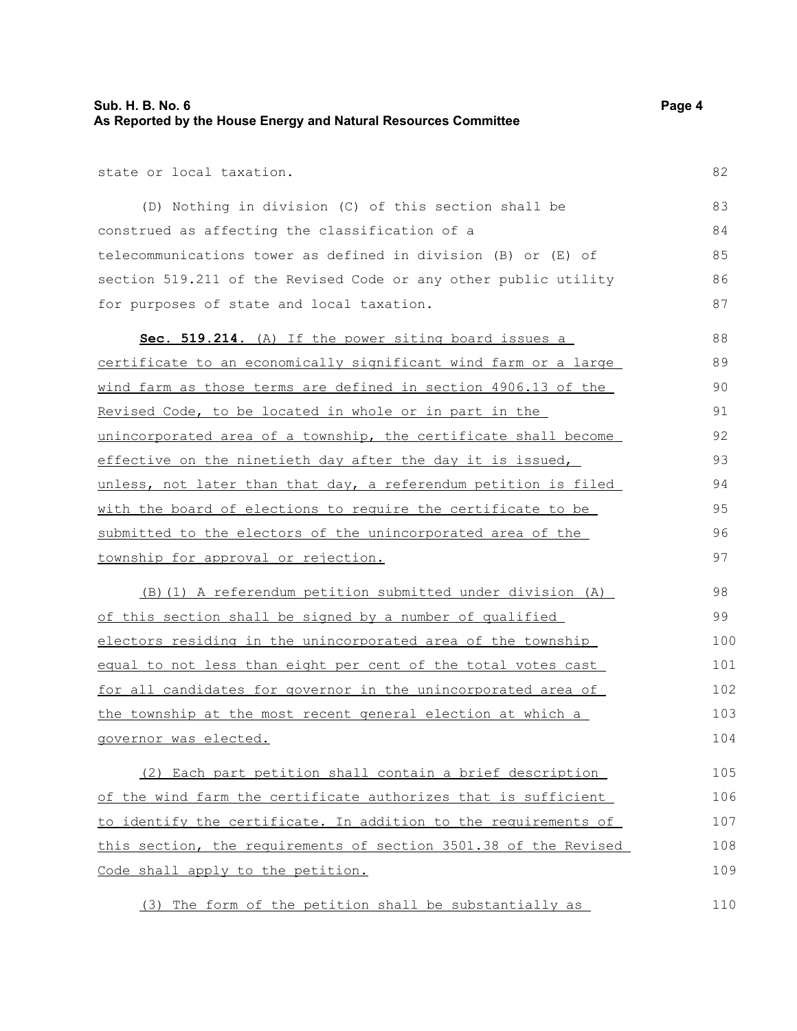state or local taxation.

(D) Nothing in division (C) of this section shall be construed as affecting the classification of a telecommunications tower as defined in division (B) or (E) of section 519.211 of the Revised Code or any other public utility for purposes of state and local taxation.

**Sec. 519.214.** (A) If the power siting board issues a certificate to an economically significant wind farm or a large wind farm as those terms are defined in section 4906.13 of the Revised Code, to be located in whole or in part in the unincorporated area of a township, the certificate shall become effective on the ninetieth day after the day it is issued, unless, not later than that day, a referendum petition is filed with the board of elections to require the certificate to be submitted to the electors of the unincorporated area of the township for approval or rejection.

(B)(1) A referendum petition submitted under division (A) of this section shall be signed by a number of qualified electors residing in the unincorporated area of the township equal to not less than eight per cent of the total votes cast for all candidates for governor in the unincorporated area of the township at the most recent general election at which a governor was elected.

(2) Each part petition shall contain a brief description of the wind farm the certificate authorizes that is sufficient to identify the certificate. In addition to the requirements of this section, the requirements of section 3501.38 of the Revised Code shall apply to the petition.

(3) The form of the petition shall be substantially as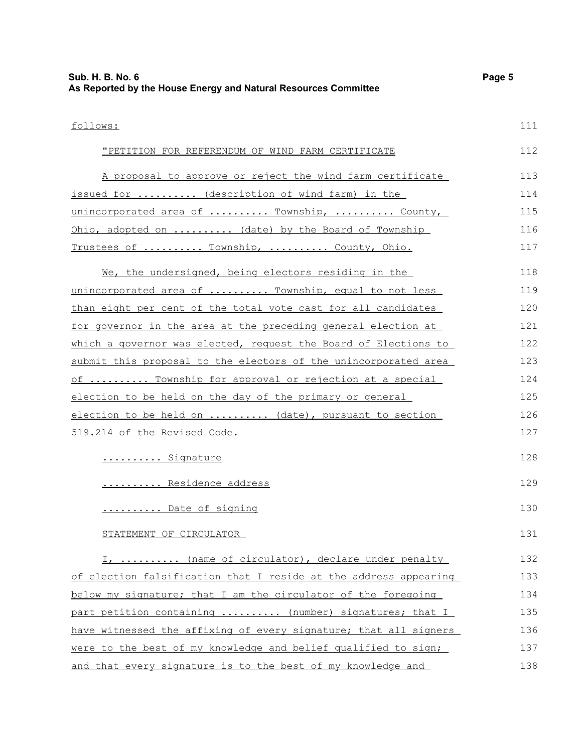follows:

"PETITION FOR REFERENDUM OF WIND FARM CERTIFICATE

A proposal to approve or reject the wind farm certificate issued for .......... (description of wind farm) in the unincorporated area of .......... Township, .......... County, Ohio, adopted on .......... (date) by the Board of Township Trustees of .......... Township, .......... County, Ohio.

We, the undersigned, being electors residing in the unincorporated area of .......... Township, equal to not less than eight per cent of the total vote cast for all candidates for governor in the area at the preceding general election at which a governor was elected, request the Board of Elections to submit this proposal to the electors of the unincorporated area of .......... Township for approval or rejection at a special election to be held on the day of the primary or general election to be held on .......... (date), pursuant to section 519.214 of the Revised Code.

.......... Signature

.......... Residence address

.......... Date of signing

STATEMENT OF CIRCULATOR

I, .......... (name of circulator), declare under penalty of election falsification that I reside at the address appearing below my signature; that I am the circulator of the foregoing part petition containing .......... (number) signatures; that I have witnessed the affixing of every signature; that all signers were to the best of my knowledge and belief qualified to sign; and that every signature is to the best of my knowledge and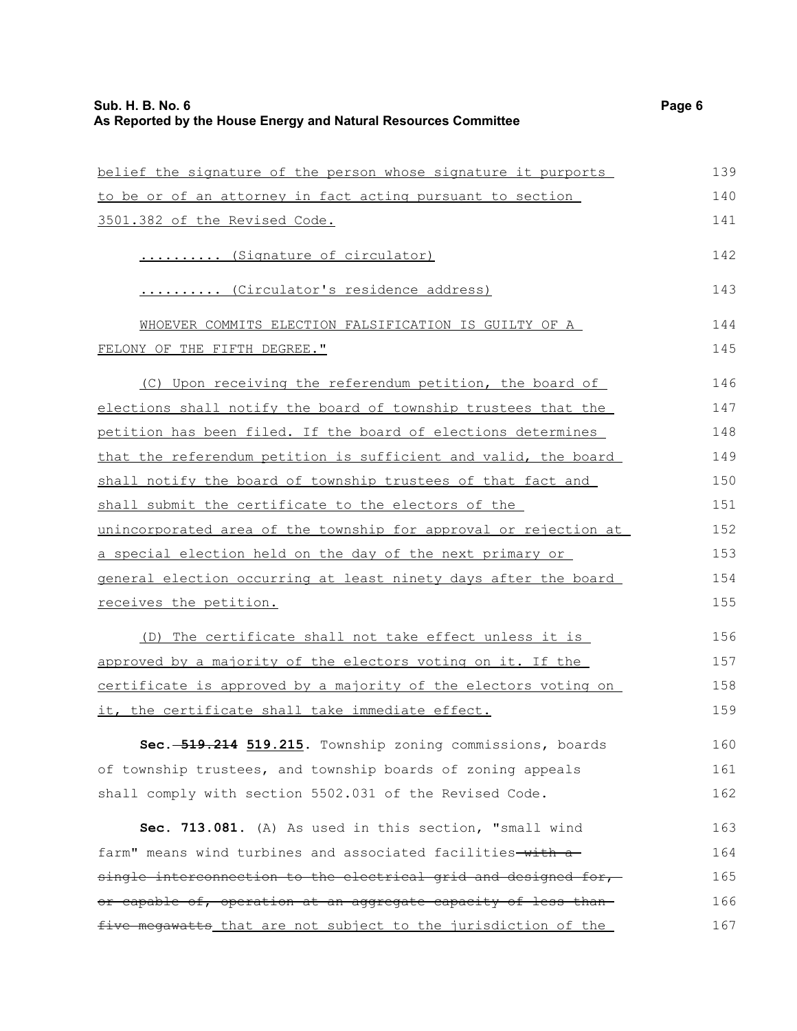belief the signature of the person whose signature it purports to be or of an attorney in fact acting pursuant to section 3501.382 of the Revised Code.

.......... (Signature of circulator)

.......... (Circulator's residence address)

WHOEVER COMMITS ELECTION FALSIFICATION IS GUILTY OF A FELONY OF THE FIFTH DEGREE."

(C) Upon receiving the referendum petition, the board of elections shall notify the board of township trustees that the petition has been filed. If the board of elections determines that the referendum petition is sufficient and valid, the board shall notify the board of township trustees of that fact and shall submit the certificate to the electors of the unincorporated area of the township for approval or rejection at a special election held on the day of the next primary or general election occurring at least ninety days after the board receives the petition.

(D) The certificate shall not take effect unless it is approved by a majority of the electors voting on it. If the certificate is approved by a majority of the electors voting on it, the certificate shall take immediate effect.

**Sec. ~~519.214~~ 519.215.** Township zoning commissions, boards of township trustees, and township boards of zoning appeals shall comply with section 5502.031 of the Revised Code.

**Sec. 713.081.** (A) As used in this section, "small wind farm" means wind turbines and associated facilities ~~with a single interconnection to the electrical grid and designed for, or capable of, operation at an aggregate capacity of less than five megawatts~~ that are not subject to the jurisdiction of the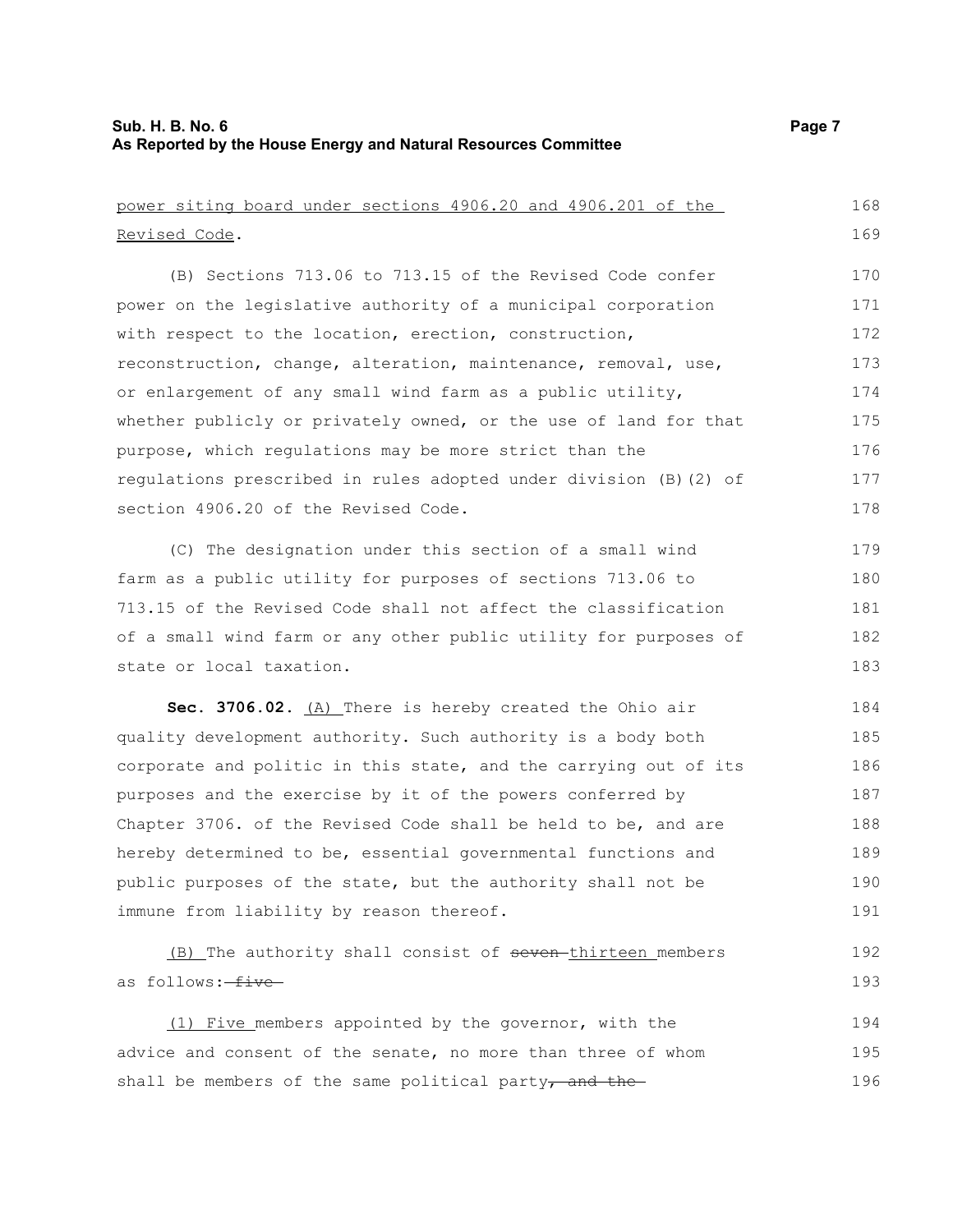power siting board under sections 4906.20 and 4906.201 of the Revised Code.

(B) Sections 713.06 to 713.15 of the Revised Code confer power on the legislative authority of a municipal corporation with respect to the location, erection, construction, reconstruction, change, alteration, maintenance, removal, use, or enlargement of any small wind farm as a public utility, whether publicly or privately owned, or the use of land for that purpose, which regulations may be more strict than the regulations prescribed in rules adopted under division (B)(2) of section 4906.20 of the Revised Code.

(C) The designation under this section of a small wind farm as a public utility for purposes of sections 713.06 to 713.15 of the Revised Code shall not affect the classification of a small wind farm or any other public utility for purposes of state or local taxation.

**Sec. 3706.02.** (A) There is hereby created the Ohio air quality development authority. Such authority is a body both corporate and politic in this state, and the carrying out of its purposes and the exercise by it of the powers conferred by Chapter 3706. of the Revised Code shall be held to be, and are hereby determined to be, essential governmental functions and public purposes of the state, but the authority shall not be immune from liability by reason thereof.

(B) The authority shall consist of ~~seven~~ thirteen members as follows: ~~five~~

(1) Five members appointed by the governor, with the advice and consent of the senate, no more than three of whom shall be members of the same political party~~, and the~~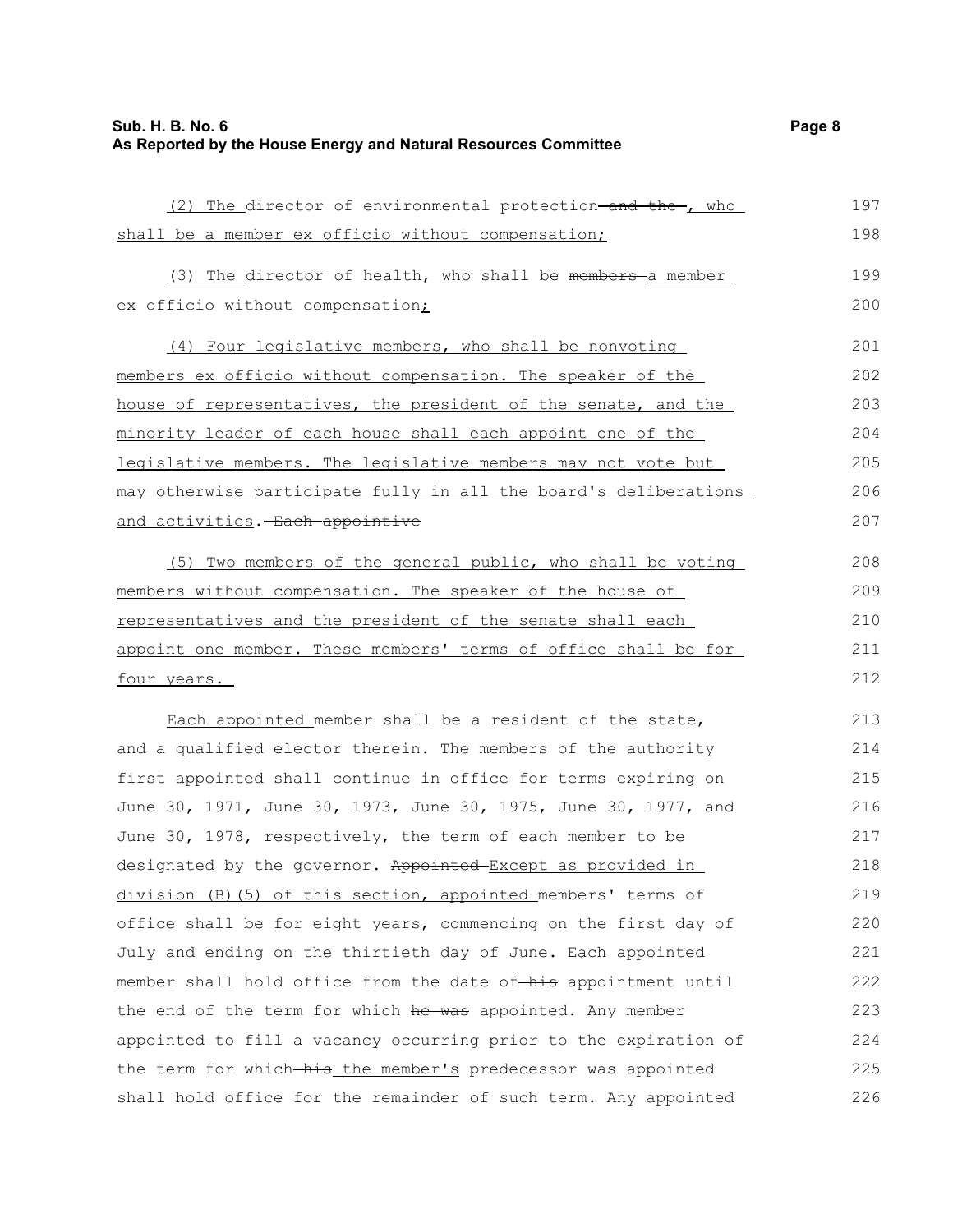(2) The director of environmental protection ~~and the~~ , who shall be a member ex officio without compensation;

(3) The director of health, who shall be ~~members~~ a member ex officio without compensation;

(4) Four legislative members, who shall be nonvoting members ex officio without compensation. The speaker of the house of representatives, the president of the senate, and the minority leader of each house shall each appoint one of the legislative members. The legislative members may not vote but may otherwise participate fully in all the board's deliberations and activities. ~~Each appointive~~

(5) Two members of the general public, who shall be voting members without compensation. The speaker of the house of representatives and the president of the senate shall each appoint one member. These members' terms of office shall be for four years.

Each appointed member shall be a resident of the state, and a qualified elector therein. The members of the authority first appointed shall continue in office for terms expiring on June 30, 1971, June 30, 1973, June 30, 1975, June 30, 1977, and June 30, 1978, respectively, the term of each member to be designated by the governor. ~~Appointed~~ Except as provided in division (B)(5) of this section, appointed members' terms of office shall be for eight years, commencing on the first day of July and ending on the thirtieth day of June. Each appointed member shall hold office from the date of ~~his~~ appointment until the end of the term for which ~~he was~~ appointed. Any member appointed to fill a vacancy occurring prior to the expiration of the term for which ~~his~~ the member's predecessor was appointed shall hold office for the remainder of such term. Any appointed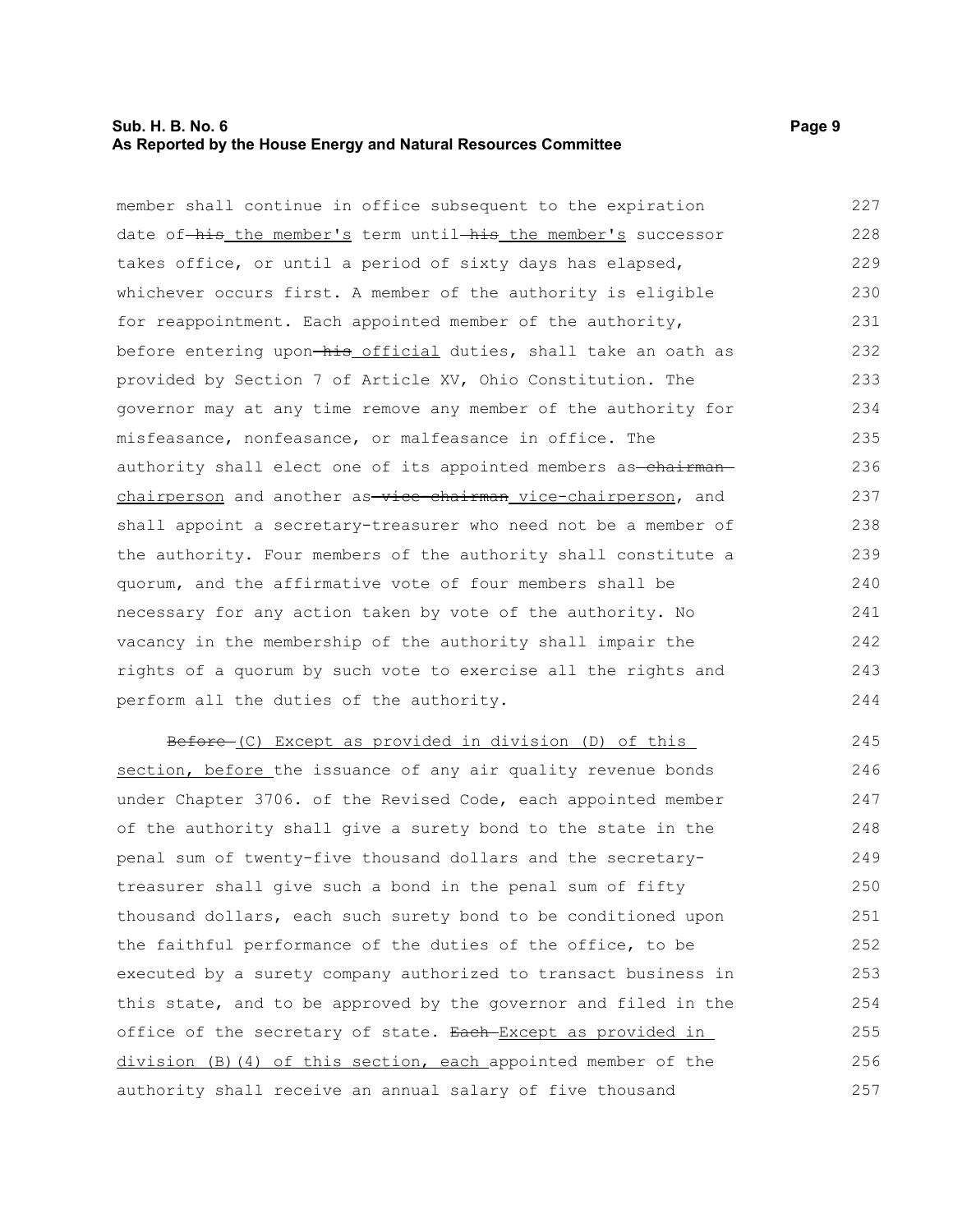member shall continue in office subsequent to the expiration date of ~~his~~ the member's term until ~~his~~ the member's successor takes office, or until a period of sixty days has elapsed, whichever occurs first. A member of the authority is eligible for reappointment. Each appointed member of the authority, before entering upon ~~his~~ official duties, shall take an oath as provided by Section 7 of Article XV, Ohio Constitution. The governor may at any time remove any member of the authority for misfeasance, nonfeasance, or malfeasance in office. The authority shall elect one of its appointed members as ~~chairman~~ chairperson and another as ~~vice-chairman~~ vice-chairperson, and shall appoint a secretary-treasurer who need not be a member of the authority. Four members of the authority shall constitute a quorum, and the affirmative vote of four members shall be necessary for any action taken by vote of the authority. No vacancy in the membership of the authority shall impair the rights of a quorum by such vote to exercise all the rights and perform all the duties of the authority.

~~Before~~ (C) Except as provided in division (D) of this section, before the issuance of any air quality revenue bonds under Chapter 3706. of the Revised Code, each appointed member of the authority shall give a surety bond to the state in the penal sum of twenty-five thousand dollars and the secretary-treasurer shall give such a bond in the penal sum of fifty thousand dollars, each such surety bond to be conditioned upon the faithful performance of the duties of the office, to be executed by a surety company authorized to transact business in this state, and to be approved by the governor and filed in the office of the secretary of state. ~~Each~~ Except as provided in division (B)(4) of this section, each appointed member of the authority shall receive an annual salary of five thousand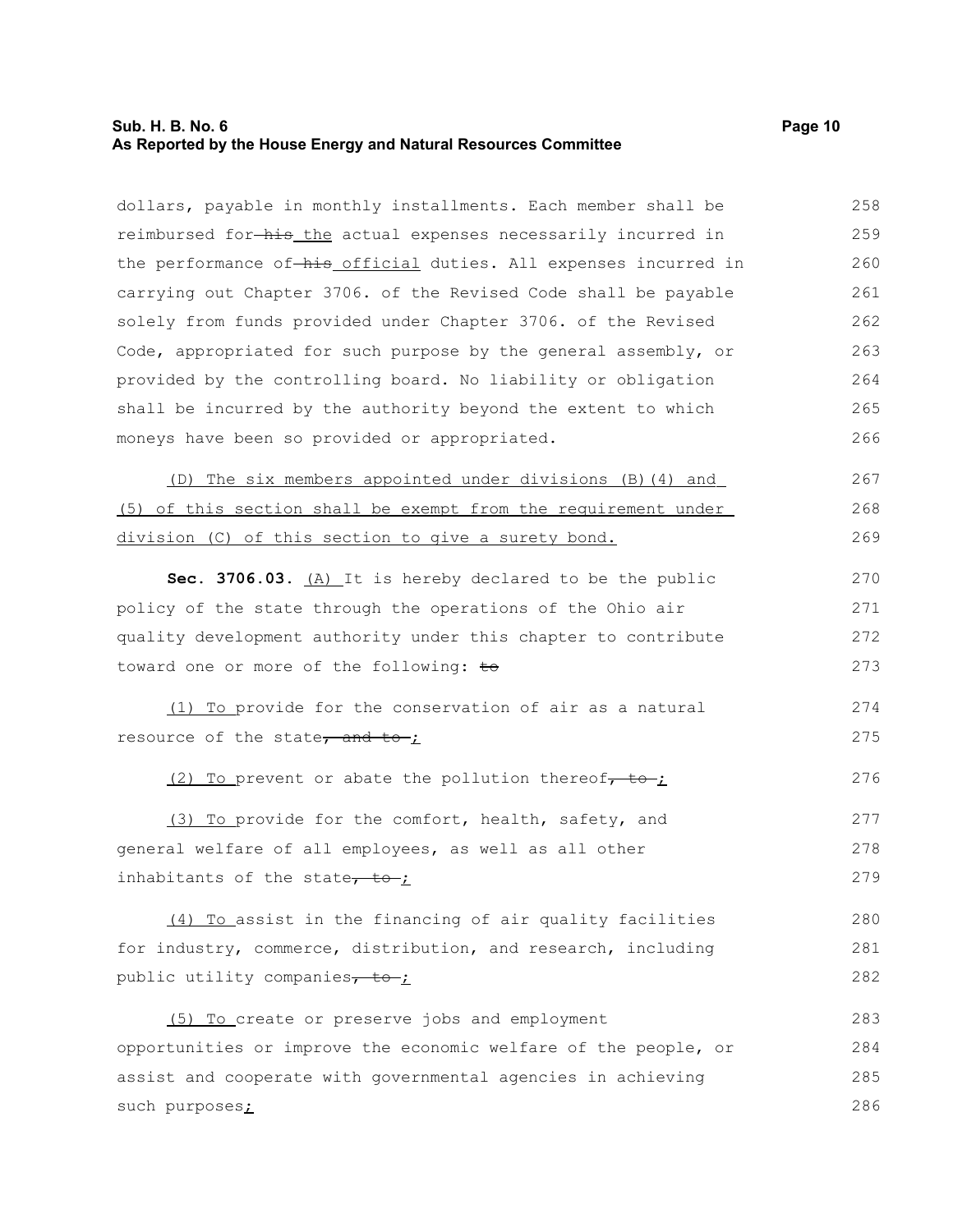dollars, payable in monthly installments. Each member shall be reimbursed for ~~his~~ the actual expenses necessarily incurred in the performance of ~~his~~ official duties. All expenses incurred in carrying out Chapter 3706. of the Revised Code shall be payable solely from funds provided under Chapter 3706. of the Revised Code, appropriated for such purpose by the general assembly, or provided by the controlling board. No liability or obligation shall be incurred by the authority beyond the extent to which moneys have been so provided or appropriated.

(D) The six members appointed under divisions (B)(4) and (5) of this section shall be exempt from the requirement under division (C) of this section to give a surety bond.

**Sec. 3706.03.** (A) It is hereby declared to be the public policy of the state through the operations of the Ohio air quality development authority under this chapter to contribute toward one or more of the following: ~~to~~

(1) To provide for the conservation of air as a natural resource of the state~~, and to~~;

(2) To prevent or abate the pollution thereof~~, to~~;

(3) To provide for the comfort, health, safety, and general welfare of all employees, as well as all other inhabitants of the state~~, to~~;

(4) To assist in the financing of air quality facilities for industry, commerce, distribution, and research, including public utility companies~~, to~~;

(5) To create or preserve jobs and employment opportunities or improve the economic welfare of the people, or assist and cooperate with governmental agencies in achieving such purposes;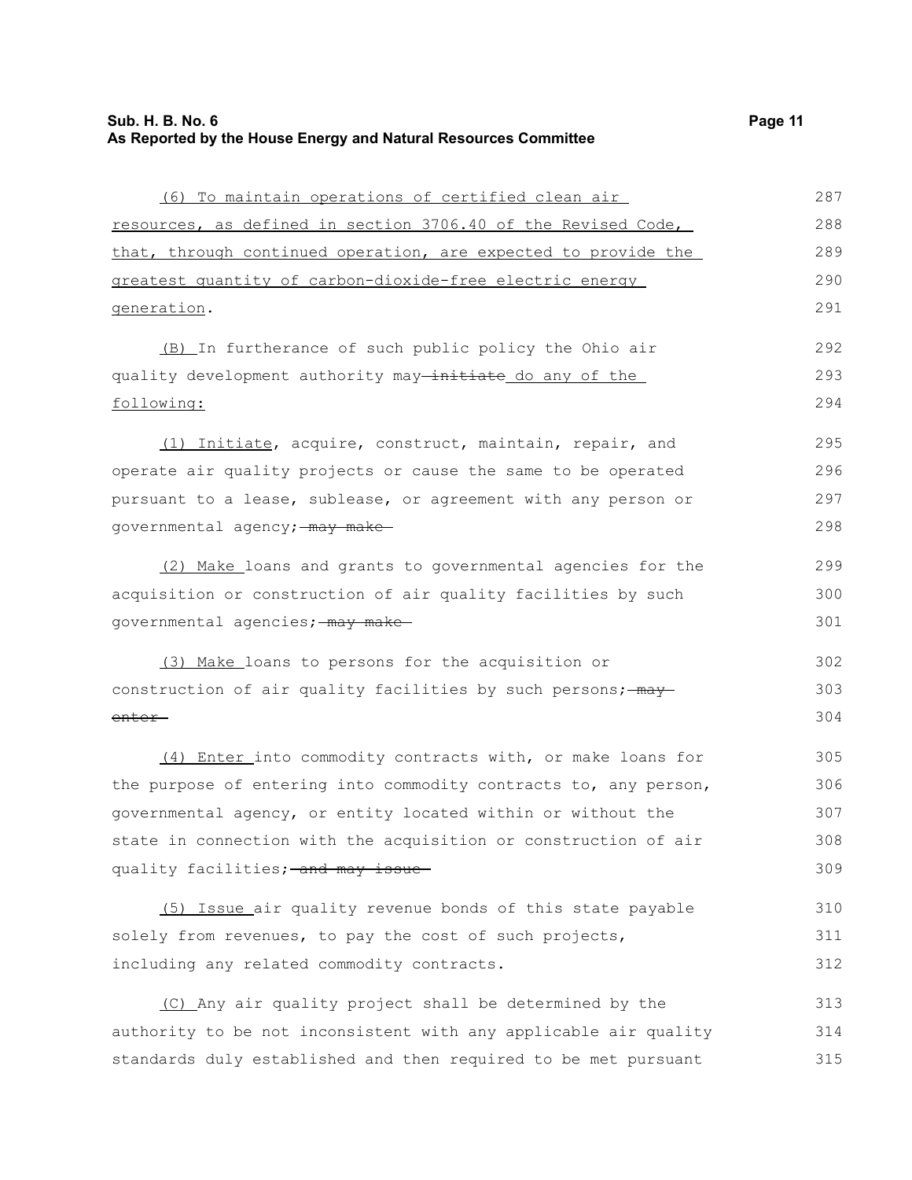(6) To maintain operations of certified clean air resources, as defined in section 3706.40 of the Revised Code, that, through continued operation, are expected to provide the greatest quantity of carbon-dioxide-free electric energy generation.

(B) In furtherance of such public policy the Ohio air quality development authority may ~~initiate~~ do any of the following:

(1) Initiate, acquire, construct, maintain, repair, and operate air quality projects or cause the same to be operated pursuant to a lease, sublease, or agreement with any person or governmental agency; ~~may make~~

(2) Make loans and grants to governmental agencies for the acquisition or construction of air quality facilities by such governmental agencies; ~~may make~~

(3) Make loans to persons for the acquisition or construction of air quality facilities by such persons; ~~may enter~~

(4) Enter into commodity contracts with, or make loans for the purpose of entering into commodity contracts to, any person, governmental agency, or entity located within or without the state in connection with the acquisition or construction of air quality facilities; ~~and may issue~~

(5) Issue air quality revenue bonds of this state payable solely from revenues, to pay the cost of such projects, including any related commodity contracts.

(C) Any air quality project shall be determined by the authority to be not inconsistent with any applicable air quality standards duly established and then required to be met pursuant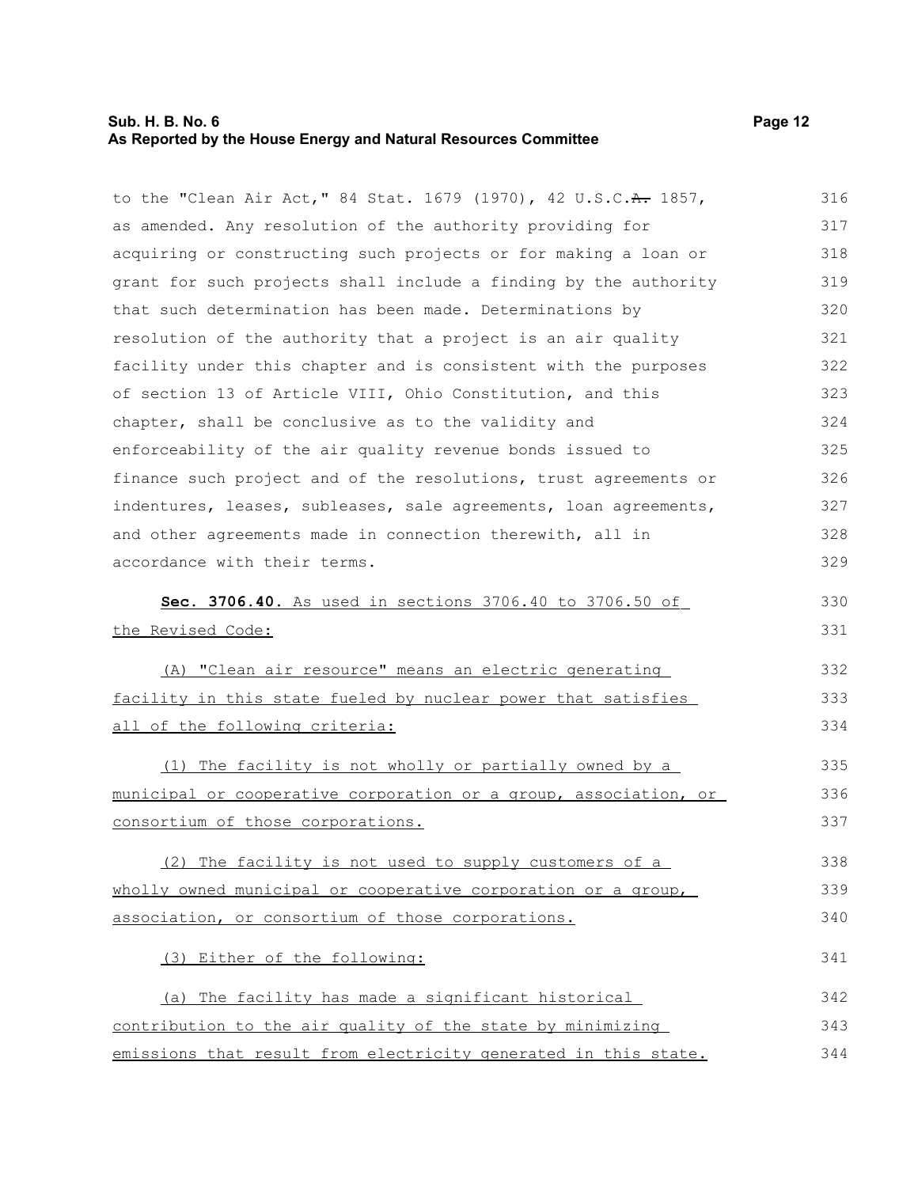to the "Clean Air Act," 84 Stat. 1679 (1970), 42 U.S.C.~~A.~~ 1857, as amended. Any resolution of the authority providing for acquiring or constructing such projects or for making a loan or grant for such projects shall include a finding by the authority that such determination has been made. Determinations by resolution of the authority that a project is an air quality facility under this chapter and is consistent with the purposes of section 13 of Article VIII, Ohio Constitution, and this chapter, shall be conclusive as to the validity and enforceability of the air quality revenue bonds issued to finance such project and of the resolutions, trust agreements or indentures, leases, subleases, sale agreements, loan agreements, and other agreements made in connection therewith, all in accordance with their terms.

**Sec. 3706.40.** <u>As used in sections 3706.40 to 3706.50 of the Revised Code:</u>

<u>(A) "Clean air resource" means an electric generating facility in this state fueled by nuclear power that satisfies all of the following criteria:</u>

<u>(1) The facility is not wholly or partially owned by a municipal or cooperative corporation or a group, association, or consortium of those corporations.</u>

<u>(2) The facility is not used to supply customers of a wholly owned municipal or cooperative corporation or a group, association, or consortium of those corporations.</u>

<u>(3) Either of the following:</u>

<u>(a) The facility has made a significant historical contribution to the air quality of the state by minimizing emissions that result from electricity generated in this state.</u>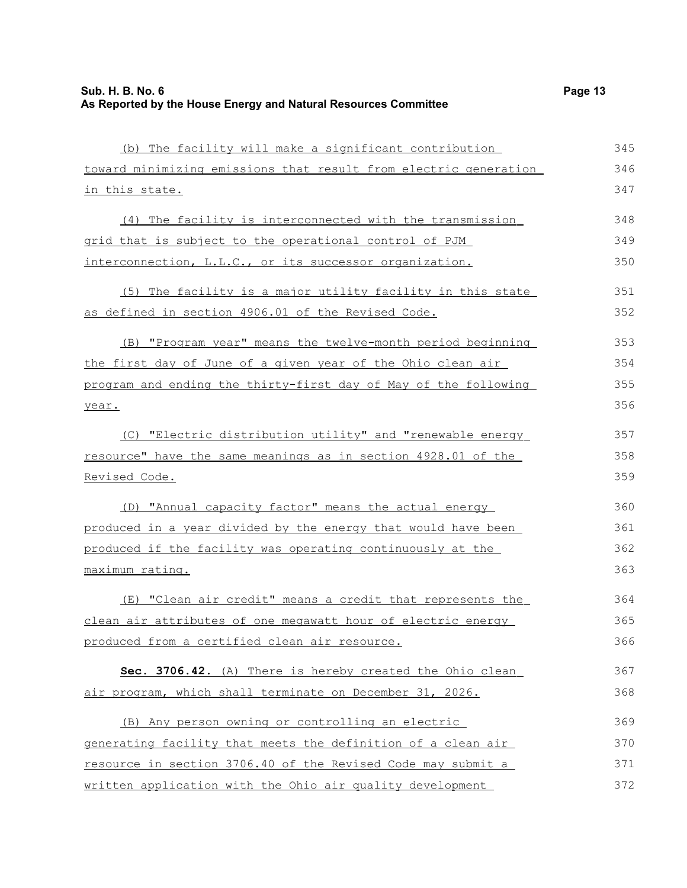(b) The facility will make a significant contribution toward minimizing emissions that result from electric generation in this state.

(4) The facility is interconnected with the transmission grid that is subject to the operational control of PJM interconnection, L.L.C., or its successor organization.

(5) The facility is a major utility facility in this state as defined in section 4906.01 of the Revised Code.

(B) "Program year" means the twelve-month period beginning the first day of June of a given year of the Ohio clean air program and ending the thirty-first day of May of the following year.

(C) "Electric distribution utility" and "renewable energy resource" have the same meanings as in section 4928.01 of the Revised Code.

(D) "Annual capacity factor" means the actual energy produced in a year divided by the energy that would have been produced if the facility was operating continuously at the maximum rating.

(E) "Clean air credit" means a credit that represents the clean air attributes of one megawatt hour of electric energy produced from a certified clean air resource.

**Sec. 3706.42.** (A) There is hereby created the Ohio clean air program, which shall terminate on December 31, 2026.

(B) Any person owning or controlling an electric generating facility that meets the definition of a clean air resource in section 3706.40 of the Revised Code may submit a written application with the Ohio air quality development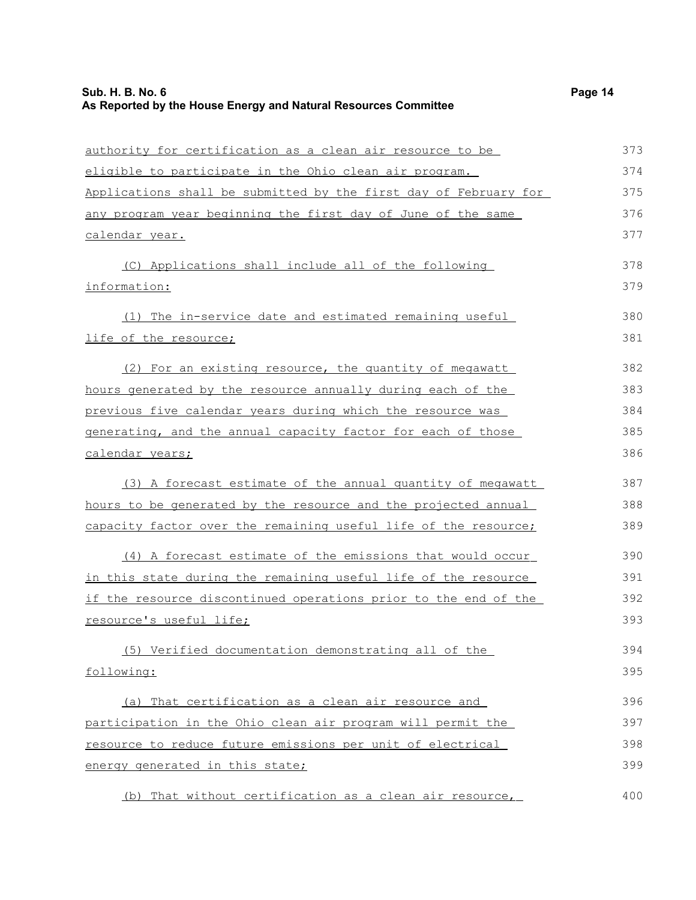authority for certification as a clean air resource to be eligible to participate in the Ohio clean air program. Applications shall be submitted by the first day of February for any program year beginning the first day of June of the same calendar year.

(C) Applications shall include all of the following information:

(1) The in-service date and estimated remaining useful life of the resource;

(2) For an existing resource, the quantity of megawatt hours generated by the resource annually during each of the previous five calendar years during which the resource was generating, and the annual capacity factor for each of those calendar years;

(3) A forecast estimate of the annual quantity of megawatt hours to be generated by the resource and the projected annual capacity factor over the remaining useful life of the resource;

(4) A forecast estimate of the emissions that would occur in this state during the remaining useful life of the resource if the resource discontinued operations prior to the end of the resource's useful life;

(5) Verified documentation demonstrating all of the following:

(a) That certification as a clean air resource and participation in the Ohio clean air program will permit the resource to reduce future emissions per unit of electrical energy generated in this state;

(b) That without certification as a clean air resource,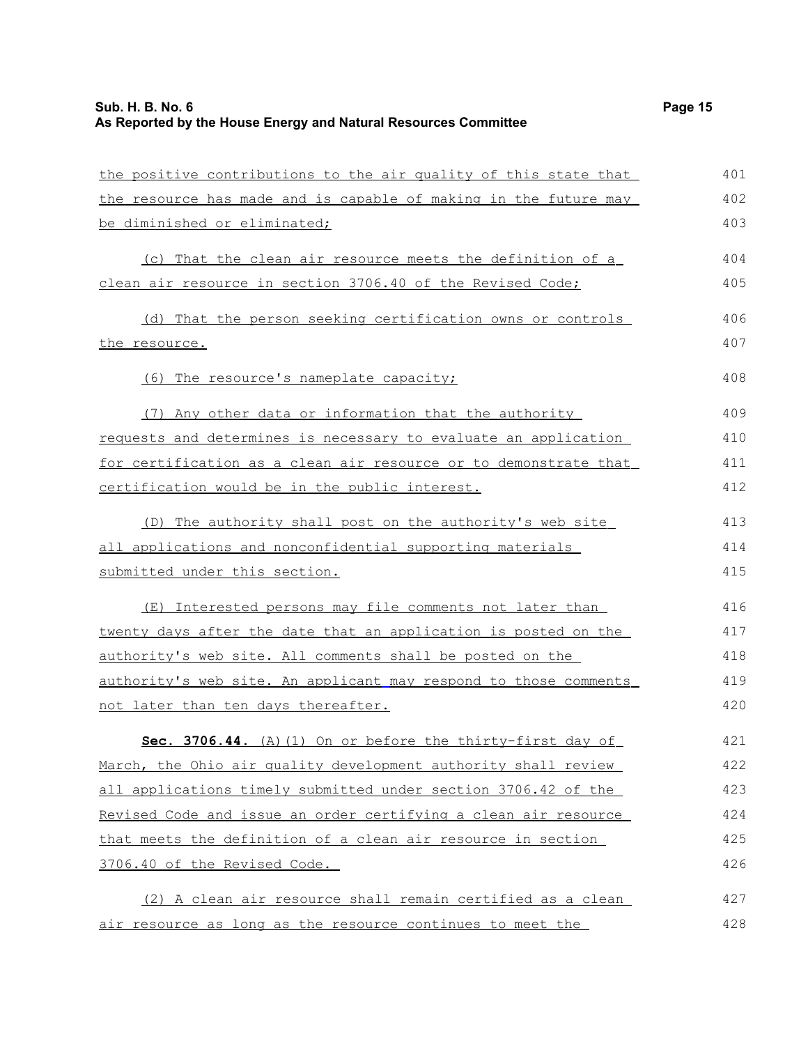the positive contributions to the air quality of this state that the resource has made and is capable of making in the future may be diminished or eliminated;

(c) That the clean air resource meets the definition of a clean air resource in section 3706.40 of the Revised Code;

(d) That the person seeking certification owns or controls the resource.

(6) The resource's nameplate capacity;

(7) Any other data or information that the authority requests and determines is necessary to evaluate an application for certification as a clean air resource or to demonstrate that certification would be in the public interest.

(D) The authority shall post on the authority's web site all applications and nonconfidential supporting materials submitted under this section.

(E) Interested persons may file comments not later than twenty days after the date that an application is posted on the authority's web site. All comments shall be posted on the authority's web site. An applicant may respond to those comments not later than ten days thereafter.

**Sec. 3706.44.** (A)(1) On or before the thirty-first day of March, the Ohio air quality development authority shall review all applications timely submitted under section 3706.42 of the Revised Code and issue an order certifying a clean air resource that meets the definition of a clean air resource in section 3706.40 of the Revised Code.

(2) A clean air resource shall remain certified as a clean air resource as long as the resource continues to meet the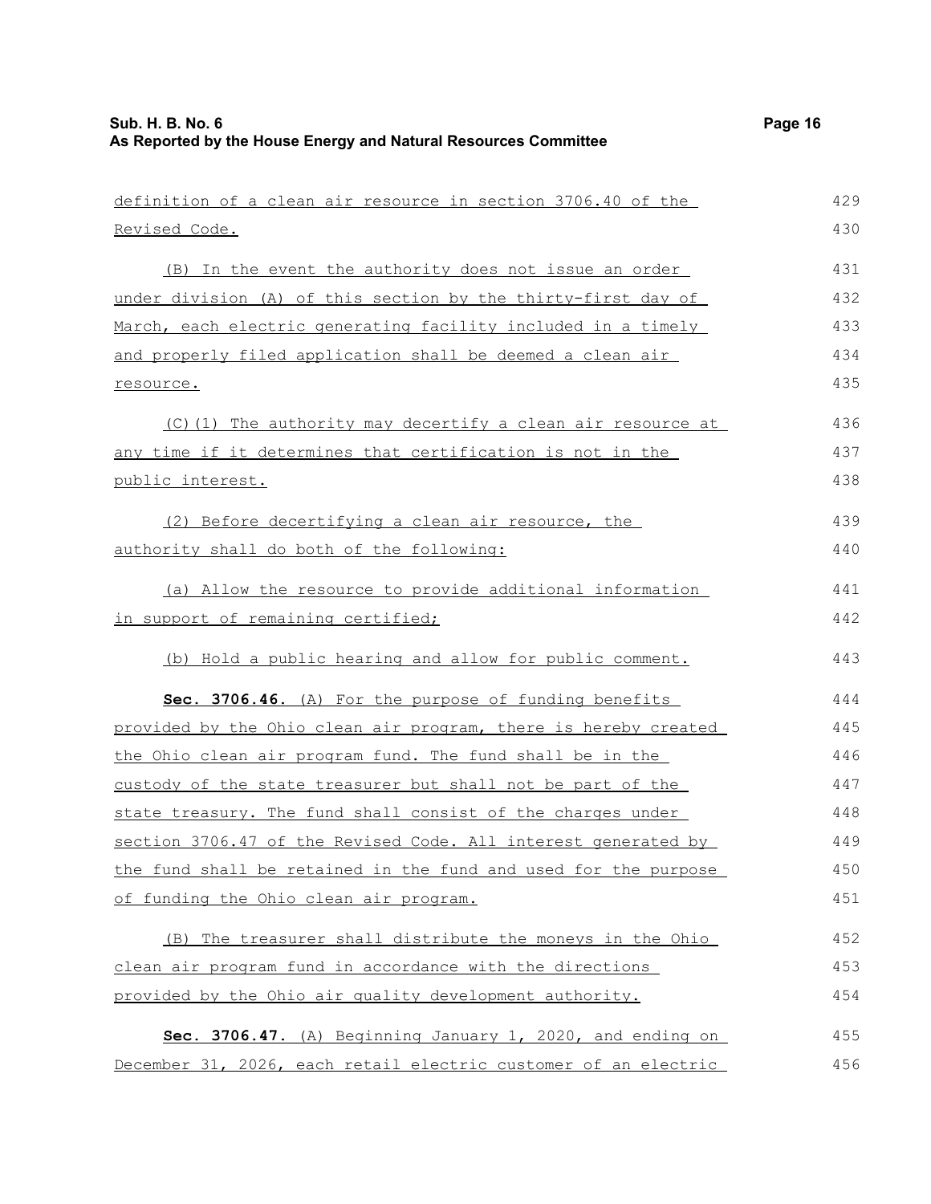definition of a clean air resource in section 3706.40 of the Revised Code.

(B) In the event the authority does not issue an order under division (A) of this section by the thirty-first day of March, each electric generating facility included in a timely and properly filed application shall be deemed a clean air resource.

(C)(1) The authority may decertify a clean air resource at any time if it determines that certification is not in the public interest.

(2) Before decertifying a clean air resource, the authority shall do both of the following:

(a) Allow the resource to provide additional information in support of remaining certified;

(b) Hold a public hearing and allow for public comment.

**Sec. 3706.46.** (A) For the purpose of funding benefits provided by the Ohio clean air program, there is hereby created the Ohio clean air program fund. The fund shall be in the custody of the state treasurer but shall not be part of the state treasury. The fund shall consist of the charges under section 3706.47 of the Revised Code. All interest generated by the fund shall be retained in the fund and used for the purpose of funding the Ohio clean air program.

(B) The treasurer shall distribute the moneys in the Ohio clean air program fund in accordance with the directions provided by the Ohio air quality development authority.

**Sec. 3706.47.** (A) Beginning January 1, 2020, and ending on December 31, 2026, each retail electric customer of an electric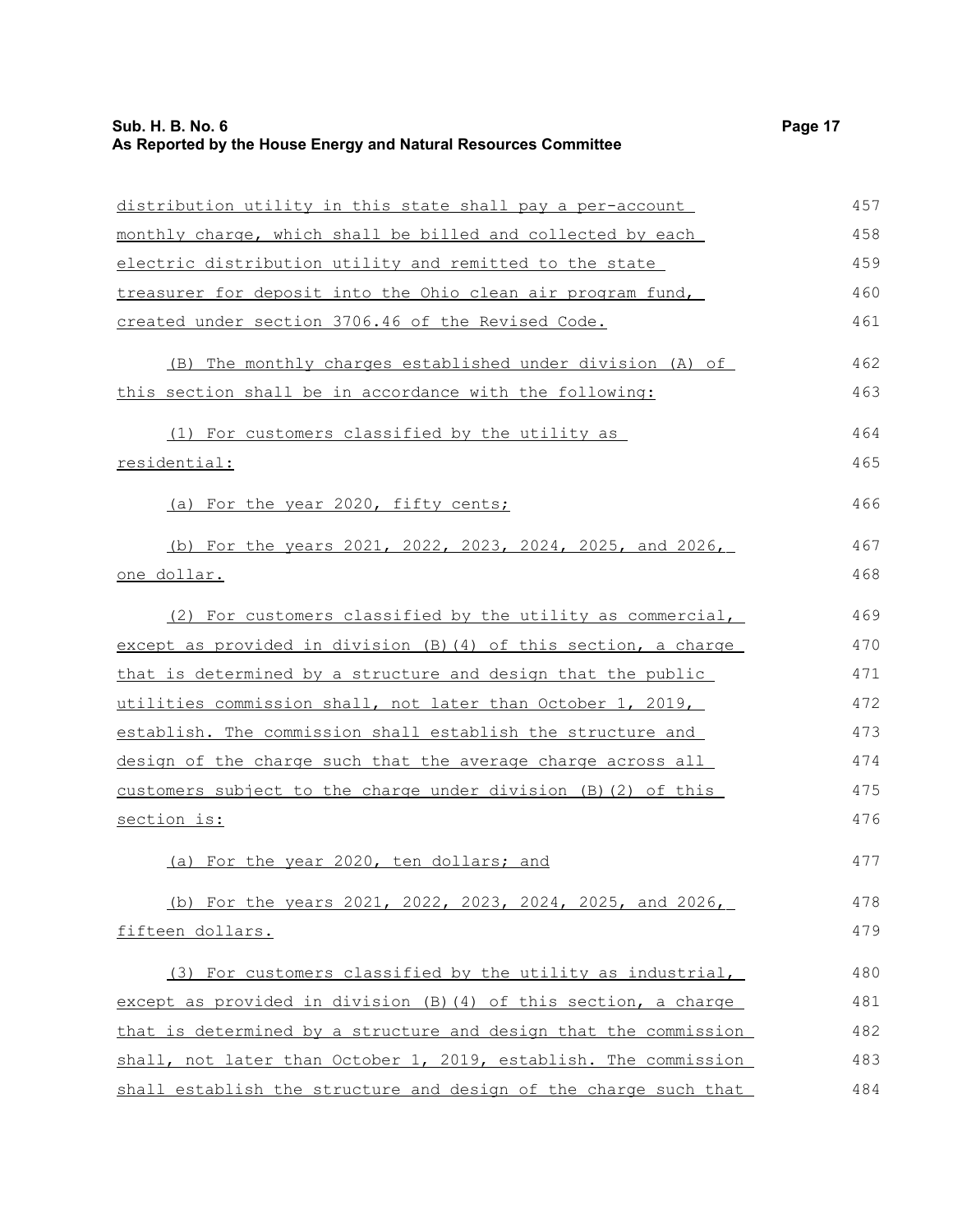distribution utility in this state shall pay a per-account monthly charge, which shall be billed and collected by each electric distribution utility and remitted to the state treasurer for deposit into the Ohio clean air program fund, created under section 3706.46 of the Revised Code.

(B) The monthly charges established under division (A) of this section shall be in accordance with the following:

(1) For customers classified by the utility as residential:

(a) For the year 2020, fifty cents;

(b) For the years 2021, 2022, 2023, 2024, 2025, and 2026, one dollar.

(2) For customers classified by the utility as commercial, except as provided in division (B)(4) of this section, a charge that is determined by a structure and design that the public utilities commission shall, not later than October 1, 2019, establish. The commission shall establish the structure and design of the charge such that the average charge across all customers subject to the charge under division (B)(2) of this section is:

(a) For the year 2020, ten dollars; and

(b) For the years 2021, 2022, 2023, 2024, 2025, and 2026, fifteen dollars.

(3) For customers classified by the utility as industrial, except as provided in division (B)(4) of this section, a charge that is determined by a structure and design that the commission shall, not later than October 1, 2019, establish. The commission shall establish the structure and design of the charge such that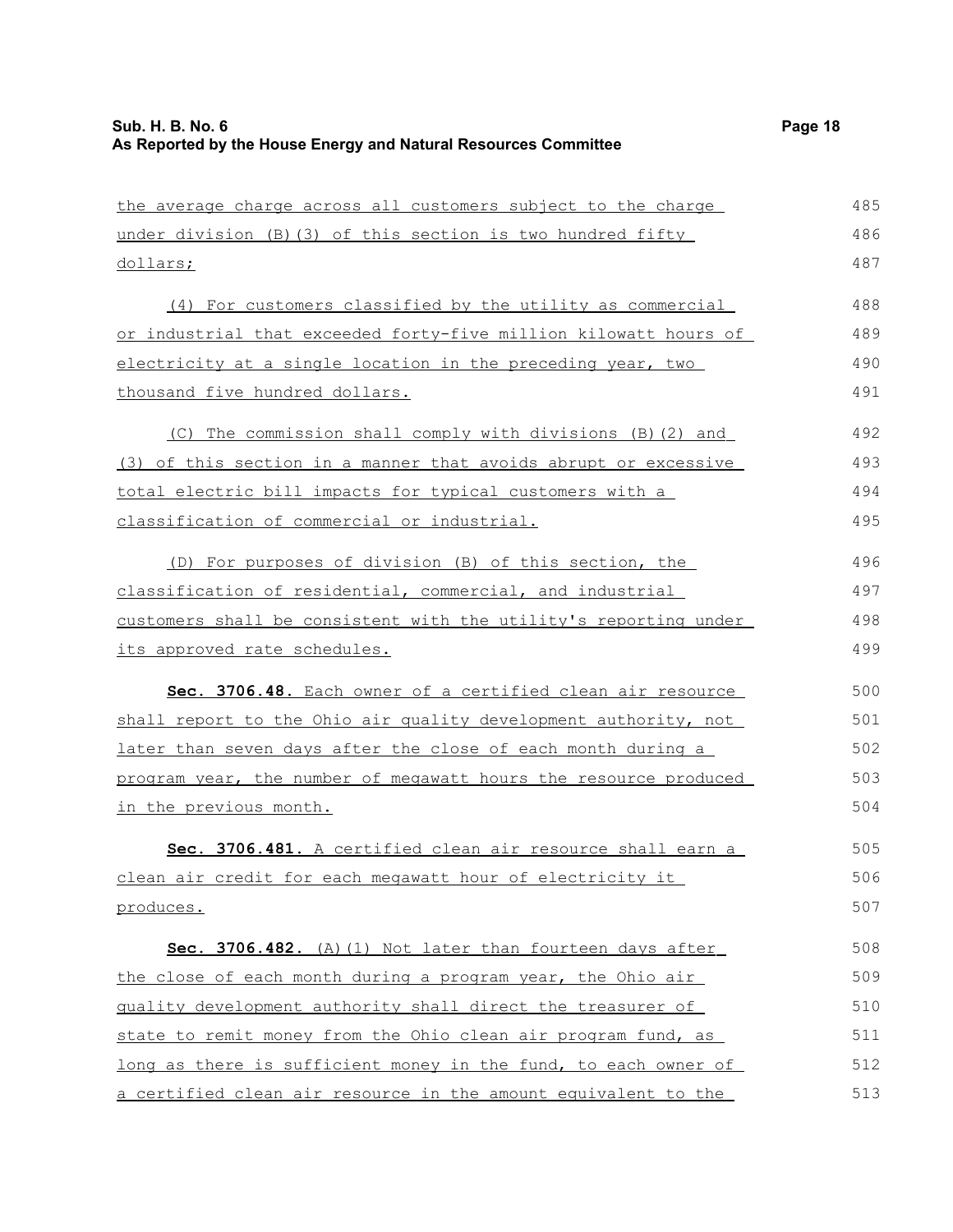the average charge across all customers subject to the charge under division (B)(3) of this section is two hundred fifty dollars;

(4) For customers classified by the utility as commercial or industrial that exceeded forty-five million kilowatt hours of electricity at a single location in the preceding year, two thousand five hundred dollars.

(C) The commission shall comply with divisions (B)(2) and (3) of this section in a manner that avoids abrupt or excessive total electric bill impacts for typical customers with a classification of commercial or industrial.

(D) For purposes of division (B) of this section, the classification of residential, commercial, and industrial customers shall be consistent with the utility's reporting under its approved rate schedules.

**Sec. 3706.48.** Each owner of a certified clean air resource shall report to the Ohio air quality development authority, not later than seven days after the close of each month during a program year, the number of megawatt hours the resource produced in the previous month.

**Sec. 3706.481.** A certified clean air resource shall earn a clean air credit for each megawatt hour of electricity it produces.

**Sec. 3706.482.** (A)(1) Not later than fourteen days after the close of each month during a program year, the Ohio air quality development authority shall direct the treasurer of state to remit money from the Ohio clean air program fund, as long as there is sufficient money in the fund, to each owner of a certified clean air resource in the amount equivalent to the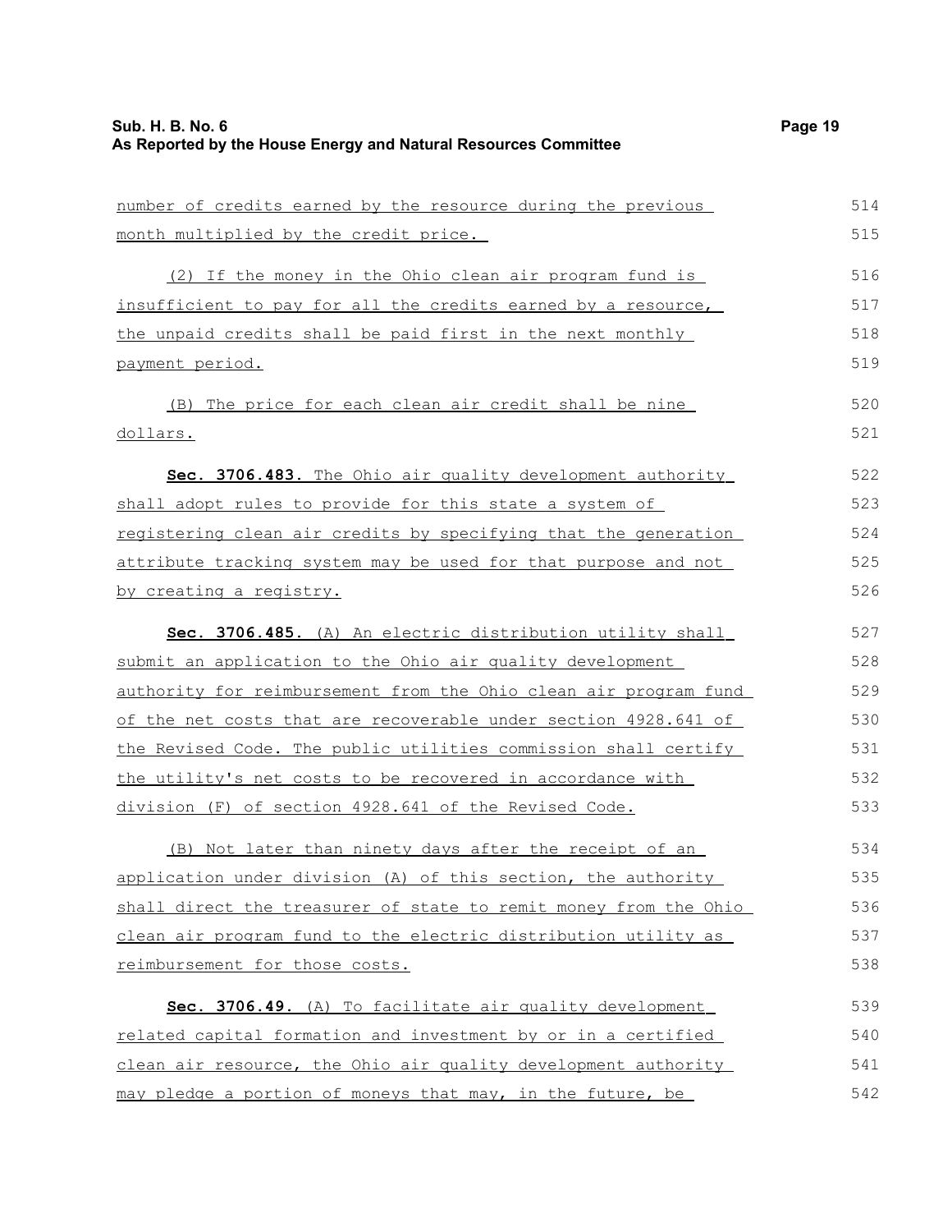number of credits earned by the resource during the previous month multiplied by the credit price.

(2) If the money in the Ohio clean air program fund is insufficient to pay for all the credits earned by a resource, the unpaid credits shall be paid first in the next monthly payment period.

(B) The price for each clean air credit shall be nine dollars.

**Sec. 3706.483.** The Ohio air quality development authority shall adopt rules to provide for this state a system of registering clean air credits by specifying that the generation attribute tracking system may be used for that purpose and not by creating a registry.

**Sec. 3706.485.** (A) An electric distribution utility shall submit an application to the Ohio air quality development authority for reimbursement from the Ohio clean air program fund of the net costs that are recoverable under section 4928.641 of the Revised Code. The public utilities commission shall certify the utility's net costs to be recovered in accordance with division (F) of section 4928.641 of the Revised Code.

(B) Not later than ninety days after the receipt of an application under division (A) of this section, the authority shall direct the treasurer of state to remit money from the Ohio clean air program fund to the electric distribution utility as reimbursement for those costs.

**Sec. 3706.49.** (A) To facilitate air quality development related capital formation and investment by or in a certified clean air resource, the Ohio air quality development authority may pledge a portion of moneys that may, in the future, be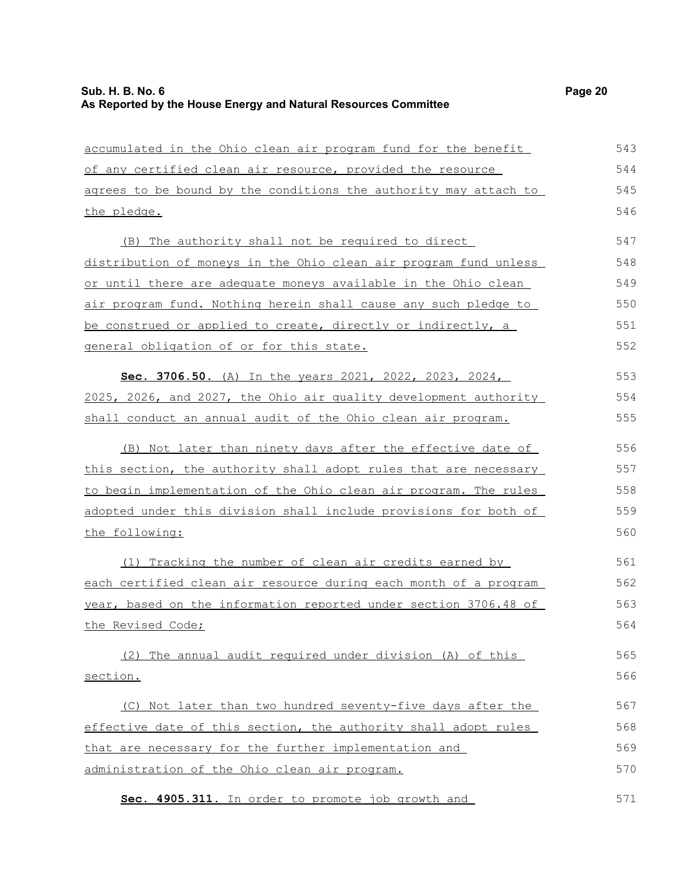accumulated in the Ohio clean air program fund for the benefit of any certified clean air resource, provided the resource agrees to be bound by the conditions the authority may attach to the pledge.

(B) The authority shall not be required to direct distribution of moneys in the Ohio clean air program fund unless or until there are adequate moneys available in the Ohio clean air program fund. Nothing herein shall cause any such pledge to be construed or applied to create, directly or indirectly, a general obligation of or for this state.

**Sec. 3706.50.** (A) In the years 2021, 2022, 2023, 2024, 2025, 2026, and 2027, the Ohio air quality development authority shall conduct an annual audit of the Ohio clean air program.

(B) Not later than ninety days after the effective date of this section, the authority shall adopt rules that are necessary to begin implementation of the Ohio clean air program. The rules adopted under this division shall include provisions for both of the following:

(1) Tracking the number of clean air credits earned by each certified clean air resource during each month of a program year, based on the information reported under section 3706.48 of the Revised Code;

(2) The annual audit required under division (A) of this section.

(C) Not later than two hundred seventy-five days after the effective date of this section, the authority shall adopt rules that are necessary for the further implementation and administration of the Ohio clean air program.

**Sec. 4905.311.** In order to promote job growth and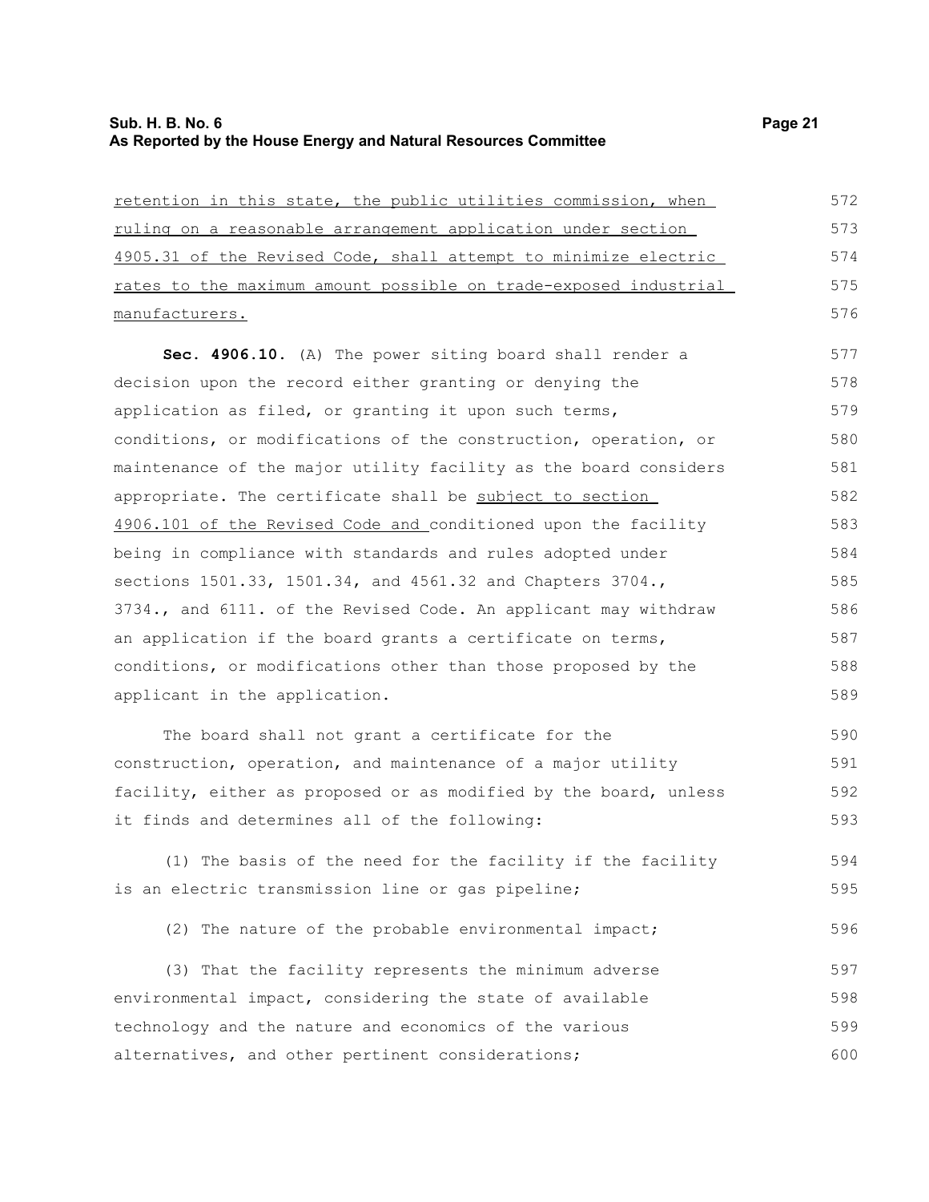retention in this state, the public utilities commission, when ruling on a reasonable arrangement application under section 4905.31 of the Revised Code, shall attempt to minimize electric rates to the maximum amount possible on trade-exposed industrial manufacturers.

**Sec. 4906.10.** (A) The power siting board shall render a decision upon the record either granting or denying the application as filed, or granting it upon such terms, conditions, or modifications of the construction, operation, or maintenance of the major utility facility as the board considers appropriate. The certificate shall be subject to section 4906.101 of the Revised Code and conditioned upon the facility being in compliance with standards and rules adopted under sections 1501.33, 1501.34, and 4561.32 and Chapters 3704., 3734., and 6111. of the Revised Code. An applicant may withdraw an application if the board grants a certificate on terms, conditions, or modifications other than those proposed by the applicant in the application.

The board shall not grant a certificate for the construction, operation, and maintenance of a major utility facility, either as proposed or as modified by the board, unless it finds and determines all of the following:

(1) The basis of the need for the facility if the facility is an electric transmission line or gas pipeline;

(2) The nature of the probable environmental impact;

(3) That the facility represents the minimum adverse environmental impact, considering the state of available technology and the nature and economics of the various alternatives, and other pertinent considerations;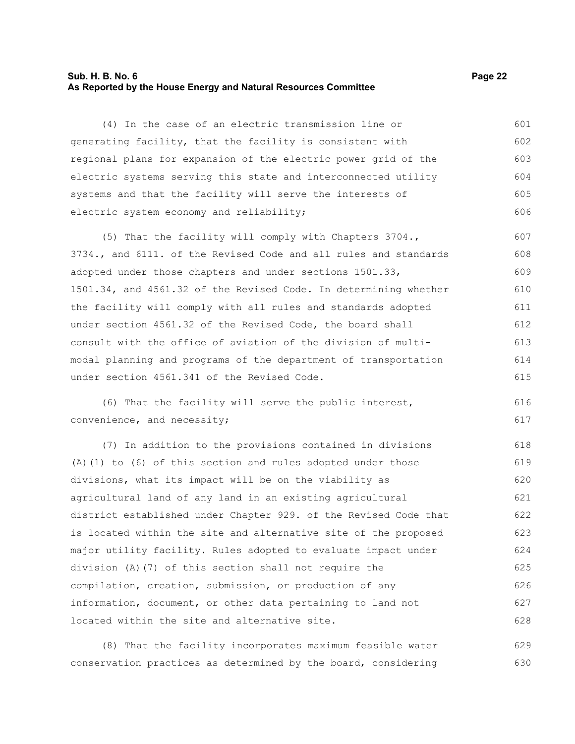(4) In the case of an electric transmission line or generating facility, that the facility is consistent with regional plans for expansion of the electric power grid of the electric systems serving this state and interconnected utility systems and that the facility will serve the interests of electric system economy and reliability;

(5) That the facility will comply with Chapters 3704., 3734., and 6111. of the Revised Code and all rules and standards adopted under those chapters and under sections 1501.33, 1501.34, and 4561.32 of the Revised Code. In determining whether the facility will comply with all rules and standards adopted under section 4561.32 of the Revised Code, the board shall consult with the office of aviation of the division of multi-modal planning and programs of the department of transportation under section 4561.341 of the Revised Code.

(6) That the facility will serve the public interest, convenience, and necessity;

(7) In addition to the provisions contained in divisions (A)(1) to (6) of this section and rules adopted under those divisions, what its impact will be on the viability as agricultural land of any land in an existing agricultural district established under Chapter 929. of the Revised Code that is located within the site and alternative site of the proposed major utility facility. Rules adopted to evaluate impact under division (A)(7) of this section shall not require the compilation, creation, submission, or production of any information, document, or other data pertaining to land not located within the site and alternative site.

(8) That the facility incorporates maximum feasible water conservation practices as determined by the board, considering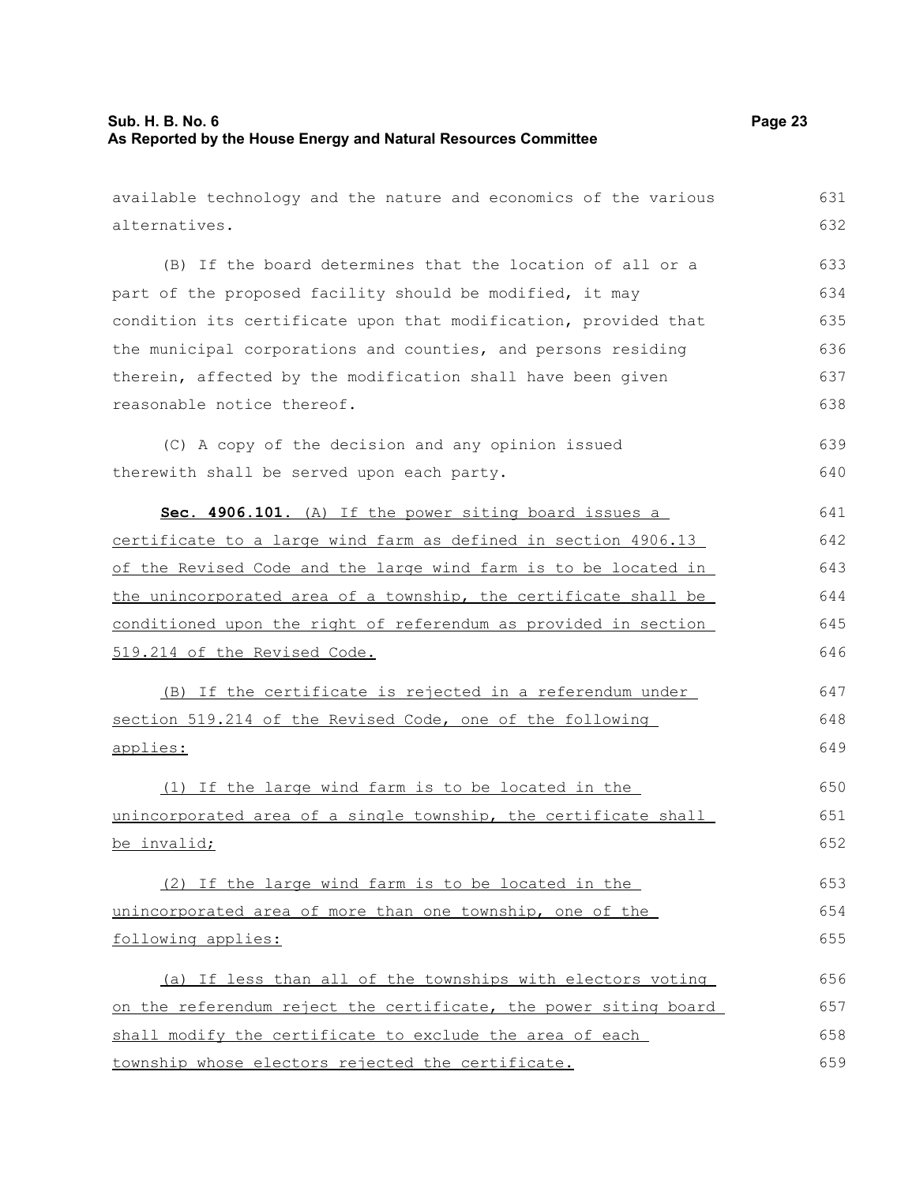available technology and the nature and economics of the various alternatives.

(B) If the board determines that the location of all or a part of the proposed facility should be modified, it may condition its certificate upon that modification, provided that the municipal corporations and counties, and persons residing therein, affected by the modification shall have been given reasonable notice thereof.

(C) A copy of the decision and any opinion issued therewith shall be served upon each party.

**Sec. 4906.101.** (A) If the power siting board issues a certificate to a large wind farm as defined in section 4906.13 of the Revised Code and the large wind farm is to be located in the unincorporated area of a township, the certificate shall be conditioned upon the right of referendum as provided in section 519.214 of the Revised Code.

(B) If the certificate is rejected in a referendum under section 519.214 of the Revised Code, one of the following applies:

(1) If the large wind farm is to be located in the unincorporated area of a single township, the certificate shall be invalid;

(2) If the large wind farm is to be located in the unincorporated area of more than one township, one of the following applies:

(a) If less than all of the townships with electors voting on the referendum reject the certificate, the power siting board shall modify the certificate to exclude the area of each township whose electors rejected the certificate.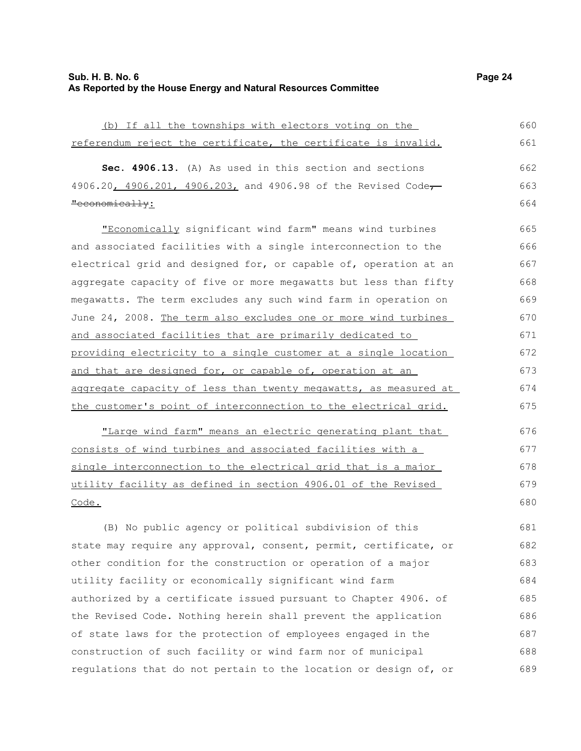(b) If all the townships with electors voting on the referendum reject the certificate, the certificate is invalid.

**Sec. 4906.13.** (A) As used in this section and sections 4906.20, 4906.201, 4906.203, and 4906.98 of the Revised Code, "economically:

"Economically significant wind farm" means wind turbines and associated facilities with a single interconnection to the electrical grid and designed for, or capable of, operation at an aggregate capacity of five or more megawatts but less than fifty megawatts. The term excludes any such wind farm in operation on June 24, 2008. The term also excludes one or more wind turbines and associated facilities that are primarily dedicated to providing electricity to a single customer at a single location and that are designed for, or capable of, operation at an aggregate capacity of less than twenty megawatts, as measured at the customer's point of interconnection to the electrical grid.

"Large wind farm" means an electric generating plant that consists of wind turbines and associated facilities with a single interconnection to the electrical grid that is a major utility facility as defined in section 4906.01 of the Revised Code.

(B) No public agency or political subdivision of this state may require any approval, consent, permit, certificate, or other condition for the construction or operation of a major utility facility or economically significant wind farm authorized by a certificate issued pursuant to Chapter 4906. of the Revised Code. Nothing herein shall prevent the application of state laws for the protection of employees engaged in the construction of such facility or wind farm nor of municipal regulations that do not pertain to the location or design of, or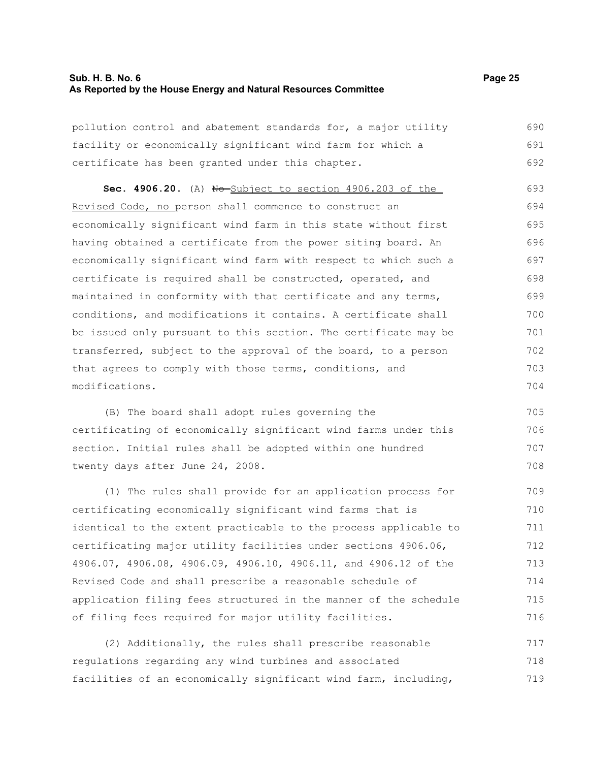pollution control and abatement standards for, a major utility facility or economically significant wind farm for which a certificate has been granted under this chapter.

**Sec. 4906.20.** (A) ~~No~~ Subject to section 4906.203 of the Revised Code, no person shall commence to construct an economically significant wind farm in this state without first having obtained a certificate from the power siting board. An economically significant wind farm with respect to which such a certificate is required shall be constructed, operated, and maintained in conformity with that certificate and any terms, conditions, and modifications it contains. A certificate shall be issued only pursuant to this section. The certificate may be transferred, subject to the approval of the board, to a person that agrees to comply with those terms, conditions, and modifications.

(B) The board shall adopt rules governing the certificating of economically significant wind farms under this section. Initial rules shall be adopted within one hundred twenty days after June 24, 2008.

(1) The rules shall provide for an application process for certificating economically significant wind farms that is identical to the extent practicable to the process applicable to certificating major utility facilities under sections 4906.06, 4906.07, 4906.08, 4906.09, 4906.10, 4906.11, and 4906.12 of the Revised Code and shall prescribe a reasonable schedule of application filing fees structured in the manner of the schedule of filing fees required for major utility facilities.

(2) Additionally, the rules shall prescribe reasonable regulations regarding any wind turbines and associated facilities of an economically significant wind farm, including,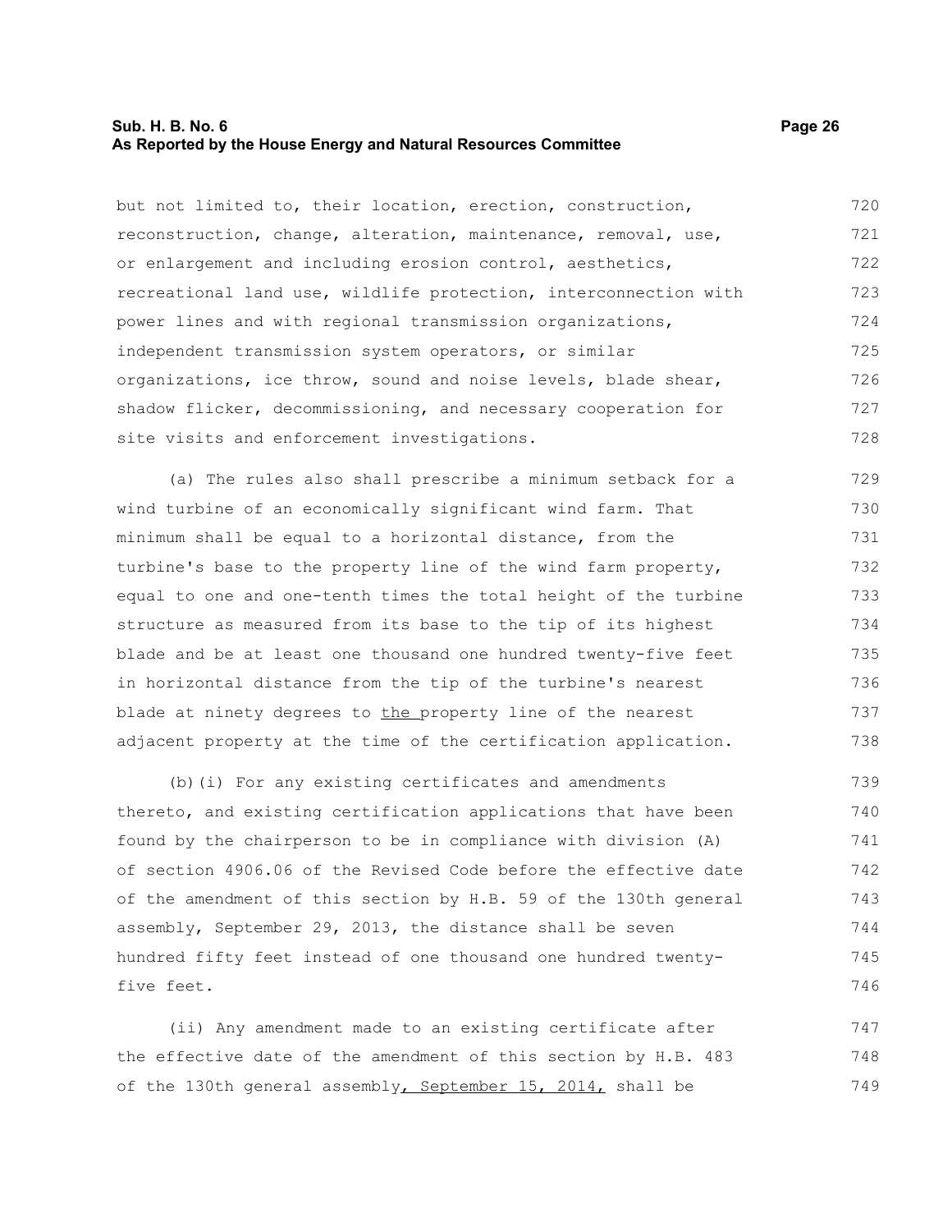but not limited to, their location, erection, construction, reconstruction, change, alteration, maintenance, removal, use, or enlargement and including erosion control, aesthetics, recreational land use, wildlife protection, interconnection with power lines and with regional transmission organizations, independent transmission system operators, or similar organizations, ice throw, sound and noise levels, blade shear, shadow flicker, decommissioning, and necessary cooperation for site visits and enforcement investigations.

(a) The rules also shall prescribe a minimum setback for a wind turbine of an economically significant wind farm. That minimum shall be equal to a horizontal distance, from the turbine's base to the property line of the wind farm property, equal to one and one-tenth times the total height of the turbine structure as measured from its base to the tip of its highest blade and be at least one thousand one hundred twenty-five feet in horizontal distance from the tip of the turbine's nearest blade at ninety degrees to the property line of the nearest adjacent property at the time of the certification application.

(b)(i) For any existing certificates and amendments thereto, and existing certification applications that have been found by the chairperson to be in compliance with division (A) of section 4906.06 of the Revised Code before the effective date of the amendment of this section by H.B. 59 of the 130th general assembly, September 29, 2013, the distance shall be seven hundred fifty feet instead of one thousand one hundred twenty-five feet.

(ii) Any amendment made to an existing certificate after the effective date of the amendment of this section by H.B. 483 of the 130th general assembly, September 15, 2014, shall be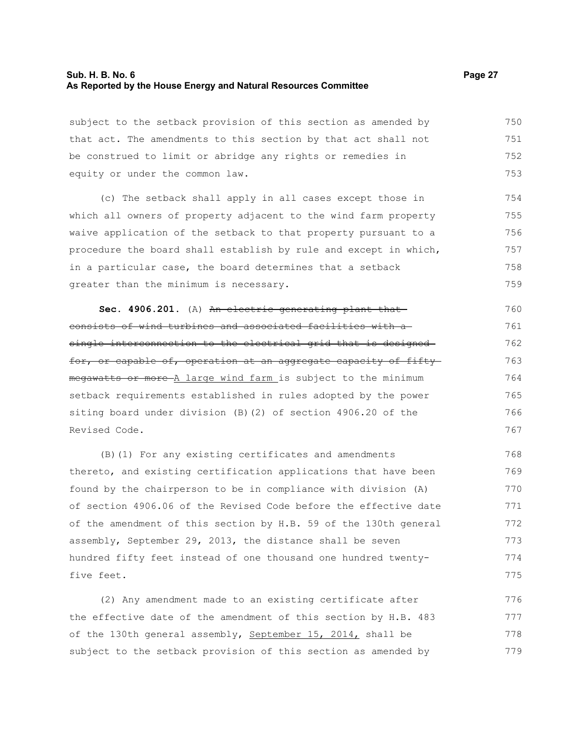subject to the setback provision of this section as amended by that act. The amendments to this section by that act shall not be construed to limit or abridge any rights or remedies in equity or under the common law.

(c) The setback shall apply in all cases except those in which all owners of property adjacent to the wind farm property waive application of the setback to that property pursuant to a procedure the board shall establish by rule and except in which, in a particular case, the board determines that a setback greater than the minimum is necessary.

**Sec. 4906.201.** (A) ~~An electric generating plant that consists of wind turbines and associated facilities with a single interconnection to the electrical grid that is designed for, or capable of, operation at an aggregate capacity of fifty megawatts or more~~ A large wind farm is subject to the minimum setback requirements established in rules adopted by the power siting board under division (B)(2) of section 4906.20 of the Revised Code.

(B)(1) For any existing certificates and amendments thereto, and existing certification applications that have been found by the chairperson to be in compliance with division (A) of section 4906.06 of the Revised Code before the effective date of the amendment of this section by H.B. 59 of the 130th general assembly, September 29, 2013, the distance shall be seven hundred fifty feet instead of one thousand one hundred twenty-five feet.

(2) Any amendment made to an existing certificate after the effective date of the amendment of this section by H.B. 483 of the 130th general assembly, September 15, 2014, shall be subject to the setback provision of this section as amended by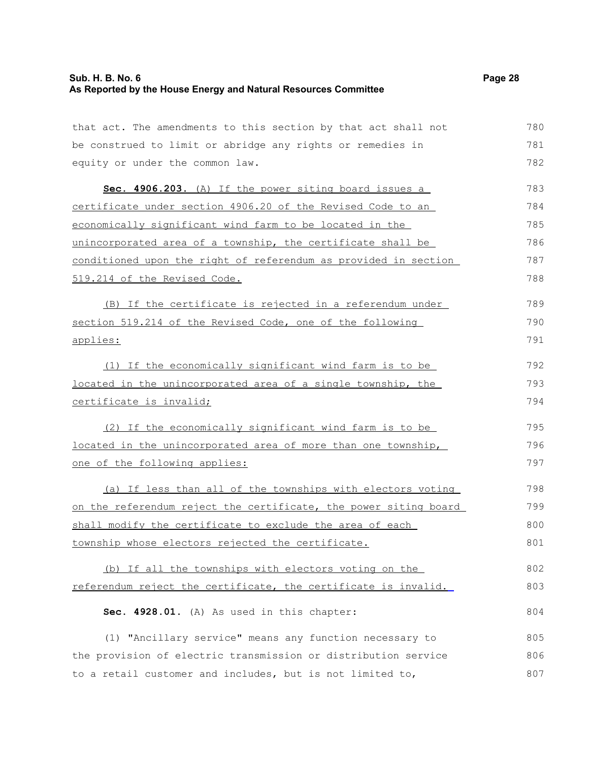that act. The amendments to this section by that act shall not be construed to limit or abridge any rights or remedies in equity or under the common law.

**Sec. 4906.203.** (A) If the power siting board issues a certificate under section 4906.20 of the Revised Code to an economically significant wind farm to be located in the unincorporated area of a township, the certificate shall be conditioned upon the right of referendum as provided in section 519.214 of the Revised Code.

(B) If the certificate is rejected in a referendum under section 519.214 of the Revised Code, one of the following applies:

(1) If the economically significant wind farm is to be located in the unincorporated area of a single township, the certificate is invalid;

(2) If the economically significant wind farm is to be located in the unincorporated area of more than one township, one of the following applies:

(a) If less than all of the townships with electors voting on the referendum reject the certificate, the power siting board shall modify the certificate to exclude the area of each township whose electors rejected the certificate.

(b) If all the townships with electors voting on the referendum reject the certificate, the certificate is invalid.

**Sec. 4928.01.** (A) As used in this chapter:

(1) "Ancillary service" means any function necessary to the provision of electric transmission or distribution service to a retail customer and includes, but is not limited to,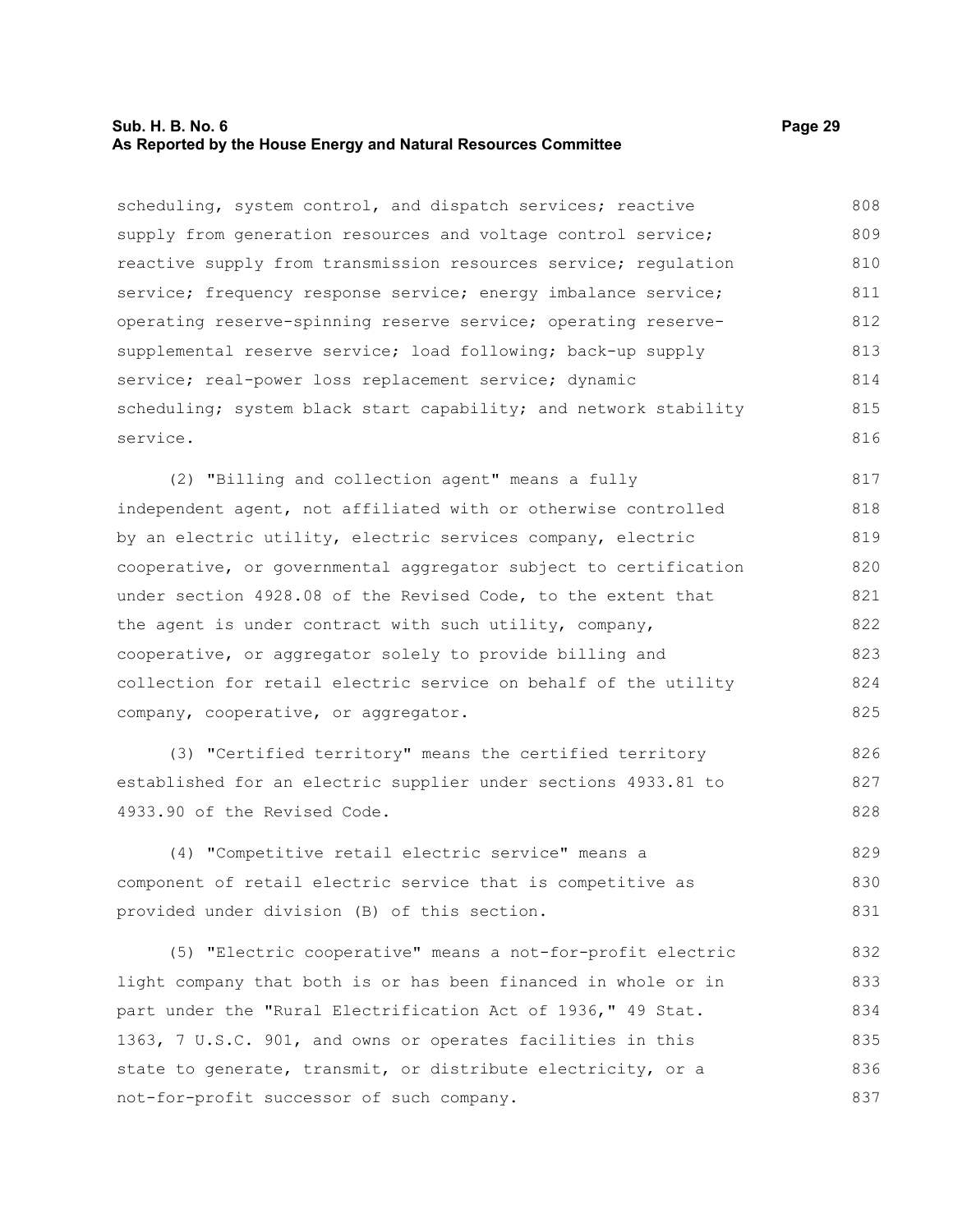scheduling, system control, and dispatch services; reactive supply from generation resources and voltage control service; reactive supply from transmission resources service; regulation service; frequency response service; energy imbalance service; operating reserve-spinning reserve service; operating reserve-supplemental reserve service; load following; back-up supply service; real-power loss replacement service; dynamic scheduling; system black start capability; and network stability service.

(2) "Billing and collection agent" means a fully independent agent, not affiliated with or otherwise controlled by an electric utility, electric services company, electric cooperative, or governmental aggregator subject to certification under section 4928.08 of the Revised Code, to the extent that the agent is under contract with such utility, company, cooperative, or aggregator solely to provide billing and collection for retail electric service on behalf of the utility company, cooperative, or aggregator.

(3) "Certified territory" means the certified territory established for an electric supplier under sections 4933.81 to 4933.90 of the Revised Code.

(4) "Competitive retail electric service" means a component of retail electric service that is competitive as provided under division (B) of this section.

(5) "Electric cooperative" means a not-for-profit electric light company that both is or has been financed in whole or in part under the "Rural Electrification Act of 1936," 49 Stat. 1363, 7 U.S.C. 901, and owns or operates facilities in this state to generate, transmit, or distribute electricity, or a not-for-profit successor of such company.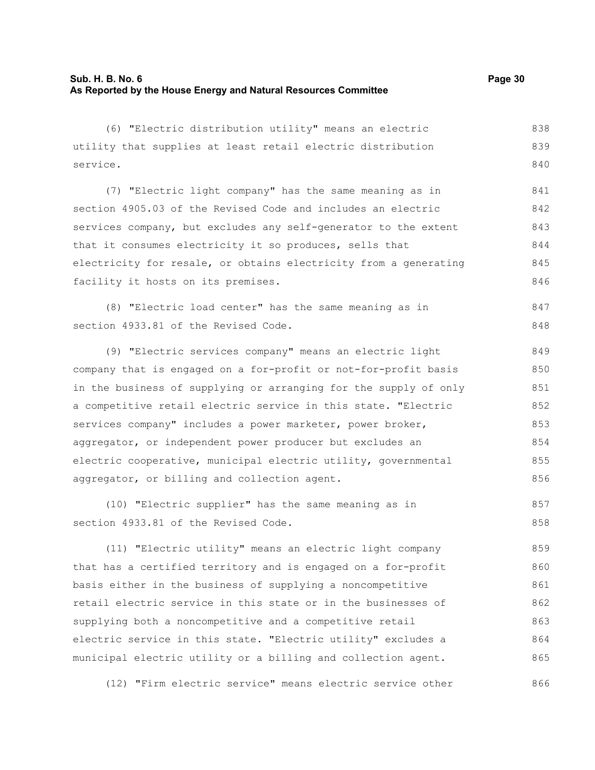(6) "Electric distribution utility" means an electric utility that supplies at least retail electric distribution service.

(7) "Electric light company" has the same meaning as in section 4905.03 of the Revised Code and includes an electric services company, but excludes any self-generator to the extent that it consumes electricity it so produces, sells that electricity for resale, or obtains electricity from a generating facility it hosts on its premises.

(8) "Electric load center" has the same meaning as in section 4933.81 of the Revised Code.

(9) "Electric services company" means an electric light company that is engaged on a for-profit or not-for-profit basis in the business of supplying or arranging for the supply of only a competitive retail electric service in this state. "Electric services company" includes a power marketer, power broker, aggregator, or independent power producer but excludes an electric cooperative, municipal electric utility, governmental aggregator, or billing and collection agent.

(10) "Electric supplier" has the same meaning as in section 4933.81 of the Revised Code.

(11) "Electric utility" means an electric light company that has a certified territory and is engaged on a for-profit basis either in the business of supplying a noncompetitive retail electric service in this state or in the businesses of supplying both a noncompetitive and a competitive retail electric service in this state. "Electric utility" excludes a municipal electric utility or a billing and collection agent.

(12) "Firm electric service" means electric service other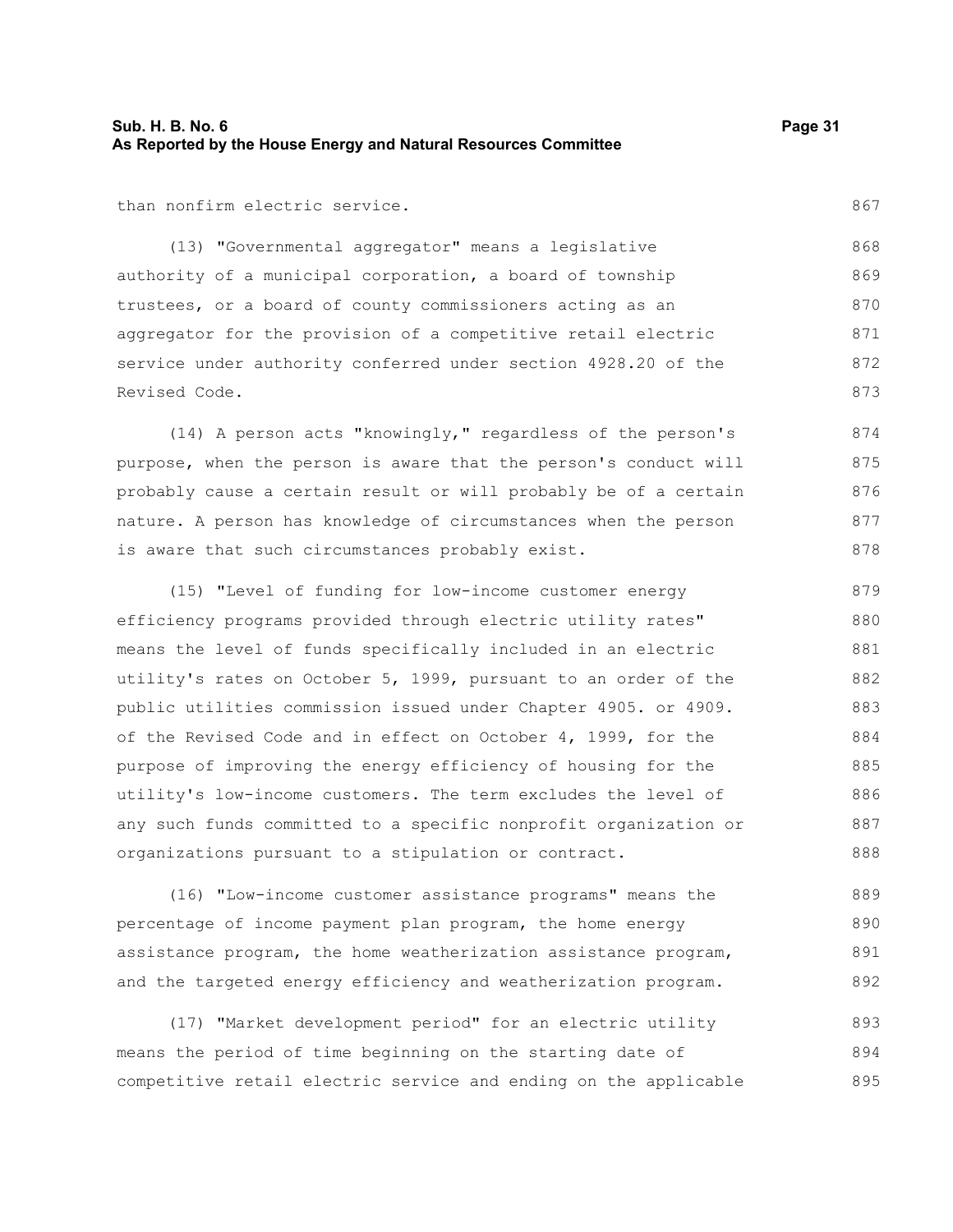than nonfirm electric service.

(13) "Governmental aggregator" means a legislative authority of a municipal corporation, a board of township trustees, or a board of county commissioners acting as an aggregator for the provision of a competitive retail electric service under authority conferred under section 4928.20 of the Revised Code.

(14) A person acts "knowingly," regardless of the person's purpose, when the person is aware that the person's conduct will probably cause a certain result or will probably be of a certain nature. A person has knowledge of circumstances when the person is aware that such circumstances probably exist.

(15) "Level of funding for low-income customer energy efficiency programs provided through electric utility rates" means the level of funds specifically included in an electric utility's rates on October 5, 1999, pursuant to an order of the public utilities commission issued under Chapter 4905. or 4909. of the Revised Code and in effect on October 4, 1999, for the purpose of improving the energy efficiency of housing for the utility's low-income customers. The term excludes the level of any such funds committed to a specific nonprofit organization or organizations pursuant to a stipulation or contract.

(16) "Low-income customer assistance programs" means the percentage of income payment plan program, the home energy assistance program, the home weatherization assistance program, and the targeted energy efficiency and weatherization program.

(17) "Market development period" for an electric utility means the period of time beginning on the starting date of competitive retail electric service and ending on the applicable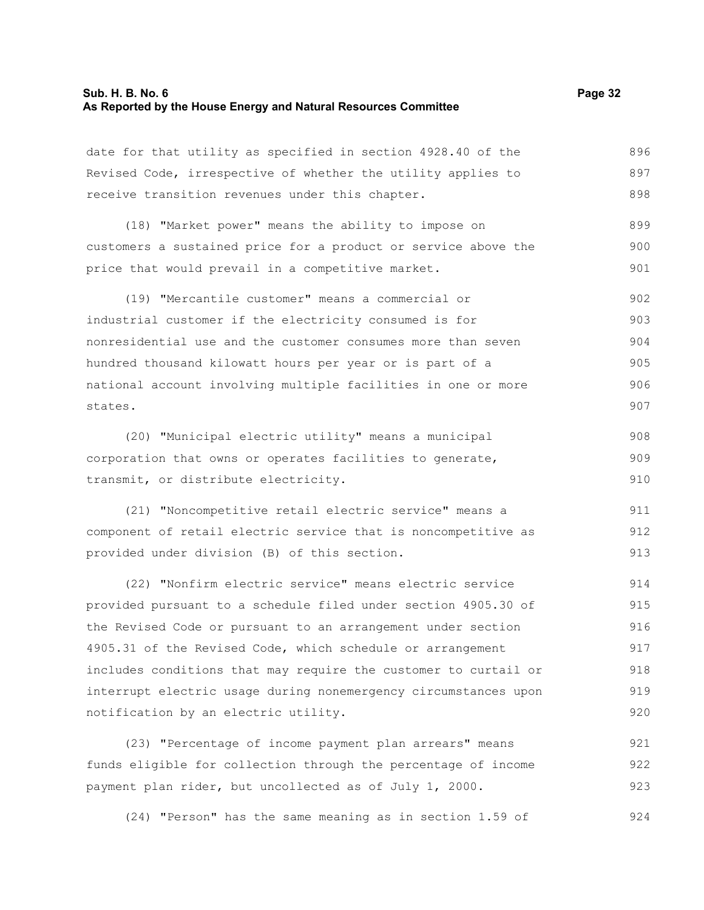date for that utility as specified in section 4928.40 of the Revised Code, irrespective of whether the utility applies to receive transition revenues under this chapter.

(18) "Market power" means the ability to impose on customers a sustained price for a product or service above the price that would prevail in a competitive market.

(19) "Mercantile customer" means a commercial or industrial customer if the electricity consumed is for nonresidential use and the customer consumes more than seven hundred thousand kilowatt hours per year or is part of a national account involving multiple facilities in one or more states.

(20) "Municipal electric utility" means a municipal corporation that owns or operates facilities to generate, transmit, or distribute electricity.

(21) "Noncompetitive retail electric service" means a component of retail electric service that is noncompetitive as provided under division (B) of this section.

(22) "Nonfirm electric service" means electric service provided pursuant to a schedule filed under section 4905.30 of the Revised Code or pursuant to an arrangement under section 4905.31 of the Revised Code, which schedule or arrangement includes conditions that may require the customer to curtail or interrupt electric usage during nonemergency circumstances upon notification by an electric utility.

(23) "Percentage of income payment plan arrears" means funds eligible for collection through the percentage of income payment plan rider, but uncollected as of July 1, 2000.

(24) "Person" has the same meaning as in section 1.59 of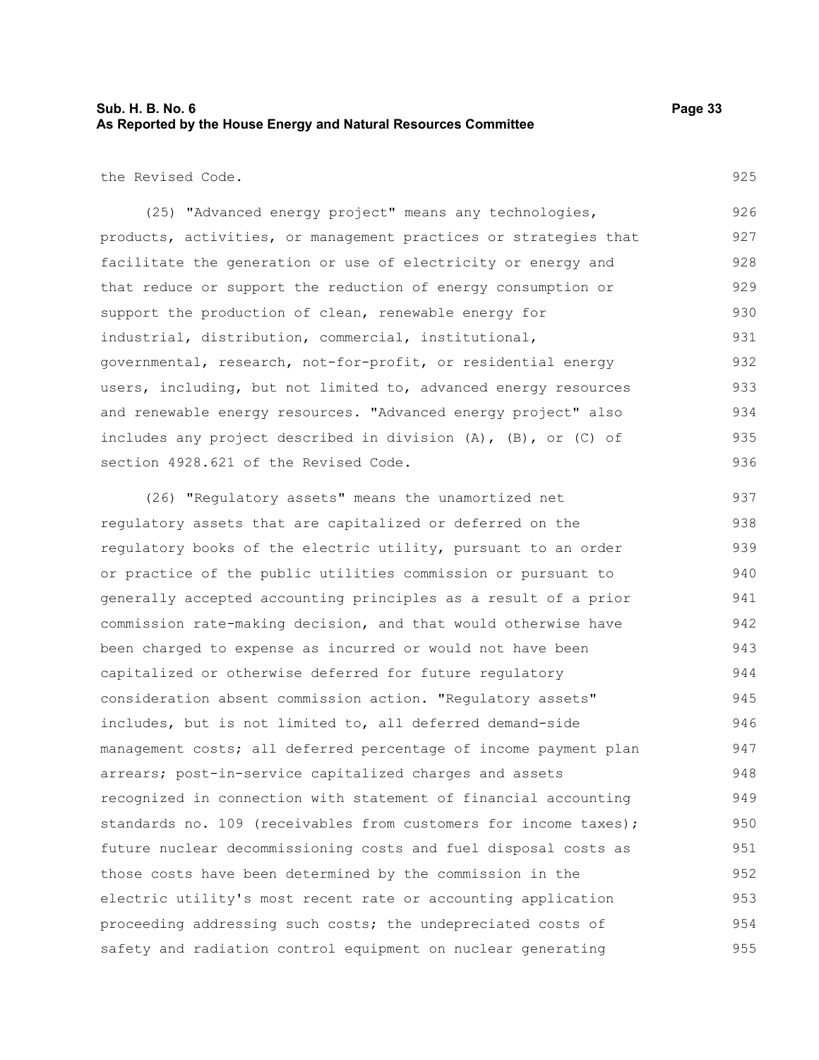the Revised Code.

(25) "Advanced energy project" means any technologies, products, activities, or management practices or strategies that facilitate the generation or use of electricity or energy and that reduce or support the reduction of energy consumption or support the production of clean, renewable energy for industrial, distribution, commercial, institutional, governmental, research, not-for-profit, or residential energy users, including, but not limited to, advanced energy resources and renewable energy resources. "Advanced energy project" also includes any project described in division (A), (B), or (C) of section 4928.621 of the Revised Code.

(26) "Regulatory assets" means the unamortized net regulatory assets that are capitalized or deferred on the regulatory books of the electric utility, pursuant to an order or practice of the public utilities commission or pursuant to generally accepted accounting principles as a result of a prior commission rate-making decision, and that would otherwise have been charged to expense as incurred or would not have been capitalized or otherwise deferred for future regulatory consideration absent commission action. "Regulatory assets" includes, but is not limited to, all deferred demand-side management costs; all deferred percentage of income payment plan arrears; post-in-service capitalized charges and assets recognized in connection with statement of financial accounting standards no. 109 (receivables from customers for income taxes); future nuclear decommissioning costs and fuel disposal costs as those costs have been determined by the commission in the electric utility's most recent rate or accounting application proceeding addressing such costs; the undepreciated costs of safety and radiation control equipment on nuclear generating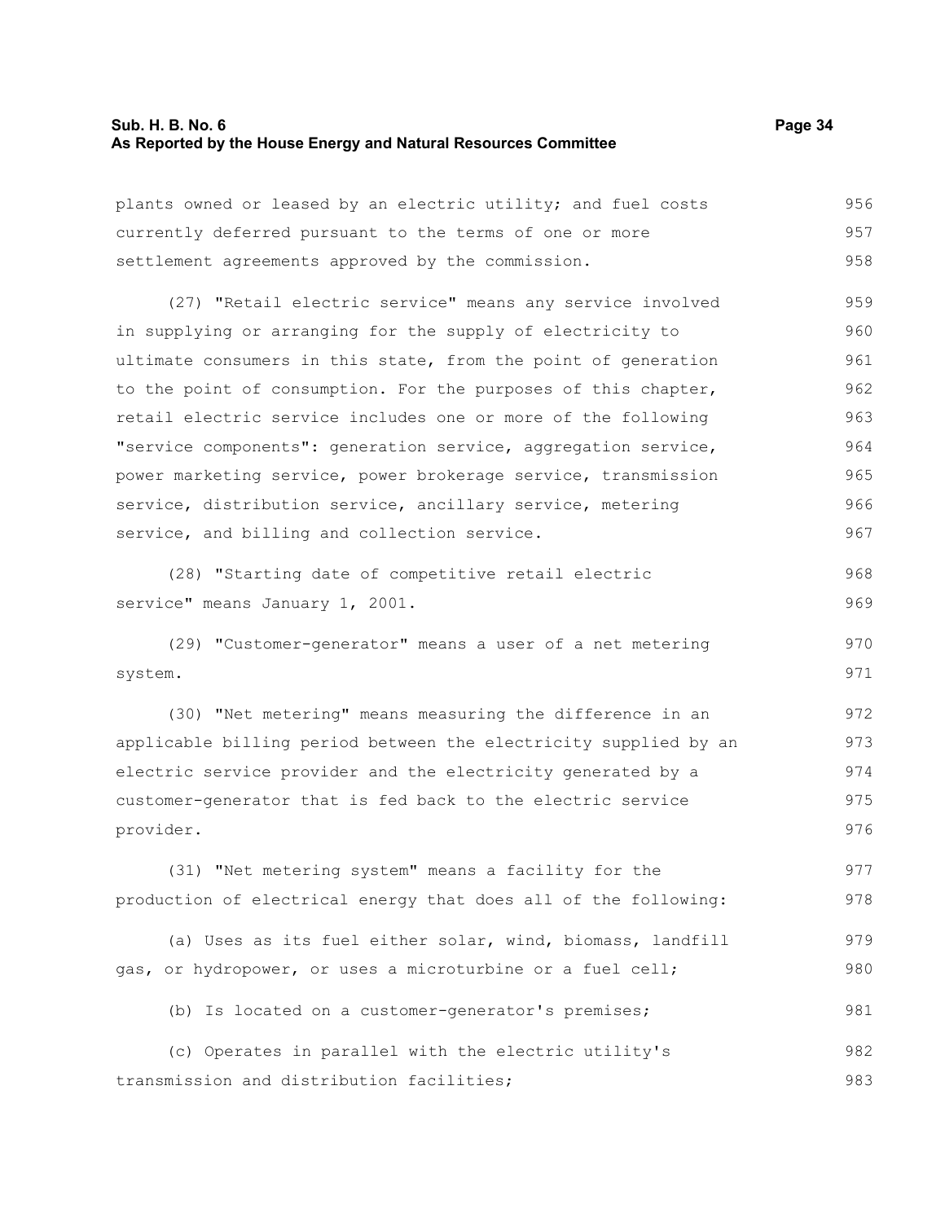plants owned or leased by an electric utility; and fuel costs currently deferred pursuant to the terms of one or more settlement agreements approved by the commission.

(27) "Retail electric service" means any service involved in supplying or arranging for the supply of electricity to ultimate consumers in this state, from the point of generation to the point of consumption. For the purposes of this chapter, retail electric service includes one or more of the following "service components": generation service, aggregation service, power marketing service, power brokerage service, transmission service, distribution service, ancillary service, metering service, and billing and collection service.

(28) "Starting date of competitive retail electric service" means January 1, 2001.

(29) "Customer-generator" means a user of a net metering system.

(30) "Net metering" means measuring the difference in an applicable billing period between the electricity supplied by an electric service provider and the electricity generated by a customer-generator that is fed back to the electric service provider.

(31) "Net metering system" means a facility for the production of electrical energy that does all of the following:

(a) Uses as its fuel either solar, wind, biomass, landfill gas, or hydropower, or uses a microturbine or a fuel cell;

(b) Is located on a customer-generator's premises;

(c) Operates in parallel with the electric utility's transmission and distribution facilities;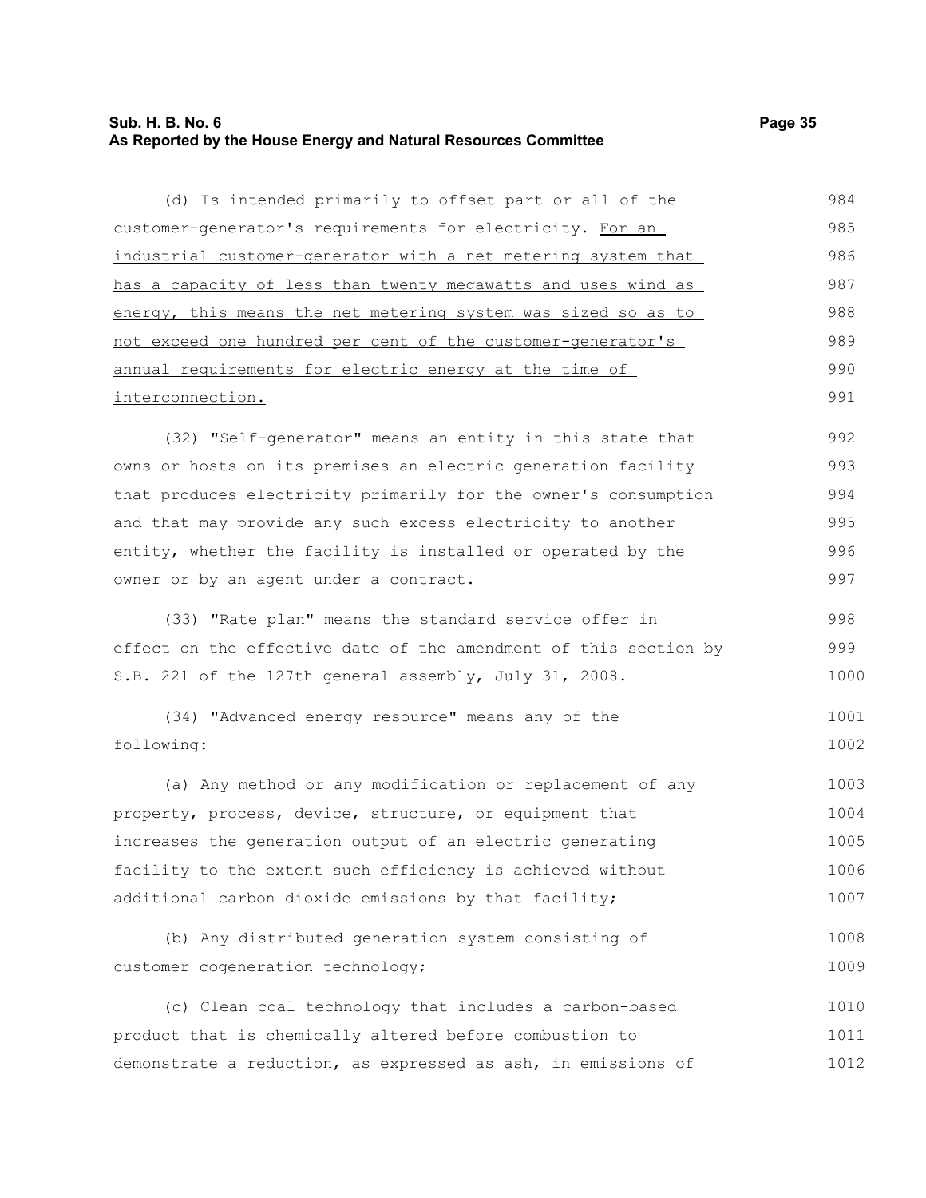(d) Is intended primarily to offset part or all of the customer-generator's requirements for electricity. <u>For an industrial customer-generator with a net metering system that has a capacity of less than twenty megawatts and uses wind as energy, this means the net metering system was sized so as to not exceed one hundred per cent of the customer-generator's annual requirements for electric energy at the time of interconnection.</u>

(32) "Self-generator" means an entity in this state that owns or hosts on its premises an electric generation facility that produces electricity primarily for the owner's consumption and that may provide any such excess electricity to another entity, whether the facility is installed or operated by the owner or by an agent under a contract.

(33) "Rate plan" means the standard service offer in effect on the effective date of the amendment of this section by S.B. 221 of the 127th general assembly, July 31, 2008.

(34) "Advanced energy resource" means any of the following:

(a) Any method or any modification or replacement of any property, process, device, structure, or equipment that increases the generation output of an electric generating facility to the extent such efficiency is achieved without additional carbon dioxide emissions by that facility;

(b) Any distributed generation system consisting of customer cogeneration technology;

(c) Clean coal technology that includes a carbon-based product that is chemically altered before combustion to demonstrate a reduction, as expressed as ash, in emissions of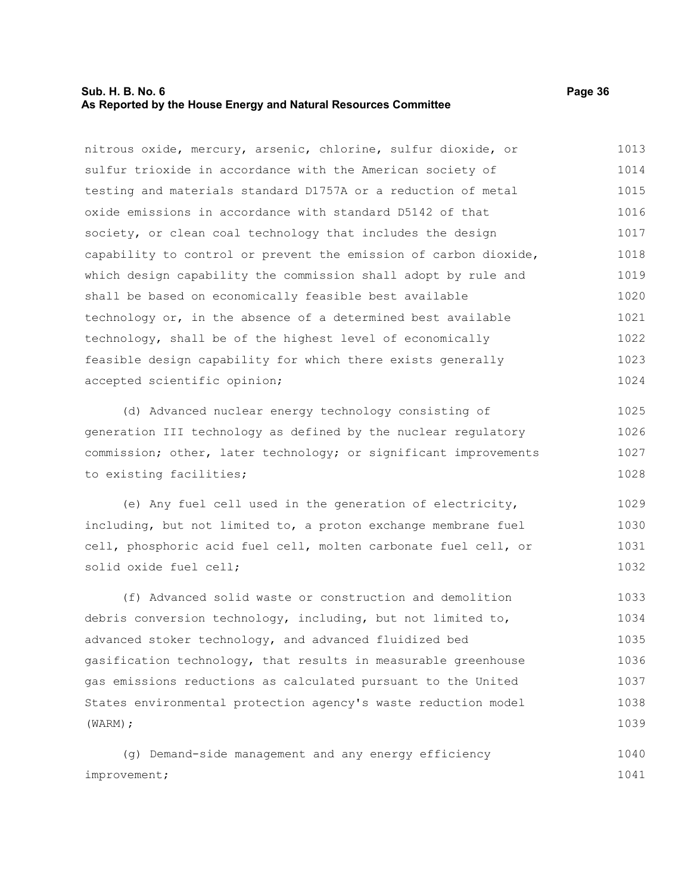nitrous oxide, mercury, arsenic, chlorine, sulfur dioxide, or sulfur trioxide in accordance with the American society of testing and materials standard D1757A or a reduction of metal oxide emissions in accordance with standard D5142 of that society, or clean coal technology that includes the design capability to control or prevent the emission of carbon dioxide, which design capability the commission shall adopt by rule and shall be based on economically feasible best available technology or, in the absence of a determined best available technology, shall be of the highest level of economically feasible design capability for which there exists generally accepted scientific opinion;

(d) Advanced nuclear energy technology consisting of generation III technology as defined by the nuclear regulatory commission; other, later technology; or significant improvements to existing facilities;

(e) Any fuel cell used in the generation of electricity, including, but not limited to, a proton exchange membrane fuel cell, phosphoric acid fuel cell, molten carbonate fuel cell, or solid oxide fuel cell;

(f) Advanced solid waste or construction and demolition debris conversion technology, including, but not limited to, advanced stoker technology, and advanced fluidized bed gasification technology, that results in measurable greenhouse gas emissions reductions as calculated pursuant to the United States environmental protection agency's waste reduction model (WARM);

(g) Demand-side management and any energy efficiency improvement;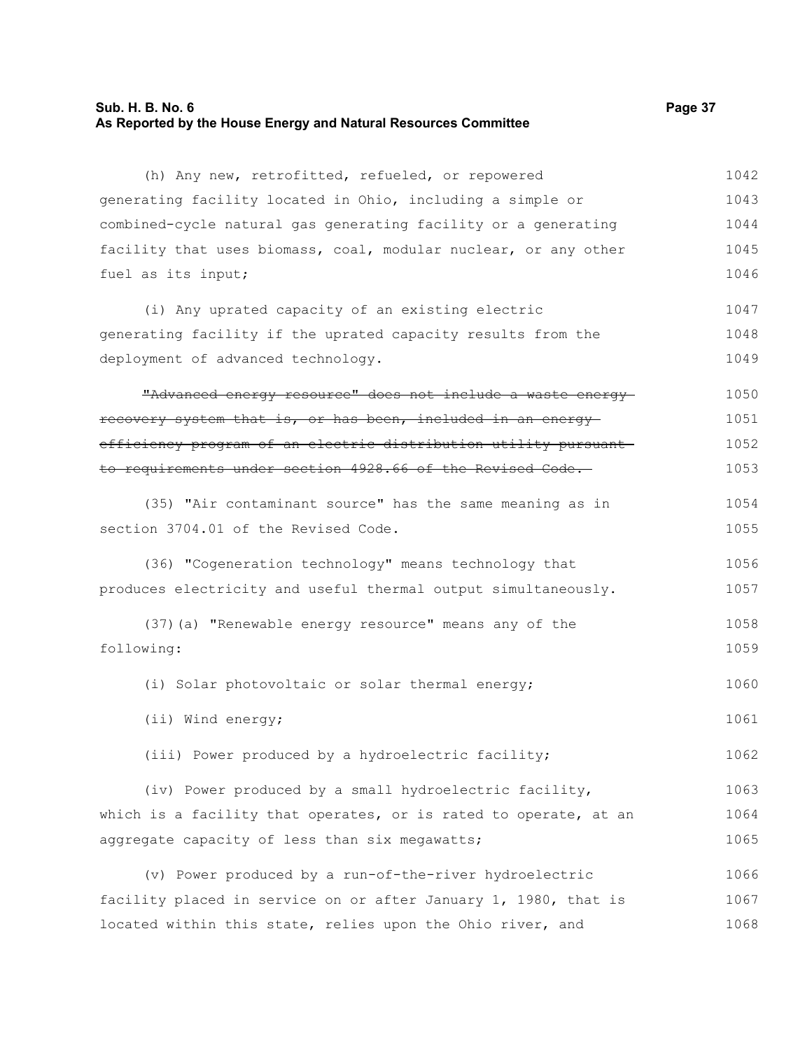(h) Any new, retrofitted, refueled, or repowered generating facility located in Ohio, including a simple or combined-cycle natural gas generating facility or a generating facility that uses biomass, coal, modular nuclear, or any other fuel as its input;

(i) Any uprated capacity of an existing electric generating facility if the uprated capacity results from the deployment of advanced technology.

~~"Advanced energy resource" does not include a waste energy recovery system that is, or has been, included in an energy efficiency program of an electric distribution utility pursuant to requirements under section 4928.66 of the Revised Code.~~

(35) "Air contaminant source" has the same meaning as in section 3704.01 of the Revised Code.

(36) "Cogeneration technology" means technology that produces electricity and useful thermal output simultaneously.

(37)(a) "Renewable energy resource" means any of the following:

(i) Solar photovoltaic or solar thermal energy;

(ii) Wind energy;

(iii) Power produced by a hydroelectric facility;

(iv) Power produced by a small hydroelectric facility, which is a facility that operates, or is rated to operate, at an aggregate capacity of less than six megawatts;

(v) Power produced by a run-of-the-river hydroelectric facility placed in service on or after January 1, 1980, that is located within this state, relies upon the Ohio river, and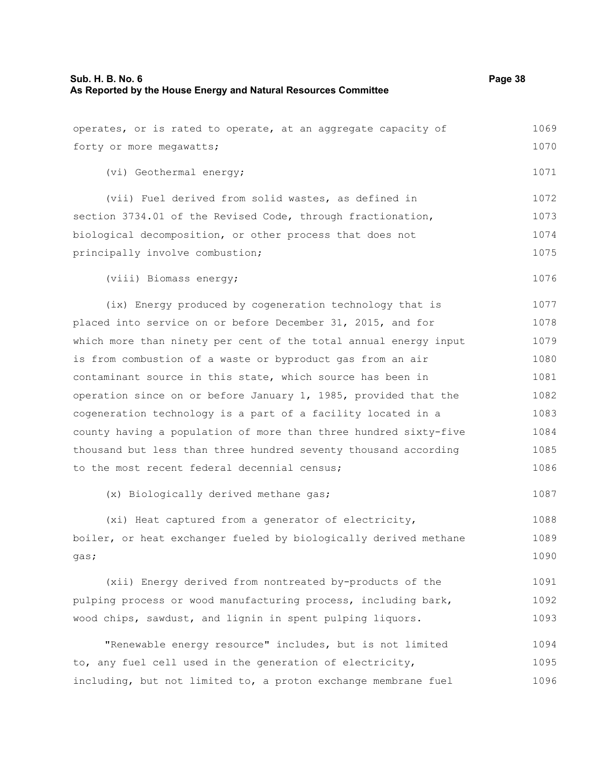operates, or is rated to operate, at an aggregate capacity of forty or more megawatts;

(vi) Geothermal energy;

(vii) Fuel derived from solid wastes, as defined in section 3734.01 of the Revised Code, through fractionation, biological decomposition, or other process that does not principally involve combustion;

(viii) Biomass energy;

(ix) Energy produced by cogeneration technology that is placed into service on or before December 31, 2015, and for which more than ninety per cent of the total annual energy input is from combustion of a waste or byproduct gas from an air contaminant source in this state, which source has been in operation since on or before January 1, 1985, provided that the cogeneration technology is a part of a facility located in a county having a population of more than three hundred sixty-five thousand but less than three hundred seventy thousand according to the most recent federal decennial census;

(x) Biologically derived methane gas;

(xi) Heat captured from a generator of electricity, boiler, or heat exchanger fueled by biologically derived methane gas;

(xii) Energy derived from nontreated by-products of the pulping process or wood manufacturing process, including bark, wood chips, sawdust, and lignin in spent pulping liquors.

"Renewable energy resource" includes, but is not limited to, any fuel cell used in the generation of electricity, including, but not limited to, a proton exchange membrane fuel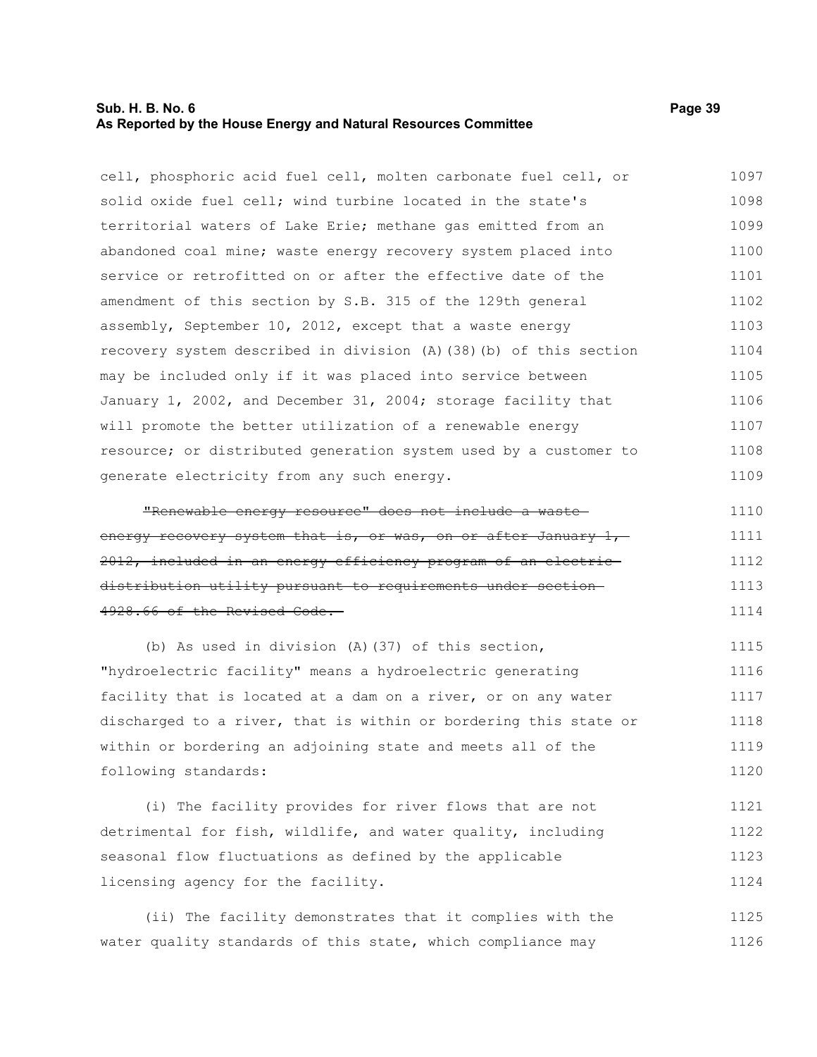cell, phosphoric acid fuel cell, molten carbonate fuel cell, or solid oxide fuel cell; wind turbine located in the state's territorial waters of Lake Erie; methane gas emitted from an abandoned coal mine; waste energy recovery system placed into service or retrofitted on or after the effective date of the amendment of this section by S.B. 315 of the 129th general assembly, September 10, 2012, except that a waste energy recovery system described in division (A)(38)(b) of this section may be included only if it was placed into service between January 1, 2002, and December 31, 2004; storage facility that will promote the better utilization of a renewable energy resource; or distributed generation system used by a customer to generate electricity from any such energy.

~~"Renewable energy resource" does not include a waste energy recovery system that is, or was, on or after January 1, 2012, included in an energy efficiency program of an electric distribution utility pursuant to requirements under section 4928.66 of the Revised Code.~~

(b) As used in division (A)(37) of this section, "hydroelectric facility" means a hydroelectric generating facility that is located at a dam on a river, or on any water discharged to a river, that is within or bordering this state or within or bordering an adjoining state and meets all of the following standards:

(i) The facility provides for river flows that are not detrimental for fish, wildlife, and water quality, including seasonal flow fluctuations as defined by the applicable licensing agency for the facility.

(ii) The facility demonstrates that it complies with the water quality standards of this state, which compliance may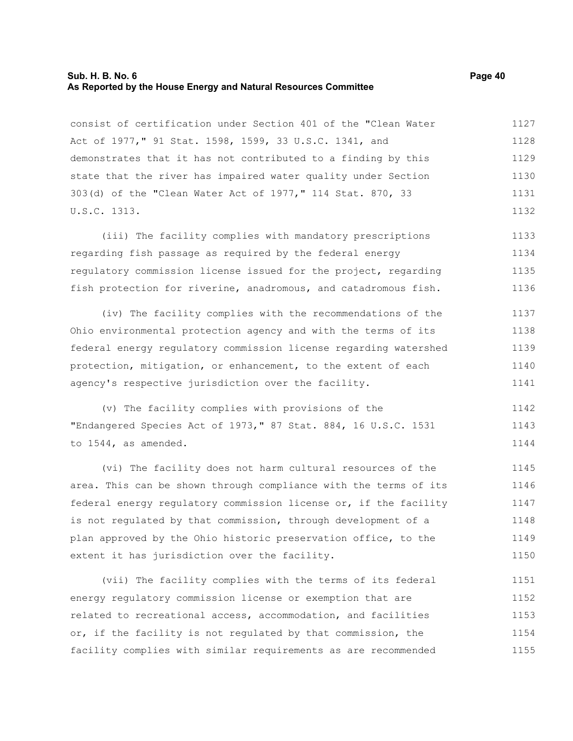consist of certification under Section 401 of the "Clean Water Act of 1977," 91 Stat. 1598, 1599, 33 U.S.C. 1341, and demonstrates that it has not contributed to a finding by this state that the river has impaired water quality under Section 303(d) of the "Clean Water Act of 1977," 114 Stat. 870, 33 U.S.C. 1313.

(iii) The facility complies with mandatory prescriptions regarding fish passage as required by the federal energy regulatory commission license issued for the project, regarding fish protection for riverine, anadromous, and catadromous fish.

(iv) The facility complies with the recommendations of the Ohio environmental protection agency and with the terms of its federal energy regulatory commission license regarding watershed protection, mitigation, or enhancement, to the extent of each agency's respective jurisdiction over the facility.

(v) The facility complies with provisions of the "Endangered Species Act of 1973," 87 Stat. 884, 16 U.S.C. 1531 to 1544, as amended.

(vi) The facility does not harm cultural resources of the area. This can be shown through compliance with the terms of its federal energy regulatory commission license or, if the facility is not regulated by that commission, through development of a plan approved by the Ohio historic preservation office, to the extent it has jurisdiction over the facility.

(vii) The facility complies with the terms of its federal energy regulatory commission license or exemption that are related to recreational access, accommodation, and facilities or, if the facility is not regulated by that commission, the facility complies with similar requirements as are recommended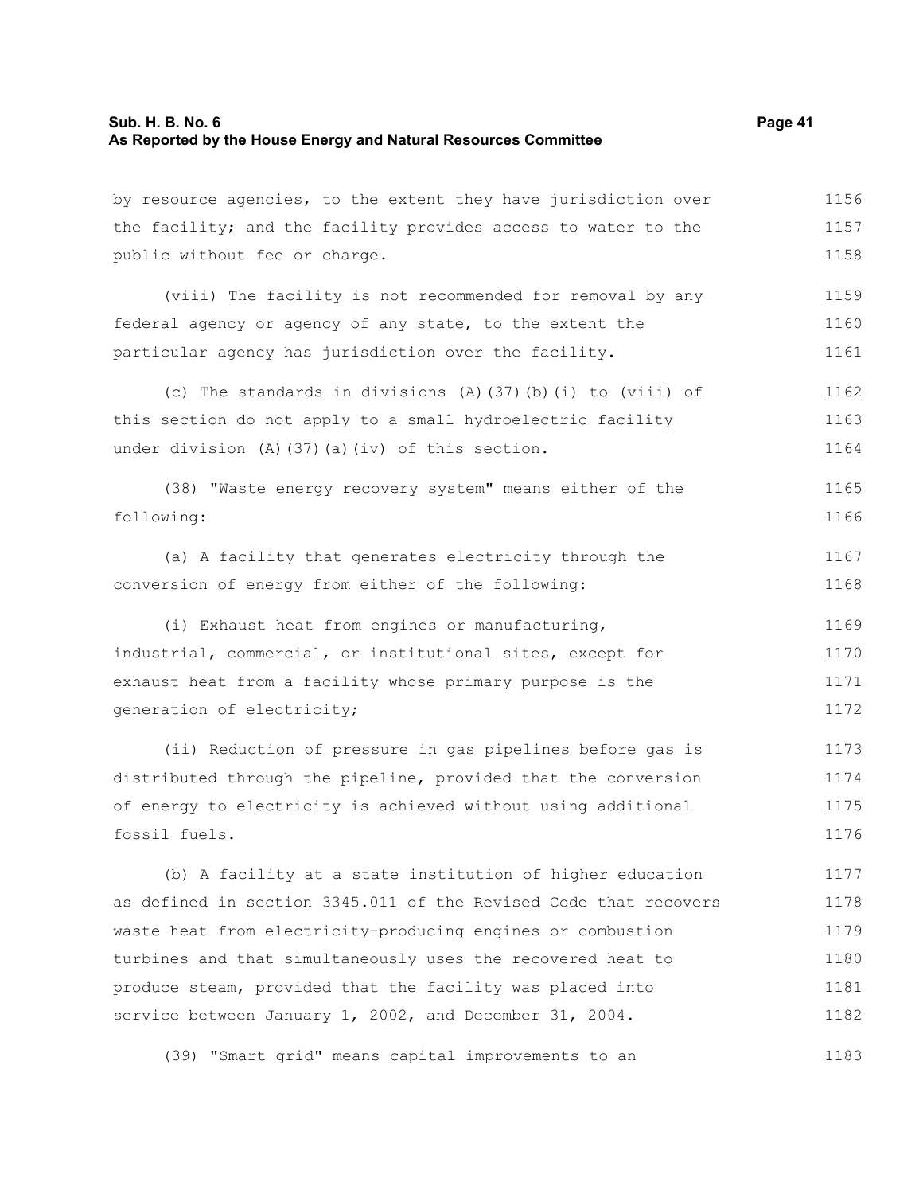by resource agencies, to the extent they have jurisdiction over the facility; and the facility provides access to water to the public without fee or charge.

(viii) The facility is not recommended for removal by any federal agency or agency of any state, to the extent the particular agency has jurisdiction over the facility.

(c) The standards in divisions (A)(37)(b)(i) to (viii) of this section do not apply to a small hydroelectric facility under division (A)(37)(a)(iv) of this section.

(38) "Waste energy recovery system" means either of the following:

(a) A facility that generates electricity through the conversion of energy from either of the following:

(i) Exhaust heat from engines or manufacturing, industrial, commercial, or institutional sites, except for exhaust heat from a facility whose primary purpose is the generation of electricity;

(ii) Reduction of pressure in gas pipelines before gas is distributed through the pipeline, provided that the conversion of energy to electricity is achieved without using additional fossil fuels.

(b) A facility at a state institution of higher education as defined in section 3345.011 of the Revised Code that recovers waste heat from electricity-producing engines or combustion turbines and that simultaneously uses the recovered heat to produce steam, provided that the facility was placed into service between January 1, 2002, and December 31, 2004.

(39) "Smart grid" means capital improvements to an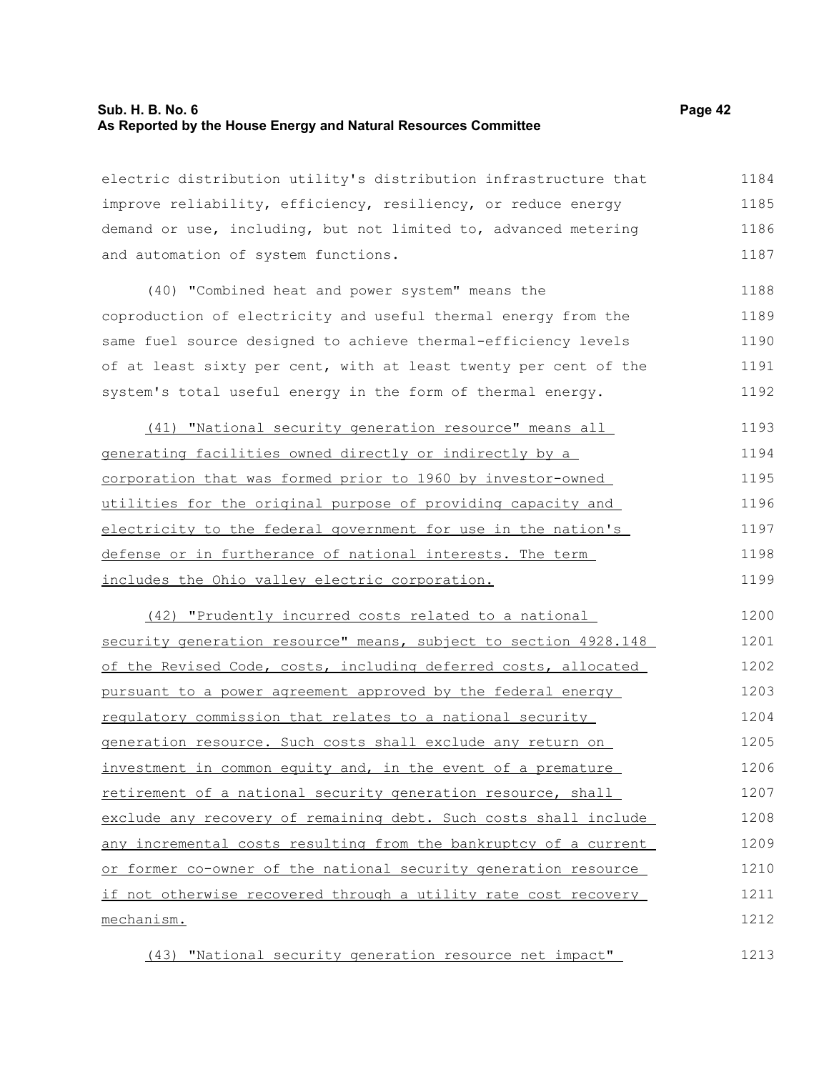electric distribution utility's distribution infrastructure that improve reliability, efficiency, resiliency, or reduce energy demand or use, including, but not limited to, advanced metering and automation of system functions.

(40) "Combined heat and power system" means the coproduction of electricity and useful thermal energy from the same fuel source designed to achieve thermal-efficiency levels of at least sixty per cent, with at least twenty per cent of the system's total useful energy in the form of thermal energy.

(41) "National security generation resource" means all generating facilities owned directly or indirectly by a corporation that was formed prior to 1960 by investor-owned utilities for the original purpose of providing capacity and electricity to the federal government for use in the nation's defense or in furtherance of national interests. The term includes the Ohio valley electric corporation.

(42) "Prudently incurred costs related to a national security generation resource" means, subject to section 4928.148 of the Revised Code, costs, including deferred costs, allocated pursuant to a power agreement approved by the federal energy regulatory commission that relates to a national security generation resource. Such costs shall exclude any return on investment in common equity and, in the event of a premature retirement of a national security generation resource, shall exclude any recovery of remaining debt. Such costs shall include any incremental costs resulting from the bankruptcy of a current or former co-owner of the national security generation resource if not otherwise recovered through a utility rate cost recovery mechanism.

(43) "National security generation resource net impact"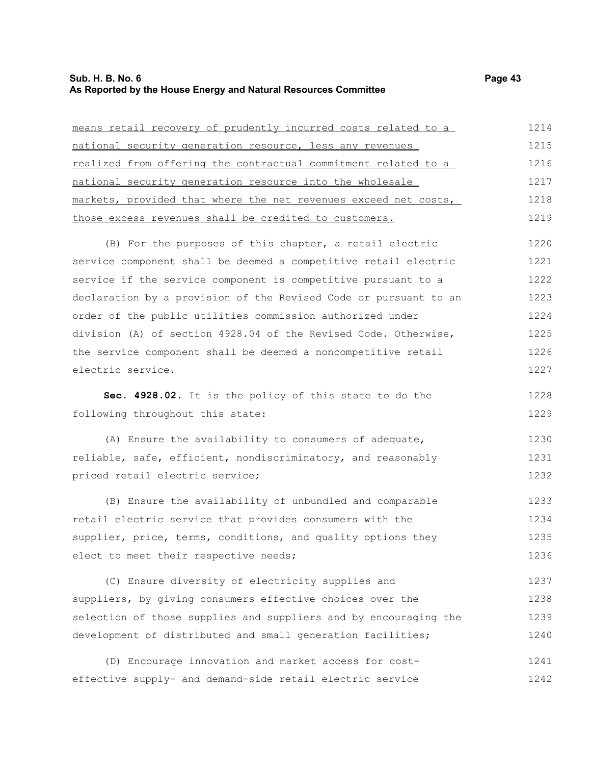means retail recovery of prudently incurred costs related to a national security generation resource, less any revenues realized from offering the contractual commitment related to a national security generation resource into the wholesale markets, provided that where the net revenues exceed net costs, those excess revenues shall be credited to customers.

(B) For the purposes of this chapter, a retail electric service component shall be deemed a competitive retail electric service if the service component is competitive pursuant to a declaration by a provision of the Revised Code or pursuant to an order of the public utilities commission authorized under division (A) of section 4928.04 of the Revised Code. Otherwise, the service component shall be deemed a noncompetitive retail electric service.

**Sec. 4928.02.** It is the policy of this state to do the following throughout this state:

(A) Ensure the availability to consumers of adequate, reliable, safe, efficient, nondiscriminatory, and reasonably priced retail electric service;

(B) Ensure the availability of unbundled and comparable retail electric service that provides consumers with the supplier, price, terms, conditions, and quality options they elect to meet their respective needs;

(C) Ensure diversity of electricity supplies and suppliers, by giving consumers effective choices over the selection of those supplies and suppliers and by encouraging the development of distributed and small generation facilities;

(D) Encourage innovation and market access for cost-effective supply- and demand-side retail electric service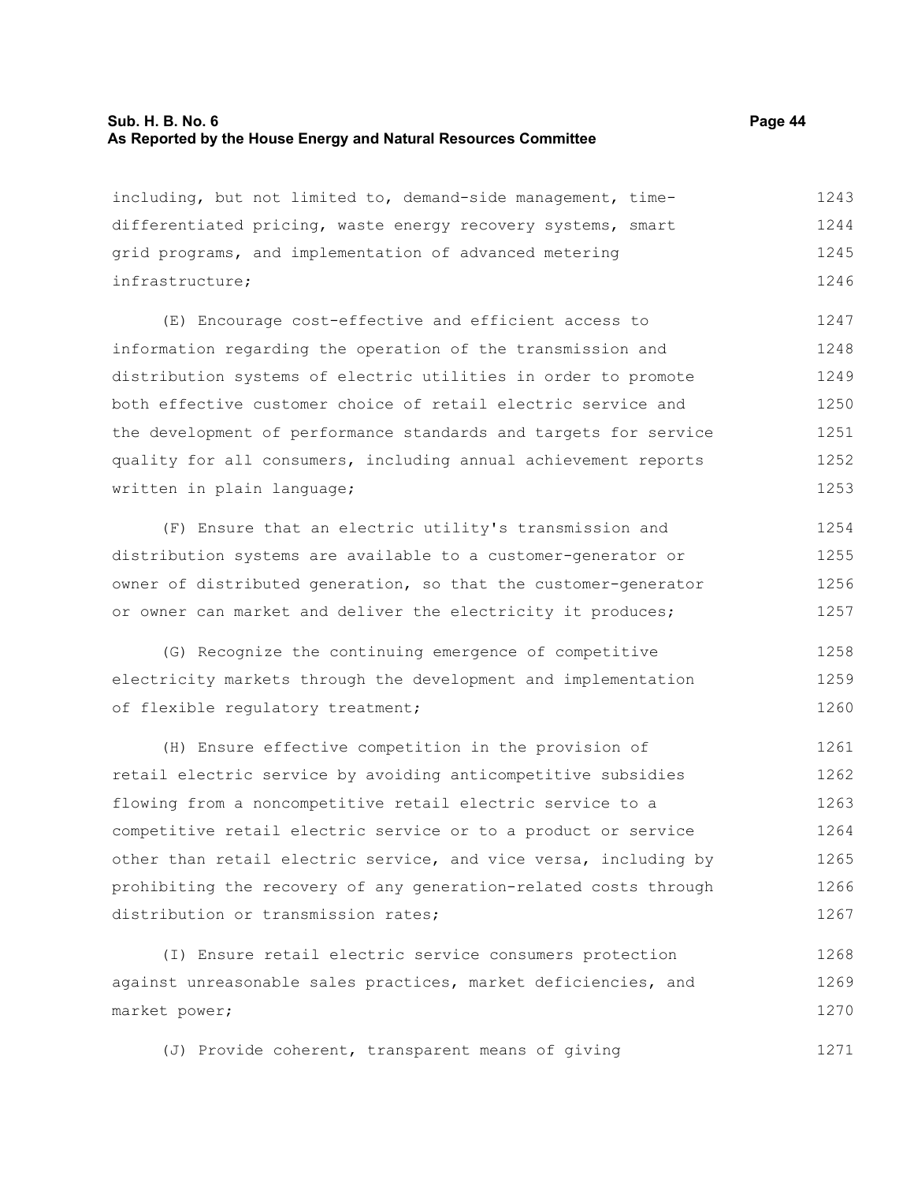including, but not limited to, demand-side management, time-differentiated pricing, waste energy recovery systems, smart grid programs, and implementation of advanced metering infrastructure;

(E) Encourage cost-effective and efficient access to information regarding the operation of the transmission and distribution systems of electric utilities in order to promote both effective customer choice of retail electric service and the development of performance standards and targets for service quality for all consumers, including annual achievement reports written in plain language;

(F) Ensure that an electric utility's transmission and distribution systems are available to a customer-generator or owner of distributed generation, so that the customer-generator or owner can market and deliver the electricity it produces;

(G) Recognize the continuing emergence of competitive electricity markets through the development and implementation of flexible regulatory treatment;

(H) Ensure effective competition in the provision of retail electric service by avoiding anticompetitive subsidies flowing from a noncompetitive retail electric service to a competitive retail electric service or to a product or service other than retail electric service, and vice versa, including by prohibiting the recovery of any generation-related costs through distribution or transmission rates;

(I) Ensure retail electric service consumers protection against unreasonable sales practices, market deficiencies, and market power;

(J) Provide coherent, transparent means of giving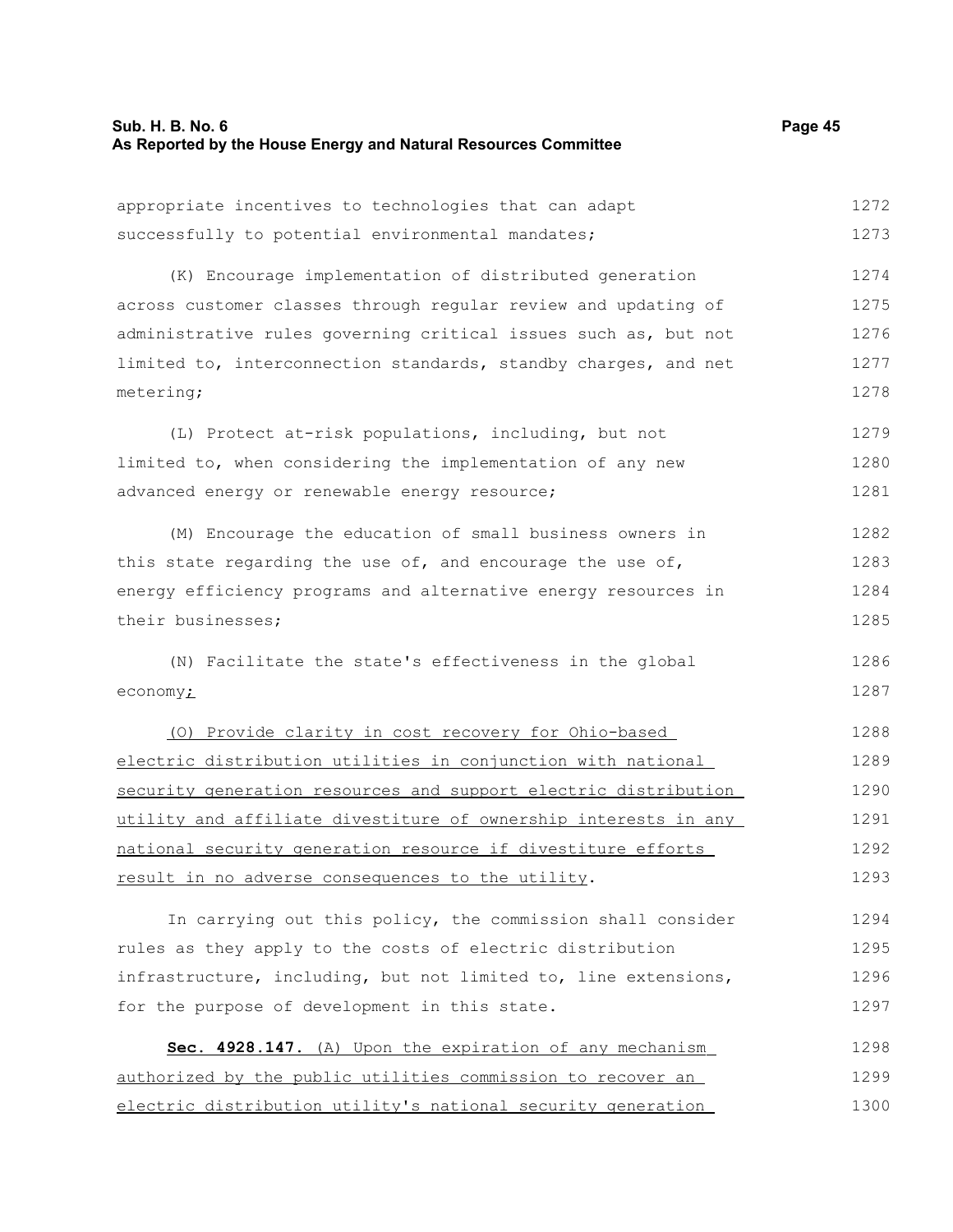appropriate incentives to technologies that can adapt successfully to potential environmental mandates;

(K) Encourage implementation of distributed generation across customer classes through regular review and updating of administrative rules governing critical issues such as, but not limited to, interconnection standards, standby charges, and net metering;

(L) Protect at-risk populations, including, but not limited to, when considering the implementation of any new advanced energy or renewable energy resource;

(M) Encourage the education of small business owners in this state regarding the use of, and encourage the use of, energy efficiency programs and alternative energy resources in their businesses;

(N) Facilitate the state's effectiveness in the global economy;

(O) Provide clarity in cost recovery for Ohio-based electric distribution utilities in conjunction with national security generation resources and support electric distribution utility and affiliate divestiture of ownership interests in any national security generation resource if divestiture efforts result in no adverse consequences to the utility.

In carrying out this policy, the commission shall consider rules as they apply to the costs of electric distribution infrastructure, including, but not limited to, line extensions, for the purpose of development in this state.

**Sec. 4928.147.** (A) Upon the expiration of any mechanism authorized by the public utilities commission to recover an electric distribution utility's national security generation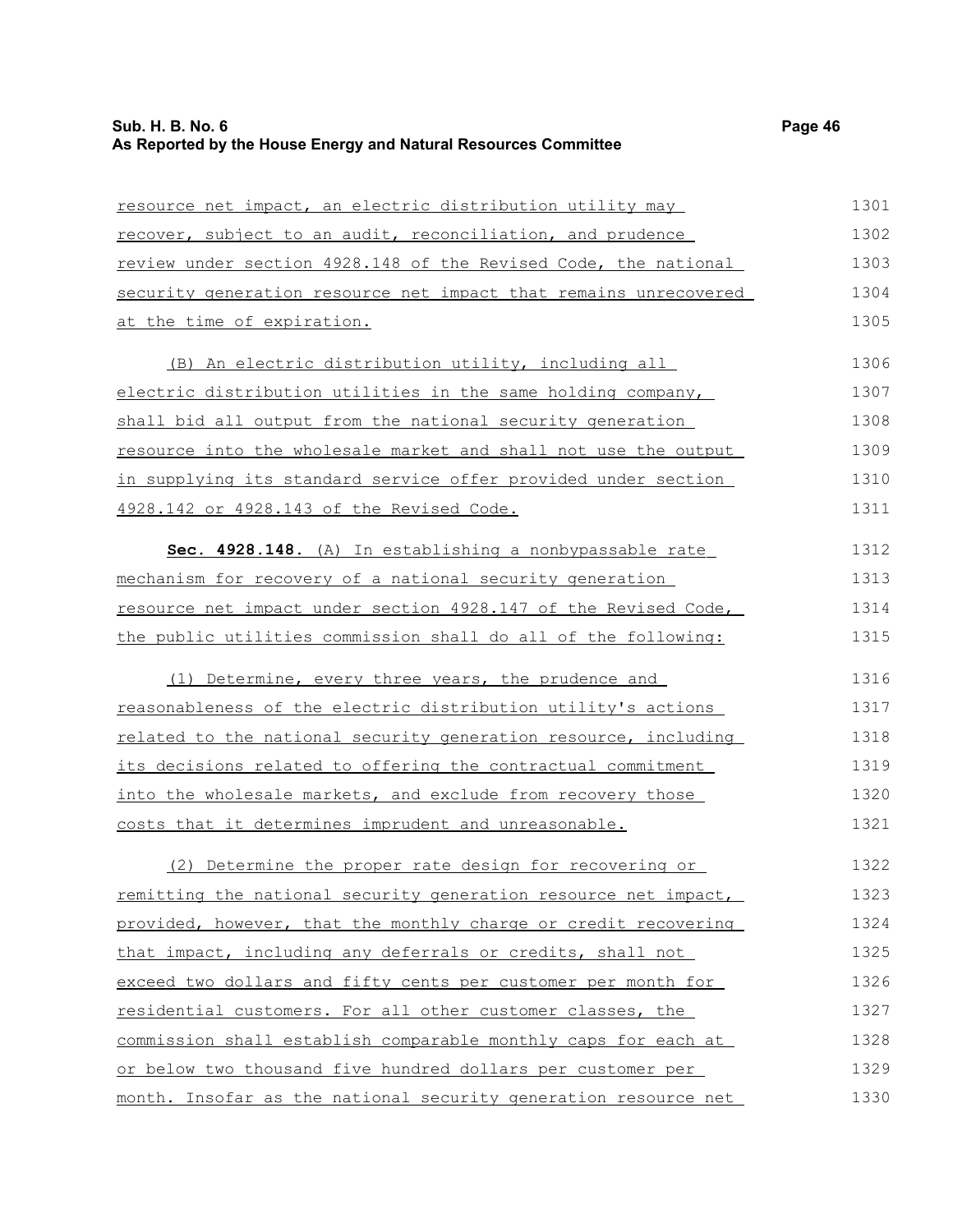resource net impact, an electric distribution utility may recover, subject to an audit, reconciliation, and prudence review under section 4928.148 of the Revised Code, the national security generation resource net impact that remains unrecovered at the time of expiration.

(B) An electric distribution utility, including all electric distribution utilities in the same holding company, shall bid all output from the national security generation resource into the wholesale market and shall not use the output in supplying its standard service offer provided under section 4928.142 or 4928.143 of the Revised Code.

**Sec. 4928.148.** (A) In establishing a nonbypassable rate mechanism for recovery of a national security generation resource net impact under section 4928.147 of the Revised Code, the public utilities commission shall do all of the following:

(1) Determine, every three years, the prudence and reasonableness of the electric distribution utility's actions related to the national security generation resource, including its decisions related to offering the contractual commitment into the wholesale markets, and exclude from recovery those costs that it determines imprudent and unreasonable.

(2) Determine the proper rate design for recovering or remitting the national security generation resource net impact, provided, however, that the monthly charge or credit recovering that impact, including any deferrals or credits, shall not exceed two dollars and fifty cents per customer per month for residential customers. For all other customer classes, the commission shall establish comparable monthly caps for each at or below two thousand five hundred dollars per customer per month. Insofar as the national security generation resource net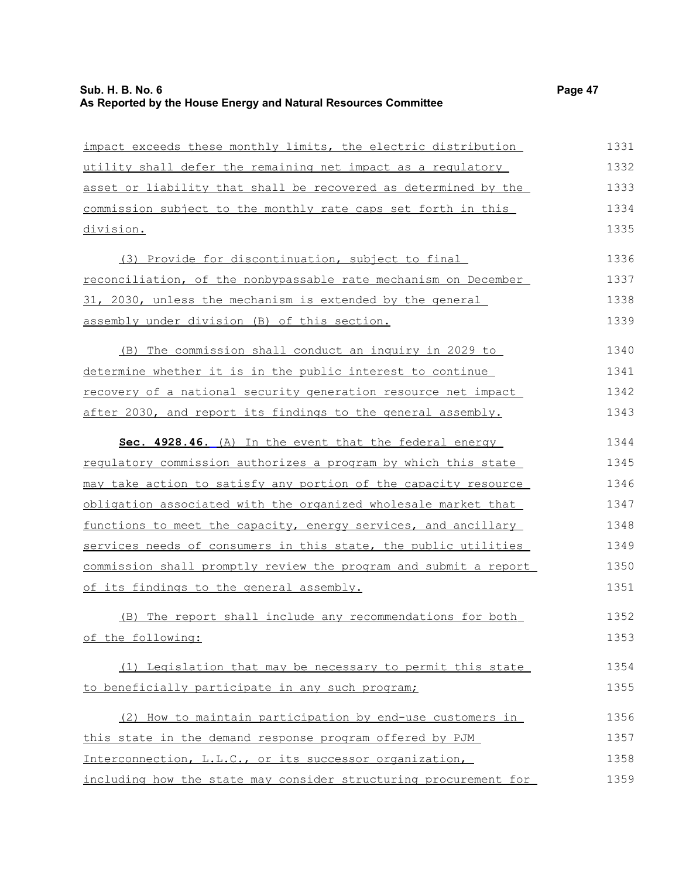impact exceeds these monthly limits, the electric distribution utility shall defer the remaining net impact as a regulatory asset or liability that shall be recovered as determined by the commission subject to the monthly rate caps set forth in this division.

(3) Provide for discontinuation, subject to final reconciliation, of the nonbypassable rate mechanism on December 31, 2030, unless the mechanism is extended by the general assembly under division (B) of this section.

(B) The commission shall conduct an inquiry in 2029 to determine whether it is in the public interest to continue recovery of a national security generation resource net impact after 2030, and report its findings to the general assembly.

**Sec. 4928.46.** (A) In the event that the federal energy regulatory commission authorizes a program by which this state may take action to satisfy any portion of the capacity resource obligation associated with the organized wholesale market that functions to meet the capacity, energy services, and ancillary services needs of consumers in this state, the public utilities commission shall promptly review the program and submit a report of its findings to the general assembly.

(B) The report shall include any recommendations for both of the following:

(1) Legislation that may be necessary to permit this state to beneficially participate in any such program;

(2) How to maintain participation by end-use customers in this state in the demand response program offered by PJM Interconnection, L.L.C., or its successor organization, including how the state may consider structuring procurement for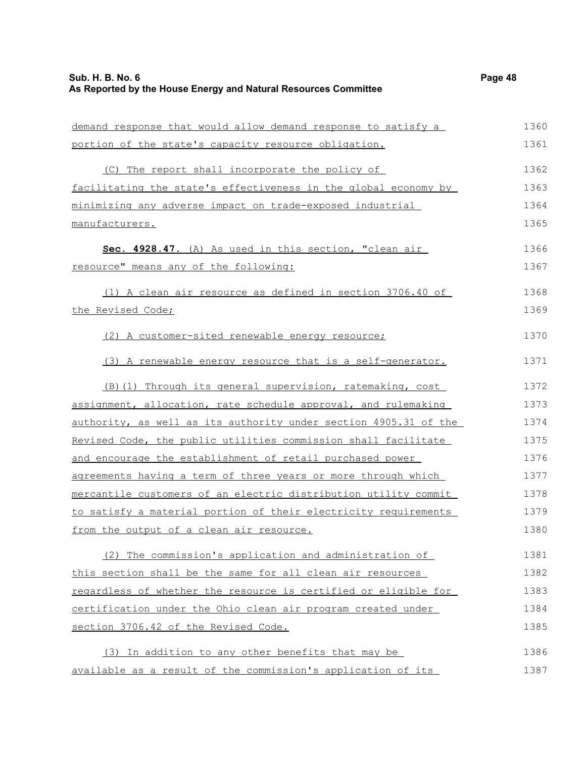demand response that would allow demand response to satisfy a portion of the state's capacity resource obligation.

(C) The report shall incorporate the policy of facilitating the state's effectiveness in the global economy by minimizing any adverse impact on trade-exposed industrial manufacturers.

**Sec. 4928.47.** (A) As used in this section, "clean air resource" means any of the following:

(1) A clean air resource as defined in section 3706.40 of the Revised Code;

(2) A customer-sited renewable energy resource;

(3) A renewable energy resource that is a self-generator.

(B)(1) Through its general supervision, ratemaking, cost assignment, allocation, rate schedule approval, and rulemaking authority, as well as its authority under section 4905.31 of the Revised Code, the public utilities commission shall facilitate and encourage the establishment of retail purchased power agreements having a term of three years or more through which mercantile customers of an electric distribution utility commit to satisfy a material portion of their electricity requirements from the output of a clean air resource.

(2) The commission's application and administration of this section shall be the same for all clean air resources regardless of whether the resource is certified or eligible for certification under the Ohio clean air program created under section 3706.42 of the Revised Code.

(3) In addition to any other benefits that may be available as a result of the commission's application of its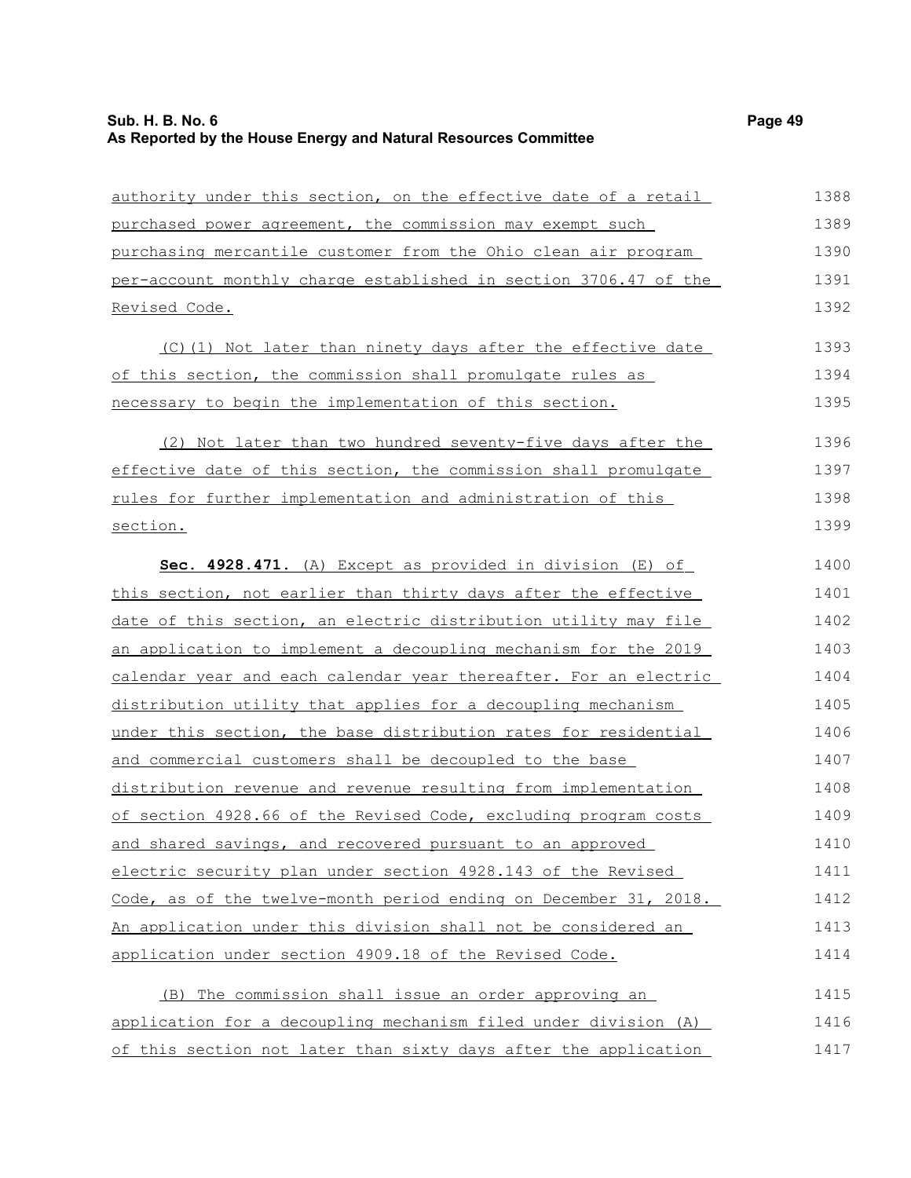authority under this section, on the effective date of a retail purchased power agreement, the commission may exempt such purchasing mercantile customer from the Ohio clean air program per-account monthly charge established in section 3706.47 of the Revised Code.

(C)(1) Not later than ninety days after the effective date of this section, the commission shall promulgate rules as necessary to begin the implementation of this section.

(2) Not later than two hundred seventy-five days after the effective date of this section, the commission shall promulgate rules for further implementation and administration of this section.

**Sec. 4928.471.** (A) Except as provided in division (E) of this section, not earlier than thirty days after the effective date of this section, an electric distribution utility may file an application to implement a decoupling mechanism for the 2019 calendar year and each calendar year thereafter. For an electric distribution utility that applies for a decoupling mechanism under this section, the base distribution rates for residential and commercial customers shall be decoupled to the base distribution revenue and revenue resulting from implementation of section 4928.66 of the Revised Code, excluding program costs and shared savings, and recovered pursuant to an approved electric security plan under section 4928.143 of the Revised Code, as of the twelve-month period ending on December 31, 2018. An application under this division shall not be considered an application under section 4909.18 of the Revised Code.

(B) The commission shall issue an order approving an application for a decoupling mechanism filed under division (A) of this section not later than sixty days after the application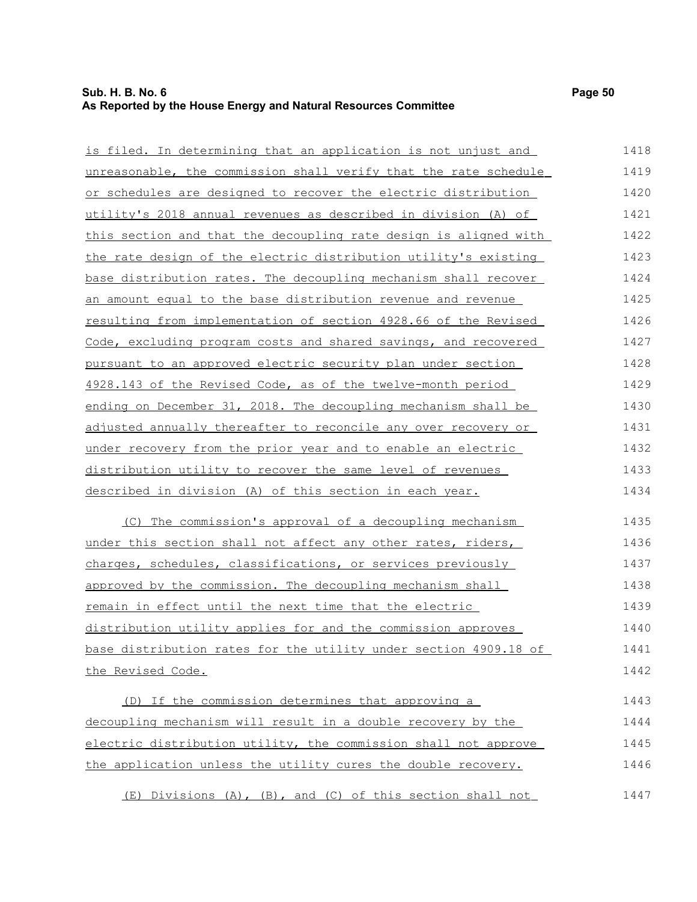is filed. In determining that an application is not unjust and unreasonable, the commission shall verify that the rate schedule or schedules are designed to recover the electric distribution utility's 2018 annual revenues as described in division (A) of this section and that the decoupling rate design is aligned with the rate design of the electric distribution utility's existing base distribution rates. The decoupling mechanism shall recover an amount equal to the base distribution revenue and revenue resulting from implementation of section 4928.66 of the Revised Code, excluding program costs and shared savings, and recovered pursuant to an approved electric security plan under section 4928.143 of the Revised Code, as of the twelve-month period ending on December 31, 2018. The decoupling mechanism shall be adjusted annually thereafter to reconcile any over recovery or under recovery from the prior year and to enable an electric distribution utility to recover the same level of revenues described in division (A) of this section in each year.

(C) The commission's approval of a decoupling mechanism under this section shall not affect any other rates, riders, charges, schedules, classifications, or services previously approved by the commission. The decoupling mechanism shall remain in effect until the next time that the electric distribution utility applies for and the commission approves base distribution rates for the utility under section 4909.18 of the Revised Code.

(D) If the commission determines that approving a decoupling mechanism will result in a double recovery by the electric distribution utility, the commission shall not approve the application unless the utility cures the double recovery.

(E) Divisions (A), (B), and (C) of this section shall not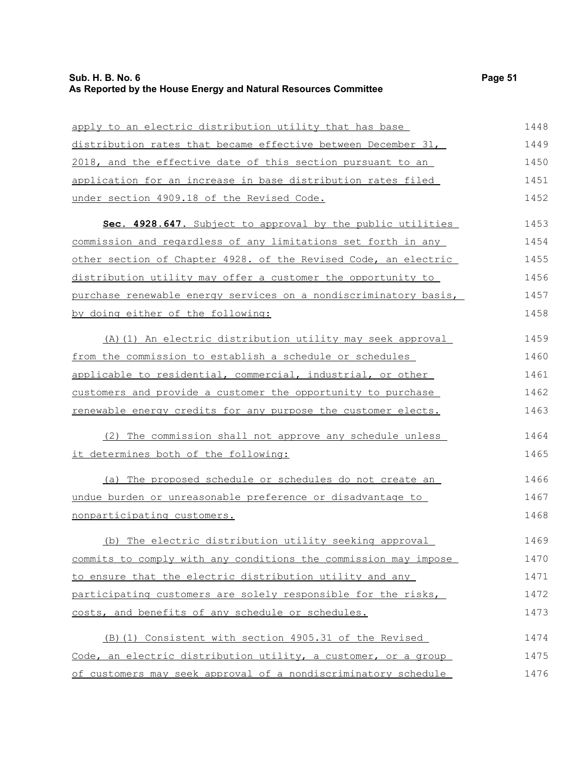apply to an electric distribution utility that has base distribution rates that became effective between December 31, 2018, and the effective date of this section pursuant to an application for an increase in base distribution rates filed under section 4909.18 of the Revised Code.

**Sec. 4928.647.** Subject to approval by the public utilities commission and regardless of any limitations set forth in any other section of Chapter 4928. of the Revised Code, an electric distribution utility may offer a customer the opportunity to purchase renewable energy services on a nondiscriminatory basis, by doing either of the following:

(A)(1) An electric distribution utility may seek approval from the commission to establish a schedule or schedules applicable to residential, commercial, industrial, or other customers and provide a customer the opportunity to purchase renewable energy credits for any purpose the customer elects.

(2) The commission shall not approve any schedule unless it determines both of the following:

(a) The proposed schedule or schedules do not create an undue burden or unreasonable preference or disadvantage to nonparticipating customers.

(b) The electric distribution utility seeking approval commits to comply with any conditions the commission may impose to ensure that the electric distribution utility and any participating customers are solely responsible for the risks, costs, and benefits of any schedule or schedules.

(B)(1) Consistent with section 4905.31 of the Revised Code, an electric distribution utility, a customer, or a group of customers may seek approval of a nondiscriminatory schedule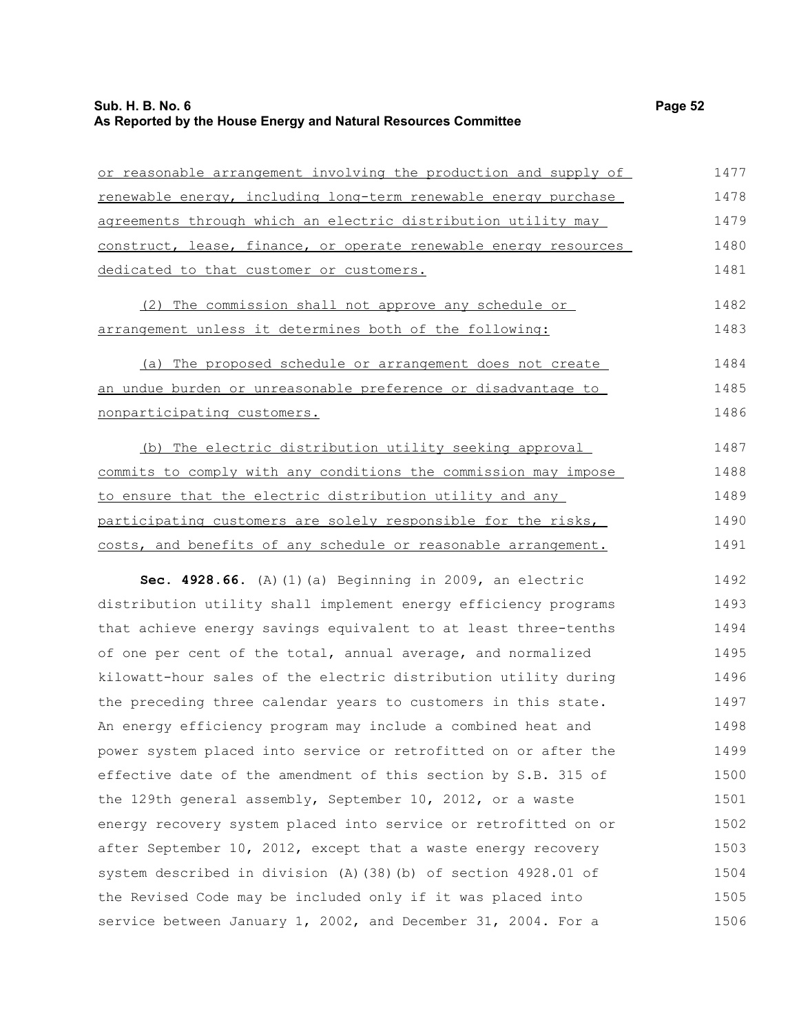or reasonable arrangement involving the production and supply of renewable energy, including long-term renewable energy purchase agreements through which an electric distribution utility may construct, lease, finance, or operate renewable energy resources dedicated to that customer or customers.

(2) The commission shall not approve any schedule or arrangement unless it determines both of the following:

(a) The proposed schedule or arrangement does not create an undue burden or unreasonable preference or disadvantage to nonparticipating customers.

(b) The electric distribution utility seeking approval commits to comply with any conditions the commission may impose to ensure that the electric distribution utility and any participating customers are solely responsible for the risks, costs, and benefits of any schedule or reasonable arrangement.

**Sec. 4928.66.** (A)(1)(a) Beginning in 2009, an electric distribution utility shall implement energy efficiency programs that achieve energy savings equivalent to at least three-tenths of one per cent of the total, annual average, and normalized kilowatt-hour sales of the electric distribution utility during the preceding three calendar years to customers in this state. An energy efficiency program may include a combined heat and power system placed into service or retrofitted on or after the effective date of the amendment of this section by S.B. 315 of the 129th general assembly, September 10, 2012, or a waste energy recovery system placed into service or retrofitted on or after September 10, 2012, except that a waste energy recovery system described in division (A)(38)(b) of section 4928.01 of the Revised Code may be included only if it was placed into service between January 1, 2002, and December 31, 2004. For a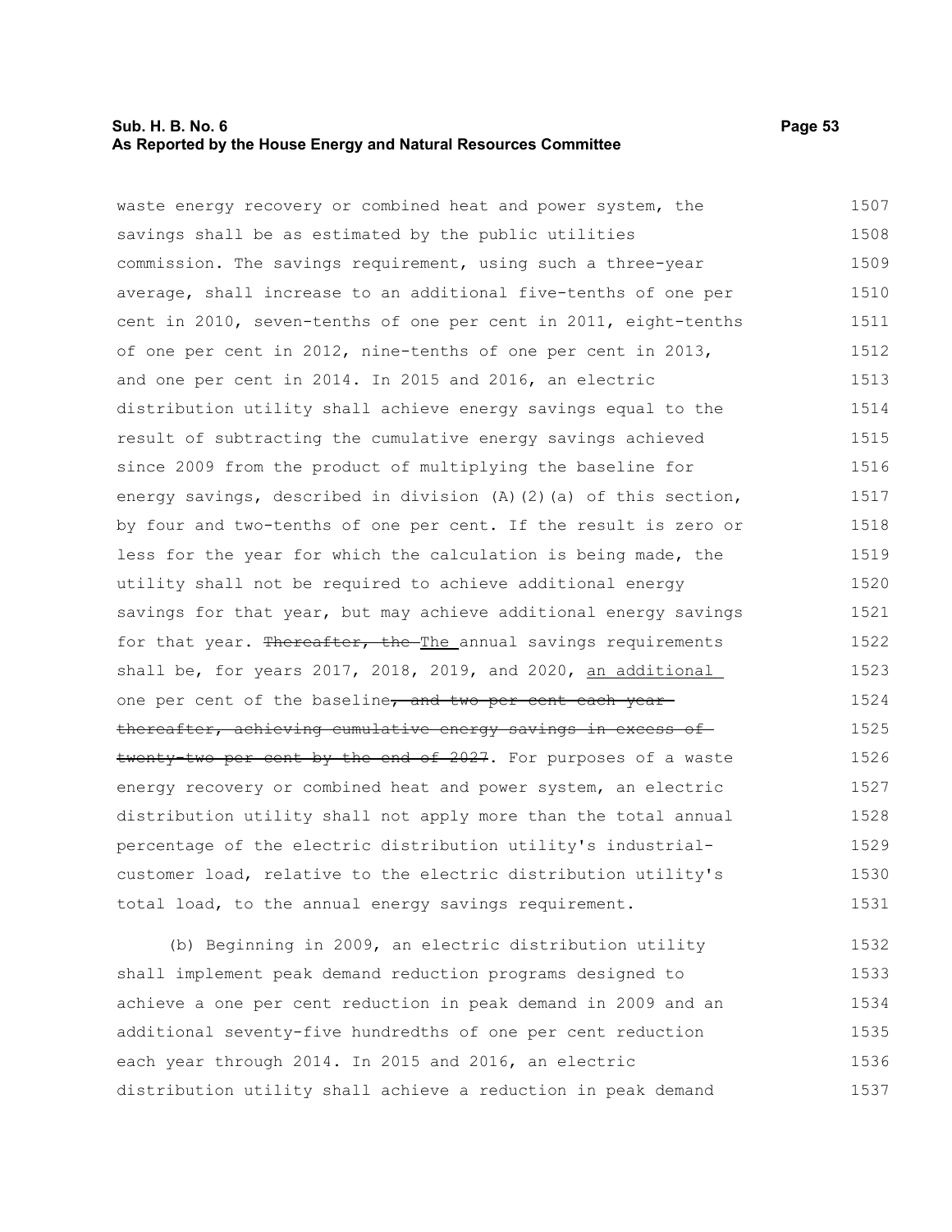waste energy recovery or combined heat and power system, the savings shall be as estimated by the public utilities commission. The savings requirement, using such a three-year average, shall increase to an additional five-tenths of one per cent in 2010, seven-tenths of one per cent in 2011, eight-tenths of one per cent in 2012, nine-tenths of one per cent in 2013, and one per cent in 2014. In 2015 and 2016, an electric distribution utility shall achieve energy savings equal to the result of subtracting the cumulative energy savings achieved since 2009 from the product of multiplying the baseline for energy savings, described in division (A)(2)(a) of this section, by four and two-tenths of one per cent. If the result is zero or less for the year for which the calculation is being made, the utility shall not be required to achieve additional energy savings for that year, but may achieve additional energy savings for that year. ~~Thereafter, the~~ The annual savings requirements shall be, for years 2017, 2018, 2019, and 2020, an additional one per cent of the baseline~~, and two per cent each year thereafter, achieving cumulative energy savings in excess of twenty-two per cent by the end of 2027~~. For purposes of a waste energy recovery or combined heat and power system, an electric distribution utility shall not apply more than the total annual percentage of the electric distribution utility's industrial-customer load, relative to the electric distribution utility's total load, to the annual energy savings requirement.

(b) Beginning in 2009, an electric distribution utility shall implement peak demand reduction programs designed to achieve a one per cent reduction in peak demand in 2009 and an additional seventy-five hundredths of one per cent reduction each year through 2014. In 2015 and 2016, an electric distribution utility shall achieve a reduction in peak demand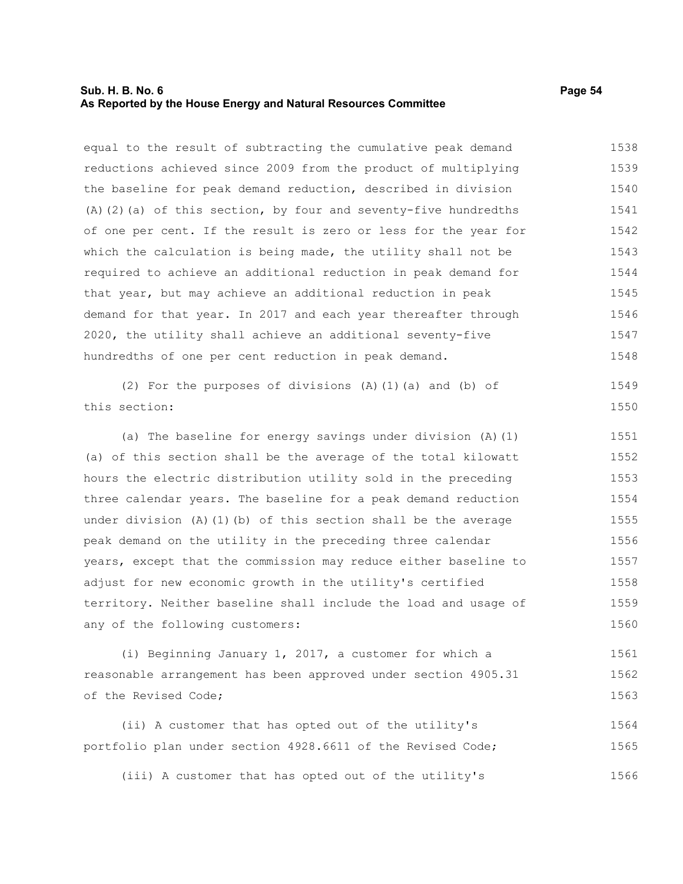equal to the result of subtracting the cumulative peak demand reductions achieved since 2009 from the product of multiplying the baseline for peak demand reduction, described in division (A)(2)(a) of this section, by four and seventy-five hundredths of one per cent. If the result is zero or less for the year for which the calculation is being made, the utility shall not be required to achieve an additional reduction in peak demand for that year, but may achieve an additional reduction in peak demand for that year. In 2017 and each year thereafter through 2020, the utility shall achieve an additional seventy-five hundredths of one per cent reduction in peak demand.

(2) For the purposes of divisions (A)(1)(a) and (b) of this section:

(a) The baseline for energy savings under division (A)(1)(a) of this section shall be the average of the total kilowatt hours the electric distribution utility sold in the preceding three calendar years. The baseline for a peak demand reduction under division (A)(1)(b) of this section shall be the average peak demand on the utility in the preceding three calendar years, except that the commission may reduce either baseline to adjust for new economic growth in the utility's certified territory. Neither baseline shall include the load and usage of any of the following customers:

(i) Beginning January 1, 2017, a customer for which a reasonable arrangement has been approved under section 4905.31 of the Revised Code;

(ii) A customer that has opted out of the utility's portfolio plan under section 4928.6611 of the Revised Code;

(iii) A customer that has opted out of the utility's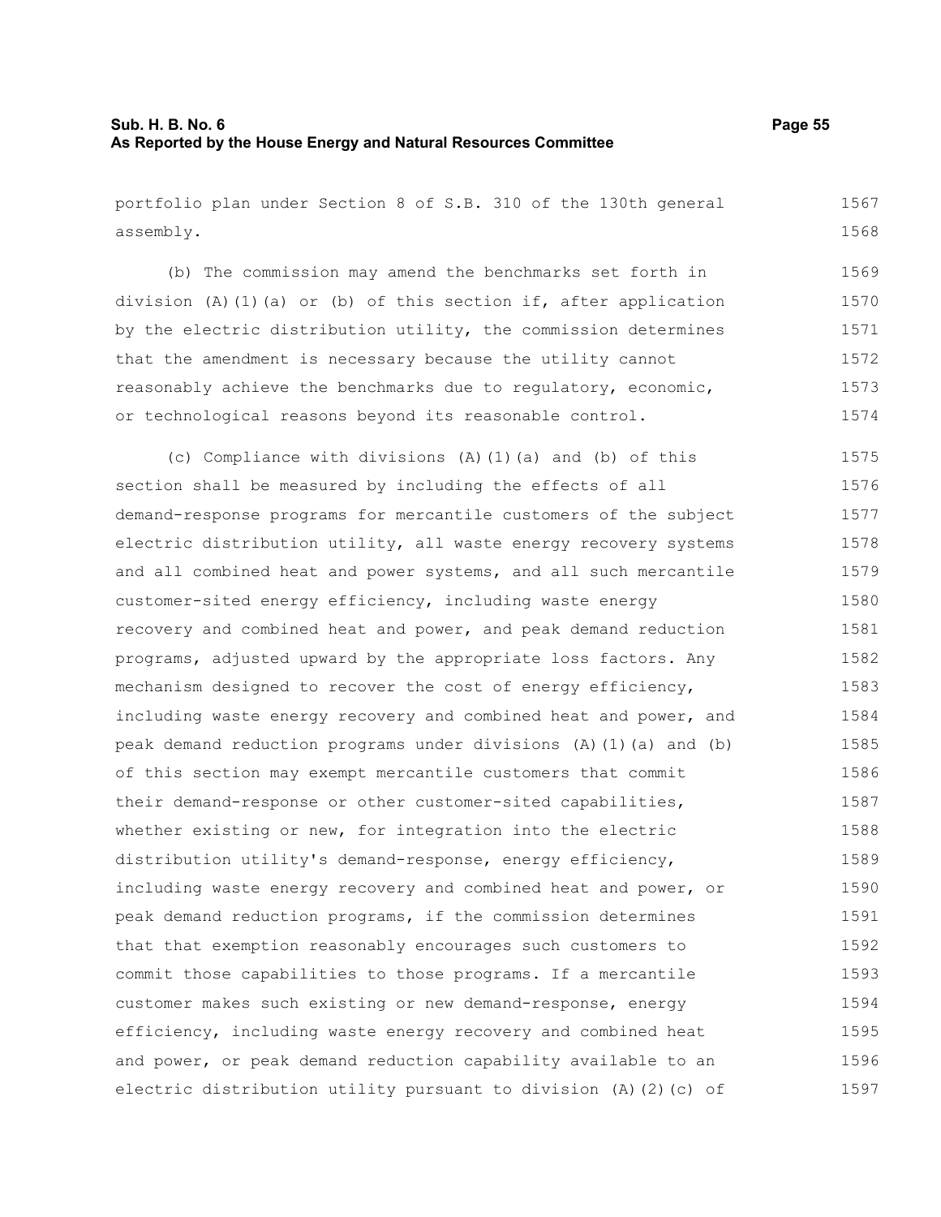portfolio plan under Section 8 of S.B. 310 of the 130th general assembly.

(b) The commission may amend the benchmarks set forth in division (A)(1)(a) or (b) of this section if, after application by the electric distribution utility, the commission determines that the amendment is necessary because the utility cannot reasonably achieve the benchmarks due to regulatory, economic, or technological reasons beyond its reasonable control.

(c) Compliance with divisions (A)(1)(a) and (b) of this section shall be measured by including the effects of all demand-response programs for mercantile customers of the subject electric distribution utility, all waste energy recovery systems and all combined heat and power systems, and all such mercantile customer-sited energy efficiency, including waste energy recovery and combined heat and power, and peak demand reduction programs, adjusted upward by the appropriate loss factors. Any mechanism designed to recover the cost of energy efficiency, including waste energy recovery and combined heat and power, and peak demand reduction programs under divisions (A)(1)(a) and (b) of this section may exempt mercantile customers that commit their demand-response or other customer-sited capabilities, whether existing or new, for integration into the electric distribution utility's demand-response, energy efficiency, including waste energy recovery and combined heat and power, or peak demand reduction programs, if the commission determines that that exemption reasonably encourages such customers to commit those capabilities to those programs. If a mercantile customer makes such existing or new demand-response, energy efficiency, including waste energy recovery and combined heat and power, or peak demand reduction capability available to an electric distribution utility pursuant to division (A)(2)(c) of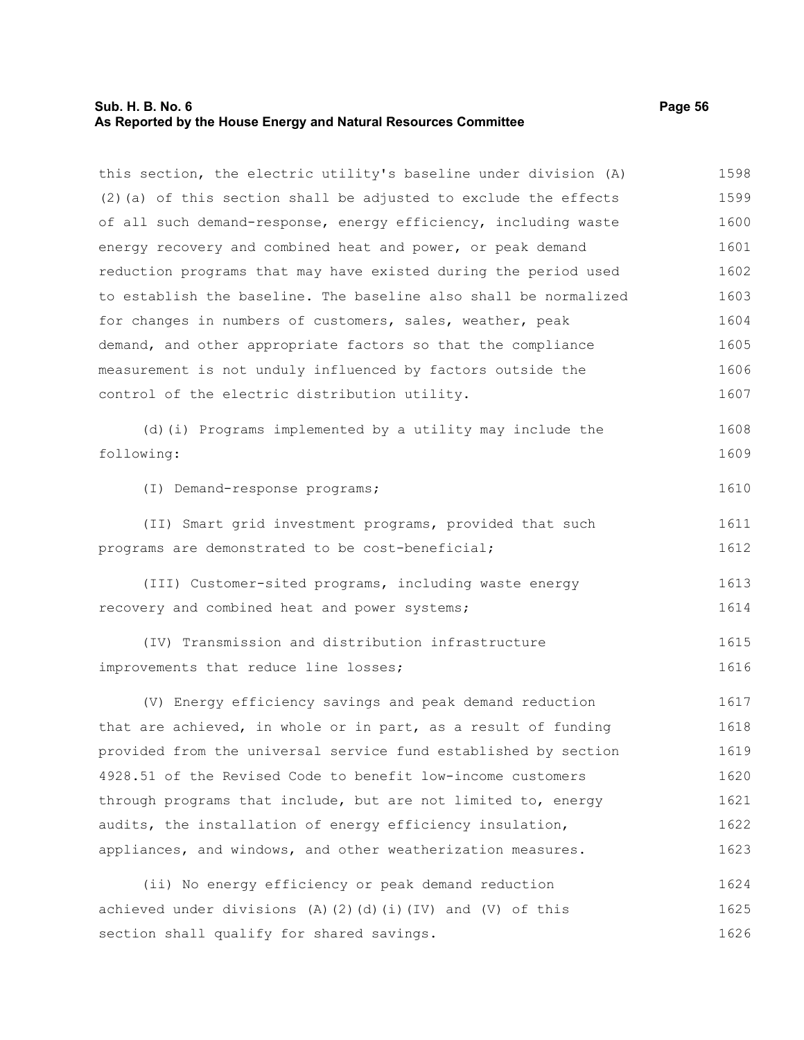this section, the electric utility's baseline under division (A)(2)(a) of this section shall be adjusted to exclude the effects of all such demand-response, energy efficiency, including waste energy recovery and combined heat and power, or peak demand reduction programs that may have existed during the period used to establish the baseline. The baseline also shall be normalized for changes in numbers of customers, sales, weather, peak demand, and other appropriate factors so that the compliance measurement is not unduly influenced by factors outside the control of the electric distribution utility.

(d)(i) Programs implemented by a utility may include the following:

(I) Demand-response programs;

(II) Smart grid investment programs, provided that such programs are demonstrated to be cost-beneficial;

(III) Customer-sited programs, including waste energy recovery and combined heat and power systems;

(IV) Transmission and distribution infrastructure improvements that reduce line losses;

(V) Energy efficiency savings and peak demand reduction that are achieved, in whole or in part, as a result of funding provided from the universal service fund established by section 4928.51 of the Revised Code to benefit low-income customers through programs that include, but are not limited to, energy audits, the installation of energy efficiency insulation, appliances, and windows, and other weatherization measures.

(ii) No energy efficiency or peak demand reduction achieved under divisions (A)(2)(d)(i)(IV) and (V) of this section shall qualify for shared savings.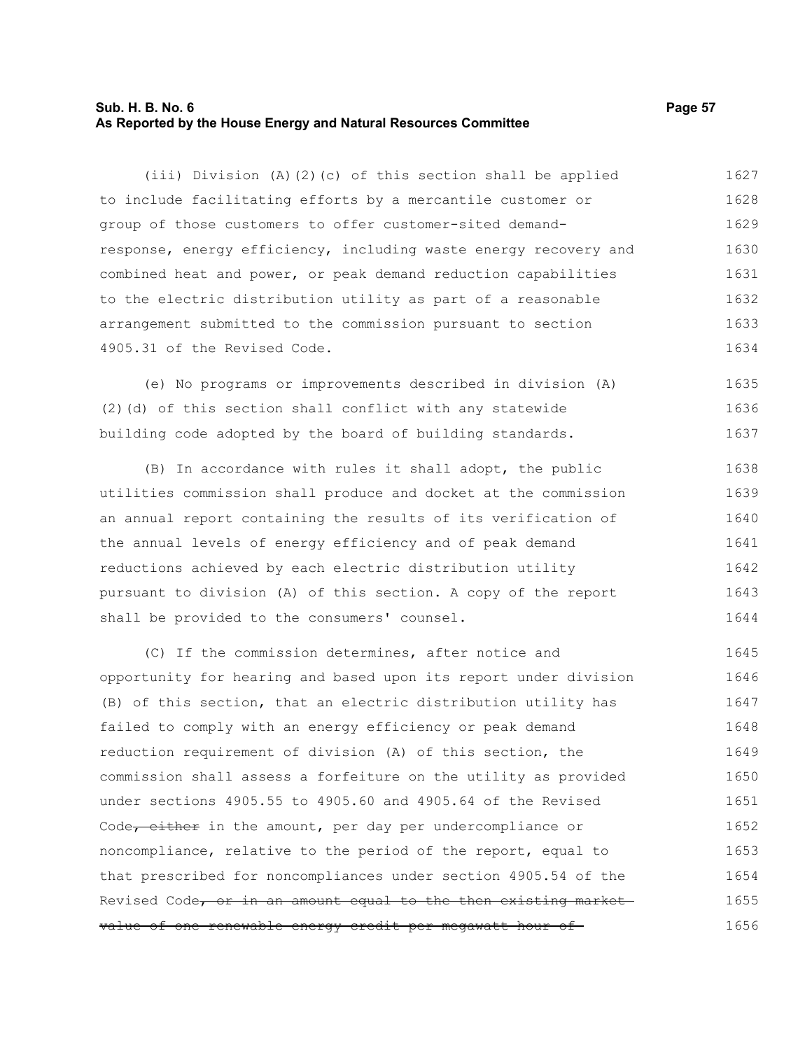(iii) Division (A)(2)(c) of this section shall be applied to include facilitating efforts by a mercantile customer or group of those customers to offer customer-sited demand-response, energy efficiency, including waste energy recovery and combined heat and power, or peak demand reduction capabilities to the electric distribution utility as part of a reasonable arrangement submitted to the commission pursuant to section 4905.31 of the Revised Code.

(e) No programs or improvements described in division (A)(2)(d) of this section shall conflict with any statewide building code adopted by the board of building standards.

(B) In accordance with rules it shall adopt, the public utilities commission shall produce and docket at the commission an annual report containing the results of its verification of the annual levels of energy efficiency and of peak demand reductions achieved by each electric distribution utility pursuant to division (A) of this section. A copy of the report shall be provided to the consumers' counsel.

(C) If the commission determines, after notice and opportunity for hearing and based upon its report under division (B) of this section, that an electric distribution utility has failed to comply with an energy efficiency or peak demand reduction requirement of division (A) of this section, the commission shall assess a forfeiture on the utility as provided under sections 4905.55 to 4905.60 and 4905.64 of the Revised Code~~, either~~ in the amount, per day per undercompliance or noncompliance, relative to the period of the report, equal to that prescribed for noncompliances under section 4905.54 of the Revised Code~~, or in an amount equal to the then existing market value of one renewable energy credit per megawatt hour of~~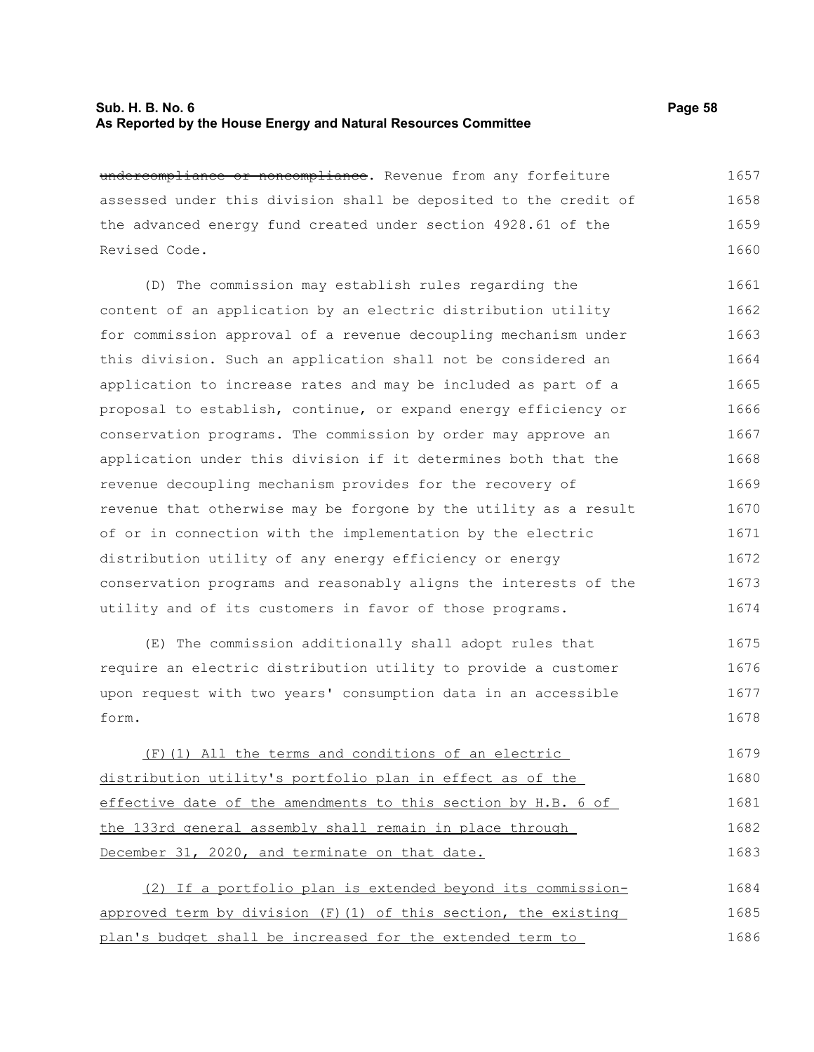~~undercompliance or noncompliance~~. Revenue from any forfeiture assessed under this division shall be deposited to the credit of the advanced energy fund created under section 4928.61 of the Revised Code.

(D) The commission may establish rules regarding the content of an application by an electric distribution utility for commission approval of a revenue decoupling mechanism under this division. Such an application shall not be considered an application to increase rates and may be included as part of a proposal to establish, continue, or expand energy efficiency or conservation programs. The commission by order may approve an application under this division if it determines both that the revenue decoupling mechanism provides for the recovery of revenue that otherwise may be forgone by the utility as a result of or in connection with the implementation by the electric distribution utility of any energy efficiency or energy conservation programs and reasonably aligns the interests of the utility and of its customers in favor of those programs.

(E) The commission additionally shall adopt rules that require an electric distribution utility to provide a customer upon request with two years' consumption data in an accessible form.

<u>(F)(1) All the terms and conditions of an electric distribution utility's portfolio plan in effect as of the effective date of the amendments to this section by H.B. 6 of the 133rd general assembly shall remain in place through December 31, 2020, and terminate on that date.</u>

<u>(2) If a portfolio plan is extended beyond its commission-approved term by division (F)(1) of this section, the existing plan's budget shall be increased for the extended term to</u>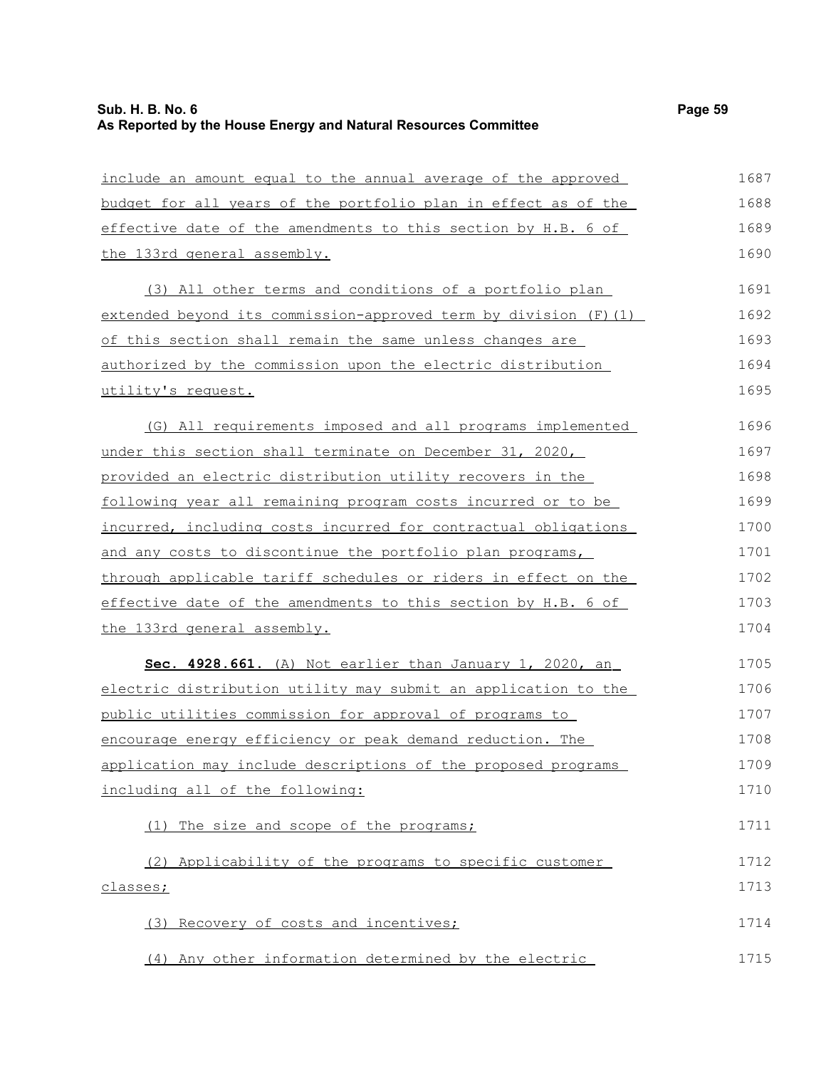include an amount equal to the annual average of the approved budget for all years of the portfolio plan in effect as of the effective date of the amendments to this section by H.B. 6 of the 133rd general assembly.

(3) All other terms and conditions of a portfolio plan extended beyond its commission-approved term by division (F)(1) of this section shall remain the same unless changes are authorized by the commission upon the electric distribution utility's request.

(G) All requirements imposed and all programs implemented under this section shall terminate on December 31, 2020, provided an electric distribution utility recovers in the following year all remaining program costs incurred or to be incurred, including costs incurred for contractual obligations and any costs to discontinue the portfolio plan programs, through applicable tariff schedules or riders in effect on the effective date of the amendments to this section by H.B. 6 of the 133rd general assembly.

**Sec. 4928.661.** (A) Not earlier than January 1, 2020, an electric distribution utility may submit an application to the public utilities commission for approval of programs to encourage energy efficiency or peak demand reduction. The application may include descriptions of the proposed programs including all of the following:

(1) The size and scope of the programs;

(2) Applicability of the programs to specific customer classes;

(3) Recovery of costs and incentives;

(4) Any other information determined by the electric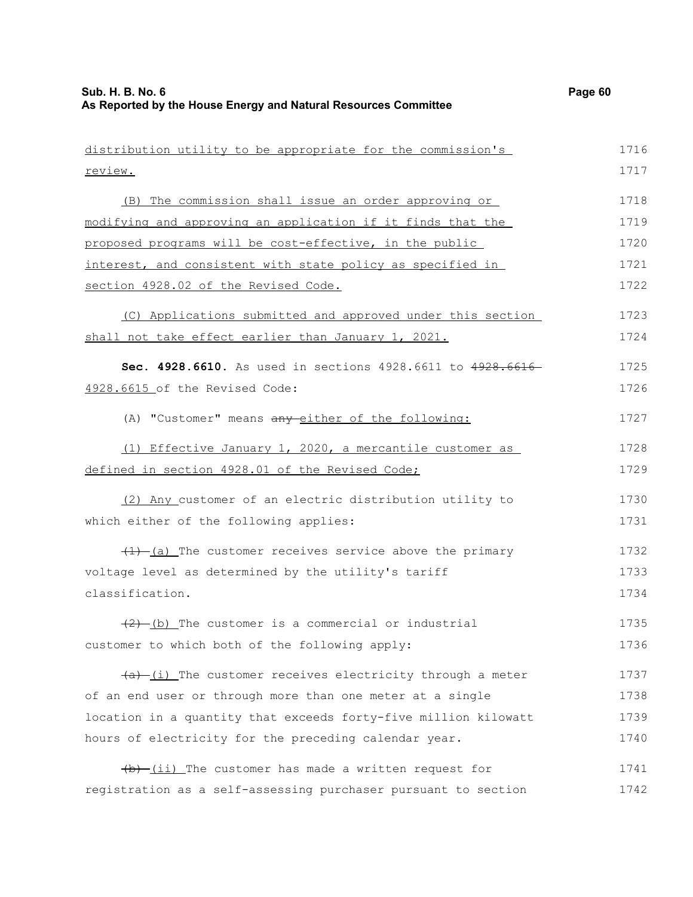distribution utility to be appropriate for the commission's review.

(B) The commission shall issue an order approving or modifying and approving an application if it finds that the proposed programs will be cost-effective, in the public interest, and consistent with state policy as specified in section 4928.02 of the Revised Code.

(C) Applications submitted and approved under this section shall not take effect earlier than January 1, 2021.

**Sec. 4928.6610.** As used in sections 4928.6611 to ~~4928.6616~~ 4928.6615 of the Revised Code:

(A) "Customer" means ~~any~~ either of the following:

(1) Effective January 1, 2020, a mercantile customer as defined in section 4928.01 of the Revised Code;

(2) Any customer of an electric distribution utility to which either of the following applies:

~~(1)~~ (a) The customer receives service above the primary voltage level as determined by the utility's tariff classification.

~~(2)~~ (b) The customer is a commercial or industrial customer to which both of the following apply:

~~(a)~~ (i) The customer receives electricity through a meter of an end user or through more than one meter at a single location in a quantity that exceeds forty-five million kilowatt hours of electricity for the preceding calendar year.

~~(b)~~ (ii) The customer has made a written request for registration as a self-assessing purchaser pursuant to section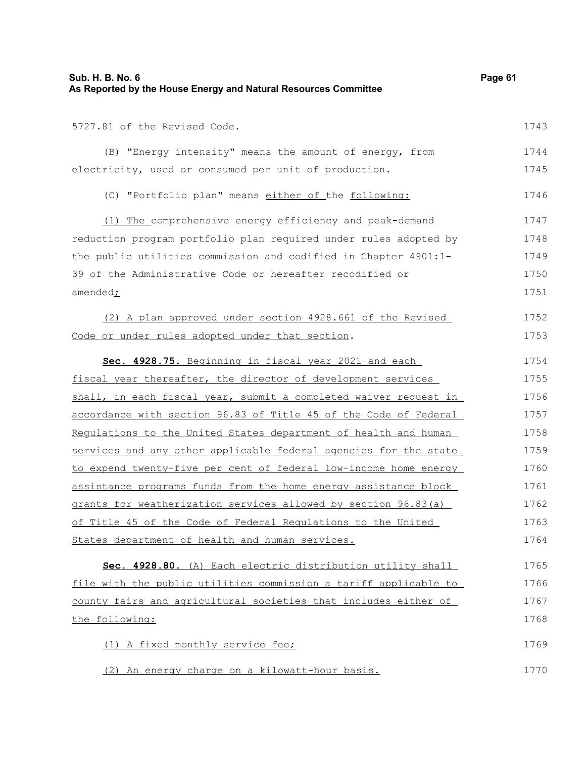5727.81 of the Revised Code.

(B) "Energy intensity" means the amount of energy, from electricity, used or consumed per unit of production.

(C) "Portfolio plan" means either of the following:

(1) The comprehensive energy efficiency and peak-demand reduction program portfolio plan required under rules adopted by the public utilities commission and codified in Chapter 4901:1-39 of the Administrative Code or hereafter recodified or amended;

(2) A plan approved under section 4928.661 of the Revised Code or under rules adopted under that section.

**Sec. 4928.75.** Beginning in fiscal year 2021 and each fiscal year thereafter, the director of development services shall, in each fiscal year, submit a completed waiver request in accordance with section 96.83 of Title 45 of the Code of Federal Regulations to the United States department of health and human services and any other applicable federal agencies for the state to expend twenty-five per cent of federal low-income home energy assistance programs funds from the home energy assistance block grants for weatherization services allowed by section 96.83(a) of Title 45 of the Code of Federal Regulations to the United States department of health and human services.

**Sec. 4928.80.** (A) Each electric distribution utility shall file with the public utilities commission a tariff applicable to county fairs and agricultural societies that includes either of the following:

(1) A fixed monthly service fee;

(2) An energy charge on a kilowatt-hour basis.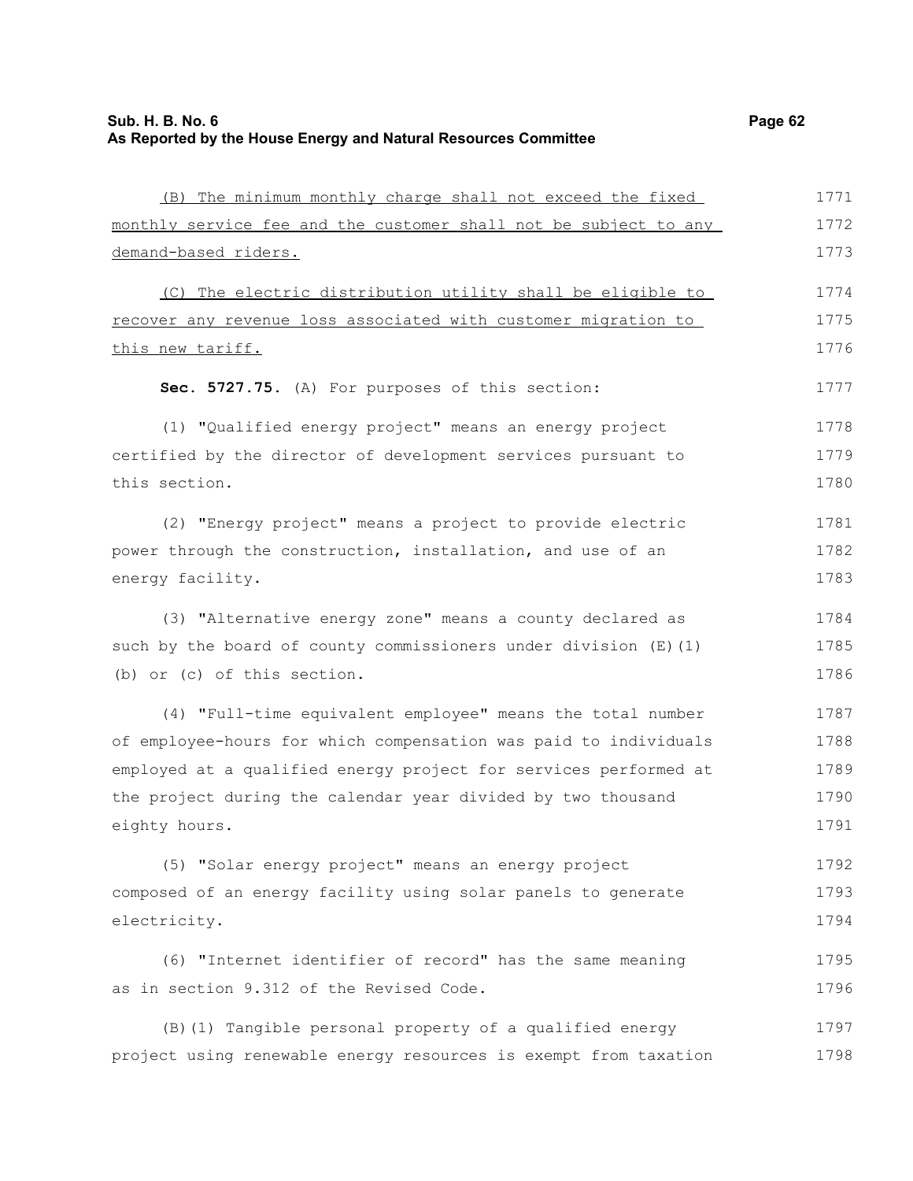(B) The minimum monthly charge shall not exceed the fixed monthly service fee and the customer shall not be subject to any demand-based riders.

(C) The electric distribution utility shall be eligible to recover any revenue loss associated with customer migration to this new tariff.

**Sec. 5727.75.** (A) For purposes of this section:

(1) "Qualified energy project" means an energy project certified by the director of development services pursuant to this section.

(2) "Energy project" means a project to provide electric power through the construction, installation, and use of an energy facility.

(3) "Alternative energy zone" means a county declared as such by the board of county commissioners under division (E)(1)(b) or (c) of this section.

(4) "Full-time equivalent employee" means the total number of employee-hours for which compensation was paid to individuals employed at a qualified energy project for services performed at the project during the calendar year divided by two thousand eighty hours.

(5) "Solar energy project" means an energy project composed of an energy facility using solar panels to generate electricity.

(6) "Internet identifier of record" has the same meaning as in section 9.312 of the Revised Code.

(B)(1) Tangible personal property of a qualified energy project using renewable energy resources is exempt from taxation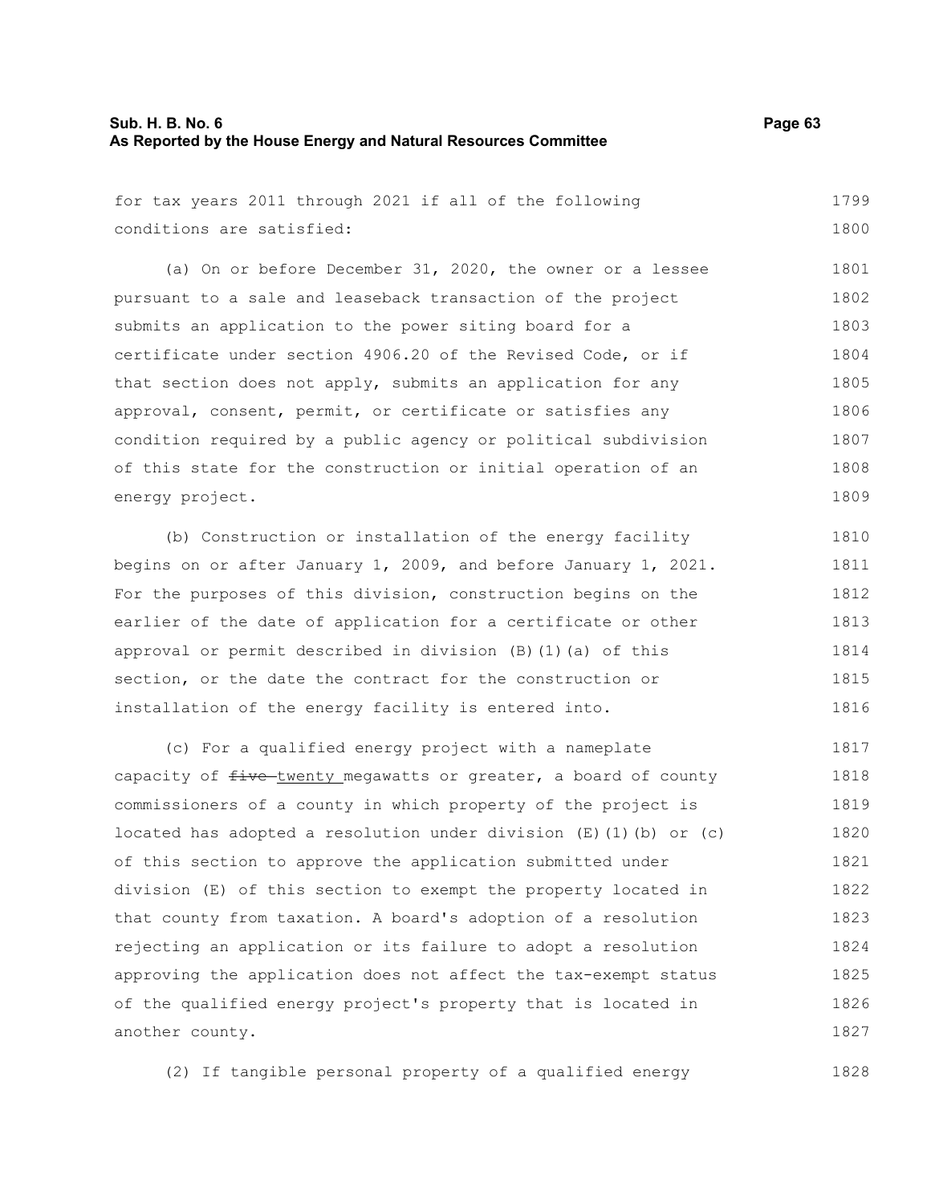for tax years 2011 through 2021 if all of the following conditions are satisfied:

(a) On or before December 31, 2020, the owner or a lessee pursuant to a sale and leaseback transaction of the project submits an application to the power siting board for a certificate under section 4906.20 of the Revised Code, or if that section does not apply, submits an application for any approval, consent, permit, or certificate or satisfies any condition required by a public agency or political subdivision of this state for the construction or initial operation of an energy project.

(b) Construction or installation of the energy facility begins on or after January 1, 2009, and before January 1, 2021. For the purposes of this division, construction begins on the earlier of the date of application for a certificate or other approval or permit described in division (B)(1)(a) of this section, or the date the contract for the construction or installation of the energy facility is entered into.

(c) For a qualified energy project with a nameplate capacity of ~~five~~ <u>twenty</u> megawatts or greater, a board of county commissioners of a county in which property of the project is located has adopted a resolution under division (E)(1)(b) or (c) of this section to approve the application submitted under division (E) of this section to exempt the property located in that county from taxation. A board's adoption of a resolution rejecting an application or its failure to adopt a resolution approving the application does not affect the tax-exempt status of the qualified energy project's property that is located in another county.

(2) If tangible personal property of a qualified energy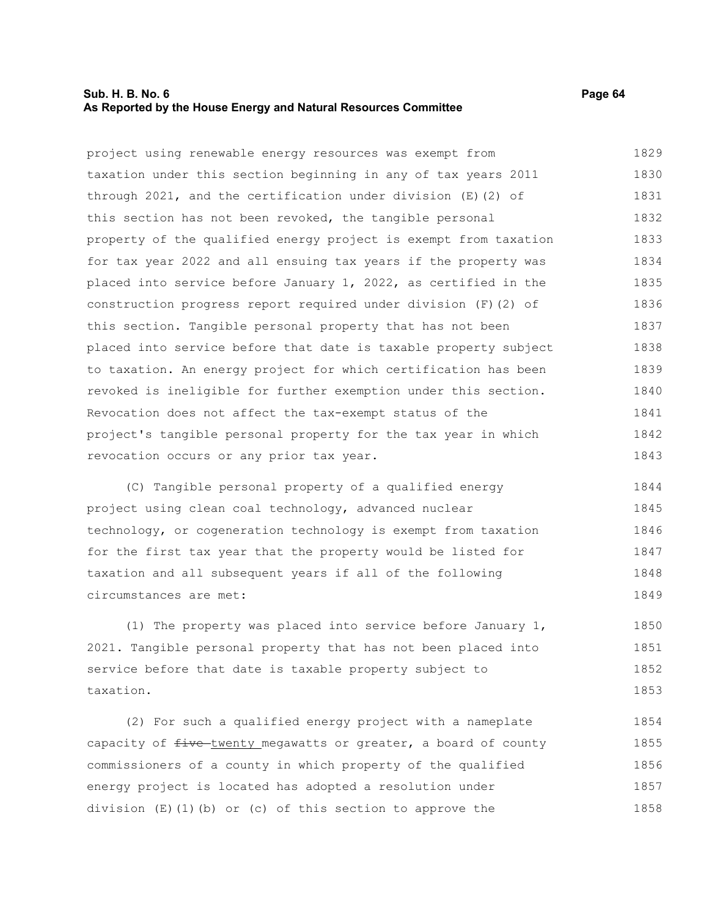project using renewable energy resources was exempt from taxation under this section beginning in any of tax years 2011 through 2021, and the certification under division (E)(2) of this section has not been revoked, the tangible personal property of the qualified energy project is exempt from taxation for tax year 2022 and all ensuing tax years if the property was placed into service before January 1, 2022, as certified in the construction progress report required under division (F)(2) of this section. Tangible personal property that has not been placed into service before that date is taxable property subject to taxation. An energy project for which certification has been revoked is ineligible for further exemption under this section. Revocation does not affect the tax-exempt status of the project's tangible personal property for the tax year in which revocation occurs or any prior tax year.

(C) Tangible personal property of a qualified energy project using clean coal technology, advanced nuclear technology, or cogeneration technology is exempt from taxation for the first tax year that the property would be listed for taxation and all subsequent years if all of the following circumstances are met:

(1) The property was placed into service before January 1, 2021. Tangible personal property that has not been placed into service before that date is taxable property subject to taxation.

(2) For such a qualified energy project with a nameplate capacity of ~~five~~ twenty megawatts or greater, a board of county commissioners of a county in which property of the qualified energy project is located has adopted a resolution under division (E)(1)(b) or (c) of this section to approve the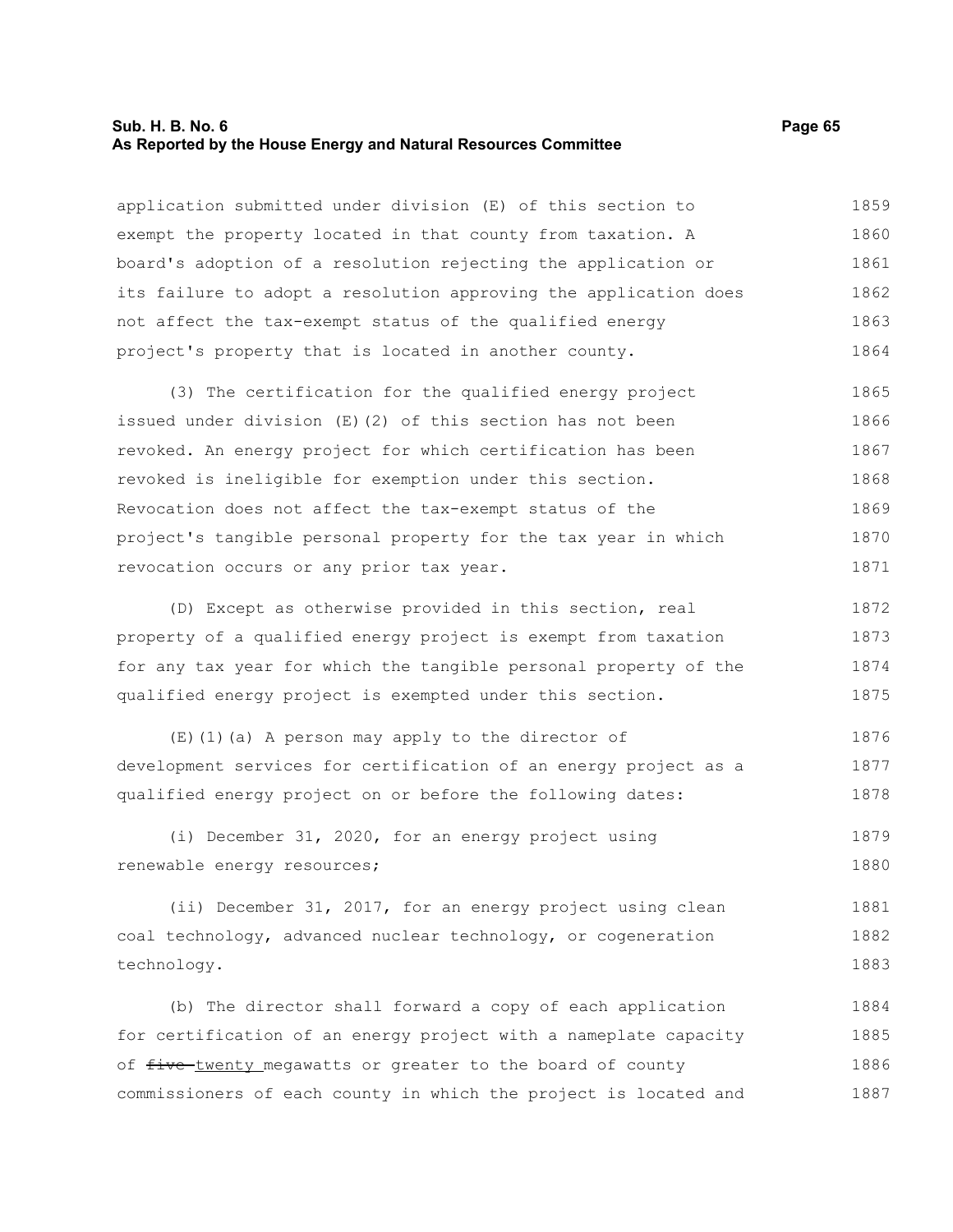application submitted under division (E) of this section to exempt the property located in that county from taxation. A board's adoption of a resolution rejecting the application or its failure to adopt a resolution approving the application does not affect the tax-exempt status of the qualified energy project's property that is located in another county.

(3) The certification for the qualified energy project issued under division (E)(2) of this section has not been revoked. An energy project for which certification has been revoked is ineligible for exemption under this section. Revocation does not affect the tax-exempt status of the project's tangible personal property for the tax year in which revocation occurs or any prior tax year.

(D) Except as otherwise provided in this section, real property of a qualified energy project is exempt from taxation for any tax year for which the tangible personal property of the qualified energy project is exempted under this section.

(E)(1)(a) A person may apply to the director of development services for certification of an energy project as a qualified energy project on or before the following dates:

(i) December 31, 2020, for an energy project using renewable energy resources;

(ii) December 31, 2017, for an energy project using clean coal technology, advanced nuclear technology, or cogeneration technology.

(b) The director shall forward a copy of each application for certification of an energy project with a nameplate capacity of ~~five~~ twenty megawatts or greater to the board of county commissioners of each county in which the project is located and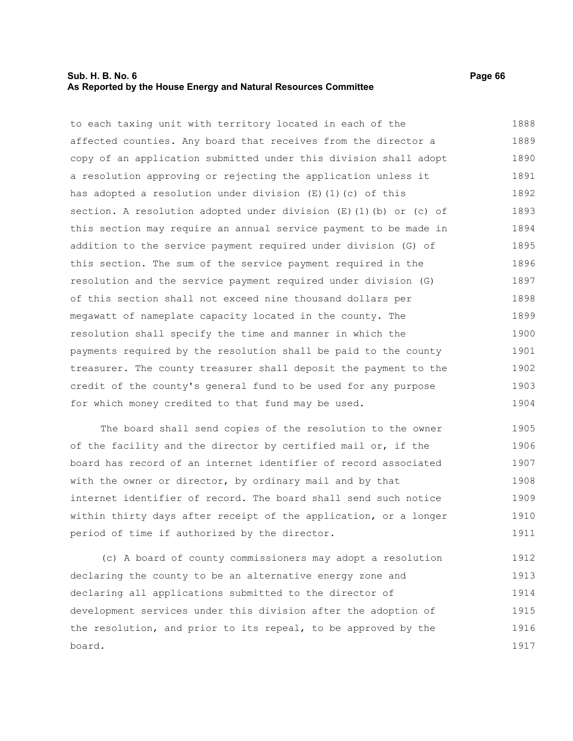to each taxing unit with territory located in each of the affected counties. Any board that receives from the director a copy of an application submitted under this division shall adopt a resolution approving or rejecting the application unless it has adopted a resolution under division (E)(1)(c) of this section. A resolution adopted under division (E)(1)(b) or (c) of this section may require an annual service payment to be made in addition to the service payment required under division (G) of this section. The sum of the service payment required in the resolution and the service payment required under division (G) of this section shall not exceed nine thousand dollars per megawatt of nameplate capacity located in the county. The resolution shall specify the time and manner in which the payments required by the resolution shall be paid to the county treasurer. The county treasurer shall deposit the payment to the credit of the county's general fund to be used for any purpose for which money credited to that fund may be used.

The board shall send copies of the resolution to the owner of the facility and the director by certified mail or, if the board has record of an internet identifier of record associated with the owner or director, by ordinary mail and by that internet identifier of record. The board shall send such notice within thirty days after receipt of the application, or a longer period of time if authorized by the director.

(c) A board of county commissioners may adopt a resolution declaring the county to be an alternative energy zone and declaring all applications submitted to the director of development services under this division after the adoption of the resolution, and prior to its repeal, to be approved by the board.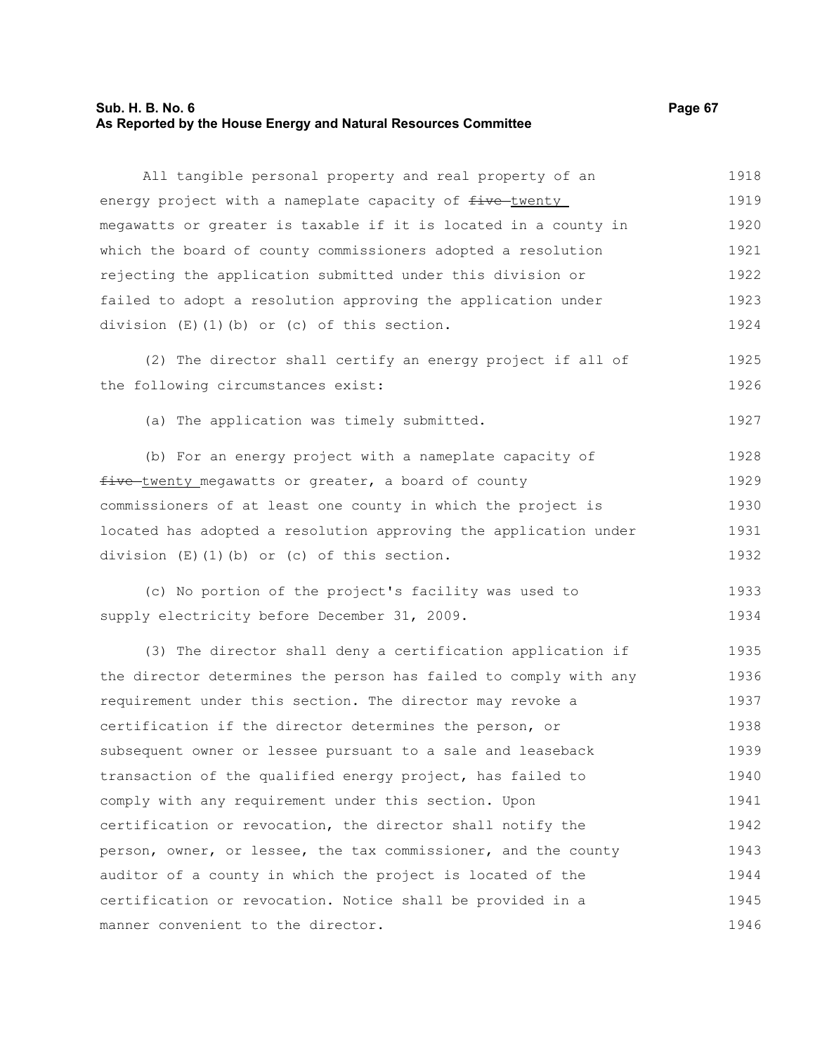All tangible personal property and real property of an energy project with a nameplate capacity of ~~five~~ twenty megawatts or greater is taxable if it is located in a county in which the board of county commissioners adopted a resolution rejecting the application submitted under this division or failed to adopt a resolution approving the application under division (E)(1)(b) or (c) of this section.

(2) The director shall certify an energy project if all of the following circumstances exist:

(a) The application was timely submitted.

(b) For an energy project with a nameplate capacity of ~~five~~ twenty megawatts or greater, a board of county commissioners of at least one county in which the project is located has adopted a resolution approving the application under division (E)(1)(b) or (c) of this section.

(c) No portion of the project's facility was used to supply electricity before December 31, 2009.

(3) The director shall deny a certification application if the director determines the person has failed to comply with any requirement under this section. The director may revoke a certification if the director determines the person, or subsequent owner or lessee pursuant to a sale and leaseback transaction of the qualified energy project, has failed to comply with any requirement under this section. Upon certification or revocation, the director shall notify the person, owner, or lessee, the tax commissioner, and the county auditor of a county in which the project is located of the certification or revocation. Notice shall be provided in a manner convenient to the director.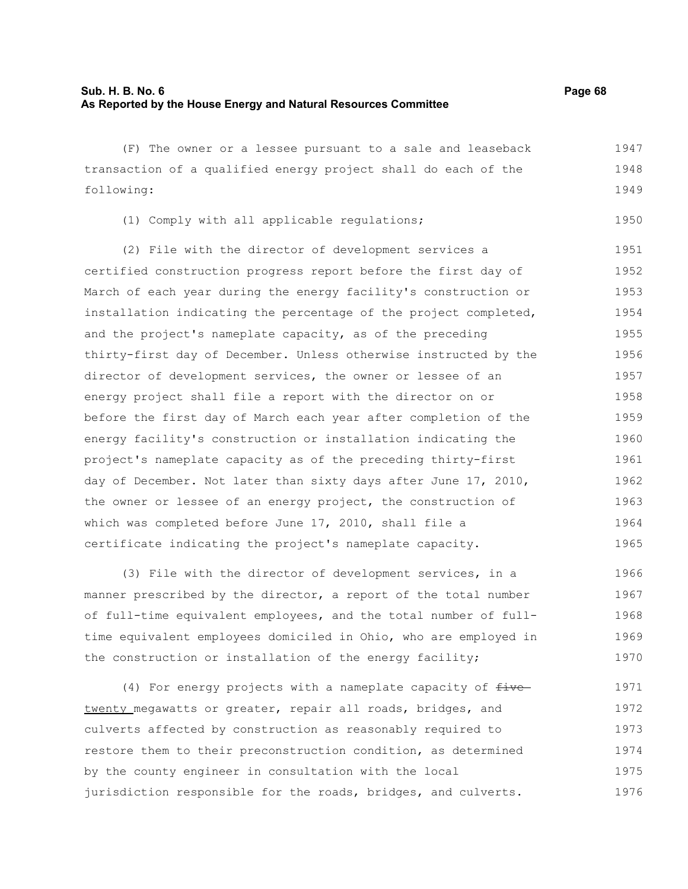(F) The owner or a lessee pursuant to a sale and leaseback transaction of a qualified energy project shall do each of the following:

(1) Comply with all applicable regulations;

(2) File with the director of development services a certified construction progress report before the first day of March of each year during the energy facility's construction or installation indicating the percentage of the project completed, and the project's nameplate capacity, as of the preceding thirty-first day of December. Unless otherwise instructed by the director of development services, the owner or lessee of an energy project shall file a report with the director on or before the first day of March each year after completion of the energy facility's construction or installation indicating the project's nameplate capacity as of the preceding thirty-first day of December. Not later than sixty days after June 17, 2010, the owner or lessee of an energy project, the construction of which was completed before June 17, 2010, shall file a certificate indicating the project's nameplate capacity.

(3) File with the director of development services, in a manner prescribed by the director, a report of the total number of full-time equivalent employees, and the total number of full-time equivalent employees domiciled in Ohio, who are employed in the construction or installation of the energy facility;

(4) For energy projects with a nameplate capacity of ~~five~~ twenty megawatts or greater, repair all roads, bridges, and culverts affected by construction as reasonably required to restore them to their preconstruction condition, as determined by the county engineer in consultation with the local jurisdiction responsible for the roads, bridges, and culverts.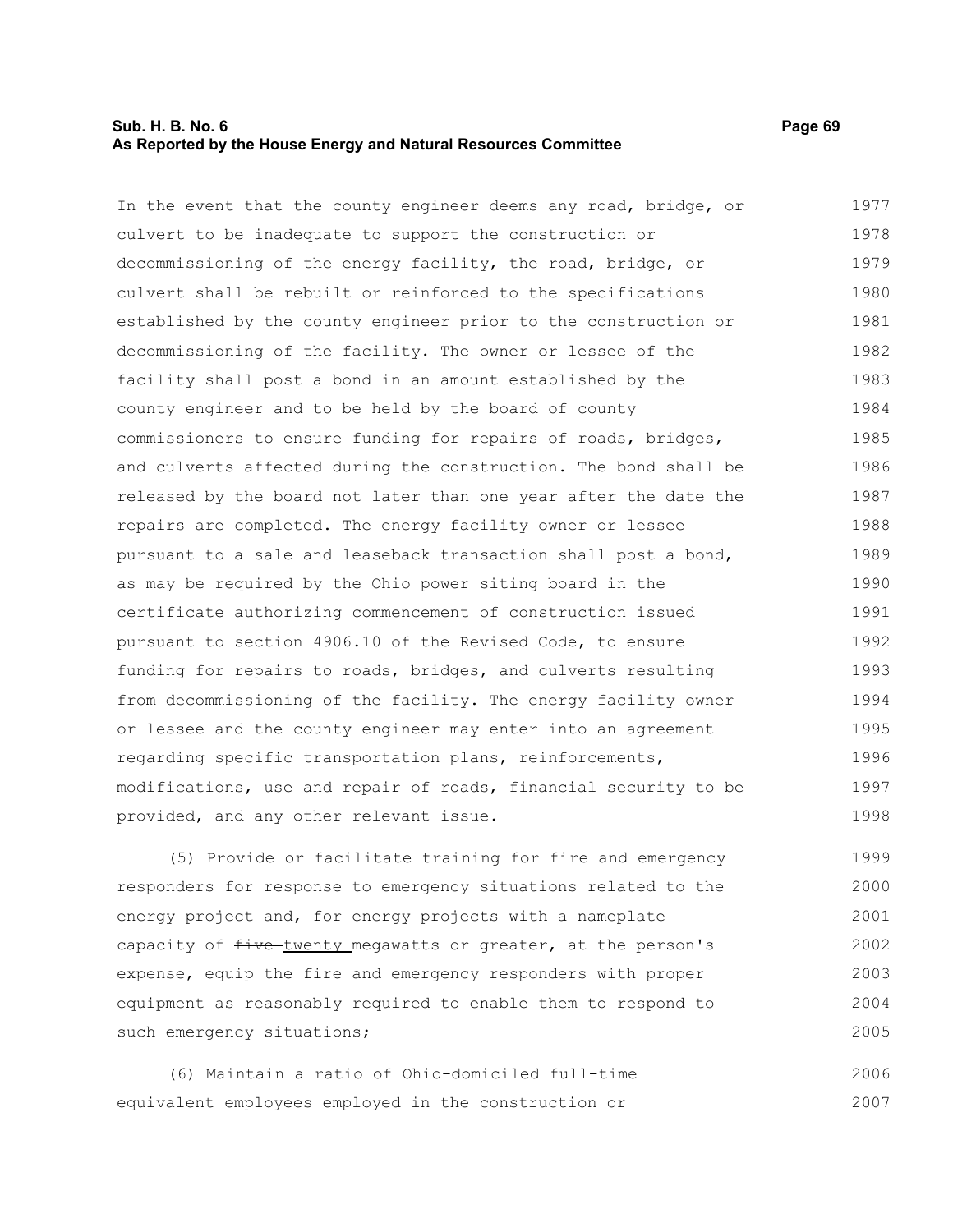In the event that the county engineer deems any road, bridge, or culvert to be inadequate to support the construction or decommissioning of the energy facility, the road, bridge, or culvert shall be rebuilt or reinforced to the specifications established by the county engineer prior to the construction or decommissioning of the facility. The owner or lessee of the facility shall post a bond in an amount established by the county engineer and to be held by the board of county commissioners to ensure funding for repairs of roads, bridges, and culverts affected during the construction. The bond shall be released by the board not later than one year after the date the repairs are completed. The energy facility owner or lessee pursuant to a sale and leaseback transaction shall post a bond, as may be required by the Ohio power siting board in the certificate authorizing commencement of construction issued pursuant to section 4906.10 of the Revised Code, to ensure funding for repairs to roads, bridges, and culverts resulting from decommissioning of the facility. The energy facility owner or lessee and the county engineer may enter into an agreement regarding specific transportation plans, reinforcements, modifications, use and repair of roads, financial security to be provided, and any other relevant issue.

(5) Provide or facilitate training for fire and emergency responders for response to emergency situations related to the energy project and, for energy projects with a nameplate capacity of ~~five~~ <u>twenty</u> megawatts or greater, at the person's expense, equip the fire and emergency responders with proper equipment as reasonably required to enable them to respond to such emergency situations;

(6) Maintain a ratio of Ohio-domiciled full-time equivalent employees employed in the construction or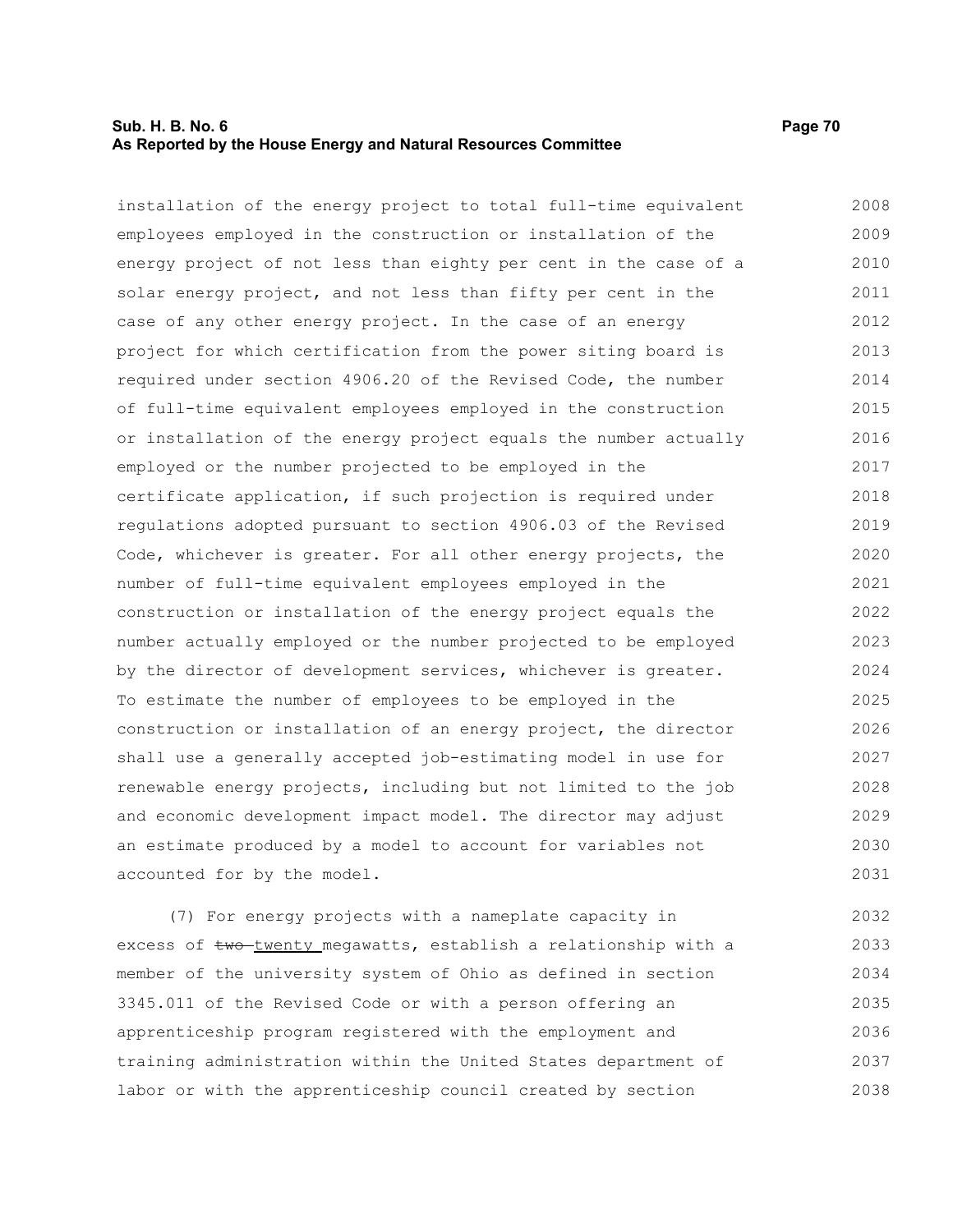installation of the energy project to total full-time equivalent employees employed in the construction or installation of the energy project of not less than eighty per cent in the case of a solar energy project, and not less than fifty per cent in the case of any other energy project. In the case of an energy project for which certification from the power siting board is required under section 4906.20 of the Revised Code, the number of full-time equivalent employees employed in the construction or installation of the energy project equals the number actually employed or the number projected to be employed in the certificate application, if such projection is required under regulations adopted pursuant to section 4906.03 of the Revised Code, whichever is greater. For all other energy projects, the number of full-time equivalent employees employed in the construction or installation of the energy project equals the number actually employed or the number projected to be employed by the director of development services, whichever is greater. To estimate the number of employees to be employed in the construction or installation of an energy project, the director shall use a generally accepted job-estimating model in use for renewable energy projects, including but not limited to the job and economic development impact model. The director may adjust an estimate produced by a model to account for variables not accounted for by the model.

(7) For energy projects with a nameplate capacity in excess of ~~two~~ <u>twenty</u> megawatts, establish a relationship with a member of the university system of Ohio as defined in section 3345.011 of the Revised Code or with a person offering an apprenticeship program registered with the employment and training administration within the United States department of labor or with the apprenticeship council created by section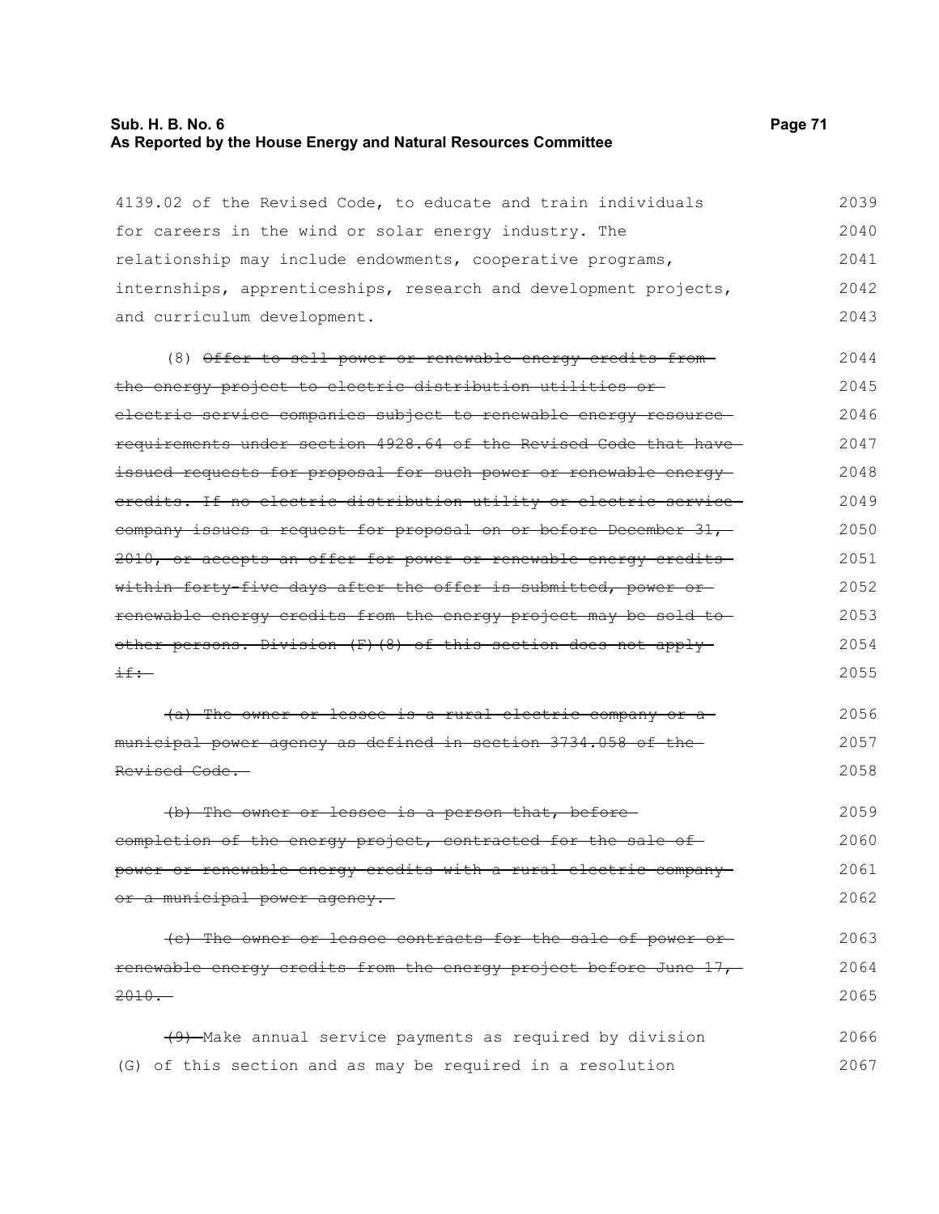4139.02 of the Revised Code, to educate and train individuals for careers in the wind or solar energy industry. The relationship may include endowments, cooperative programs, internships, apprenticeships, research and development projects, and curriculum development.

(8) ~~Offer to sell power or renewable energy credits from the energy project to electric distribution utilities or electric service companies subject to renewable energy resource requirements under section 4928.64 of the Revised Code that have issued requests for proposal for such power or renewable energy credits. If no electric distribution utility or electric service company issues a request for proposal on or before December 31, 2010, or accepts an offer for power or renewable energy credits within forty-five days after the offer is submitted, power or renewable energy credits from the energy project may be sold to other persons. Division (F)(8) of this section does not apply if:~~

~~(a) The owner or lessee is a rural electric company or a municipal power agency as defined in section 3734.058 of the Revised Code.~~

~~(b) The owner or lessee is a person that, before completion of the energy project, contracted for the sale of power or renewable energy credits with a rural electric company or a municipal power agency.~~

~~(c) The owner or lessee contracts for the sale of power or renewable energy credits from the energy project before June 17, 2010.~~

~~(9)~~ Make annual service payments as required by division (G) of this section and as may be required in a resolution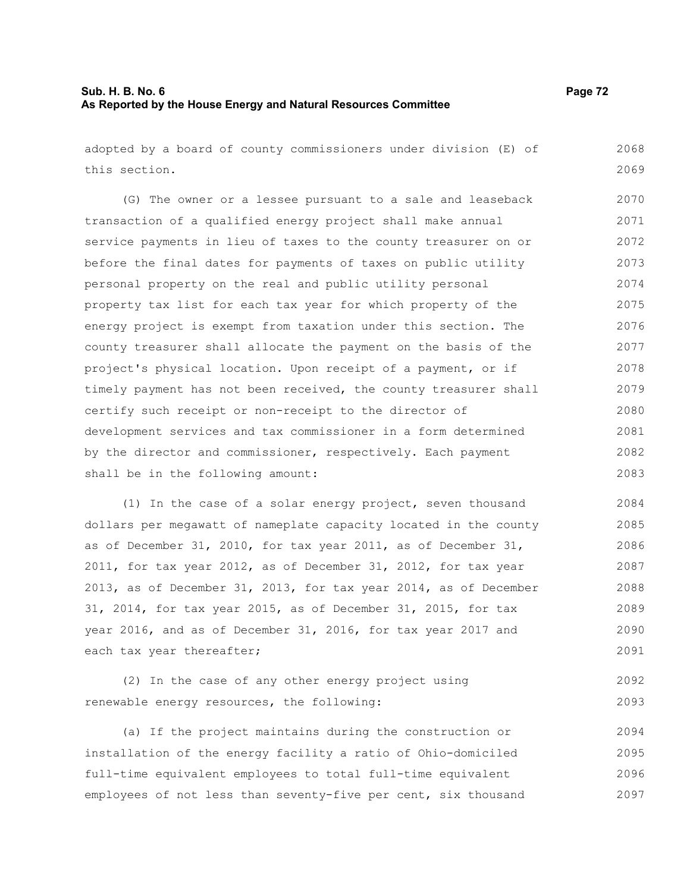adopted by a board of county commissioners under division (E) of this section.

(G) The owner or a lessee pursuant to a sale and leaseback transaction of a qualified energy project shall make annual service payments in lieu of taxes to the county treasurer on or before the final dates for payments of taxes on public utility personal property on the real and public utility personal property tax list for each tax year for which property of the energy project is exempt from taxation under this section. The county treasurer shall allocate the payment on the basis of the project's physical location. Upon receipt of a payment, or if timely payment has not been received, the county treasurer shall certify such receipt or non-receipt to the director of development services and tax commissioner in a form determined by the director and commissioner, respectively. Each payment shall be in the following amount:

(1) In the case of a solar energy project, seven thousand dollars per megawatt of nameplate capacity located in the county as of December 31, 2010, for tax year 2011, as of December 31, 2011, for tax year 2012, as of December 31, 2012, for tax year 2013, as of December 31, 2013, for tax year 2014, as of December 31, 2014, for tax year 2015, as of December 31, 2015, for tax year 2016, and as of December 31, 2016, for tax year 2017 and each tax year thereafter;

(2) In the case of any other energy project using renewable energy resources, the following:

(a) If the project maintains during the construction or installation of the energy facility a ratio of Ohio-domiciled full-time equivalent employees to total full-time equivalent employees of not less than seventy-five per cent, six thousand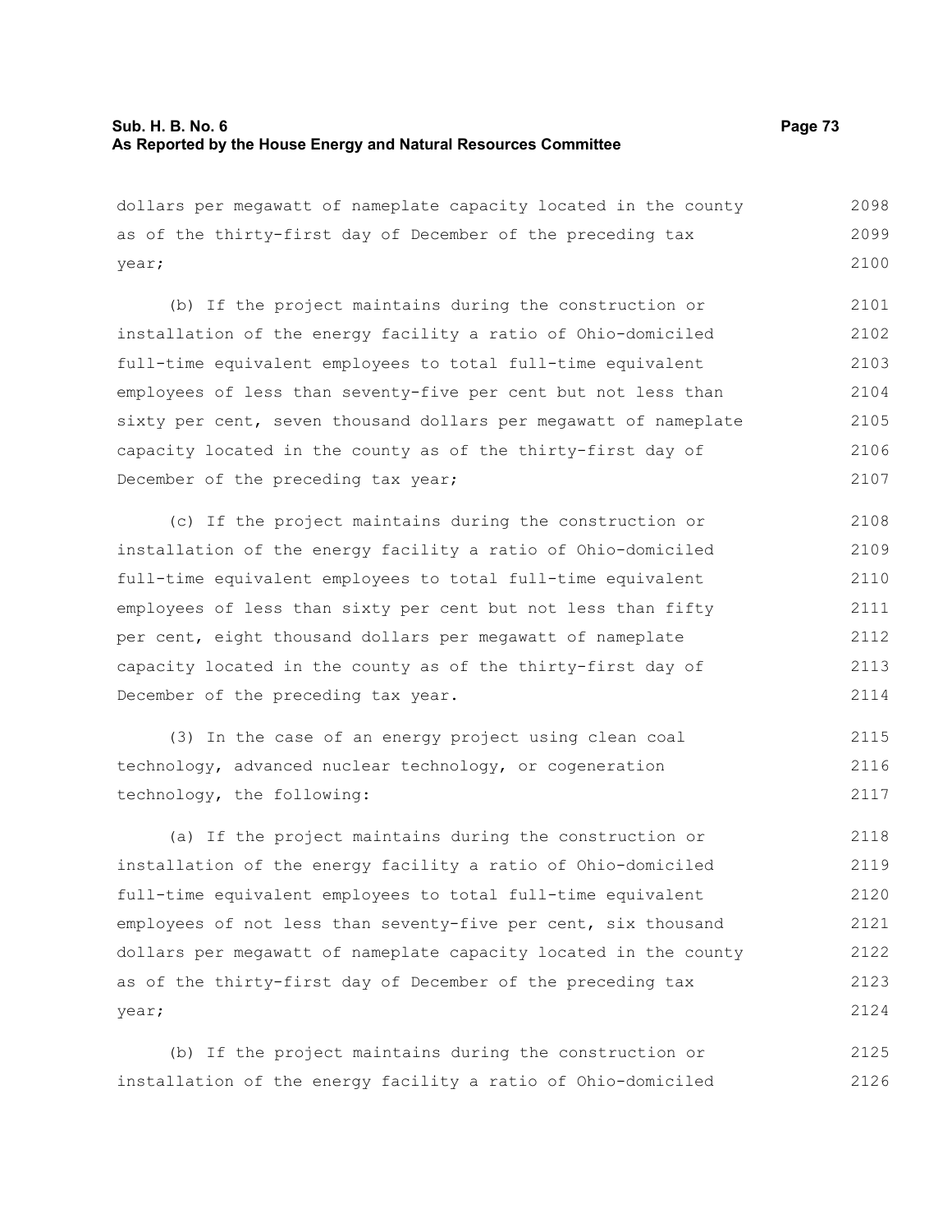dollars per megawatt of nameplate capacity located in the county as of the thirty-first day of December of the preceding tax year;

(b) If the project maintains during the construction or installation of the energy facility a ratio of Ohio-domiciled full-time equivalent employees to total full-time equivalent employees of less than seventy-five per cent but not less than sixty per cent, seven thousand dollars per megawatt of nameplate capacity located in the county as of the thirty-first day of December of the preceding tax year;

(c) If the project maintains during the construction or installation of the energy facility a ratio of Ohio-domiciled full-time equivalent employees to total full-time equivalent employees of less than sixty per cent but not less than fifty per cent, eight thousand dollars per megawatt of nameplate capacity located in the county as of the thirty-first day of December of the preceding tax year.

(3) In the case of an energy project using clean coal technology, advanced nuclear technology, or cogeneration technology, the following:

(a) If the project maintains during the construction or installation of the energy facility a ratio of Ohio-domiciled full-time equivalent employees to total full-time equivalent employees of not less than seventy-five per cent, six thousand dollars per megawatt of nameplate capacity located in the county as of the thirty-first day of December of the preceding tax year;

(b) If the project maintains during the construction or installation of the energy facility a ratio of Ohio-domiciled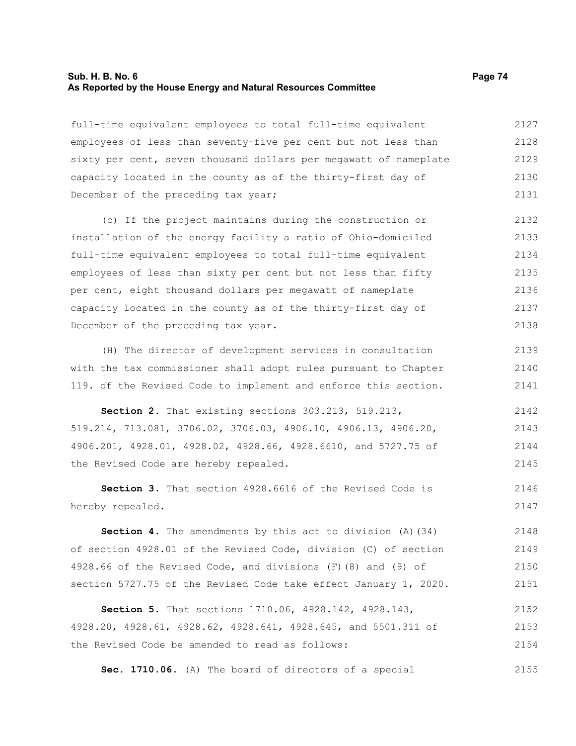full-time equivalent employees to total full-time equivalent employees of less than seventy-five per cent but not less than sixty per cent, seven thousand dollars per megawatt of nameplate capacity located in the county as of the thirty-first day of December of the preceding tax year;

(c) If the project maintains during the construction or installation of the energy facility a ratio of Ohio-domiciled full-time equivalent employees to total full-time equivalent employees of less than sixty per cent but not less than fifty per cent, eight thousand dollars per megawatt of nameplate capacity located in the county as of the thirty-first day of December of the preceding tax year.

(H) The director of development services in consultation with the tax commissioner shall adopt rules pursuant to Chapter 119. of the Revised Code to implement and enforce this section.

**Section 2.** That existing sections 303.213, 519.213, 519.214, 713.081, 3706.02, 3706.03, 4906.10, 4906.13, 4906.20, 4906.201, 4928.01, 4928.02, 4928.66, 4928.6610, and 5727.75 of the Revised Code are hereby repealed.

**Section 3.** That section 4928.6616 of the Revised Code is hereby repealed.

**Section 4.** The amendments by this act to division (A)(34) of section 4928.01 of the Revised Code, division (C) of section 4928.66 of the Revised Code, and divisions (F)(8) and (9) of section 5727.75 of the Revised Code take effect January 1, 2020.

**Section 5.** That sections 1710.06, 4928.142, 4928.143, 4928.20, 4928.61, 4928.62, 4928.641, 4928.645, and 5501.311 of the Revised Code be amended to read as follows:

**Sec. 1710.06.** (A) The board of directors of a special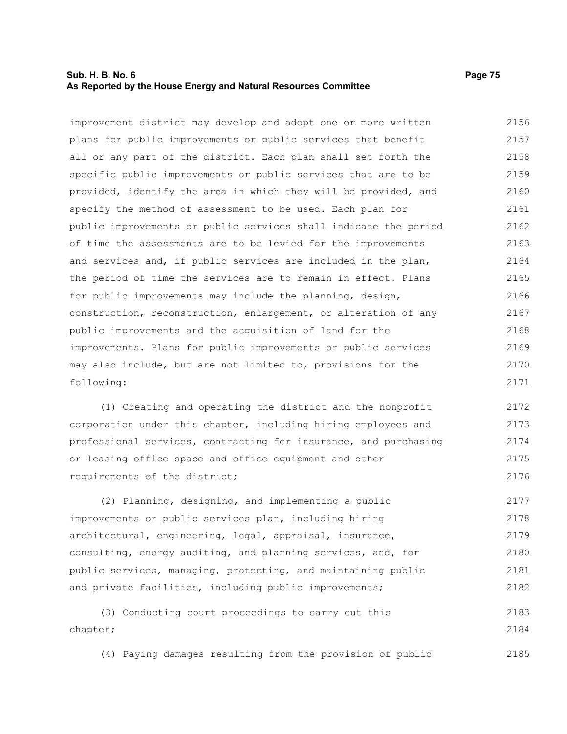improvement district may develop and adopt one or more written plans for public improvements or public services that benefit all or any part of the district. Each plan shall set forth the specific public improvements or public services that are to be provided, identify the area in which they will be provided, and specify the method of assessment to be used. Each plan for public improvements or public services shall indicate the period of time the assessments are to be levied for the improvements and services and, if public services are included in the plan, the period of time the services are to remain in effect. Plans for public improvements may include the planning, design, construction, reconstruction, enlargement, or alteration of any public improvements and the acquisition of land for the improvements. Plans for public improvements or public services may also include, but are not limited to, provisions for the following:

(1) Creating and operating the district and the nonprofit corporation under this chapter, including hiring employees and professional services, contracting for insurance, and purchasing or leasing office space and office equipment and other requirements of the district;

(2) Planning, designing, and implementing a public improvements or public services plan, including hiring architectural, engineering, legal, appraisal, insurance, consulting, energy auditing, and planning services, and, for public services, managing, protecting, and maintaining public and private facilities, including public improvements;

(3) Conducting court proceedings to carry out this chapter;

(4) Paying damages resulting from the provision of public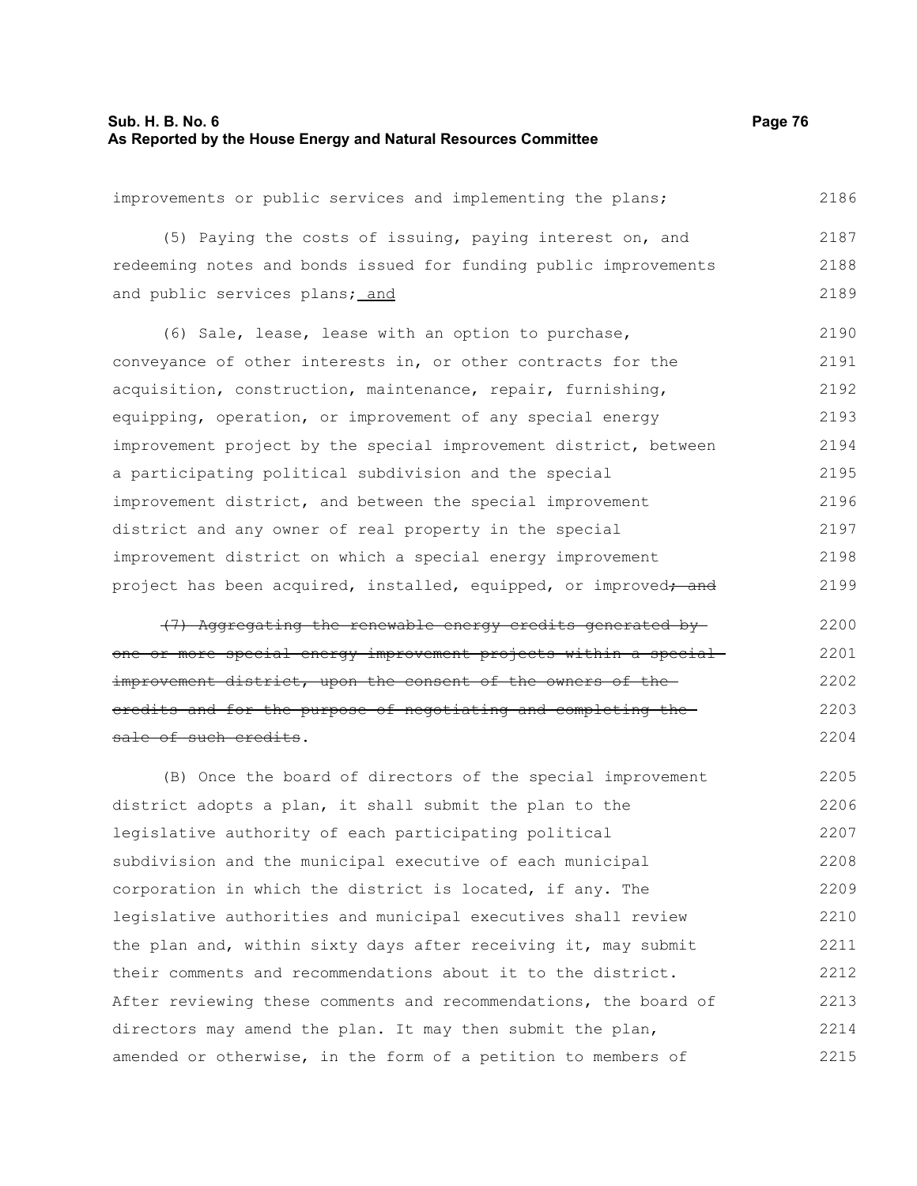improvements or public services and implementing the plans;

(5) Paying the costs of issuing, paying interest on, and redeeming notes and bonds issued for funding public improvements and public services plans; <u>and</u>

(6) Sale, lease, lease with an option to purchase, conveyance of other interests in, or other contracts for the acquisition, construction, maintenance, repair, furnishing, equipping, operation, or improvement of any special energy improvement project by the special improvement district, between a participating political subdivision and the special improvement district, and between the special improvement district and any owner of real property in the special improvement district on which a special energy improvement project has been acquired, installed, equipped, or improved~~; and~~

~~(7) Aggregating the renewable energy credits generated by one or more special energy improvement projects within a special improvement district, upon the consent of the owners of the credits and for the purpose of negotiating and completing the sale of such credits~~.

(B) Once the board of directors of the special improvement district adopts a plan, it shall submit the plan to the legislative authority of each participating political subdivision and the municipal executive of each municipal corporation in which the district is located, if any. The legislative authorities and municipal executives shall review the plan and, within sixty days after receiving it, may submit their comments and recommendations about it to the district. After reviewing these comments and recommendations, the board of directors may amend the plan. It may then submit the plan, amended or otherwise, in the form of a petition to members of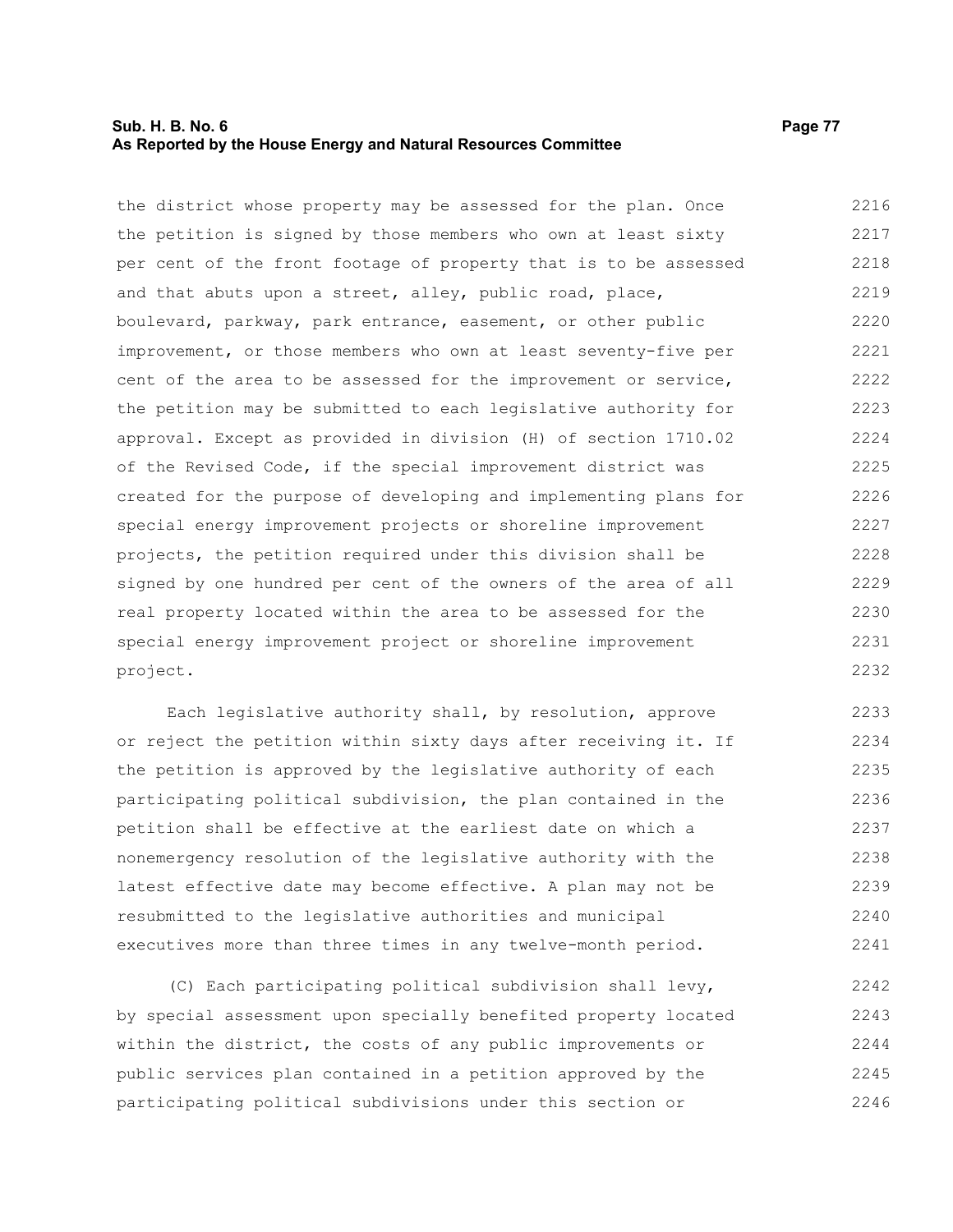the district whose property may be assessed for the plan. Once the petition is signed by those members who own at least sixty per cent of the front footage of property that is to be assessed and that abuts upon a street, alley, public road, place, boulevard, parkway, park entrance, easement, or other public improvement, or those members who own at least seventy-five per cent of the area to be assessed for the improvement or service, the petition may be submitted to each legislative authority for approval. Except as provided in division (H) of section 1710.02 of the Revised Code, if the special improvement district was created for the purpose of developing and implementing plans for special energy improvement projects or shoreline improvement projects, the petition required under this division shall be signed by one hundred per cent of the owners of the area of all real property located within the area to be assessed for the special energy improvement project or shoreline improvement project.

Each legislative authority shall, by resolution, approve or reject the petition within sixty days after receiving it. If the petition is approved by the legislative authority of each participating political subdivision, the plan contained in the petition shall be effective at the earliest date on which a nonemergency resolution of the legislative authority with the latest effective date may become effective. A plan may not be resubmitted to the legislative authorities and municipal executives more than three times in any twelve-month period.

(C) Each participating political subdivision shall levy, by special assessment upon specially benefited property located within the district, the costs of any public improvements or public services plan contained in a petition approved by the participating political subdivisions under this section or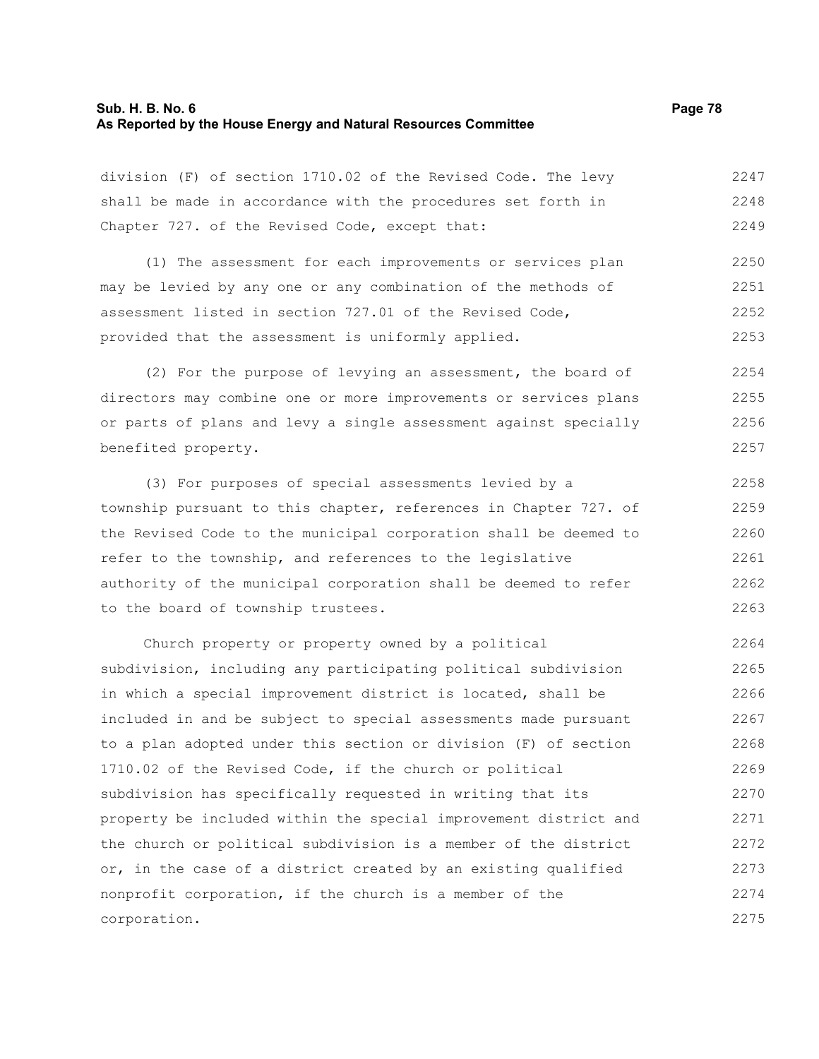division (F) of section 1710.02 of the Revised Code. The levy shall be made in accordance with the procedures set forth in Chapter 727. of the Revised Code, except that:

(1) The assessment for each improvements or services plan may be levied by any one or any combination of the methods of assessment listed in section 727.01 of the Revised Code, provided that the assessment is uniformly applied.

(2) For the purpose of levying an assessment, the board of directors may combine one or more improvements or services plans or parts of plans and levy a single assessment against specially benefited property.

(3) For purposes of special assessments levied by a township pursuant to this chapter, references in Chapter 727. of the Revised Code to the municipal corporation shall be deemed to refer to the township, and references to the legislative authority of the municipal corporation shall be deemed to refer to the board of township trustees.

Church property or property owned by a political subdivision, including any participating political subdivision in which a special improvement district is located, shall be included in and be subject to special assessments made pursuant to a plan adopted under this section or division (F) of section 1710.02 of the Revised Code, if the church or political subdivision has specifically requested in writing that its property be included within the special improvement district and the church or political subdivision is a member of the district or, in the case of a district created by an existing qualified nonprofit corporation, if the church is a member of the corporation.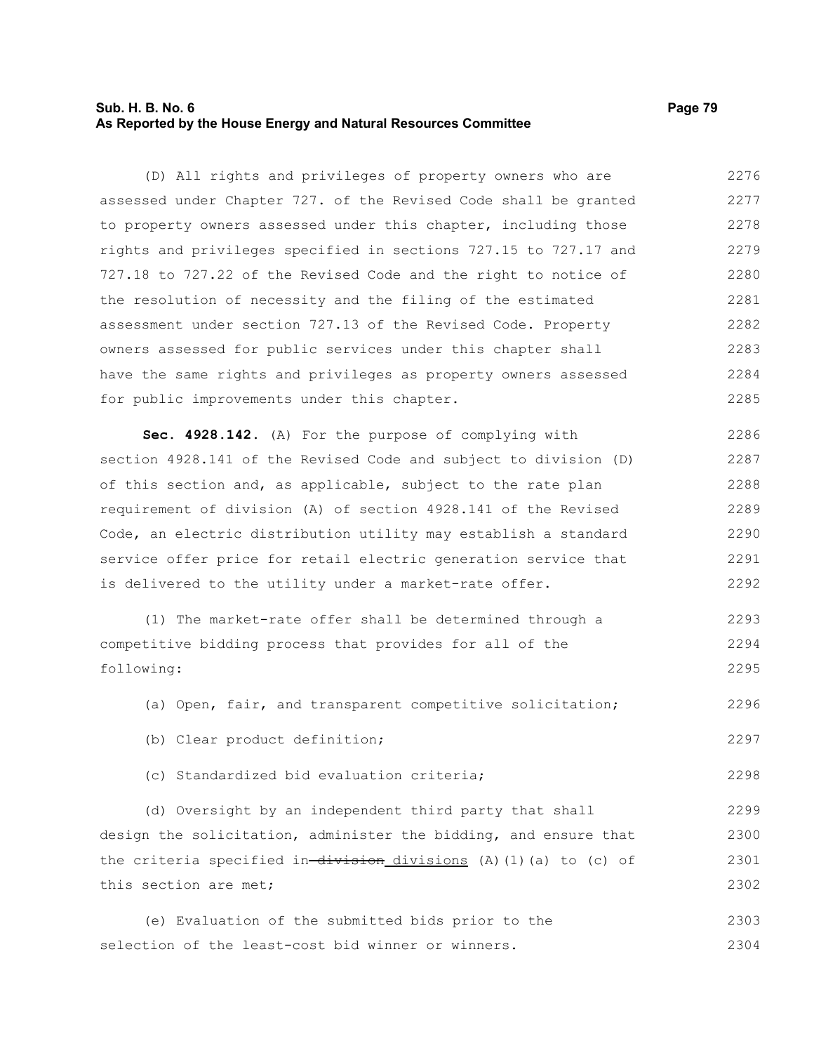(D) All rights and privileges of property owners who are assessed under Chapter 727. of the Revised Code shall be granted to property owners assessed under this chapter, including those rights and privileges specified in sections 727.15 to 727.17 and 727.18 to 727.22 of the Revised Code and the right to notice of the resolution of necessity and the filing of the estimated assessment under section 727.13 of the Revised Code. Property owners assessed for public services under this chapter shall have the same rights and privileges as property owners assessed for public improvements under this chapter.

**Sec. 4928.142.** (A) For the purpose of complying with section 4928.141 of the Revised Code and subject to division (D) of this section and, as applicable, subject to the rate plan requirement of division (A) of section 4928.141 of the Revised Code, an electric distribution utility may establish a standard service offer price for retail electric generation service that is delivered to the utility under a market-rate offer.

(1) The market-rate offer shall be determined through a competitive bidding process that provides for all of the following:

(a) Open, fair, and transparent competitive solicitation;

(b) Clear product definition;

(c) Standardized bid evaluation criteria;

(d) Oversight by an independent third party that shall design the solicitation, administer the bidding, and ensure that the criteria specified in ~~division~~ divisions (A)(1)(a) to (c) of this section are met;

(e) Evaluation of the submitted bids prior to the selection of the least-cost bid winner or winners.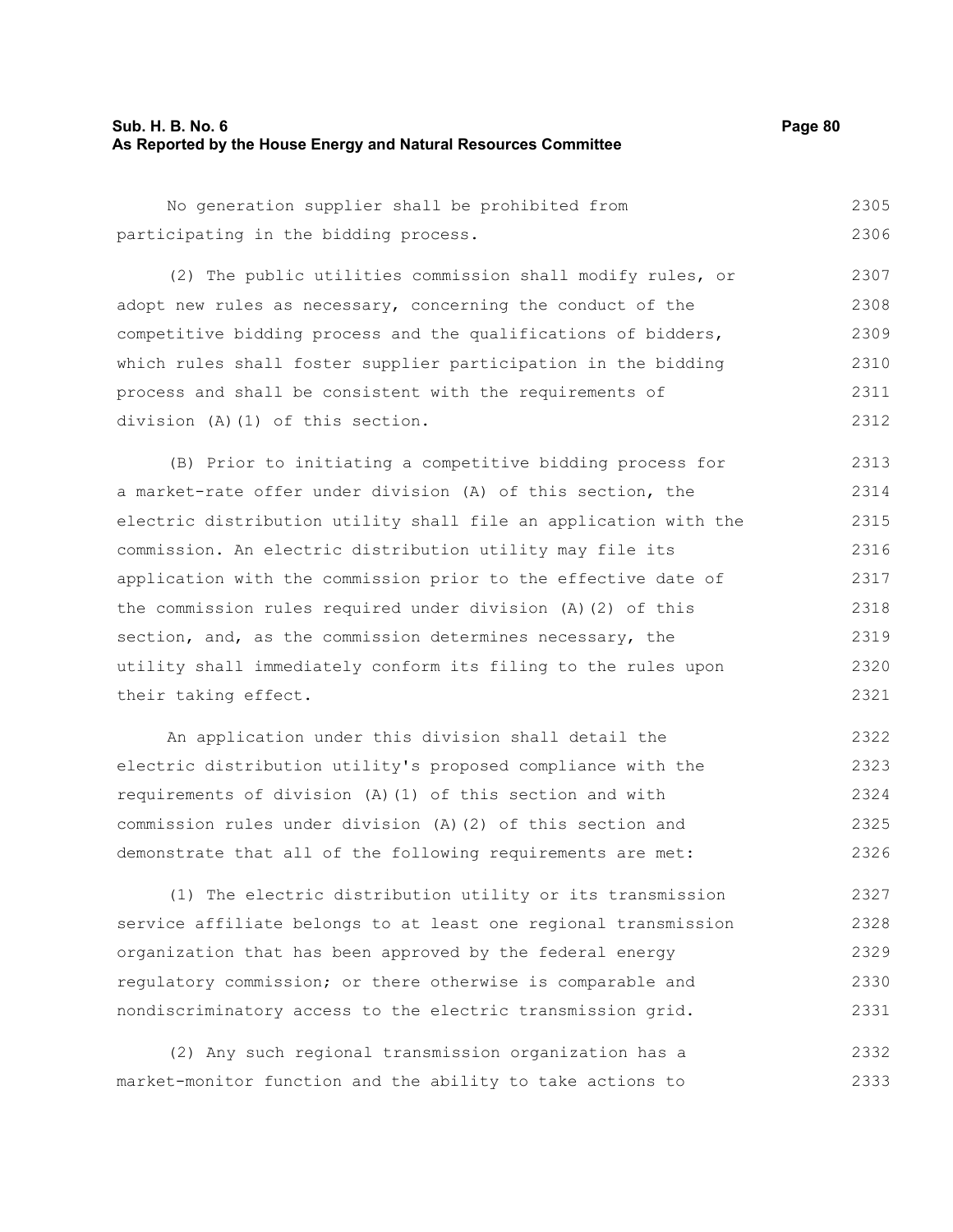No generation supplier shall be prohibited from participating in the bidding process.

(2) The public utilities commission shall modify rules, or adopt new rules as necessary, concerning the conduct of the competitive bidding process and the qualifications of bidders, which rules shall foster supplier participation in the bidding process and shall be consistent with the requirements of division (A)(1) of this section.

(B) Prior to initiating a competitive bidding process for a market-rate offer under division (A) of this section, the electric distribution utility shall file an application with the commission. An electric distribution utility may file its application with the commission prior to the effective date of the commission rules required under division (A)(2) of this section, and, as the commission determines necessary, the utility shall immediately conform its filing to the rules upon their taking effect.

An application under this division shall detail the electric distribution utility's proposed compliance with the requirements of division (A)(1) of this section and with commission rules under division (A)(2) of this section and demonstrate that all of the following requirements are met:

(1) The electric distribution utility or its transmission service affiliate belongs to at least one regional transmission organization that has been approved by the federal energy regulatory commission; or there otherwise is comparable and nondiscriminatory access to the electric transmission grid.

(2) Any such regional transmission organization has a market-monitor function and the ability to take actions to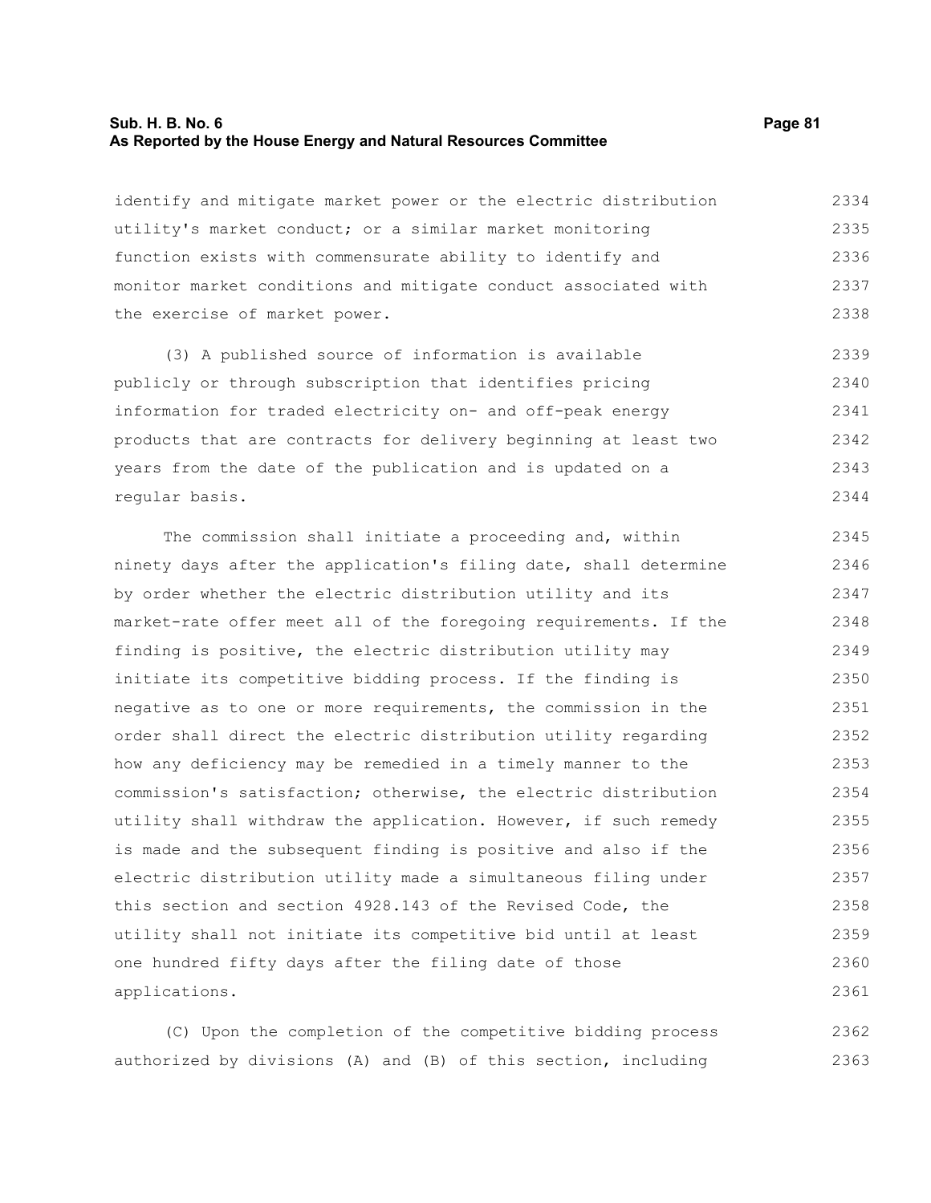identify and mitigate market power or the electric distribution utility's market conduct; or a similar market monitoring function exists with commensurate ability to identify and monitor market conditions and mitigate conduct associated with the exercise of market power.

(3) A published source of information is available publicly or through subscription that identifies pricing information for traded electricity on- and off-peak energy products that are contracts for delivery beginning at least two years from the date of the publication and is updated on a regular basis.

The commission shall initiate a proceeding and, within ninety days after the application's filing date, shall determine by order whether the electric distribution utility and its market-rate offer meet all of the foregoing requirements. If the finding is positive, the electric distribution utility may initiate its competitive bidding process. If the finding is negative as to one or more requirements, the commission in the order shall direct the electric distribution utility regarding how any deficiency may be remedied in a timely manner to the commission's satisfaction; otherwise, the electric distribution utility shall withdraw the application. However, if such remedy is made and the subsequent finding is positive and also if the electric distribution utility made a simultaneous filing under this section and section 4928.143 of the Revised Code, the utility shall not initiate its competitive bid until at least one hundred fifty days after the filing date of those applications.

(C) Upon the completion of the competitive bidding process authorized by divisions (A) and (B) of this section, including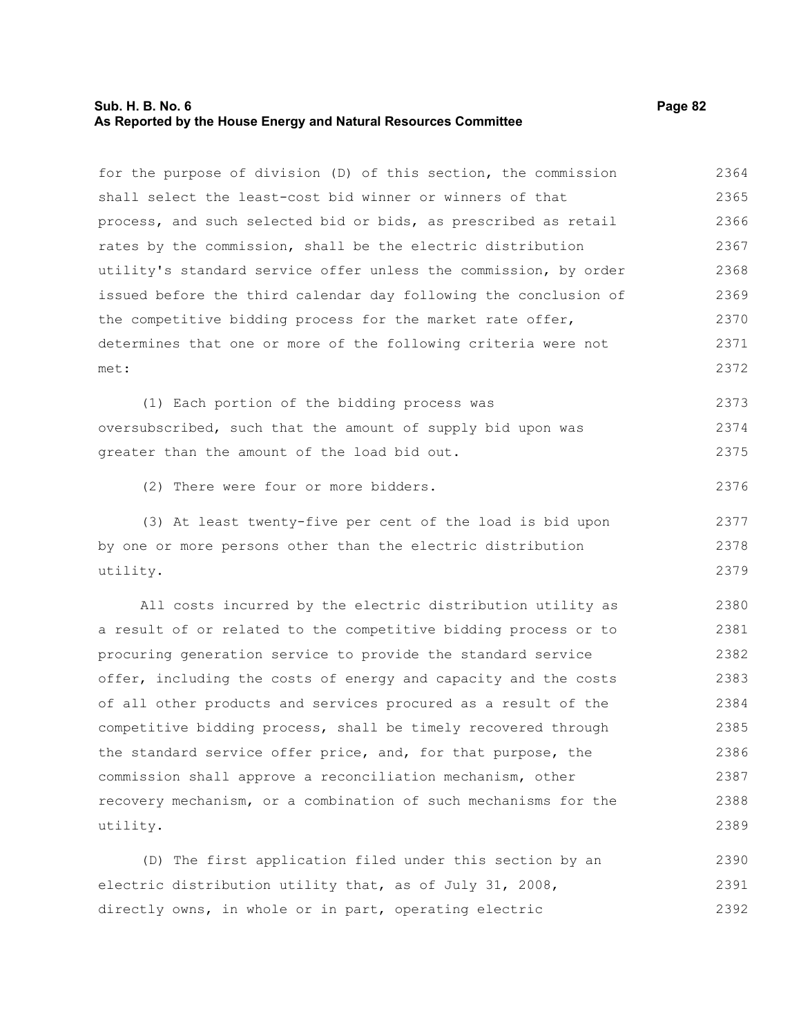for the purpose of division (D) of this section, the commission shall select the least-cost bid winner or winners of that process, and such selected bid or bids, as prescribed as retail rates by the commission, shall be the electric distribution utility's standard service offer unless the commission, by order issued before the third calendar day following the conclusion of the competitive bidding process for the market rate offer, determines that one or more of the following criteria were not met:

(1) Each portion of the bidding process was oversubscribed, such that the amount of supply bid upon was greater than the amount of the load bid out.

(2) There were four or more bidders.

(3) At least twenty-five per cent of the load is bid upon by one or more persons other than the electric distribution utility.

All costs incurred by the electric distribution utility as a result of or related to the competitive bidding process or to procuring generation service to provide the standard service offer, including the costs of energy and capacity and the costs of all other products and services procured as a result of the competitive bidding process, shall be timely recovered through the standard service offer price, and, for that purpose, the commission shall approve a reconciliation mechanism, other recovery mechanism, or a combination of such mechanisms for the utility.

(D) The first application filed under this section by an electric distribution utility that, as of July 31, 2008, directly owns, in whole or in part, operating electric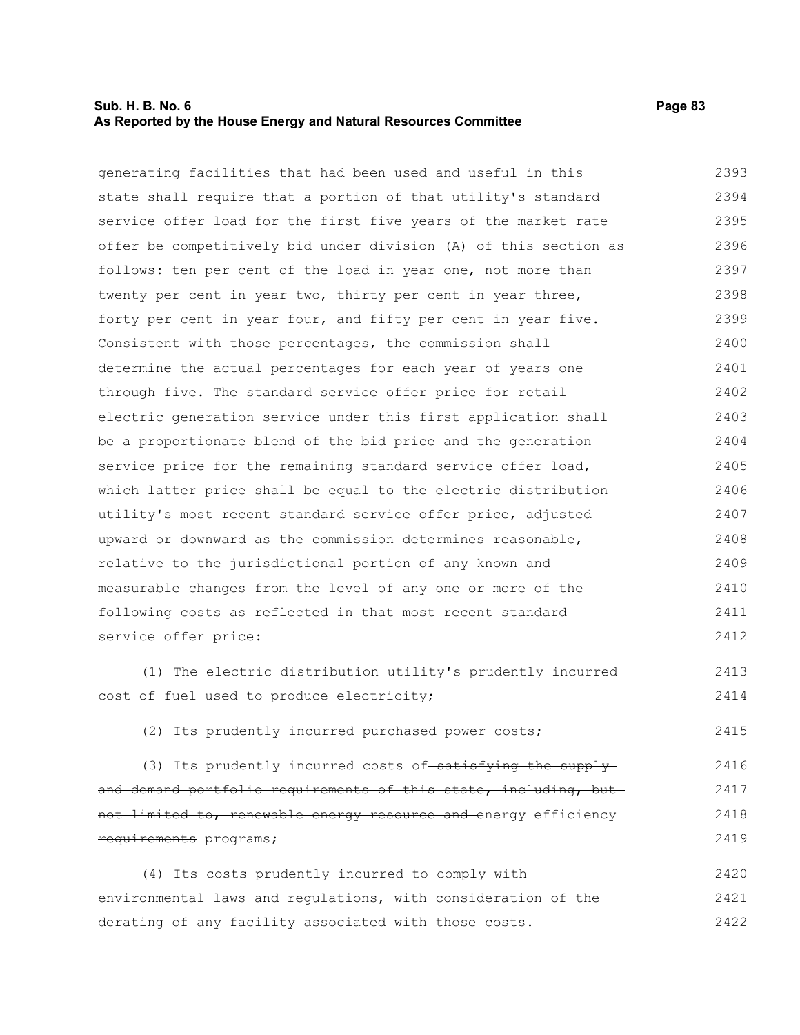generating facilities that had been used and useful in this state shall require that a portion of that utility's standard service offer load for the first five years of the market rate offer be competitively bid under division (A) of this section as follows: ten per cent of the load in year one, not more than twenty per cent in year two, thirty per cent in year three, forty per cent in year four, and fifty per cent in year five. Consistent with those percentages, the commission shall determine the actual percentages for each year of years one through five. The standard service offer price for retail electric generation service under this first application shall be a proportionate blend of the bid price and the generation service price for the remaining standard service offer load, which latter price shall be equal to the electric distribution utility's most recent standard service offer price, adjusted upward or downward as the commission determines reasonable, relative to the jurisdictional portion of any known and measurable changes from the level of any one or more of the following costs as reflected in that most recent standard service offer price:

(1) The electric distribution utility's prudently incurred cost of fuel used to produce electricity;

(2) Its prudently incurred purchased power costs;

(3) Its prudently incurred costs of ~~satisfying the supply and demand portfolio requirements of this state, including, but not limited to, renewable energy resource and~~ energy efficiency ~~requirements~~ <u>programs</u>;

(4) Its costs prudently incurred to comply with environmental laws and regulations, with consideration of the derating of any facility associated with those costs.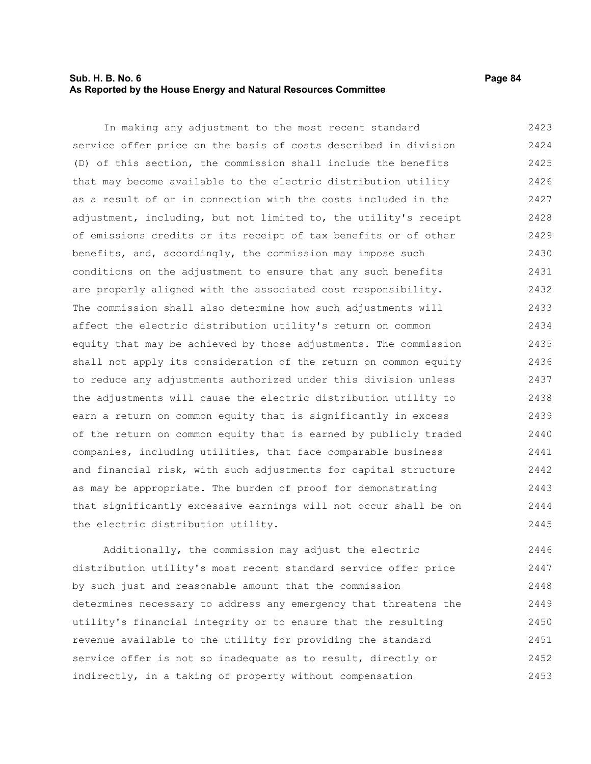In making any adjustment to the most recent standard service offer price on the basis of costs described in division (D) of this section, the commission shall include the benefits that may become available to the electric distribution utility as a result of or in connection with the costs included in the adjustment, including, but not limited to, the utility's receipt of emissions credits or its receipt of tax benefits or of other benefits, and, accordingly, the commission may impose such conditions on the adjustment to ensure that any such benefits are properly aligned with the associated cost responsibility. The commission shall also determine how such adjustments will affect the electric distribution utility's return on common equity that may be achieved by those adjustments. The commission shall not apply its consideration of the return on common equity to reduce any adjustments authorized under this division unless the adjustments will cause the electric distribution utility to earn a return on common equity that is significantly in excess of the return on common equity that is earned by publicly traded companies, including utilities, that face comparable business and financial risk, with such adjustments for capital structure as may be appropriate. The burden of proof for demonstrating that significantly excessive earnings will not occur shall be on the electric distribution utility.

Additionally, the commission may adjust the electric distribution utility's most recent standard service offer price by such just and reasonable amount that the commission determines necessary to address any emergency that threatens the utility's financial integrity or to ensure that the resulting revenue available to the utility for providing the standard service offer is not so inadequate as to result, directly or indirectly, in a taking of property without compensation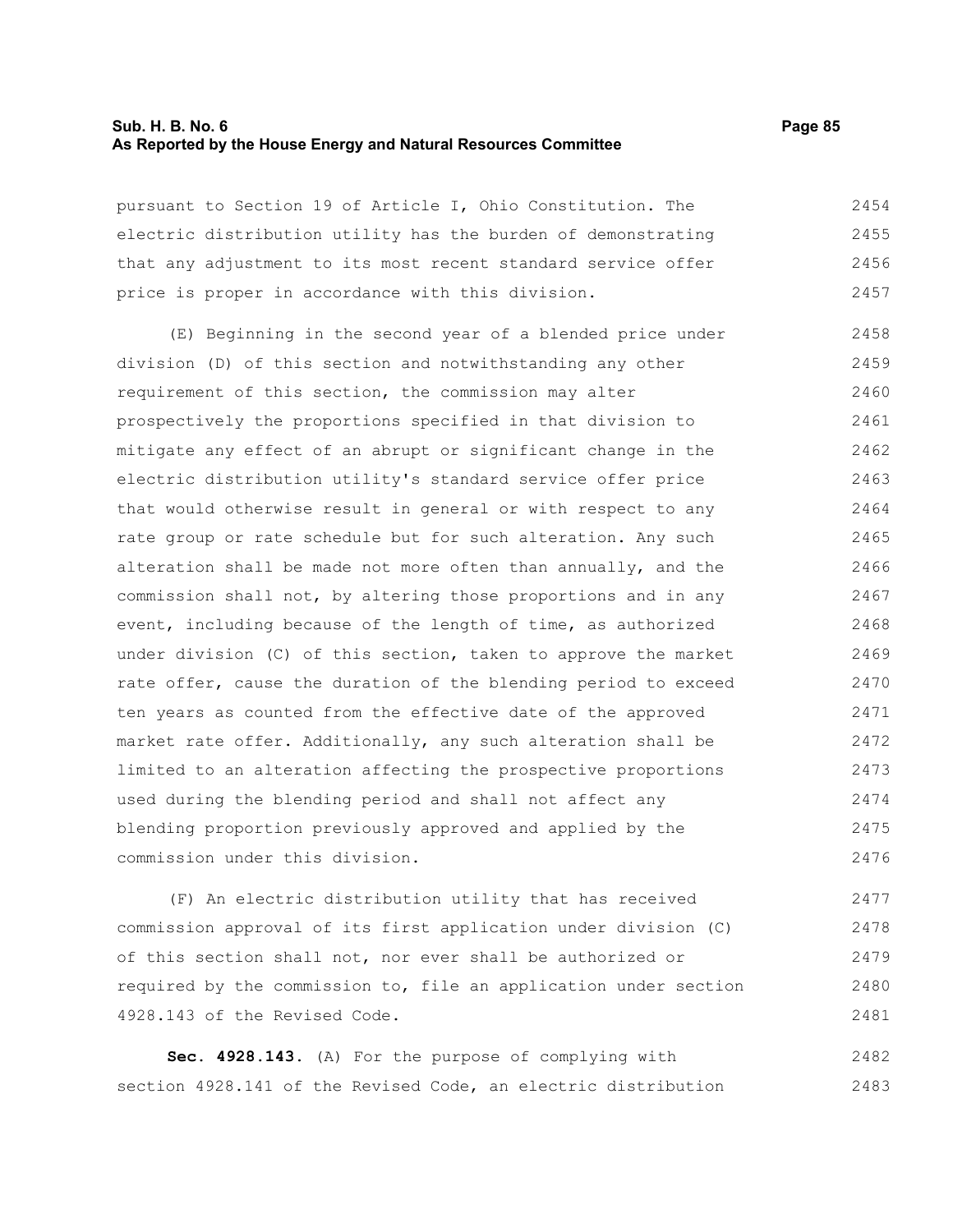pursuant to Section 19 of Article I, Ohio Constitution. The electric distribution utility has the burden of demonstrating that any adjustment to its most recent standard service offer price is proper in accordance with this division.

(E) Beginning in the second year of a blended price under division (D) of this section and notwithstanding any other requirement of this section, the commission may alter prospectively the proportions specified in that division to mitigate any effect of an abrupt or significant change in the electric distribution utility's standard service offer price that would otherwise result in general or with respect to any rate group or rate schedule but for such alteration. Any such alteration shall be made not more often than annually, and the commission shall not, by altering those proportions and in any event, including because of the length of time, as authorized under division (C) of this section, taken to approve the market rate offer, cause the duration of the blending period to exceed ten years as counted from the effective date of the approved market rate offer. Additionally, any such alteration shall be limited to an alteration affecting the prospective proportions used during the blending period and shall not affect any blending proportion previously approved and applied by the commission under this division.

(F) An electric distribution utility that has received commission approval of its first application under division (C) of this section shall not, nor ever shall be authorized or required by the commission to, file an application under section 4928.143 of the Revised Code.

**Sec. 4928.143.** (A) For the purpose of complying with section 4928.141 of the Revised Code, an electric distribution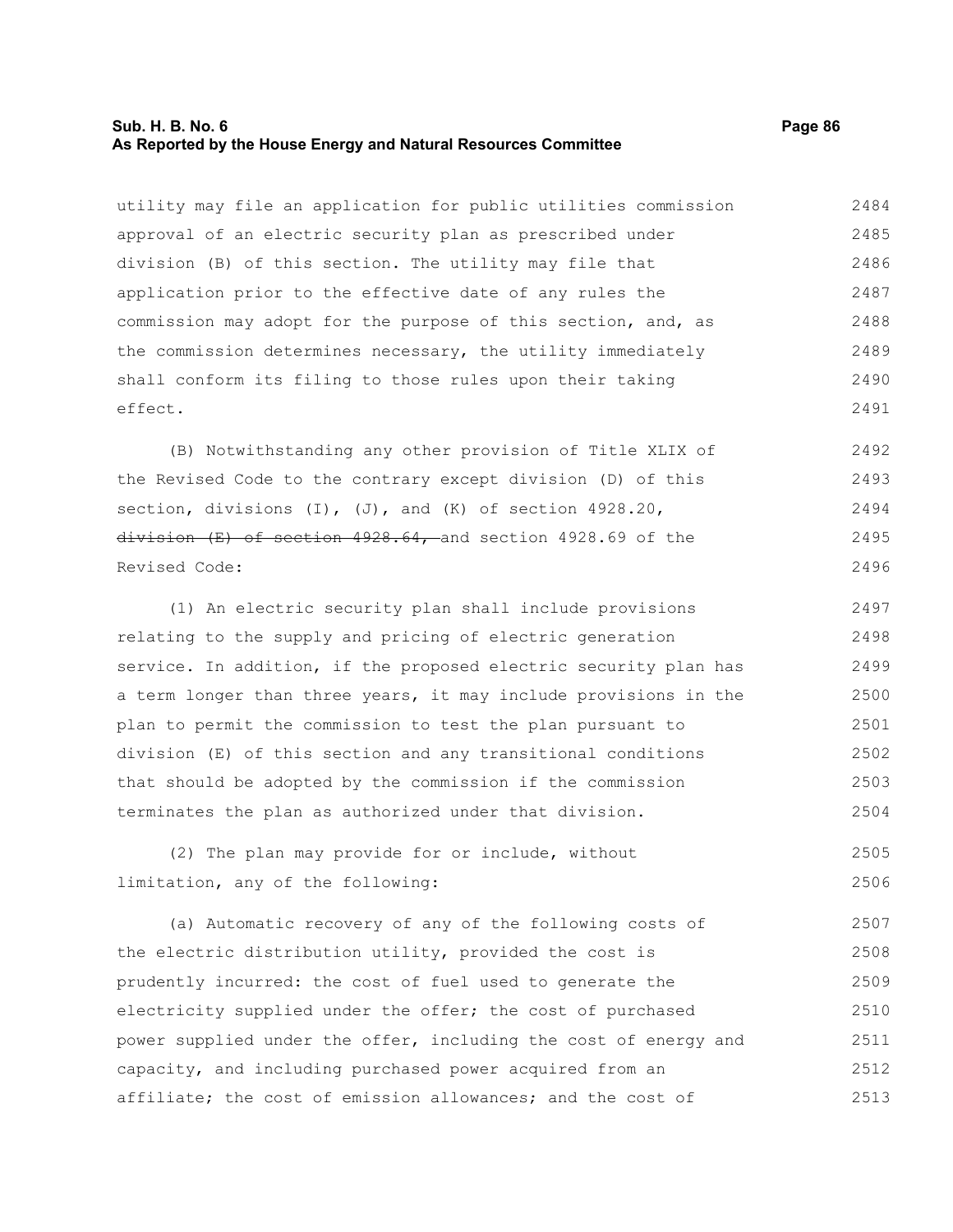utility may file an application for public utilities commission approval of an electric security plan as prescribed under division (B) of this section. The utility may file that application prior to the effective date of any rules the commission may adopt for the purpose of this section, and, as the commission determines necessary, the utility immediately shall conform its filing to those rules upon their taking effect.

(B) Notwithstanding any other provision of Title XLIX of the Revised Code to the contrary except division (D) of this section, divisions (I), (J), and (K) of section 4928.20, ~~division (E) of section 4928.64,~~ and section 4928.69 of the Revised Code:

(1) An electric security plan shall include provisions relating to the supply and pricing of electric generation service. In addition, if the proposed electric security plan has a term longer than three years, it may include provisions in the plan to permit the commission to test the plan pursuant to division (E) of this section and any transitional conditions that should be adopted by the commission if the commission terminates the plan as authorized under that division.

(2) The plan may provide for or include, without limitation, any of the following:

(a) Automatic recovery of any of the following costs of the electric distribution utility, provided the cost is prudently incurred: the cost of fuel used to generate the electricity supplied under the offer; the cost of purchased power supplied under the offer, including the cost of energy and capacity, and including purchased power acquired from an affiliate; the cost of emission allowances; and the cost of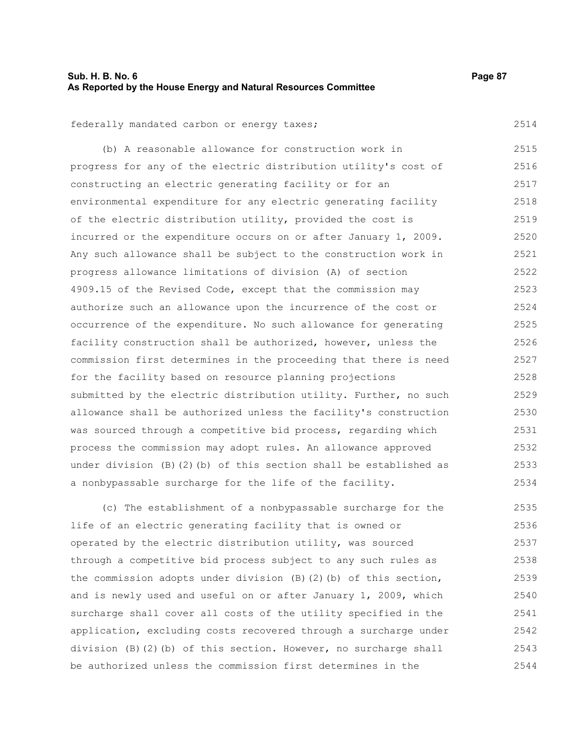federally mandated carbon or energy taxes;

(b) A reasonable allowance for construction work in progress for any of the electric distribution utility's cost of constructing an electric generating facility or for an environmental expenditure for any electric generating facility of the electric distribution utility, provided the cost is incurred or the expenditure occurs on or after January 1, 2009. Any such allowance shall be subject to the construction work in progress allowance limitations of division (A) of section 4909.15 of the Revised Code, except that the commission may authorize such an allowance upon the incurrence of the cost or occurrence of the expenditure. No such allowance for generating facility construction shall be authorized, however, unless the commission first determines in the proceeding that there is need for the facility based on resource planning projections submitted by the electric distribution utility. Further, no such allowance shall be authorized unless the facility's construction was sourced through a competitive bid process, regarding which process the commission may adopt rules. An allowance approved under division (B)(2)(b) of this section shall be established as a nonbypassable surcharge for the life of the facility.

(c) The establishment of a nonbypassable surcharge for the life of an electric generating facility that is owned or operated by the electric distribution utility, was sourced through a competitive bid process subject to any such rules as the commission adopts under division (B)(2)(b) of this section, and is newly used and useful on or after January 1, 2009, which surcharge shall cover all costs of the utility specified in the application, excluding costs recovered through a surcharge under division (B)(2)(b) of this section. However, no surcharge shall be authorized unless the commission first determines in the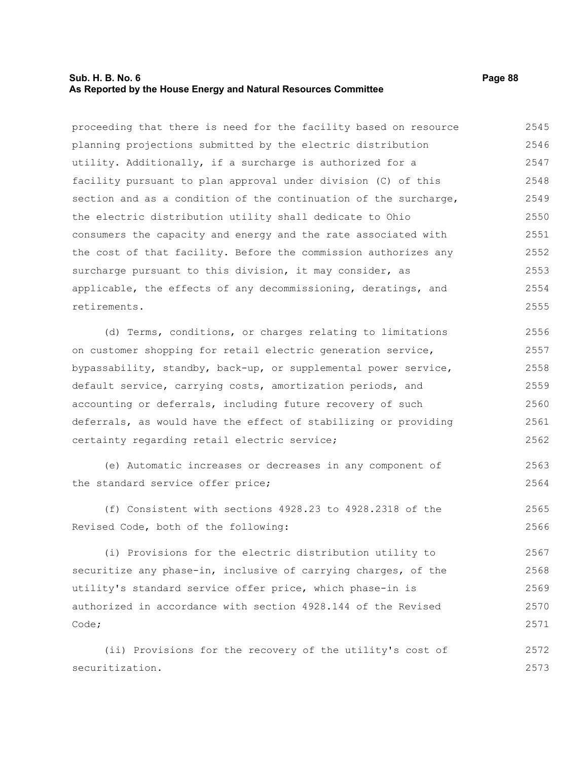proceeding that there is need for the facility based on resource planning projections submitted by the electric distribution utility. Additionally, if a surcharge is authorized for a facility pursuant to plan approval under division (C) of this section and as a condition of the continuation of the surcharge, the electric distribution utility shall dedicate to Ohio consumers the capacity and energy and the rate associated with the cost of that facility. Before the commission authorizes any surcharge pursuant to this division, it may consider, as applicable, the effects of any decommissioning, deratings, and retirements.

(d) Terms, conditions, or charges relating to limitations on customer shopping for retail electric generation service, bypassability, standby, back-up, or supplemental power service, default service, carrying costs, amortization periods, and accounting or deferrals, including future recovery of such deferrals, as would have the effect of stabilizing or providing certainty regarding retail electric service;

(e) Automatic increases or decreases in any component of the standard service offer price;

(f) Consistent with sections 4928.23 to 4928.2318 of the Revised Code, both of the following:

(i) Provisions for the electric distribution utility to securitize any phase-in, inclusive of carrying charges, of the utility's standard service offer price, which phase-in is authorized in accordance with section 4928.144 of the Revised Code;

(ii) Provisions for the recovery of the utility's cost of securitization.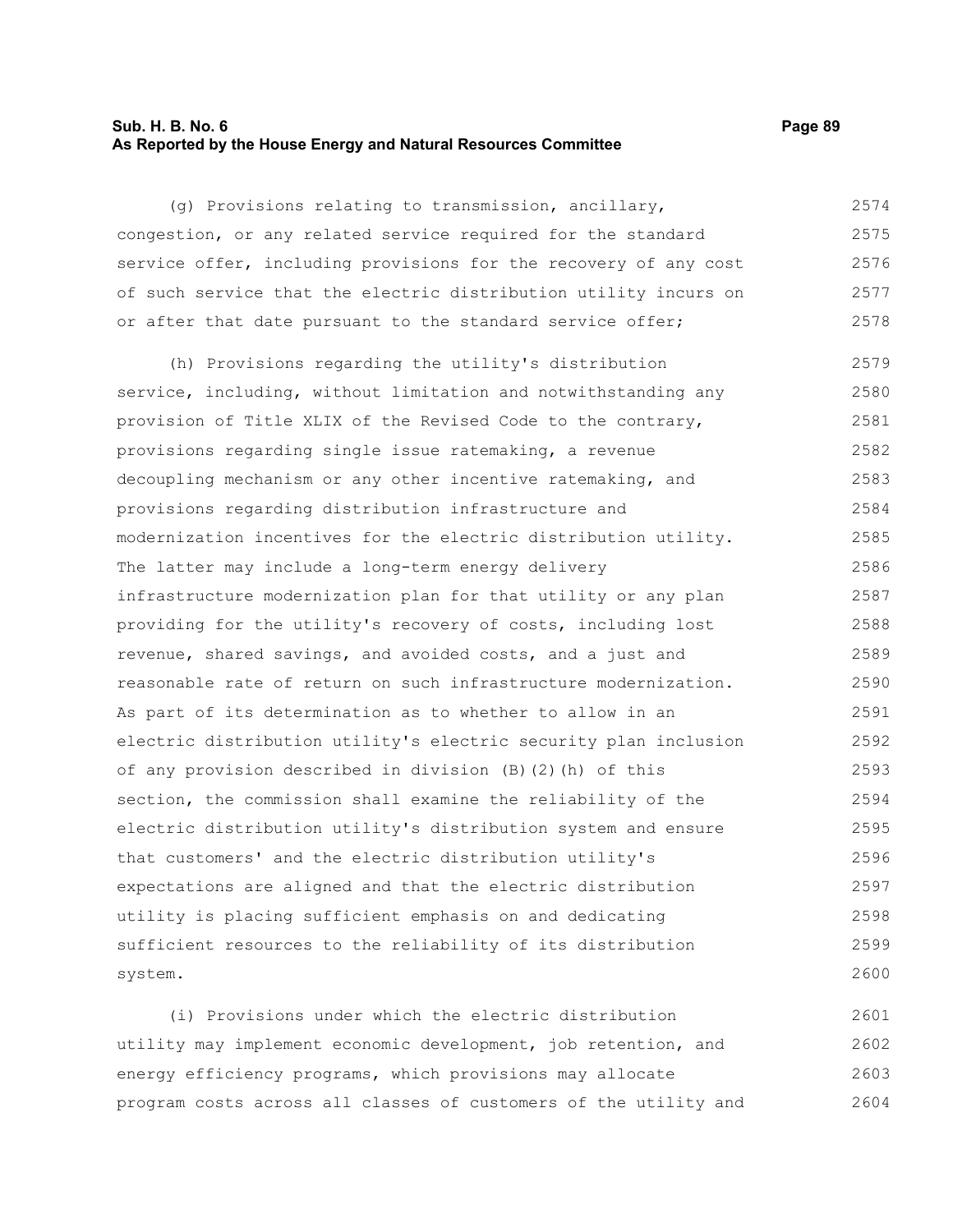(g) Provisions relating to transmission, ancillary, congestion, or any related service required for the standard service offer, including provisions for the recovery of any cost of such service that the electric distribution utility incurs on or after that date pursuant to the standard service offer;

(h) Provisions regarding the utility's distribution service, including, without limitation and notwithstanding any provision of Title XLIX of the Revised Code to the contrary, provisions regarding single issue ratemaking, a revenue decoupling mechanism or any other incentive ratemaking, and provisions regarding distribution infrastructure and modernization incentives for the electric distribution utility. The latter may include a long-term energy delivery infrastructure modernization plan for that utility or any plan providing for the utility's recovery of costs, including lost revenue, shared savings, and avoided costs, and a just and reasonable rate of return on such infrastructure modernization. As part of its determination as to whether to allow in an electric distribution utility's electric security plan inclusion of any provision described in division (B)(2)(h) of this section, the commission shall examine the reliability of the electric distribution utility's distribution system and ensure that customers' and the electric distribution utility's expectations are aligned and that the electric distribution utility is placing sufficient emphasis on and dedicating sufficient resources to the reliability of its distribution system.

(i) Provisions under which the electric distribution utility may implement economic development, job retention, and energy efficiency programs, which provisions may allocate program costs across all classes of customers of the utility and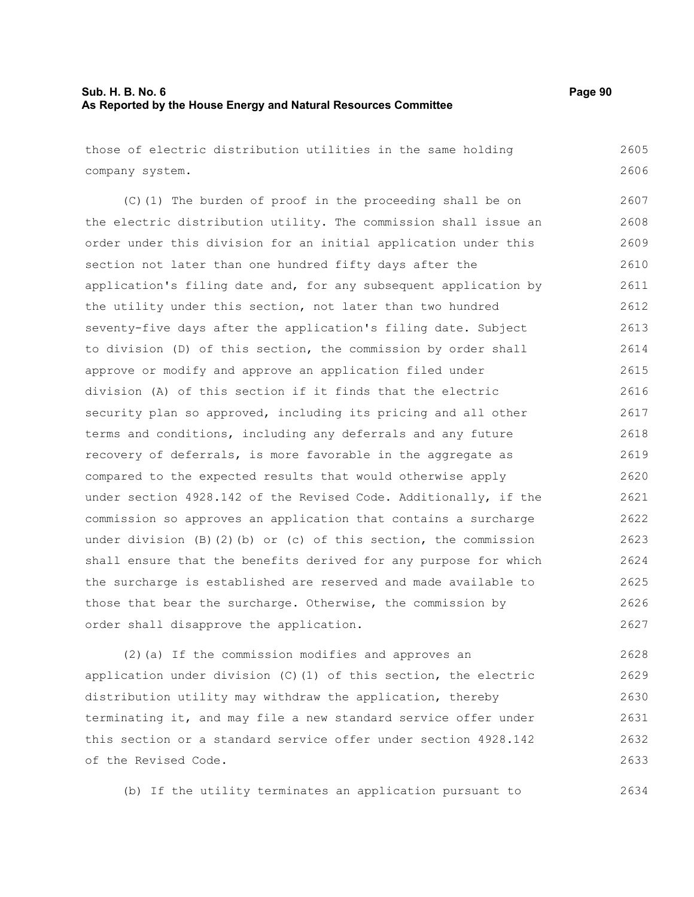those of electric distribution utilities in the same holding company system.

(C)(1) The burden of proof in the proceeding shall be on the electric distribution utility. The commission shall issue an order under this division for an initial application under this section not later than one hundred fifty days after the application's filing date and, for any subsequent application by the utility under this section, not later than two hundred seventy-five days after the application's filing date. Subject to division (D) of this section, the commission by order shall approve or modify and approve an application filed under division (A) of this section if it finds that the electric security plan so approved, including its pricing and all other terms and conditions, including any deferrals and any future recovery of deferrals, is more favorable in the aggregate as compared to the expected results that would otherwise apply under section 4928.142 of the Revised Code. Additionally, if the commission so approves an application that contains a surcharge under division (B)(2)(b) or (c) of this section, the commission shall ensure that the benefits derived for any purpose for which the surcharge is established are reserved and made available to those that bear the surcharge. Otherwise, the commission by order shall disapprove the application.

(2)(a) If the commission modifies and approves an application under division (C)(1) of this section, the electric distribution utility may withdraw the application, thereby terminating it, and may file a new standard service offer under this section or a standard service offer under section 4928.142 of the Revised Code.

(b) If the utility terminates an application pursuant to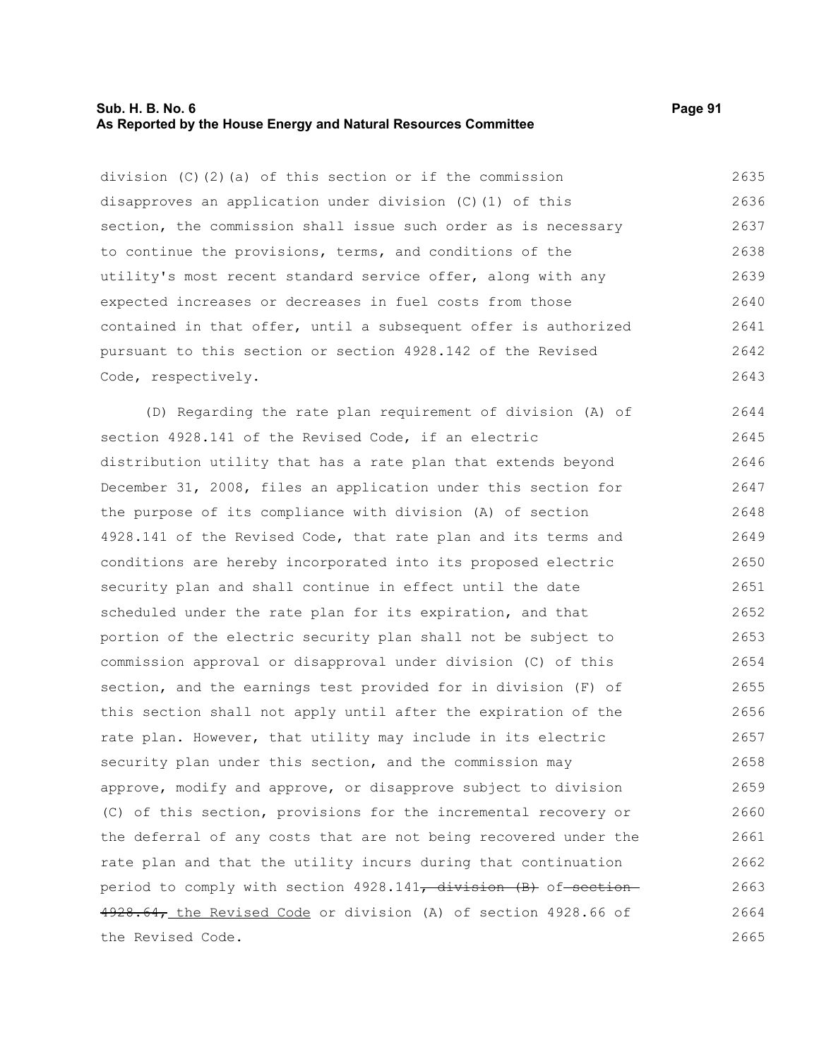division (C)(2)(a) of this section or if the commission disapproves an application under division (C)(1) of this section, the commission shall issue such order as is necessary to continue the provisions, terms, and conditions of the utility's most recent standard service offer, along with any expected increases or decreases in fuel costs from those contained in that offer, until a subsequent offer is authorized pursuant to this section or section 4928.142 of the Revised Code, respectively.

(D) Regarding the rate plan requirement of division (A) of section 4928.141 of the Revised Code, if an electric distribution utility that has a rate plan that extends beyond December 31, 2008, files an application under this section for the purpose of its compliance with division (A) of section 4928.141 of the Revised Code, that rate plan and its terms and conditions are hereby incorporated into its proposed electric security plan and shall continue in effect until the date scheduled under the rate plan for its expiration, and that portion of the electric security plan shall not be subject to commission approval or disapproval under division (C) of this section, and the earnings test provided for in division (F) of this section shall not apply until after the expiration of the rate plan. However, that utility may include in its electric security plan under this section, and the commission may approve, modify and approve, or disapprove subject to division (C) of this section, provisions for the incremental recovery or the deferral of any costs that are not being recovered under the rate plan and that the utility incurs during that continuation period to comply with section 4928.141~~, division (B)~~ of ~~section 4928.64,~~ the Revised Code or division (A) of section 4928.66 of the Revised Code.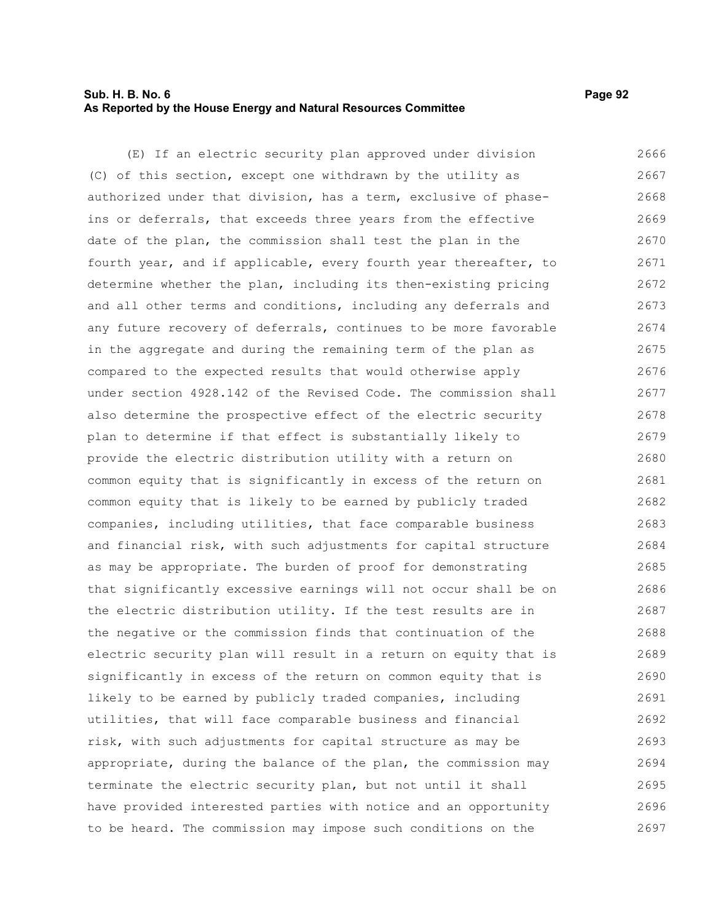(E) If an electric security plan approved under division (C) of this section, except one withdrawn by the utility as authorized under that division, has a term, exclusive of phase-ins or deferrals, that exceeds three years from the effective date of the plan, the commission shall test the plan in the fourth year, and if applicable, every fourth year thereafter, to determine whether the plan, including its then-existing pricing and all other terms and conditions, including any deferrals and any future recovery of deferrals, continues to be more favorable in the aggregate and during the remaining term of the plan as compared to the expected results that would otherwise apply under section 4928.142 of the Revised Code. The commission shall also determine the prospective effect of the electric security plan to determine if that effect is substantially likely to provide the electric distribution utility with a return on common equity that is significantly in excess of the return on common equity that is likely to be earned by publicly traded companies, including utilities, that face comparable business and financial risk, with such adjustments for capital structure as may be appropriate. The burden of proof for demonstrating that significantly excessive earnings will not occur shall be on the electric distribution utility. If the test results are in the negative or the commission finds that continuation of the electric security plan will result in a return on equity that is significantly in excess of the return on common equity that is likely to be earned by publicly traded companies, including utilities, that will face comparable business and financial risk, with such adjustments for capital structure as may be appropriate, during the balance of the plan, the commission may terminate the electric security plan, but not until it shall have provided interested parties with notice and an opportunity to be heard. The commission may impose such conditions on the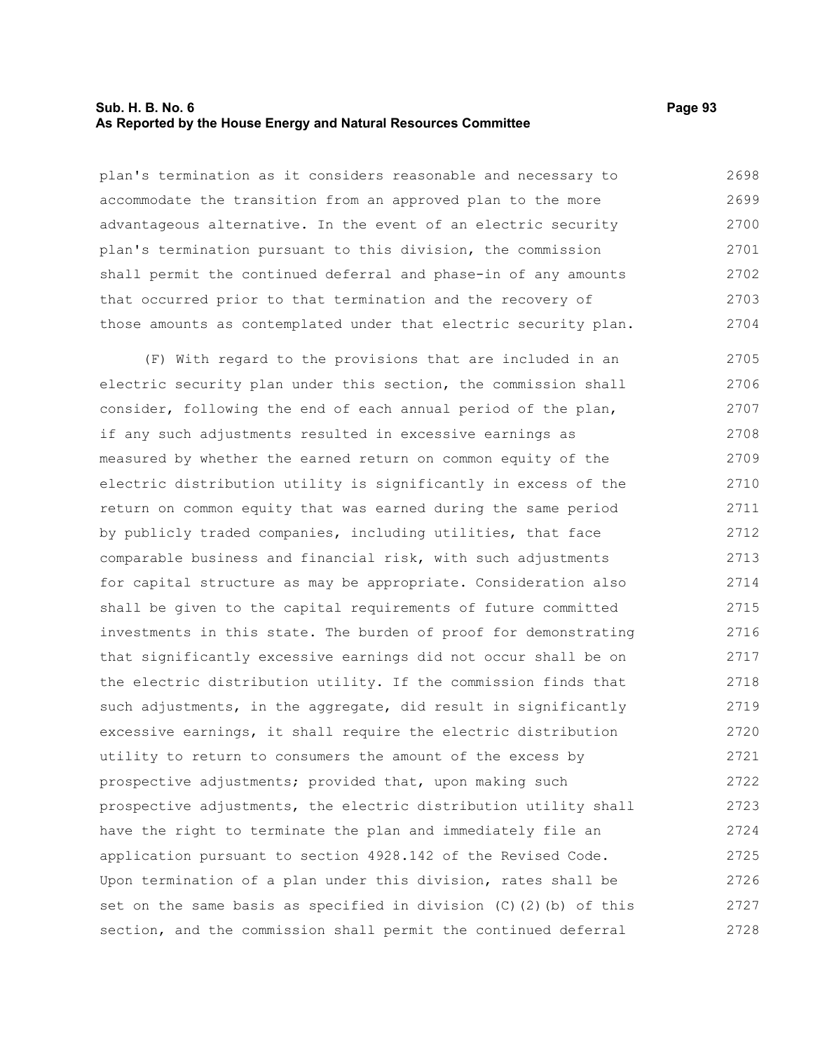plan's termination as it considers reasonable and necessary to accommodate the transition from an approved plan to the more advantageous alternative. In the event of an electric security plan's termination pursuant to this division, the commission shall permit the continued deferral and phase-in of any amounts that occurred prior to that termination and the recovery of those amounts as contemplated under that electric security plan.

(F) With regard to the provisions that are included in an electric security plan under this section, the commission shall consider, following the end of each annual period of the plan, if any such adjustments resulted in excessive earnings as measured by whether the earned return on common equity of the electric distribution utility is significantly in excess of the return on common equity that was earned during the same period by publicly traded companies, including utilities, that face comparable business and financial risk, with such adjustments for capital structure as may be appropriate. Consideration also shall be given to the capital requirements of future committed investments in this state. The burden of proof for demonstrating that significantly excessive earnings did not occur shall be on the electric distribution utility. If the commission finds that such adjustments, in the aggregate, did result in significantly excessive earnings, it shall require the electric distribution utility to return to consumers the amount of the excess by prospective adjustments; provided that, upon making such prospective adjustments, the electric distribution utility shall have the right to terminate the plan and immediately file an application pursuant to section 4928.142 of the Revised Code. Upon termination of a plan under this division, rates shall be set on the same basis as specified in division (C)(2)(b) of this section, and the commission shall permit the continued deferral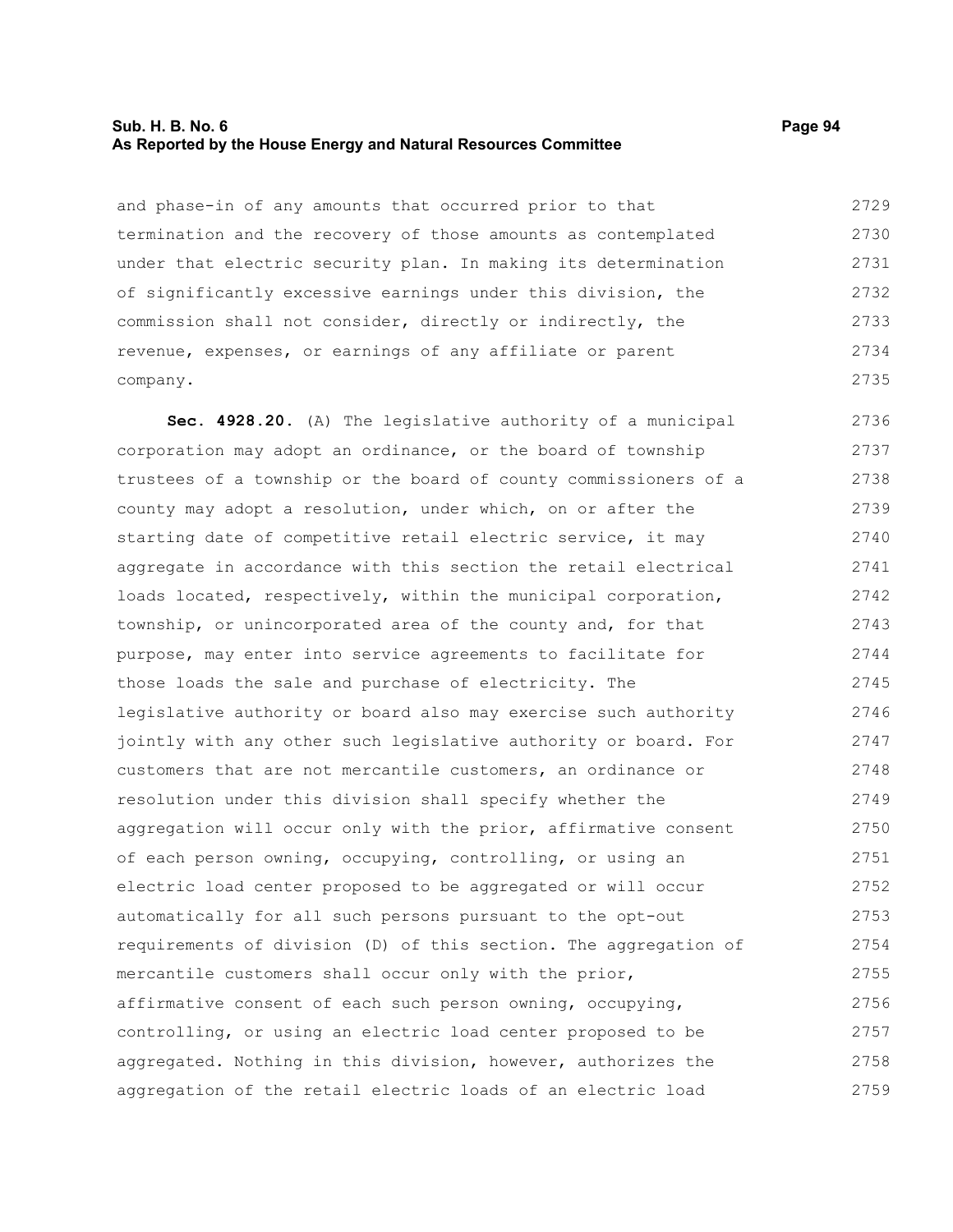and phase-in of any amounts that occurred prior to that termination and the recovery of those amounts as contemplated under that electric security plan. In making its determination of significantly excessive earnings under this division, the commission shall not consider, directly or indirectly, the revenue, expenses, or earnings of any affiliate or parent company.

**Sec. 4928.20.** (A) The legislative authority of a municipal corporation may adopt an ordinance, or the board of township trustees of a township or the board of county commissioners of a county may adopt a resolution, under which, on or after the starting date of competitive retail electric service, it may aggregate in accordance with this section the retail electrical loads located, respectively, within the municipal corporation, township, or unincorporated area of the county and, for that purpose, may enter into service agreements to facilitate for those loads the sale and purchase of electricity. The legislative authority or board also may exercise such authority jointly with any other such legislative authority or board. For customers that are not mercantile customers, an ordinance or resolution under this division shall specify whether the aggregation will occur only with the prior, affirmative consent of each person owning, occupying, controlling, or using an electric load center proposed to be aggregated or will occur automatically for all such persons pursuant to the opt-out requirements of division (D) of this section. The aggregation of mercantile customers shall occur only with the prior, affirmative consent of each such person owning, occupying, controlling, or using an electric load center proposed to be aggregated. Nothing in this division, however, authorizes the aggregation of the retail electric loads of an electric load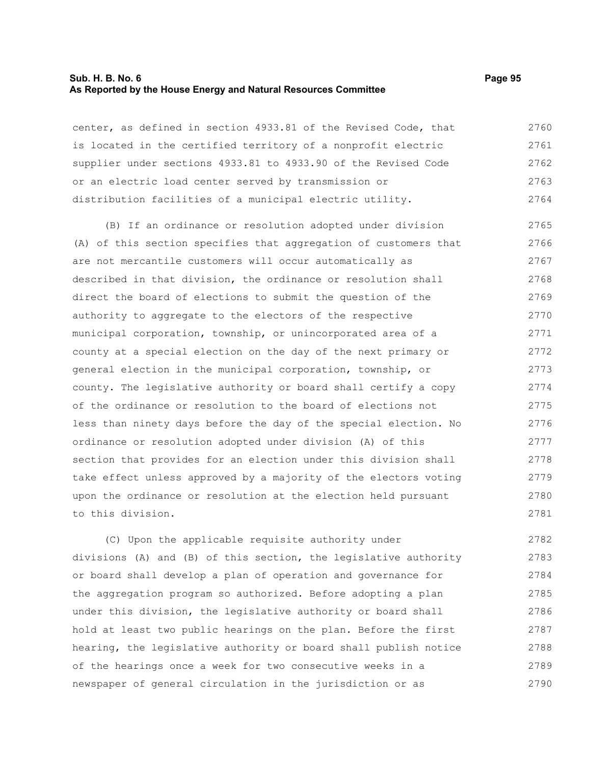center, as defined in section 4933.81 of the Revised Code, that is located in the certified territory of a nonprofit electric supplier under sections 4933.81 to 4933.90 of the Revised Code or an electric load center served by transmission or distribution facilities of a municipal electric utility.

(B) If an ordinance or resolution adopted under division (A) of this section specifies that aggregation of customers that are not mercantile customers will occur automatically as described in that division, the ordinance or resolution shall direct the board of elections to submit the question of the authority to aggregate to the electors of the respective municipal corporation, township, or unincorporated area of a county at a special election on the day of the next primary or general election in the municipal corporation, township, or county. The legislative authority or board shall certify a copy of the ordinance or resolution to the board of elections not less than ninety days before the day of the special election. No ordinance or resolution adopted under division (A) of this section that provides for an election under this division shall take effect unless approved by a majority of the electors voting upon the ordinance or resolution at the election held pursuant to this division.

(C) Upon the applicable requisite authority under divisions (A) and (B) of this section, the legislative authority or board shall develop a plan of operation and governance for the aggregation program so authorized. Before adopting a plan under this division, the legislative authority or board shall hold at least two public hearings on the plan. Before the first hearing, the legislative authority or board shall publish notice of the hearings once a week for two consecutive weeks in a newspaper of general circulation in the jurisdiction or as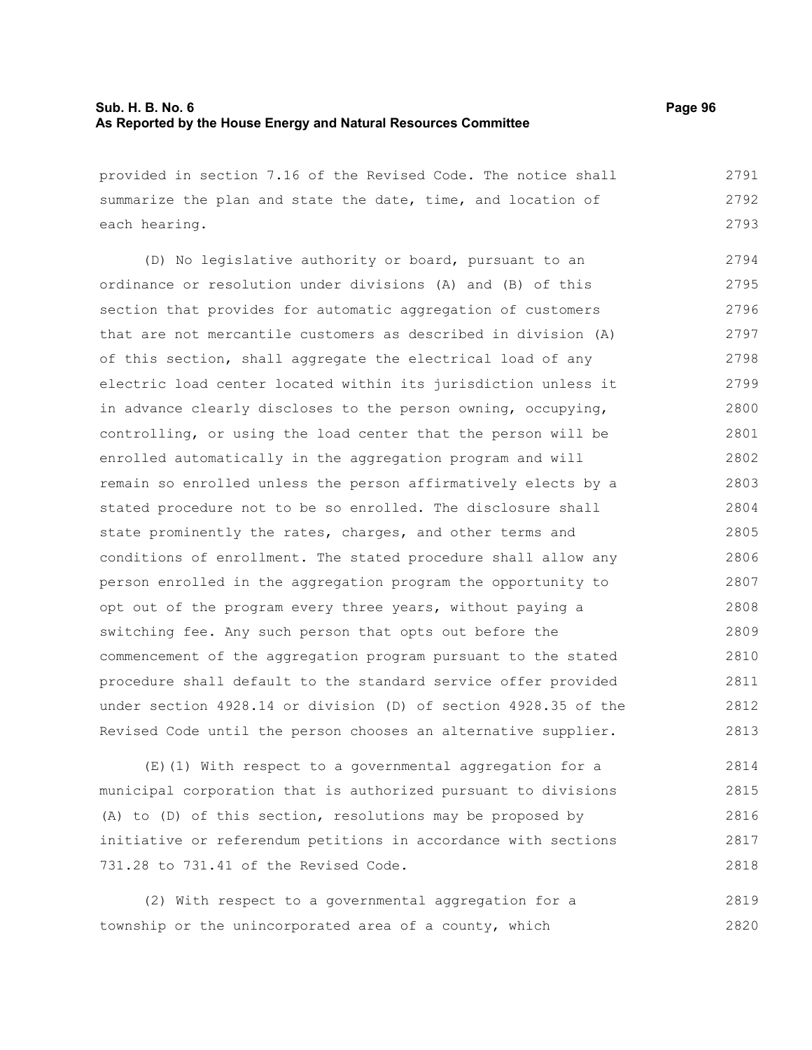provided in section 7.16 of the Revised Code. The notice shall summarize the plan and state the date, time, and location of each hearing.

(D) No legislative authority or board, pursuant to an ordinance or resolution under divisions (A) and (B) of this section that provides for automatic aggregation of customers that are not mercantile customers as described in division (A) of this section, shall aggregate the electrical load of any electric load center located within its jurisdiction unless it in advance clearly discloses to the person owning, occupying, controlling, or using the load center that the person will be enrolled automatically in the aggregation program and will remain so enrolled unless the person affirmatively elects by a stated procedure not to be so enrolled. The disclosure shall state prominently the rates, charges, and other terms and conditions of enrollment. The stated procedure shall allow any person enrolled in the aggregation program the opportunity to opt out of the program every three years, without paying a switching fee. Any such person that opts out before the commencement of the aggregation program pursuant to the stated procedure shall default to the standard service offer provided under section 4928.14 or division (D) of section 4928.35 of the Revised Code until the person chooses an alternative supplier.

(E)(1) With respect to a governmental aggregation for a municipal corporation that is authorized pursuant to divisions (A) to (D) of this section, resolutions may be proposed by initiative or referendum petitions in accordance with sections 731.28 to 731.41 of the Revised Code.

(2) With respect to a governmental aggregation for a township or the unincorporated area of a county, which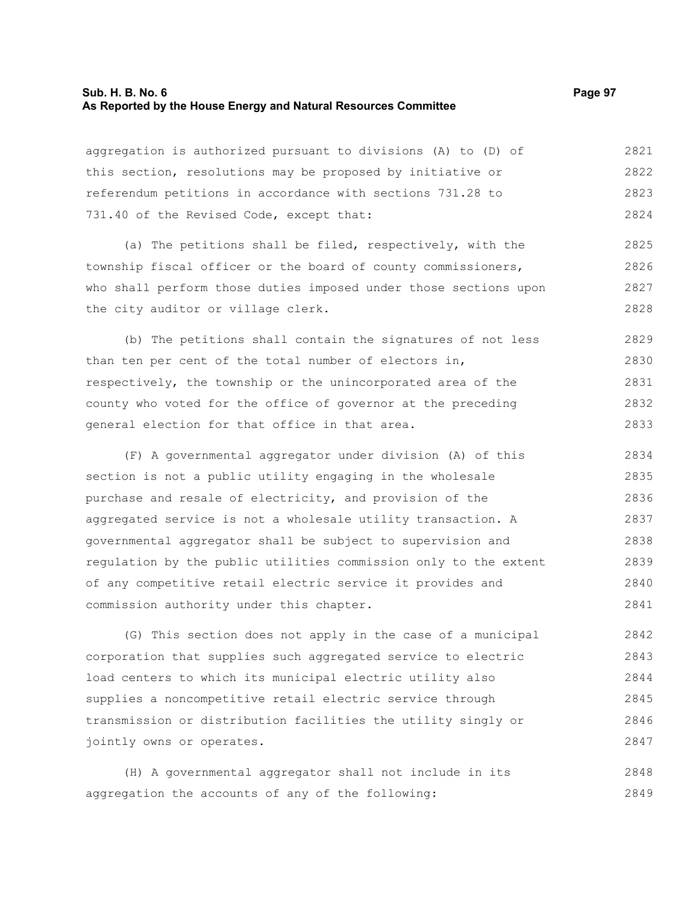aggregation is authorized pursuant to divisions (A) to (D) of this section, resolutions may be proposed by initiative or referendum petitions in accordance with sections 731.28 to 731.40 of the Revised Code, except that:

(a) The petitions shall be filed, respectively, with the township fiscal officer or the board of county commissioners, who shall perform those duties imposed under those sections upon the city auditor or village clerk.

(b) The petitions shall contain the signatures of not less than ten per cent of the total number of electors in, respectively, the township or the unincorporated area of the county who voted for the office of governor at the preceding general election for that office in that area.

(F) A governmental aggregator under division (A) of this section is not a public utility engaging in the wholesale purchase and resale of electricity, and provision of the aggregated service is not a wholesale utility transaction. A governmental aggregator shall be subject to supervision and regulation by the public utilities commission only to the extent of any competitive retail electric service it provides and commission authority under this chapter.

(G) This section does not apply in the case of a municipal corporation that supplies such aggregated service to electric load centers to which its municipal electric utility also supplies a noncompetitive retail electric service through transmission or distribution facilities the utility singly or jointly owns or operates.

(H) A governmental aggregator shall not include in its aggregation the accounts of any of the following: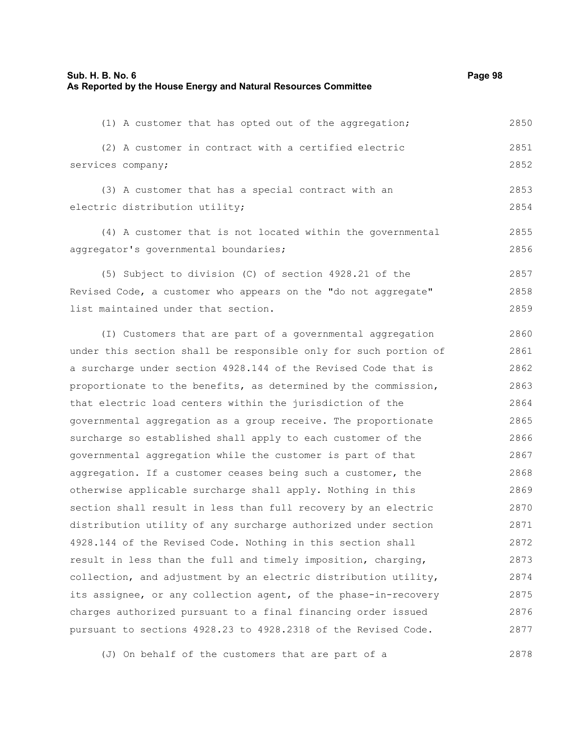(1) A customer that has opted out of the aggregation;

(2) A customer in contract with a certified electric services company;

(3) A customer that has a special contract with an electric distribution utility;

(4) A customer that is not located within the governmental aggregator's governmental boundaries;

(5) Subject to division (C) of section 4928.21 of the Revised Code, a customer who appears on the "do not aggregate" list maintained under that section.

(I) Customers that are part of a governmental aggregation under this section shall be responsible only for such portion of a surcharge under section 4928.144 of the Revised Code that is proportionate to the benefits, as determined by the commission, that electric load centers within the jurisdiction of the governmental aggregation as a group receive. The proportionate surcharge so established shall apply to each customer of the governmental aggregation while the customer is part of that aggregation. If a customer ceases being such a customer, the otherwise applicable surcharge shall apply. Nothing in this section shall result in less than full recovery by an electric distribution utility of any surcharge authorized under section 4928.144 of the Revised Code. Nothing in this section shall result in less than the full and timely imposition, charging, collection, and adjustment by an electric distribution utility, its assignee, or any collection agent, of the phase-in-recovery charges authorized pursuant to a final financing order issued pursuant to sections 4928.23 to 4928.2318 of the Revised Code.

(J) On behalf of the customers that are part of a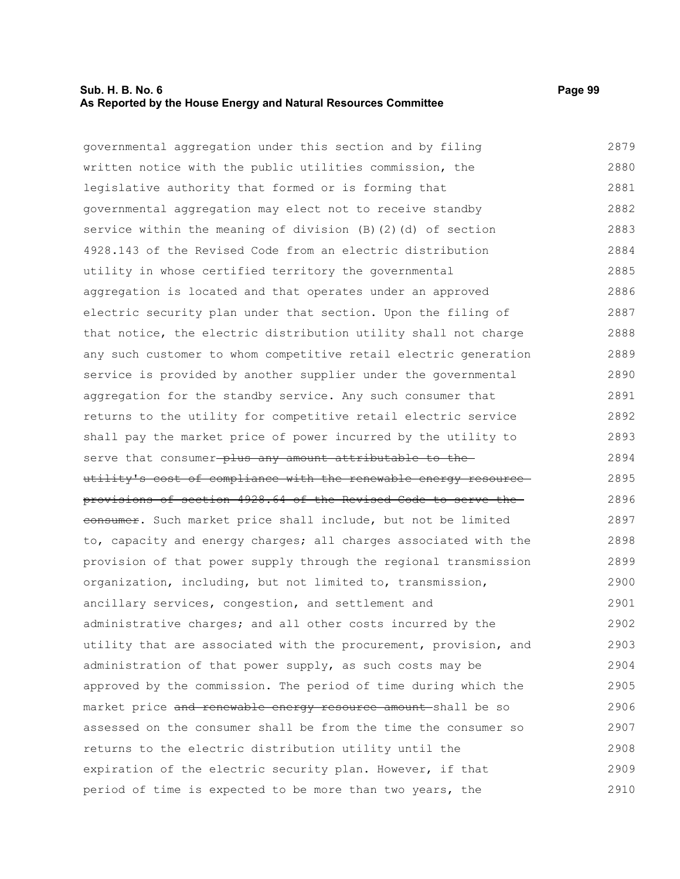governmental aggregation under this section and by filing written notice with the public utilities commission, the legislative authority that formed or is forming that governmental aggregation may elect not to receive standby service within the meaning of division (B)(2)(d) of section 4928.143 of the Revised Code from an electric distribution utility in whose certified territory the governmental aggregation is located and that operates under an approved electric security plan under that section. Upon the filing of that notice, the electric distribution utility shall not charge any such customer to whom competitive retail electric generation service is provided by another supplier under the governmental aggregation for the standby service. Any such consumer that returns to the utility for competitive retail electric service shall pay the market price of power incurred by the utility to serve that consumer ~~plus any amount attributable to the utility's cost of compliance with the renewable energy resource provisions of section 4928.64 of the Revised Code to serve the consumer~~. Such market price shall include, but not be limited to, capacity and energy charges; all charges associated with the provision of that power supply through the regional transmission organization, including, but not limited to, transmission, ancillary services, congestion, and settlement and administrative charges; and all other costs incurred by the utility that are associated with the procurement, provision, and administration of that power supply, as such costs may be approved by the commission. The period of time during which the market price ~~and renewable energy resource amount~~ shall be so assessed on the consumer shall be from the time the consumer so returns to the electric distribution utility until the expiration of the electric security plan. However, if that period of time is expected to be more than two years, the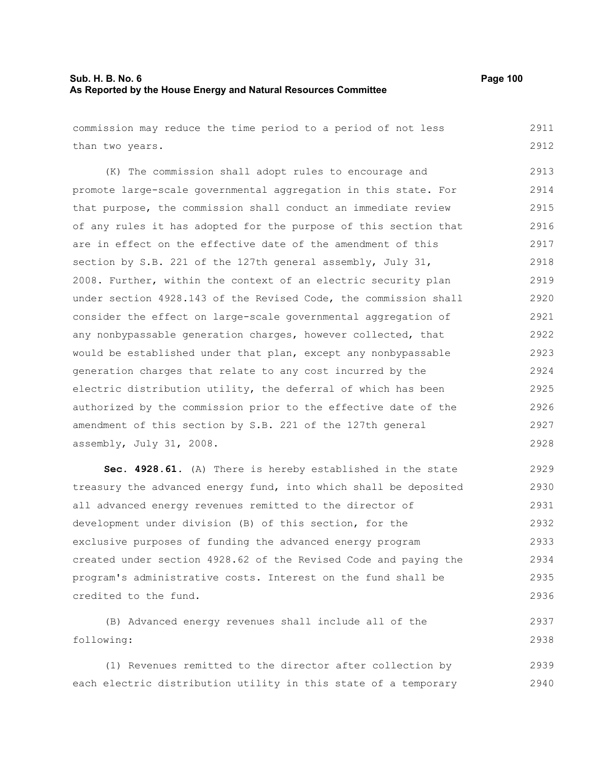commission may reduce the time period to a period of not less than two years.

(K) The commission shall adopt rules to encourage and promote large-scale governmental aggregation in this state. For that purpose, the commission shall conduct an immediate review of any rules it has adopted for the purpose of this section that are in effect on the effective date of the amendment of this section by S.B. 221 of the 127th general assembly, July 31, 2008. Further, within the context of an electric security plan under section 4928.143 of the Revised Code, the commission shall consider the effect on large-scale governmental aggregation of any nonbypassable generation charges, however collected, that would be established under that plan, except any nonbypassable generation charges that relate to any cost incurred by the electric distribution utility, the deferral of which has been authorized by the commission prior to the effective date of the amendment of this section by S.B. 221 of the 127th general assembly, July 31, 2008.

**Sec. 4928.61.** (A) There is hereby established in the state treasury the advanced energy fund, into which shall be deposited all advanced energy revenues remitted to the director of development under division (B) of this section, for the exclusive purposes of funding the advanced energy program created under section 4928.62 of the Revised Code and paying the program's administrative costs. Interest on the fund shall be credited to the fund.

(B) Advanced energy revenues shall include all of the following:

(1) Revenues remitted to the director after collection by each electric distribution utility in this state of a temporary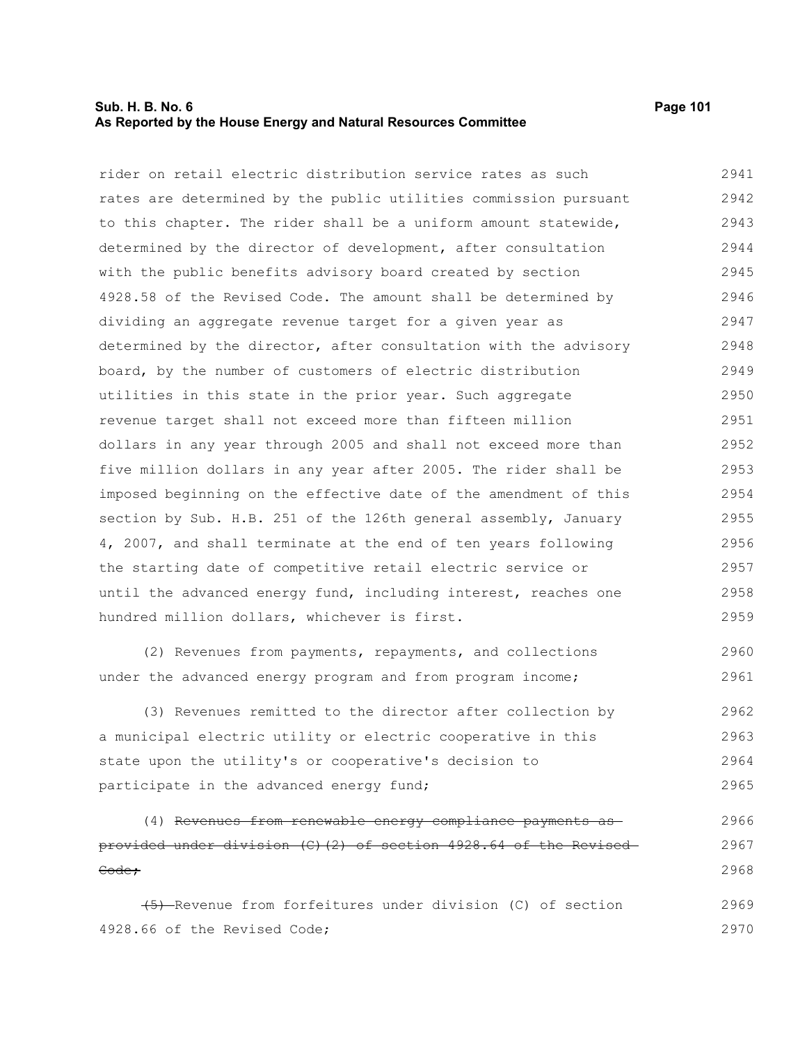rider on retail electric distribution service rates as such rates are determined by the public utilities commission pursuant to this chapter. The rider shall be a uniform amount statewide, determined by the director of development, after consultation with the public benefits advisory board created by section 4928.58 of the Revised Code. The amount shall be determined by dividing an aggregate revenue target for a given year as determined by the director, after consultation with the advisory board, by the number of customers of electric distribution utilities in this state in the prior year. Such aggregate revenue target shall not exceed more than fifteen million dollars in any year through 2005 and shall not exceed more than five million dollars in any year after 2005. The rider shall be imposed beginning on the effective date of the amendment of this section by Sub. H.B. 251 of the 126th general assembly, January 4, 2007, and shall terminate at the end of ten years following the starting date of competitive retail electric service or until the advanced energy fund, including interest, reaches one hundred million dollars, whichever is first.

(2) Revenues from payments, repayments, and collections under the advanced energy program and from program income;

(3) Revenues remitted to the director after collection by a municipal electric utility or electric cooperative in this state upon the utility's or cooperative's decision to participate in the advanced energy fund;

(4) ~~Revenues from renewable energy compliance payments as provided under division (C)(2) of section 4928.64 of the Revised Code;~~

~~(5)~~ Revenue from forfeitures under division (C) of section 4928.66 of the Revised Code;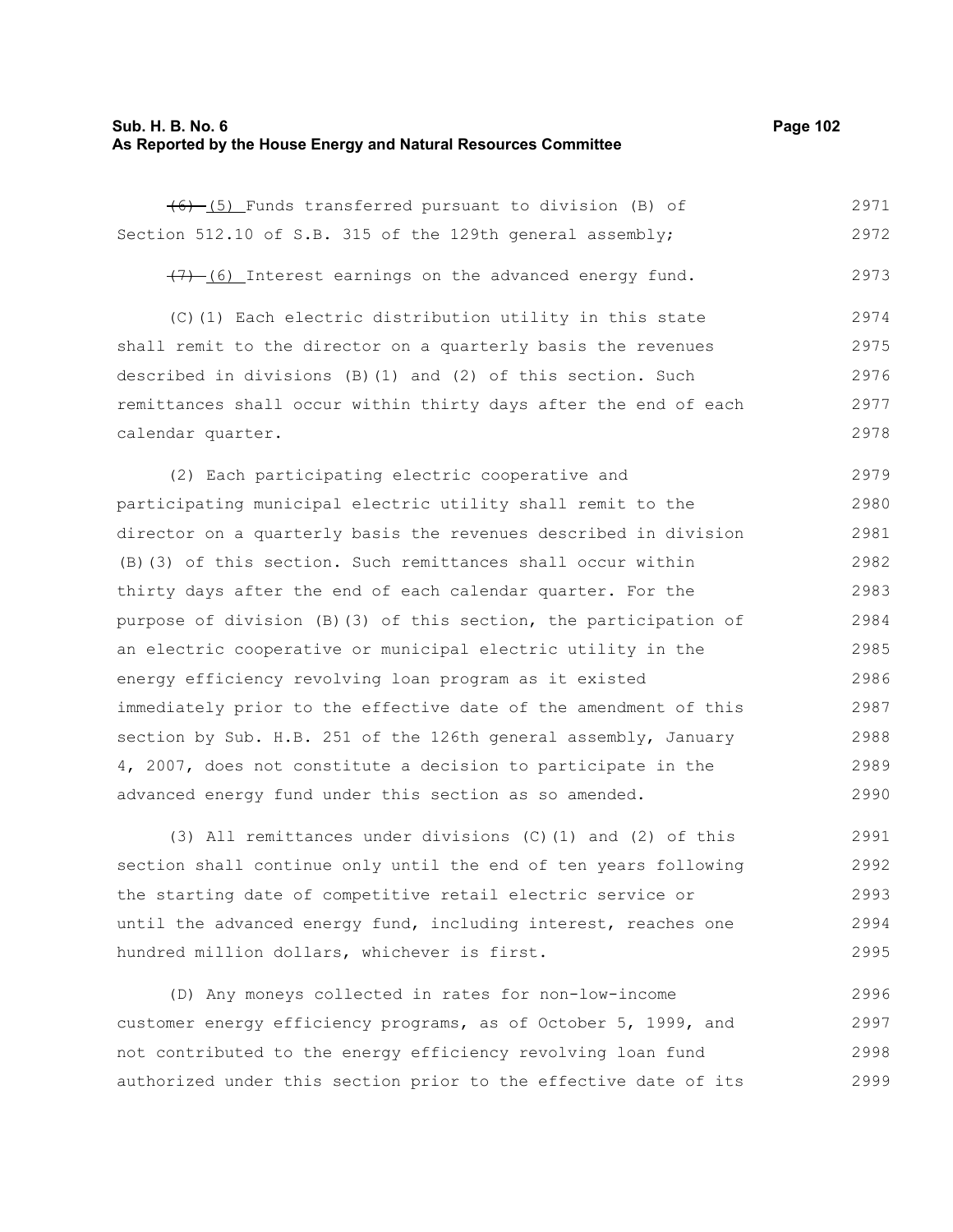~~(6)~~ (5) Funds transferred pursuant to division (B) of Section 512.10 of S.B. 315 of the 129th general assembly;

~~(7)~~ (6) Interest earnings on the advanced energy fund.

(C)(1) Each electric distribution utility in this state shall remit to the director on a quarterly basis the revenues described in divisions (B)(1) and (2) of this section. Such remittances shall occur within thirty days after the end of each calendar quarter.

(2) Each participating electric cooperative and participating municipal electric utility shall remit to the director on a quarterly basis the revenues described in division (B)(3) of this section. Such remittances shall occur within thirty days after the end of each calendar quarter. For the purpose of division (B)(3) of this section, the participation of an electric cooperative or municipal electric utility in the energy efficiency revolving loan program as it existed immediately prior to the effective date of the amendment of this section by Sub. H.B. 251 of the 126th general assembly, January 4, 2007, does not constitute a decision to participate in the advanced energy fund under this section as so amended.

(3) All remittances under divisions (C)(1) and (2) of this section shall continue only until the end of ten years following the starting date of competitive retail electric service or until the advanced energy fund, including interest, reaches one hundred million dollars, whichever is first.

(D) Any moneys collected in rates for non-low-income customer energy efficiency programs, as of October 5, 1999, and not contributed to the energy efficiency revolving loan fund authorized under this section prior to the effective date of its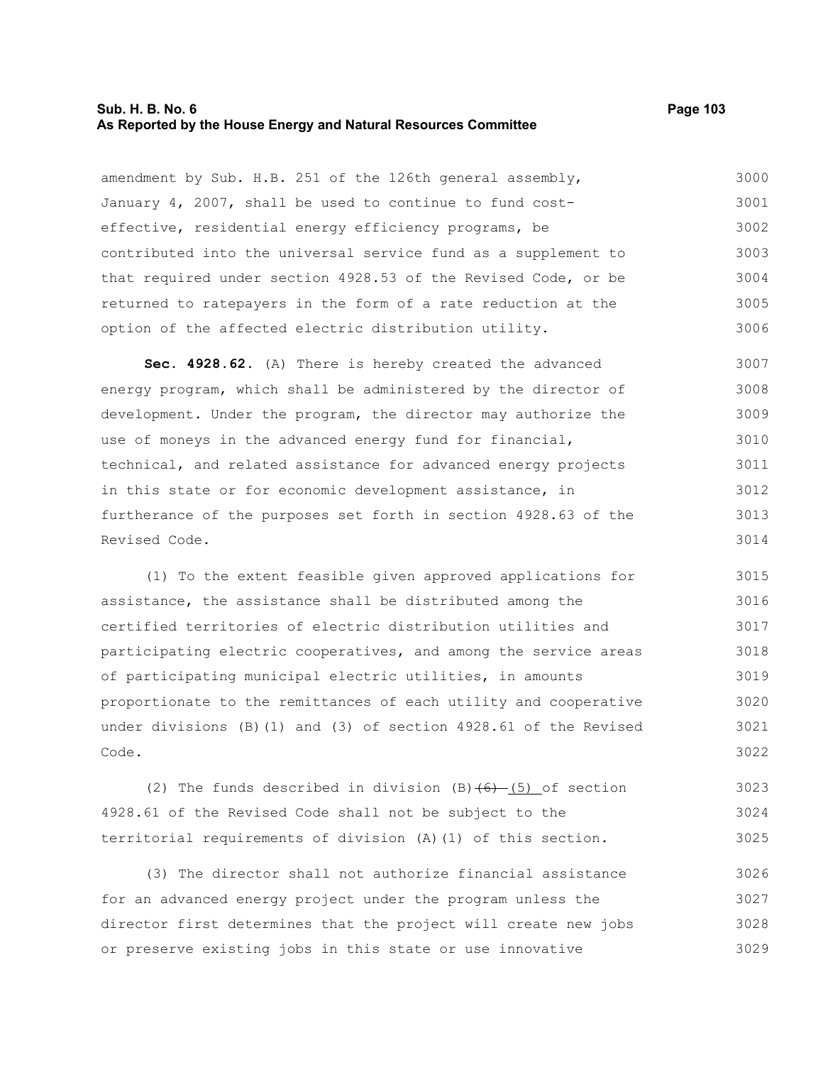amendment by Sub. H.B. 251 of the 126th general assembly, January 4, 2007, shall be used to continue to fund cost-effective, residential energy efficiency programs, be contributed into the universal service fund as a supplement to that required under section 4928.53 of the Revised Code, or be returned to ratepayers in the form of a rate reduction at the option of the affected electric distribution utility.

**Sec. 4928.62.** (A) There is hereby created the advanced energy program, which shall be administered by the director of development. Under the program, the director may authorize the use of moneys in the advanced energy fund for financial, technical, and related assistance for advanced energy projects in this state or for economic development assistance, in furtherance of the purposes set forth in section 4928.63 of the Revised Code.

(1) To the extent feasible given approved applications for assistance, the assistance shall be distributed among the certified territories of electric distribution utilities and participating electric cooperatives, and among the service areas of participating municipal electric utilities, in amounts proportionate to the remittances of each utility and cooperative under divisions (B)(1) and (3) of section 4928.61 of the Revised Code.

(2) The funds described in division (B)~~(6)~~ (5) of section 4928.61 of the Revised Code shall not be subject to the territorial requirements of division (A)(1) of this section.

(3) The director shall not authorize financial assistance for an advanced energy project under the program unless the director first determines that the project will create new jobs or preserve existing jobs in this state or use innovative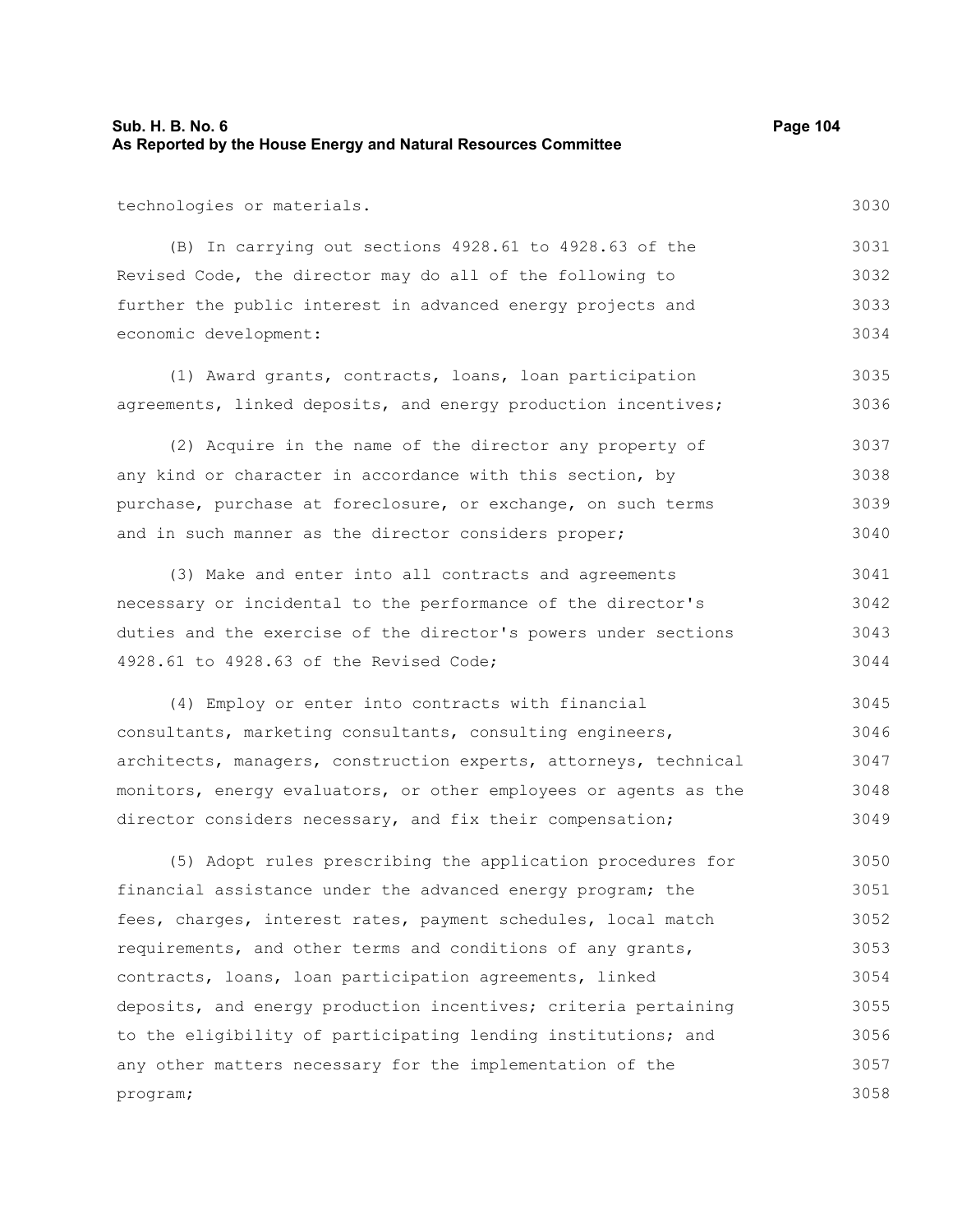technologies or materials.

(B) In carrying out sections 4928.61 to 4928.63 of the Revised Code, the director may do all of the following to further the public interest in advanced energy projects and economic development:

(1) Award grants, contracts, loans, loan participation agreements, linked deposits, and energy production incentives;

(2) Acquire in the name of the director any property of any kind or character in accordance with this section, by purchase, purchase at foreclosure, or exchange, on such terms and in such manner as the director considers proper;

(3) Make and enter into all contracts and agreements necessary or incidental to the performance of the director's duties and the exercise of the director's powers under sections 4928.61 to 4928.63 of the Revised Code;

(4) Employ or enter into contracts with financial consultants, marketing consultants, consulting engineers, architects, managers, construction experts, attorneys, technical monitors, energy evaluators, or other employees or agents as the director considers necessary, and fix their compensation;

(5) Adopt rules prescribing the application procedures for financial assistance under the advanced energy program; the fees, charges, interest rates, payment schedules, local match requirements, and other terms and conditions of any grants, contracts, loans, loan participation agreements, linked deposits, and energy production incentives; criteria pertaining to the eligibility of participating lending institutions; and any other matters necessary for the implementation of the program;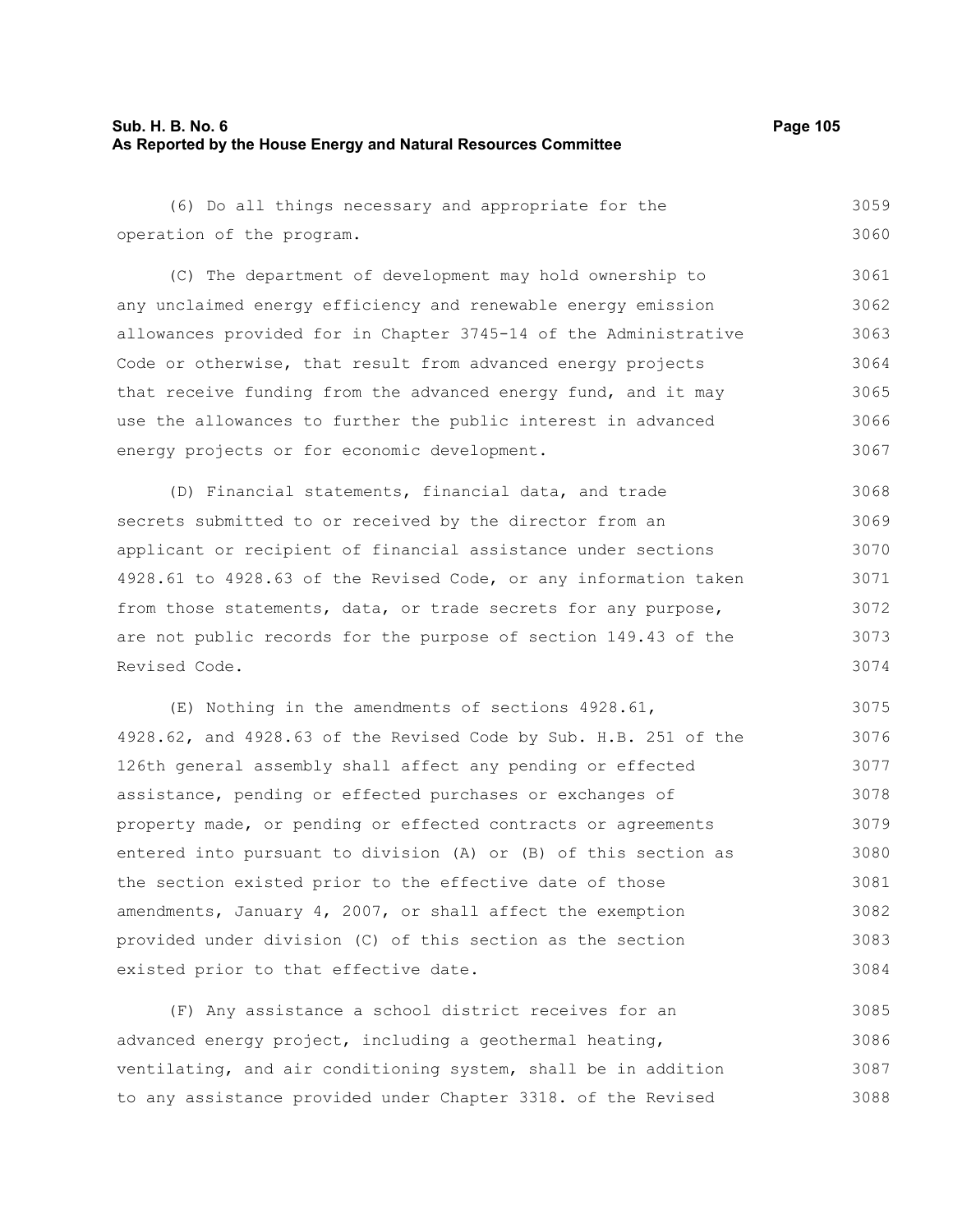(6) Do all things necessary and appropriate for the operation of the program.

(C) The department of development may hold ownership to any unclaimed energy efficiency and renewable energy emission allowances provided for in Chapter 3745-14 of the Administrative Code or otherwise, that result from advanced energy projects that receive funding from the advanced energy fund, and it may use the allowances to further the public interest in advanced energy projects or for economic development.

(D) Financial statements, financial data, and trade secrets submitted to or received by the director from an applicant or recipient of financial assistance under sections 4928.61 to 4928.63 of the Revised Code, or any information taken from those statements, data, or trade secrets for any purpose, are not public records for the purpose of section 149.43 of the Revised Code.

(E) Nothing in the amendments of sections 4928.61, 4928.62, and 4928.63 of the Revised Code by Sub. H.B. 251 of the 126th general assembly shall affect any pending or effected assistance, pending or effected purchases or exchanges of property made, or pending or effected contracts or agreements entered into pursuant to division (A) or (B) of this section as the section existed prior to the effective date of those amendments, January 4, 2007, or shall affect the exemption provided under division (C) of this section as the section existed prior to that effective date.

(F) Any assistance a school district receives for an advanced energy project, including a geothermal heating, ventilating, and air conditioning system, shall be in addition to any assistance provided under Chapter 3318. of the Revised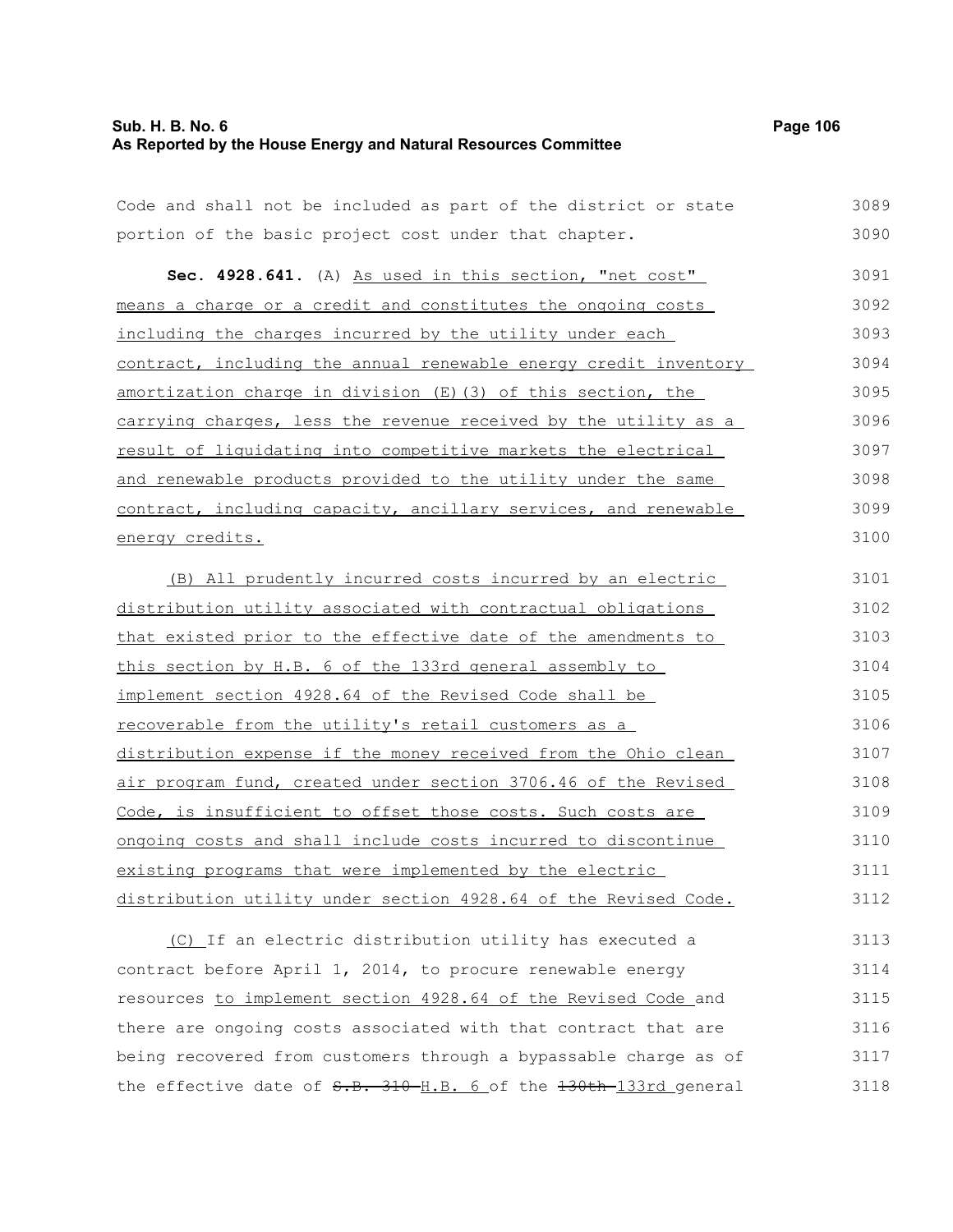Code and shall not be included as part of the district or state portion of the basic project cost under that chapter.

**Sec. 4928.641.** (A) As used in this section, "net cost" means a charge or a credit and constitutes the ongoing costs including the charges incurred by the utility under each contract, including the annual renewable energy credit inventory amortization charge in division (E)(3) of this section, the carrying charges, less the revenue received by the utility as a result of liquidating into competitive markets the electrical and renewable products provided to the utility under the same contract, including capacity, ancillary services, and renewable energy credits.

(B) All prudently incurred costs incurred by an electric distribution utility associated with contractual obligations that existed prior to the effective date of the amendments to this section by H.B. 6 of the 133rd general assembly to implement section 4928.64 of the Revised Code shall be recoverable from the utility's retail customers as a distribution expense if the money received from the Ohio clean air program fund, created under section 3706.46 of the Revised Code, is insufficient to offset those costs. Such costs are ongoing costs and shall include costs incurred to discontinue existing programs that were implemented by the electric distribution utility under section 4928.64 of the Revised Code.

(C) If an electric distribution utility has executed a contract before April 1, 2014, to procure renewable energy resources to implement section 4928.64 of the Revised Code and there are ongoing costs associated with that contract that are being recovered from customers through a bypassable charge as of the effective date of ~~S.B. 310~~ H.B. 6 of the ~~130th~~ 133rd general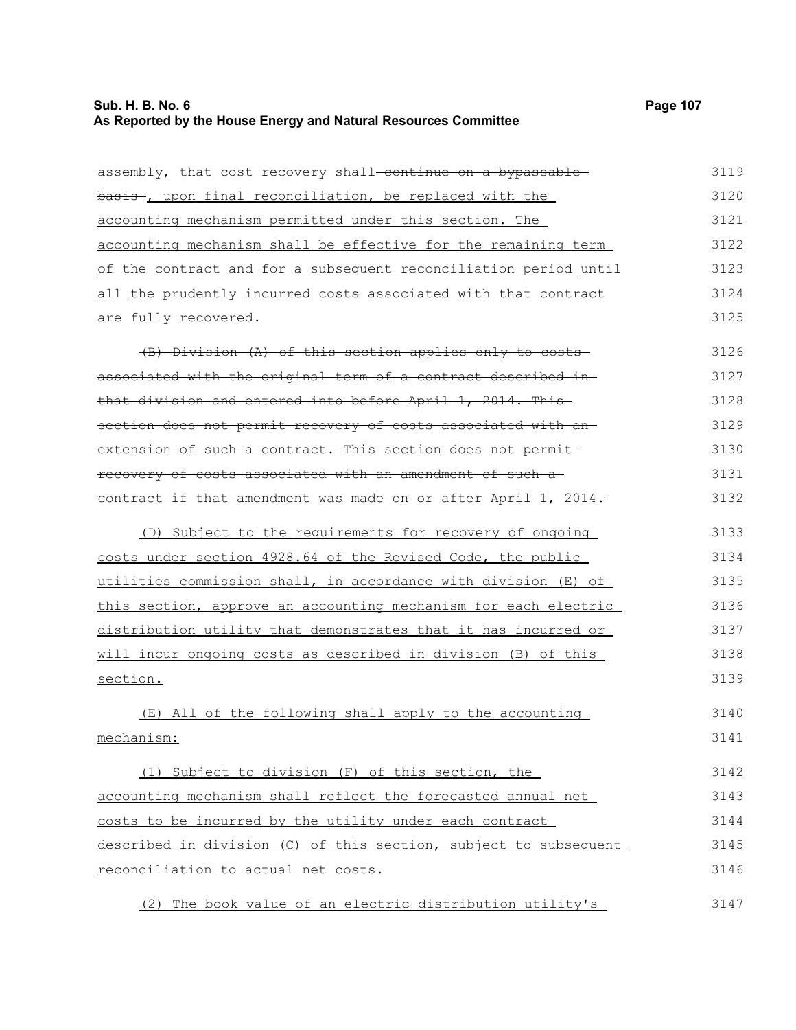assembly, that cost recovery shall ~~continue on a bypassable basis~~ , upon final reconciliation, be replaced with the accounting mechanism permitted under this section. The accounting mechanism shall be effective for the remaining term of the contract and for a subsequent reconciliation period until all the prudently incurred costs associated with that contract are fully recovered.

~~(B) Division (A) of this section applies only to costs associated with the original term of a contract described in that division and entered into before April 1, 2014. This section does not permit recovery of costs associated with an extension of such a contract. This section does not permit recovery of costs associated with an amendment of such a contract if that amendment was made on or after April 1, 2014.~~

(D) Subject to the requirements for recovery of ongoing costs under section 4928.64 of the Revised Code, the public utilities commission shall, in accordance with division (E) of this section, approve an accounting mechanism for each electric distribution utility that demonstrates that it has incurred or will incur ongoing costs as described in division (B) of this section.

(E) All of the following shall apply to the accounting mechanism:

(1) Subject to division (F) of this section, the accounting mechanism shall reflect the forecasted annual net costs to be incurred by the utility under each contract described in division (C) of this section, subject to subsequent reconciliation to actual net costs.

(2) The book value of an electric distribution utility's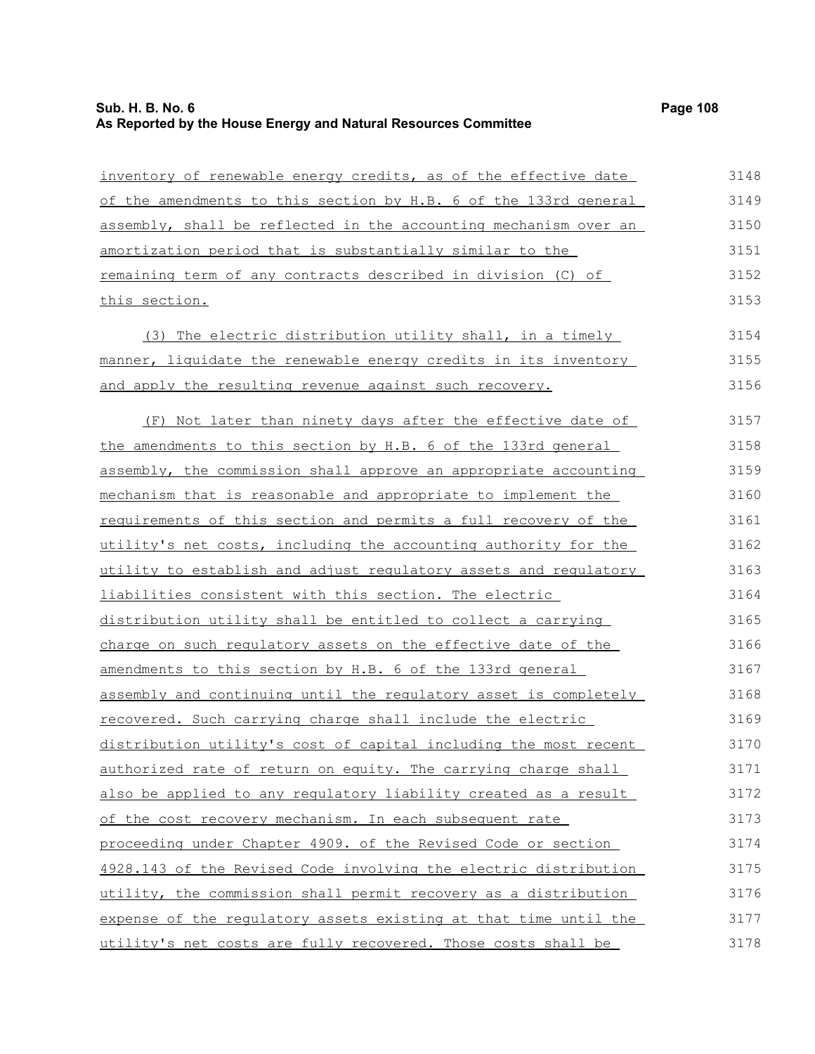inventory of renewable energy credits, as of the effective date of the amendments to this section by H.B. 6 of the 133rd general assembly, shall be reflected in the accounting mechanism over an amortization period that is substantially similar to the remaining term of any contracts described in division (C) of this section.

(3) The electric distribution utility shall, in a timely manner, liquidate the renewable energy credits in its inventory and apply the resulting revenue against such recovery.

(F) Not later than ninety days after the effective date of the amendments to this section by H.B. 6 of the 133rd general assembly, the commission shall approve an appropriate accounting mechanism that is reasonable and appropriate to implement the requirements of this section and permits a full recovery of the utility's net costs, including the accounting authority for the utility to establish and adjust regulatory assets and regulatory liabilities consistent with this section. The electric distribution utility shall be entitled to collect a carrying charge on such regulatory assets on the effective date of the amendments to this section by H.B. 6 of the 133rd general assembly and continuing until the regulatory asset is completely recovered. Such carrying charge shall include the electric distribution utility's cost of capital including the most recent authorized rate of return on equity. The carrying charge shall also be applied to any regulatory liability created as a result of the cost recovery mechanism. In each subsequent rate proceeding under Chapter 4909. of the Revised Code or section 4928.143 of the Revised Code involving the electric distribution utility, the commission shall permit recovery as a distribution expense of the regulatory assets existing at that time until the utility's net costs are fully recovered. Those costs shall be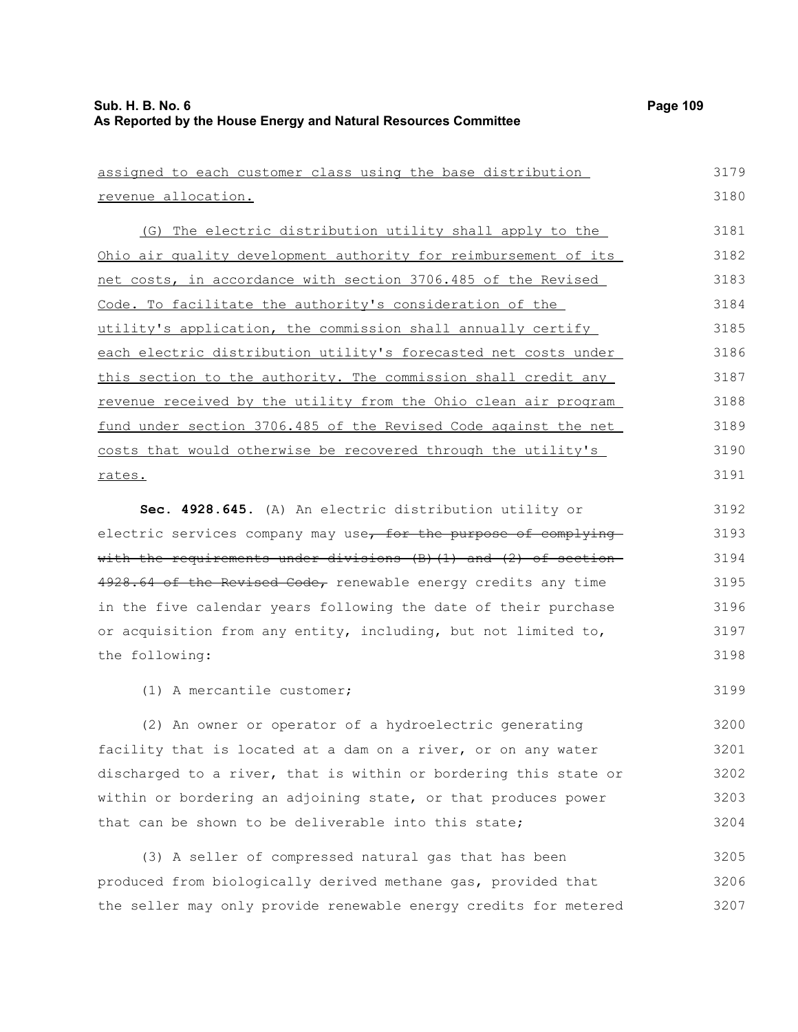assigned to each customer class using the base distribution revenue allocation.

(G) The electric distribution utility shall apply to the Ohio air quality development authority for reimbursement of its net costs, in accordance with section 3706.485 of the Revised Code. To facilitate the authority's consideration of the utility's application, the commission shall annually certify each electric distribution utility's forecasted net costs under this section to the authority. The commission shall credit any revenue received by the utility from the Ohio clean air program fund under section 3706.485 of the Revised Code against the net costs that would otherwise be recovered through the utility's rates.

**Sec. 4928.645.** (A) An electric distribution utility or electric services company may use~~, for the purpose of complying with the requirements under divisions (B)(1) and (2) of section 4928.64 of the Revised Code,~~ renewable energy credits any time in the five calendar years following the date of their purchase or acquisition from any entity, including, but not limited to, the following:

(1) A mercantile customer;

(2) An owner or operator of a hydroelectric generating facility that is located at a dam on a river, or on any water discharged to a river, that is within or bordering this state or within or bordering an adjoining state, or that produces power that can be shown to be deliverable into this state;

(3) A seller of compressed natural gas that has been produced from biologically derived methane gas, provided that the seller may only provide renewable energy credits for metered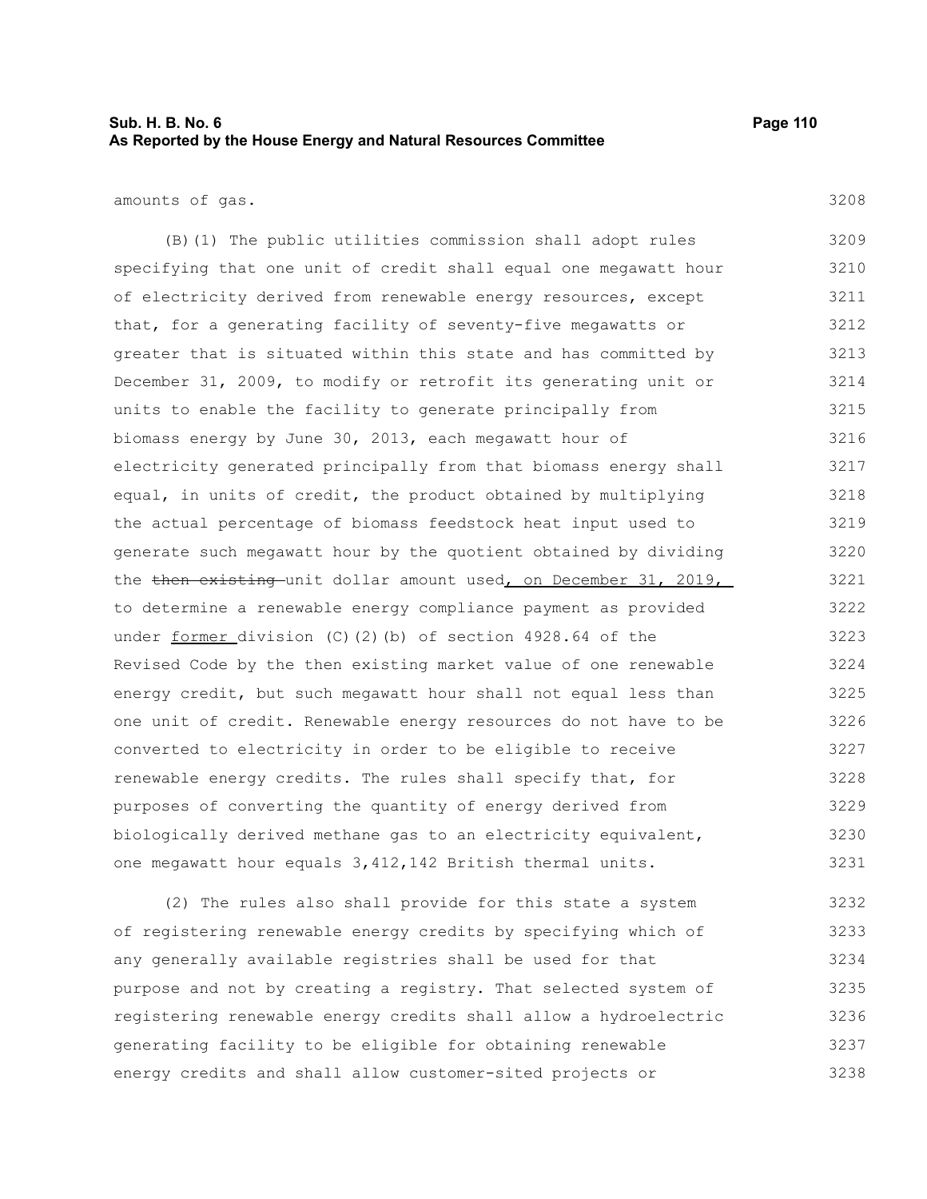amounts of gas.

(B)(1) The public utilities commission shall adopt rules specifying that one unit of credit shall equal one megawatt hour of electricity derived from renewable energy resources, except that, for a generating facility of seventy-five megawatts or greater that is situated within this state and has committed by December 31, 2009, to modify or retrofit its generating unit or units to enable the facility to generate principally from biomass energy by June 30, 2013, each megawatt hour of electricity generated principally from that biomass energy shall equal, in units of credit, the product obtained by multiplying the actual percentage of biomass feedstock heat input used to generate such megawatt hour by the quotient obtained by dividing the ~~then existing~~ unit dollar amount used, on December 31, 2019, to determine a renewable energy compliance payment as provided under former division (C)(2)(b) of section 4928.64 of the Revised Code by the then existing market value of one renewable energy credit, but such megawatt hour shall not equal less than one unit of credit. Renewable energy resources do not have to be converted to electricity in order to be eligible to receive renewable energy credits. The rules shall specify that, for purposes of converting the quantity of energy derived from biologically derived methane gas to an electricity equivalent, one megawatt hour equals 3,412,142 British thermal units.

(2) The rules also shall provide for this state a system of registering renewable energy credits by specifying which of any generally available registries shall be used for that purpose and not by creating a registry. That selected system of registering renewable energy credits shall allow a hydroelectric generating facility to be eligible for obtaining renewable energy credits and shall allow customer-sited projects or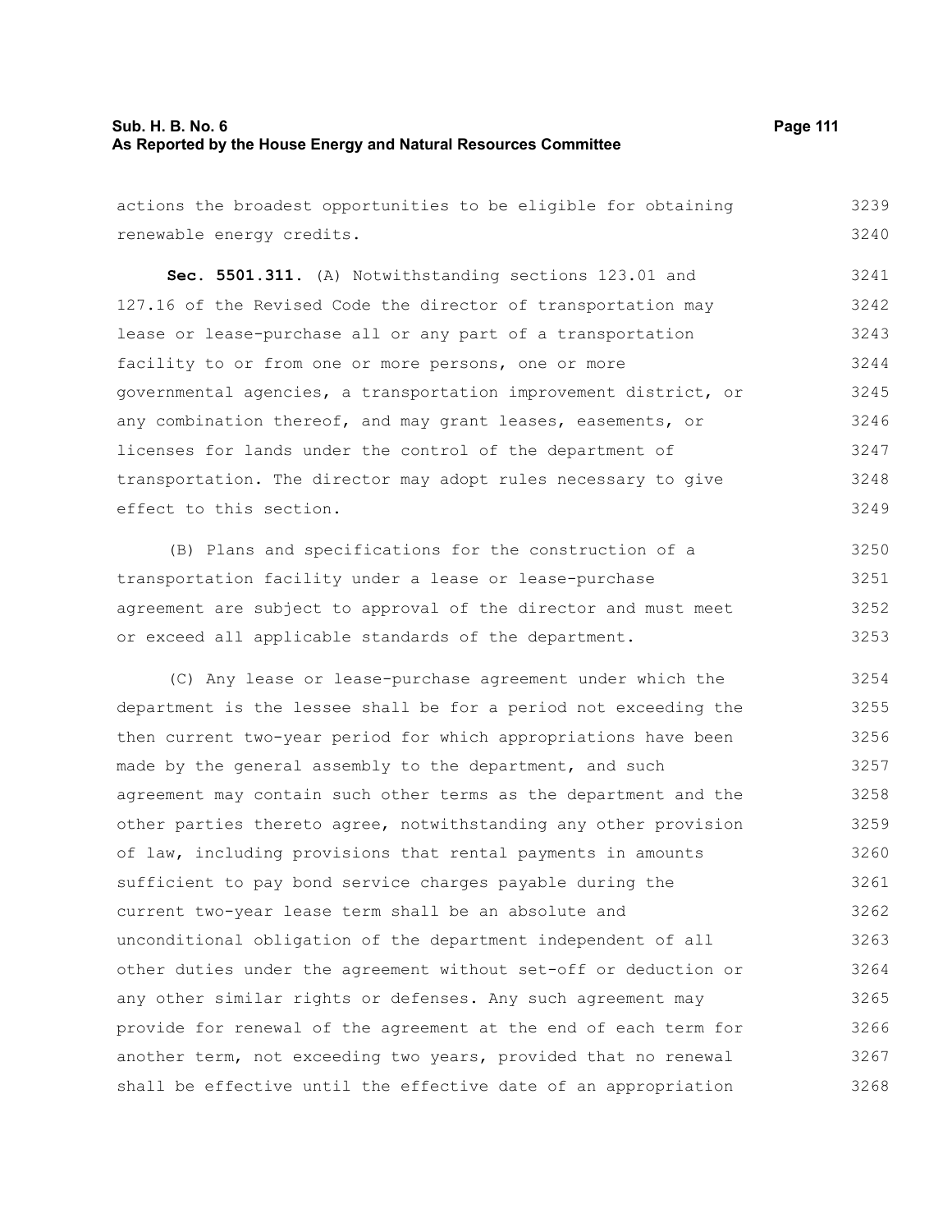actions the broadest opportunities to be eligible for obtaining renewable energy credits.

**Sec. 5501.311.** (A) Notwithstanding sections 123.01 and 127.16 of the Revised Code the director of transportation may lease or lease-purchase all or any part of a transportation facility to or from one or more persons, one or more governmental agencies, a transportation improvement district, or any combination thereof, and may grant leases, easements, or licenses for lands under the control of the department of transportation. The director may adopt rules necessary to give effect to this section.

(B) Plans and specifications for the construction of a transportation facility under a lease or lease-purchase agreement are subject to approval of the director and must meet or exceed all applicable standards of the department.

(C) Any lease or lease-purchase agreement under which the department is the lessee shall be for a period not exceeding the then current two-year period for which appropriations have been made by the general assembly to the department, and such agreement may contain such other terms as the department and the other parties thereto agree, notwithstanding any other provision of law, including provisions that rental payments in amounts sufficient to pay bond service charges payable during the current two-year lease term shall be an absolute and unconditional obligation of the department independent of all other duties under the agreement without set-off or deduction or any other similar rights or defenses. Any such agreement may provide for renewal of the agreement at the end of each term for another term, not exceeding two years, provided that no renewal shall be effective until the effective date of an appropriation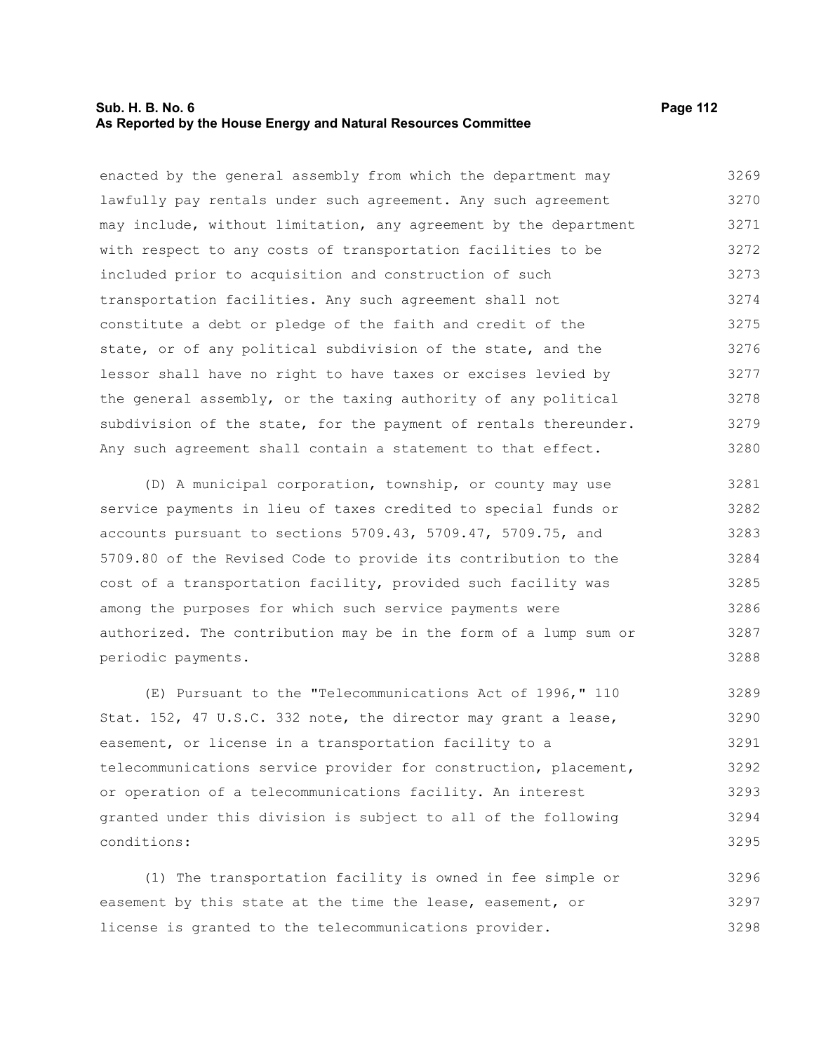enacted by the general assembly from which the department may lawfully pay rentals under such agreement. Any such agreement may include, without limitation, any agreement by the department with respect to any costs of transportation facilities to be included prior to acquisition and construction of such transportation facilities. Any such agreement shall not constitute a debt or pledge of the faith and credit of the state, or of any political subdivision of the state, and the lessor shall have no right to have taxes or excises levied by the general assembly, or the taxing authority of any political subdivision of the state, for the payment of rentals thereunder. Any such agreement shall contain a statement to that effect.

(D) A municipal corporation, township, or county may use service payments in lieu of taxes credited to special funds or accounts pursuant to sections 5709.43, 5709.47, 5709.75, and 5709.80 of the Revised Code to provide its contribution to the cost of a transportation facility, provided such facility was among the purposes for which such service payments were authorized. The contribution may be in the form of a lump sum or periodic payments.

(E) Pursuant to the "Telecommunications Act of 1996," 110 Stat. 152, 47 U.S.C. 332 note, the director may grant a lease, easement, or license in a transportation facility to a telecommunications service provider for construction, placement, or operation of a telecommunications facility. An interest granted under this division is subject to all of the following conditions:

(1) The transportation facility is owned in fee simple or easement by this state at the time the lease, easement, or license is granted to the telecommunications provider.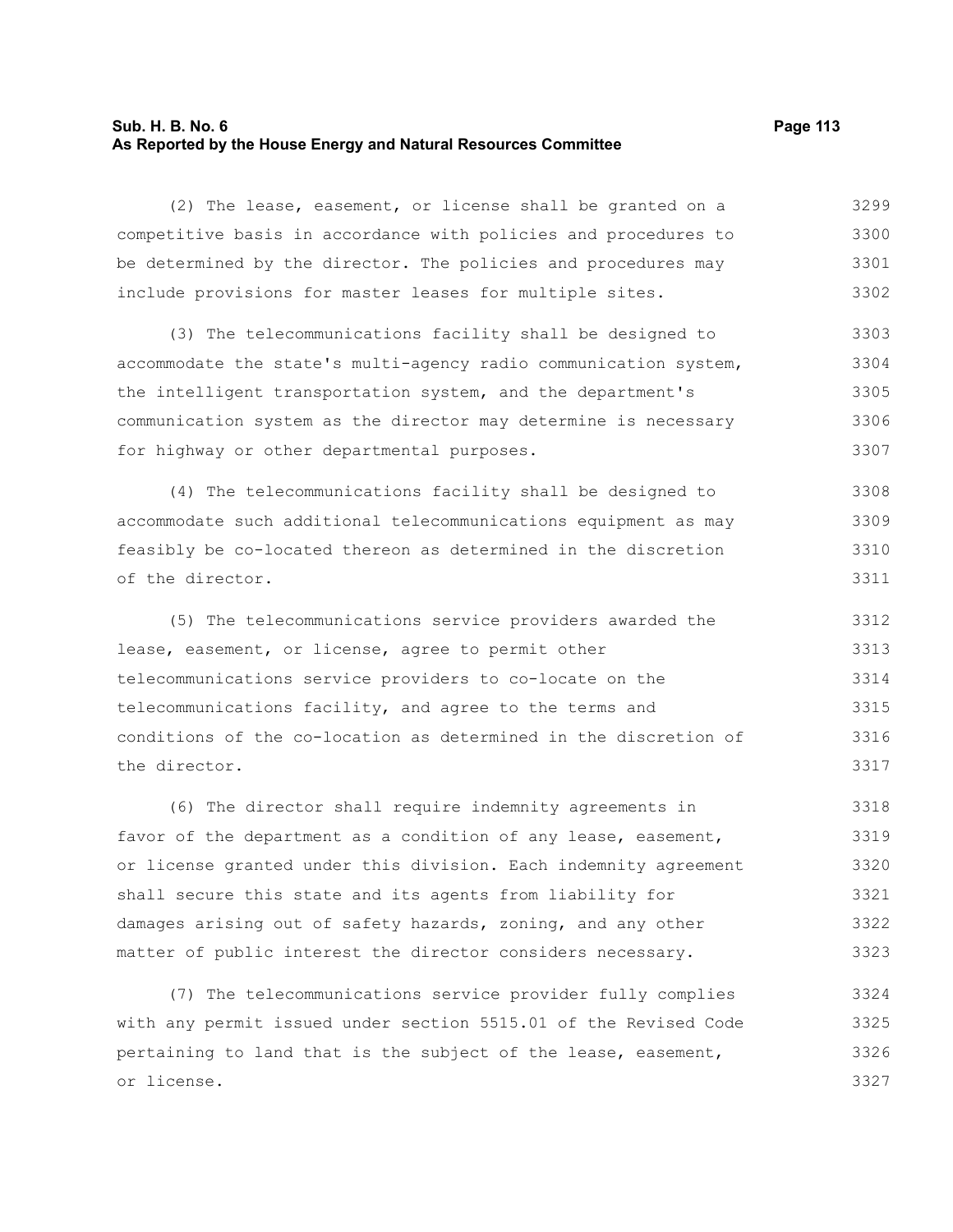(2) The lease, easement, or license shall be granted on a competitive basis in accordance with policies and procedures to be determined by the director. The policies and procedures may include provisions for master leases for multiple sites.

(3) The telecommunications facility shall be designed to accommodate the state's multi-agency radio communication system, the intelligent transportation system, and the department's communication system as the director may determine is necessary for highway or other departmental purposes.

(4) The telecommunications facility shall be designed to accommodate such additional telecommunications equipment as may feasibly be co-located thereon as determined in the discretion of the director.

(5) The telecommunications service providers awarded the lease, easement, or license, agree to permit other telecommunications service providers to co-locate on the telecommunications facility, and agree to the terms and conditions of the co-location as determined in the discretion of the director.

(6) The director shall require indemnity agreements in favor of the department as a condition of any lease, easement, or license granted under this division. Each indemnity agreement shall secure this state and its agents from liability for damages arising out of safety hazards, zoning, and any other matter of public interest the director considers necessary.

(7) The telecommunications service provider fully complies with any permit issued under section 5515.01 of the Revised Code pertaining to land that is the subject of the lease, easement, or license.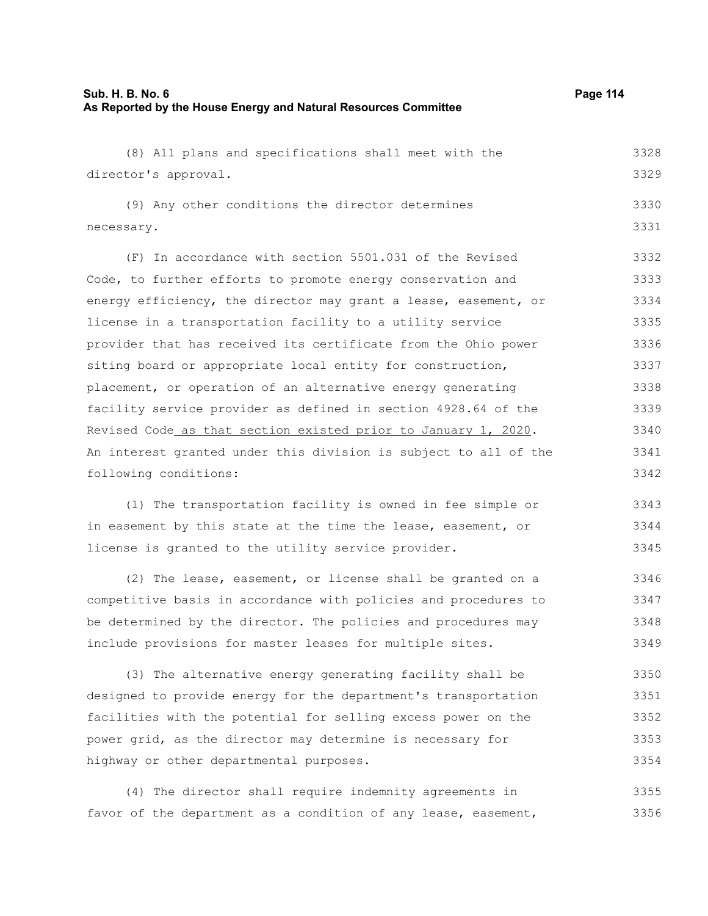(8) All plans and specifications shall meet with the director's approval.

(9) Any other conditions the director determines necessary.

(F) In accordance with section 5501.031 of the Revised Code, to further efforts to promote energy conservation and energy efficiency, the director may grant a lease, easement, or license in a transportation facility to a utility service provider that has received its certificate from the Ohio power siting board or appropriate local entity for construction, placement, or operation of an alternative energy generating facility service provider as defined in section 4928.64 of the Revised Code as that section existed prior to January 1, 2020. An interest granted under this division is subject to all of the following conditions:

(1) The transportation facility is owned in fee simple or in easement by this state at the time the lease, easement, or license is granted to the utility service provider.

(2) The lease, easement, or license shall be granted on a competitive basis in accordance with policies and procedures to be determined by the director. The policies and procedures may include provisions for master leases for multiple sites.

(3) The alternative energy generating facility shall be designed to provide energy for the department's transportation facilities with the potential for selling excess power on the power grid, as the director may determine is necessary for highway or other departmental purposes.

(4) The director shall require indemnity agreements in favor of the department as a condition of any lease, easement,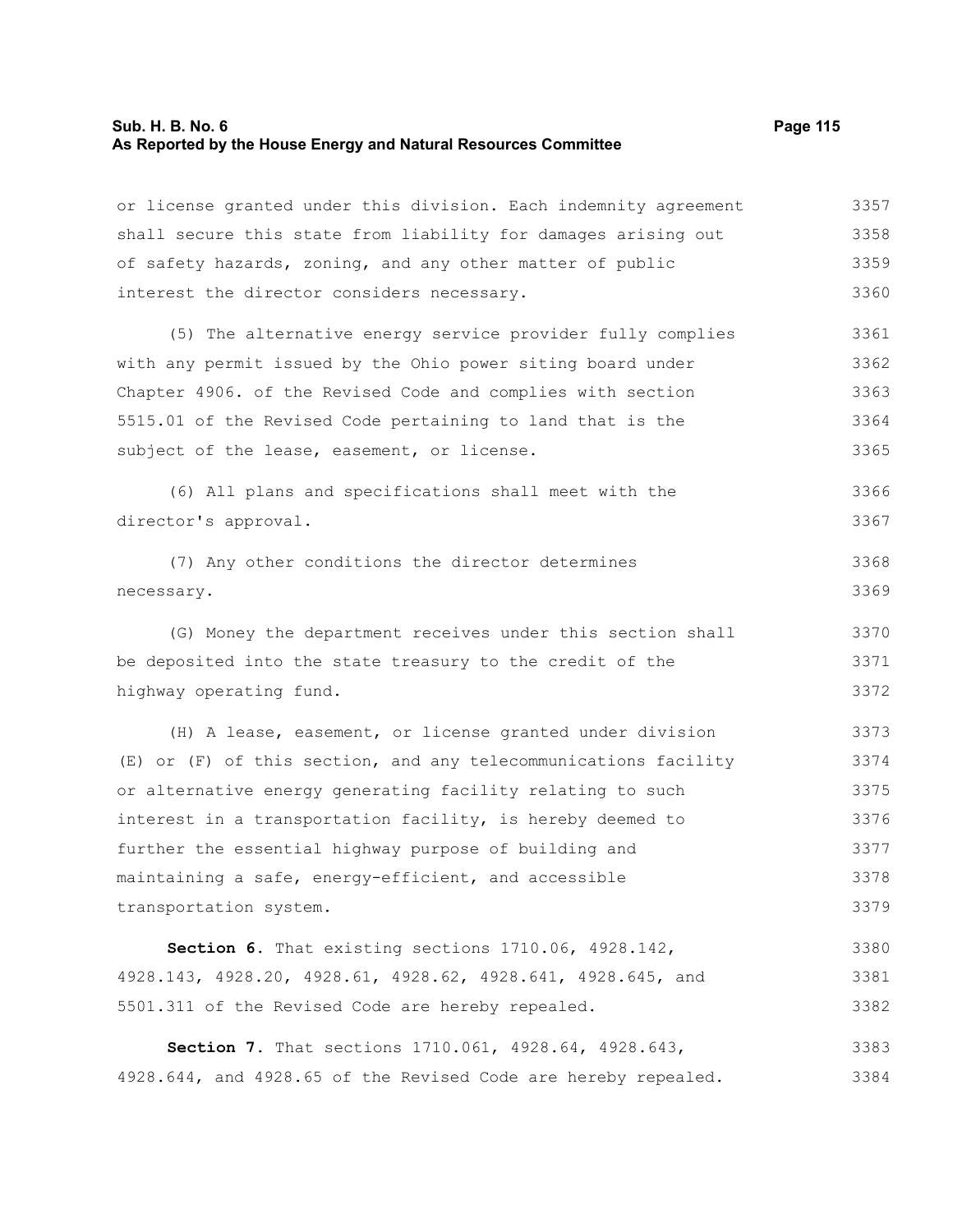or license granted under this division. Each indemnity agreement shall secure this state from liability for damages arising out of safety hazards, zoning, and any other matter of public interest the director considers necessary.

(5) The alternative energy service provider fully complies with any permit issued by the Ohio power siting board under Chapter 4906. of the Revised Code and complies with section 5515.01 of the Revised Code pertaining to land that is the subject of the lease, easement, or license.

(6) All plans and specifications shall meet with the director's approval.

(7) Any other conditions the director determines necessary.

(G) Money the department receives under this section shall be deposited into the state treasury to the credit of the highway operating fund.

(H) A lease, easement, or license granted under division (E) or (F) of this section, and any telecommunications facility or alternative energy generating facility relating to such interest in a transportation facility, is hereby deemed to further the essential highway purpose of building and maintaining a safe, energy-efficient, and accessible transportation system.

**Section 6.** That existing sections 1710.06, 4928.142, 4928.143, 4928.20, 4928.61, 4928.62, 4928.641, 4928.645, and 5501.311 of the Revised Code are hereby repealed.

**Section 7.** That sections 1710.061, 4928.64, 4928.643, 4928.644, and 4928.65 of the Revised Code are hereby repealed.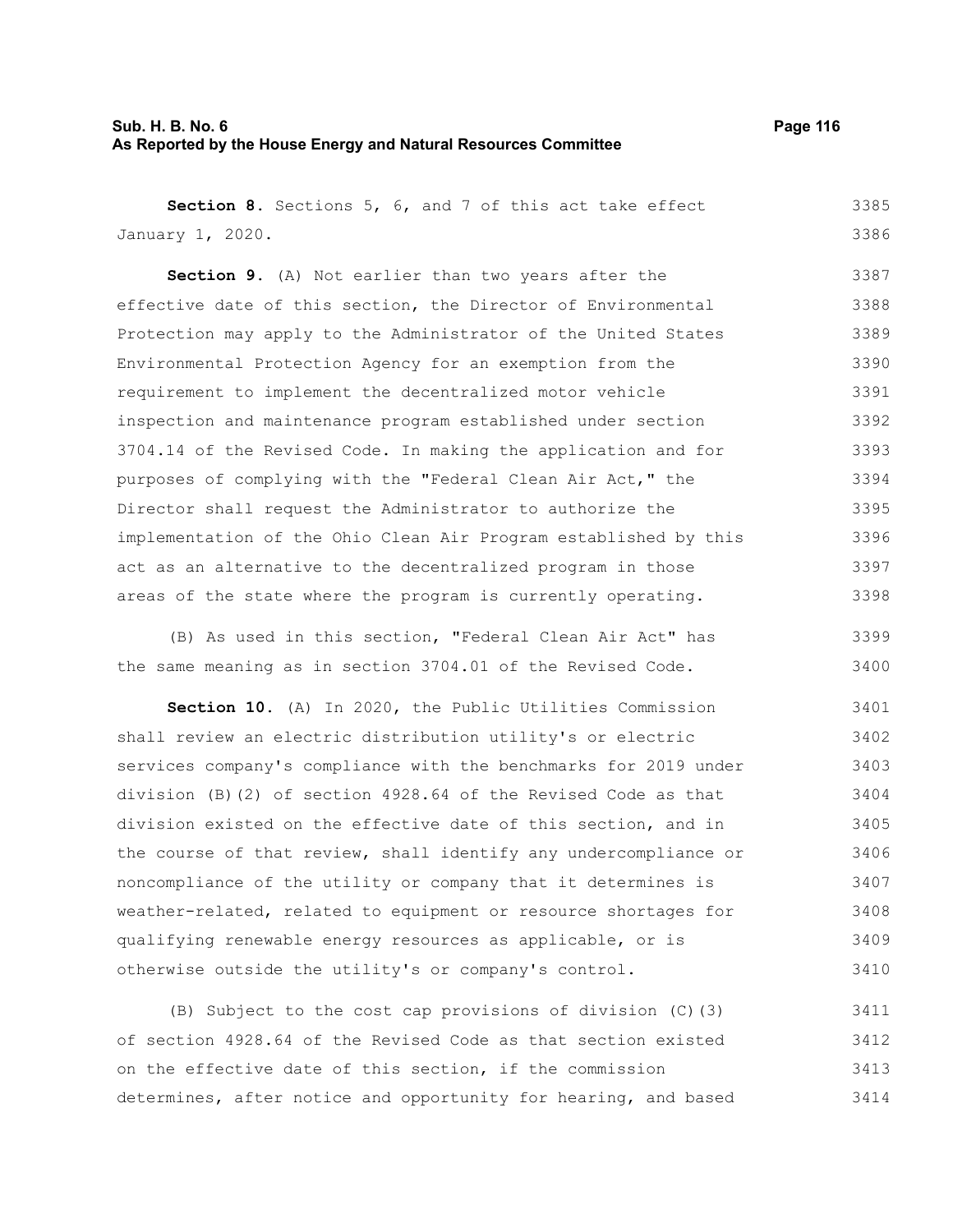**Section 8.** Sections 5, 6, and 7 of this act take effect January 1, 2020.

**Section 9.** (A) Not earlier than two years after the effective date of this section, the Director of Environmental Protection may apply to the Administrator of the United States Environmental Protection Agency for an exemption from the requirement to implement the decentralized motor vehicle inspection and maintenance program established under section 3704.14 of the Revised Code. In making the application and for purposes of complying with the "Federal Clean Air Act," the Director shall request the Administrator to authorize the implementation of the Ohio Clean Air Program established by this act as an alternative to the decentralized program in those areas of the state where the program is currently operating.

(B) As used in this section, "Federal Clean Air Act" has the same meaning as in section 3704.01 of the Revised Code.

**Section 10.** (A) In 2020, the Public Utilities Commission shall review an electric distribution utility's or electric services company's compliance with the benchmarks for 2019 under division (B)(2) of section 4928.64 of the Revised Code as that division existed on the effective date of this section, and in the course of that review, shall identify any undercompliance or noncompliance of the utility or company that it determines is weather-related, related to equipment or resource shortages for qualifying renewable energy resources as applicable, or is otherwise outside the utility's or company's control.

(B) Subject to the cost cap provisions of division (C)(3) of section 4928.64 of the Revised Code as that section existed on the effective date of this section, if the commission determines, after notice and opportunity for hearing, and based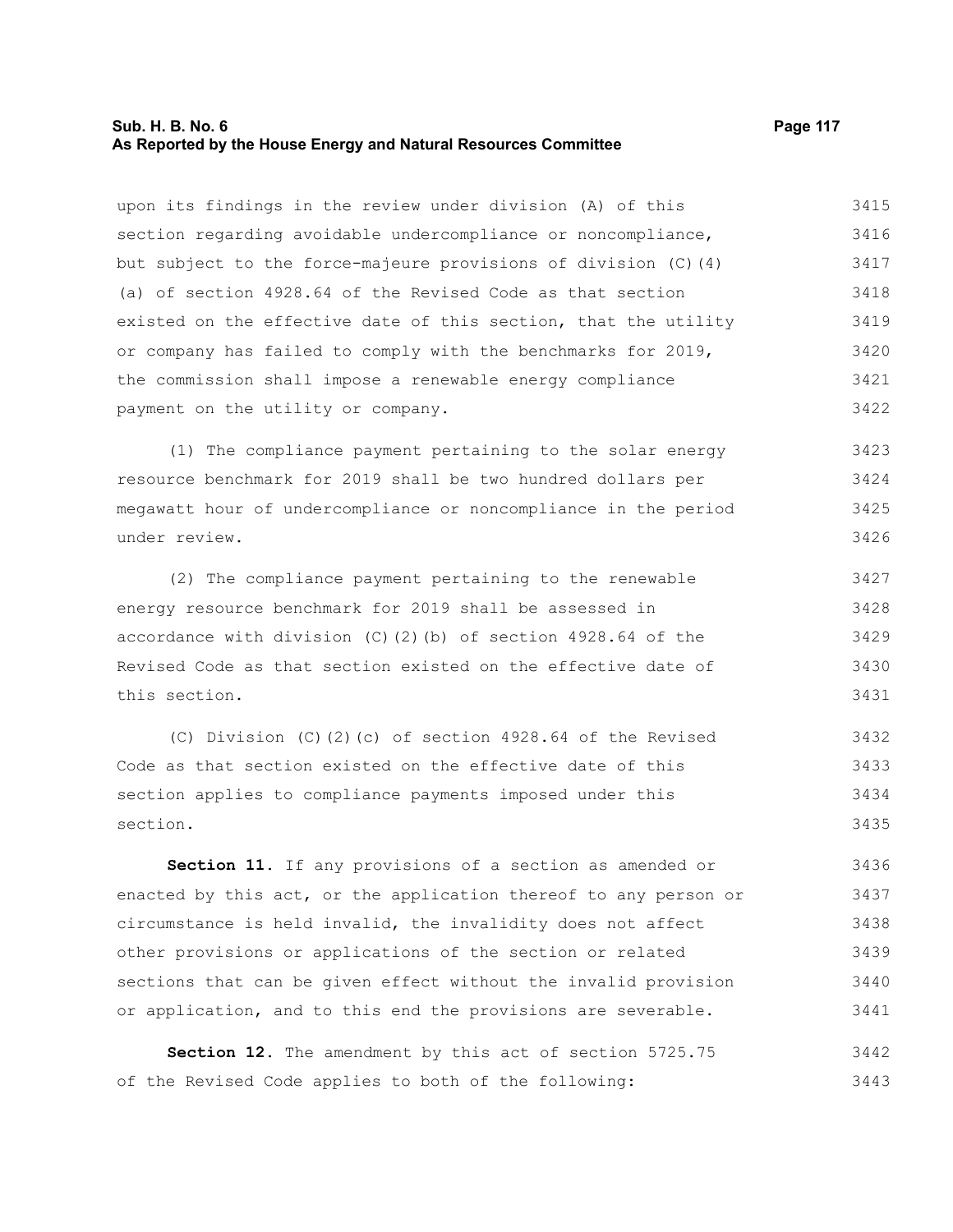upon its findings in the review under division (A) of this section regarding avoidable undercompliance or noncompliance, but subject to the force-majeure provisions of division (C)(4)(a) of section 4928.64 of the Revised Code as that section existed on the effective date of this section, that the utility or company has failed to comply with the benchmarks for 2019, the commission shall impose a renewable energy compliance payment on the utility or company.

(1) The compliance payment pertaining to the solar energy resource benchmark for 2019 shall be two hundred dollars per megawatt hour of undercompliance or noncompliance in the period under review.

(2) The compliance payment pertaining to the renewable energy resource benchmark for 2019 shall be assessed in accordance with division (C)(2)(b) of section 4928.64 of the Revised Code as that section existed on the effective date of this section.

(C) Division (C)(2)(c) of section 4928.64 of the Revised Code as that section existed on the effective date of this section applies to compliance payments imposed under this section.

**Section 11.** If any provisions of a section as amended or enacted by this act, or the application thereof to any person or circumstance is held invalid, the invalidity does not affect other provisions or applications of the section or related sections that can be given effect without the invalid provision or application, and to this end the provisions are severable.

**Section 12.** The amendment by this act of section 5725.75 of the Revised Code applies to both of the following: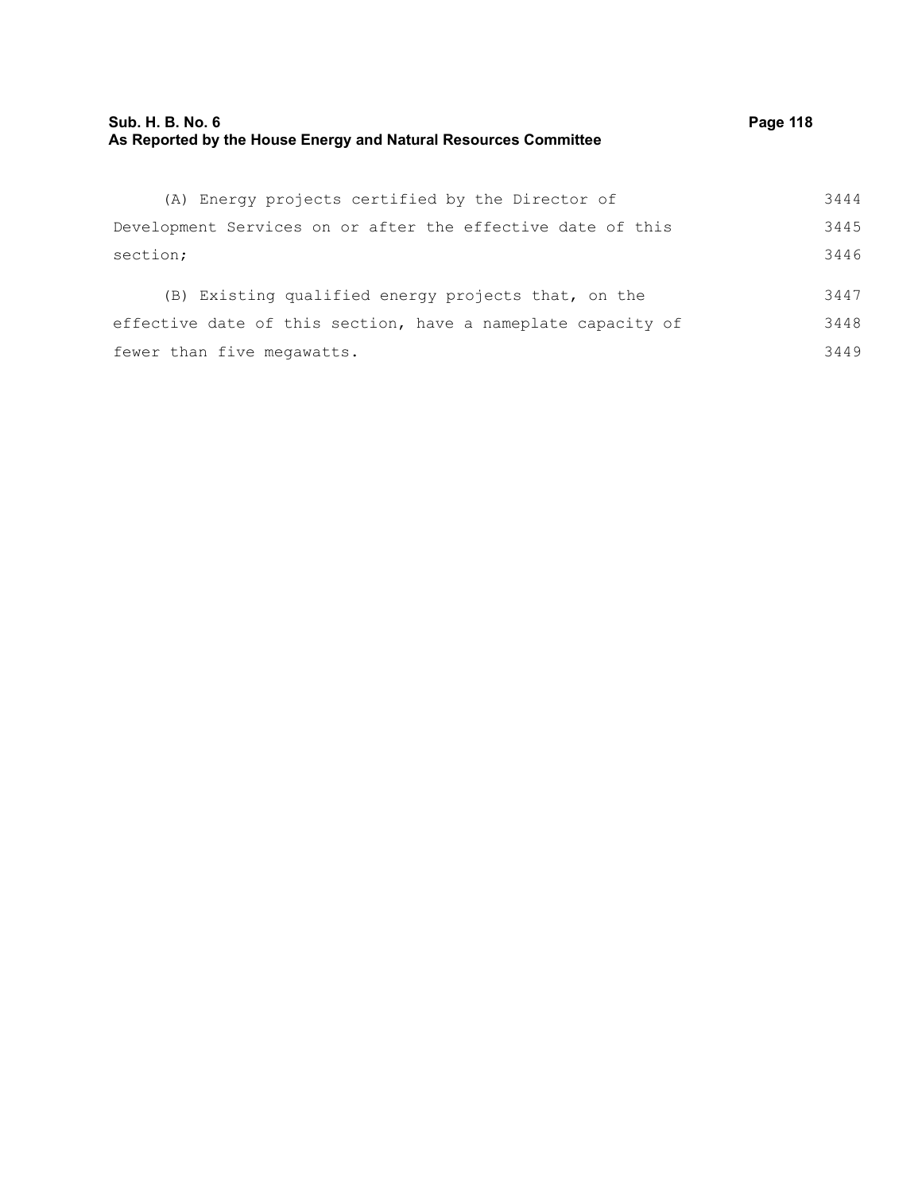(A) Energy projects certified by the Director of Development Services on or after the effective date of this section;

(B) Existing qualified energy projects that, on the effective date of this section, have a nameplate capacity of fewer than five megawatts.